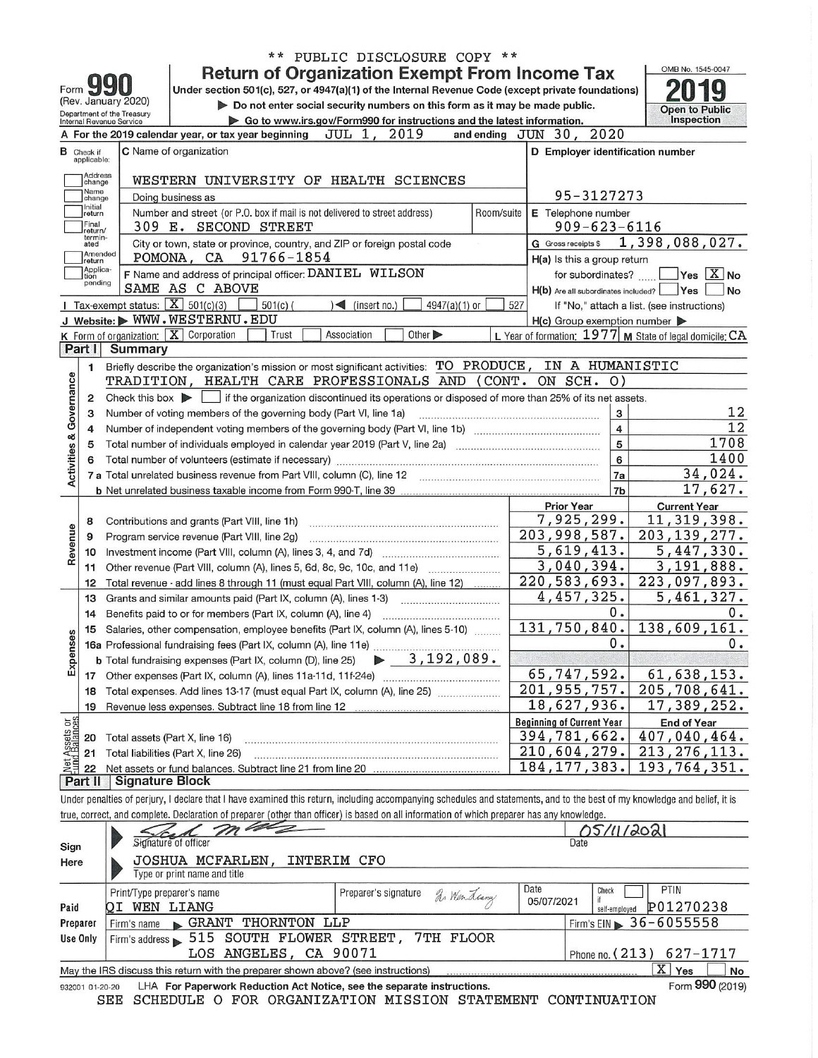\*\* PUBLIC DISCLOSURE COPY \*\*

# Form 990 — Return of Organization Exempt From Income Tax

(Rev. January 2020)

Under section 501(c), 527, or 4947(a)(1) of the Internal Revenue Code (except private foundations)

▶ Do not enter social security numbers on this form as it may be made public.

▶ Go to www.irs.gov/Form990 for instructions and the latest information.

Department of the Treasury Internal Revenue Service

OMB No. 1545-0047

**2019**

Open to Public Inspection

**A** For the 2019 calendar year, or tax year beginning JUL 1, 2019 and ending JUN 30, 2020

**B** Check if applicable: Address change, Name change, Initial return, Final return/terminated, Amended return, Application pending

**C** Name of organization: WESTERN UNIVERSITY OF HEALTH SCIENCES

Doing business as

Number and street (or P.O. box if mail is not delivered to street address): 309 E. SECOND STREET — Room/suite

City or town, state or province, country, and ZIP or foreign postal code: POMONA, CA 91766-1854

**D** Employer identification number: 95-3127273

**E** Telephone number: 909-623-6116

**G** Gross receipts $ 1,398,088,027.

**F** Name and address of principal officer: DANIEL WILSON — SAME AS C ABOVE

**H(a)** Is this a group return for subordinates? Yes [ ] No [X]

**H(b)** Are all subordinates included? Yes [ ] No [ ] — If "No," attach a list. (see instructions)

**H(c)** Group exemption number ▶

**I** Tax-exempt status: [X] 501(c)(3) [ ] 501(c) ( ) ◀ (insert no.) [ ] 4947(a)(1) or [ ] 527

**J** Website: ▶ WWW.WESTERNU.EDU

**K** Form of organization: [X] Corporation [ ] Trust [ ] Association [ ] Other ▶

**L** Year of formation: 1977 **M** State of legal domicile: CA

## Part I Summary

### Activities & Governance

1 Briefly describe the organization's mission or most significant activities: TO PRODUCE, IN A HUMANISTIC TRADITION, HEALTH CARE PROFESSIONALS AND (CONT. ON SCH. O)

2 Check this box ▶ [ ] if the organization discontinued its operations or disposed of more than 25% of its net assets.

| Line | Description | No. | Value |
|---|---|---|---|
| 3 | Number of voting members of the governing body (Part VI, line 1a) | 3 | 12 |
| 4 | Number of independent voting members of the governing body (Part VI, line 1b) | 4 | 12 |
| 5 | Total number of individuals employed in calendar year 2019 (Part V, line 2a) | 5 | 1708 |
| 6 | Total number of volunteers (estimate if necessary) | 6 | 1400 |
| 7a | Total unrelated business revenue from Part VIII, column (C), line 12 | 7a | 34,024. |
| 7b | Net unrelated business taxable income from Form 990-T, line 39 | 7b | 17,627. |

### Revenue / Expenses

| Line | Description | Prior Year | Current Year |
|---|---|---|---|
| 8 | Contributions and grants (Part VIII, line 1h) | 7,925,299. | 11,319,398. |
| 9 | Program service revenue (Part VIII, line 2g) | 203,998,587. | 203,139,277. |
| 10 | Investment income (Part VIII, column (A), lines 3, 4, and 7d) | 5,619,413. | 5,447,330. |
| 11 | Other revenue (Part VIII, column (A), lines 5, 6d, 8c, 9c, 10c, and 11e) | 3,040,394. | 3,191,888. |
| 12 | Total revenue - add lines 8 through 11 (must equal Part VIII, column (A), line 12) | 220,583,693. | 223,097,893. |
| 13 | Grants and similar amounts paid (Part IX, column (A), lines 1-3) | 4,457,325. | 5,461,327. |
| 14 | Benefits paid to or for members (Part IX, column (A), line 4) | 0. | 0. |
| 15 | Salaries, other compensation, employee benefits (Part IX, column (A), lines 5-10) | 131,750,840. | 138,609,161. |
| 16a | Professional fundraising fees (Part IX, column (A), line 11e) | 0. | 0. |
| b | Total fundraising expenses (Part IX, column (D), line 25) ▶ 3,192,089. | | |
| 17 | Other expenses (Part IX, column (A), lines 11a-11d, 11f-24e) | 65,747,592. | 61,638,153. |
| 18 | Total expenses. Add lines 13-17 (must equal Part IX, column (A), line 25) | 201,955,757. | 205,708,641. |
| 19 | Revenue less expenses. Subtract line 18 from line 12 | 18,627,936. | 17,389,252. |

### Net Assets or Fund Balances

| Line | Description | Beginning of Current Year | End of Year |
|---|---|---|---|
| 20 | Total assets (Part X, line 16) | 394,781,662. | 407,040,464. |
| 21 | Total liabilities (Part X, line 26) | 210,604,279. | 213,276,113. |
| 22 | Net assets or fund balances. Subtract line 21 from line 20 | 184,177,383. | 193,764,351. |

## Part II Signature Block

Under penalties of perjury, I declare that I have examined this return, including accompanying schedules and statements, and to the best of my knowledge and belief, it is true, correct, and complete. Declaration of preparer (other than officer) is based on all information of which preparer has any knowledge.

**Sign Here**

Signature of officer — Date: 05/11/2021

JOSHUA MCFARLEN, INTERIM CFO
Type or print name and title

**Paid Preparer Use Only**

| Print/Type preparer's name | Preparer's signature | Date | Check if self-employed | PTIN |
|---|---|---|---|---|
| QI WEN LIANG | Qi Wen Liang | 05/07/2021 | [ ] | P01270238 |

Firm's name ▶ GRANT THORNTON LLP — Firm's EIN ▶ 36-6055558

Firm's address ▶ 515 SOUTH FLOWER STREET, 7TH FLOOR, LOS ANGELES, CA 90071 — Phone no. (213) 627-1717

May the IRS discuss this return with the preparer shown above? (see instructions) [X] Yes [ ] No

932001 01-20-20 LHA For Paperwork Reduction Act Notice, see the separate instructions. Form **990** (2019)

SEE SCHEDULE O FOR ORGANIZATION MISSION STATEMENT CONTINUATION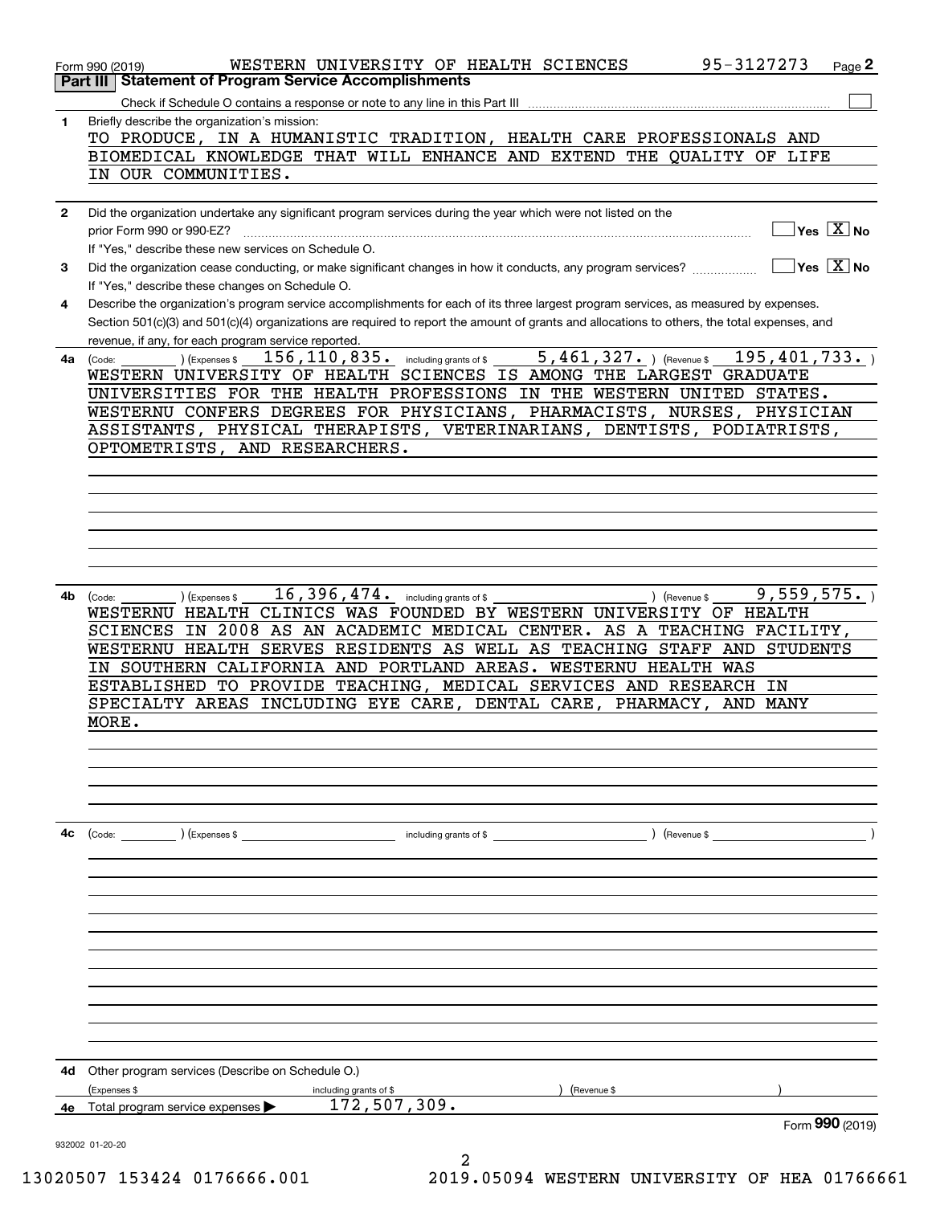Form 990 (2019) WESTERN UNIVERSITY OF HEALTH SCIENCES 95-3127273 Page 2

## Part III | Statement of Program Service Accomplishments

Check if Schedule O contains a response or note to any line in this Part III ☐

**1** Briefly describe the organization's mission:

TO PRODUCE, IN A HUMANISTIC TRADITION, HEALTH CARE PROFESSIONALS AND BIOMEDICAL KNOWLEDGE THAT WILL ENHANCE AND EXTEND THE QUALITY OF LIFE IN OUR COMMUNITIES.

**2** Did the organization undertake any significant program services during the year which were not listed on the prior Form 990 or 990-EZ? ☐ Yes ☒ No

If "Yes," describe these new services on Schedule O.

**3** Did the organization cease conducting, or make significant changes in how it conducts, any program services? ☐ Yes ☒ No

If "Yes," describe these changes on Schedule O.

**4** Describe the organization's program service accomplishments for each of its three largest program services, as measured by expenses. Section 501(c)(3) and 501(c)(4) organizations are required to report the amount of grants and allocations to others, the total expenses, and revenue, if any, for each program service reported.

**4a** (Code: ) (Expenses $ 156,110,835. including grants of $ 5,461,327. ) (Revenue $ 195,401,733. )

WESTERN UNIVERSITY OF HEALTH SCIENCES IS AMONG THE LARGEST GRADUATE UNIVERSITIES FOR THE HEALTH PROFESSIONS IN THE WESTERN UNITED STATES. WESTERNU CONFERS DEGREES FOR PHYSICIANS, PHARMACISTS, NURSES, PHYSICIAN ASSISTANTS, PHYSICAL THERAPISTS, VETERINARIANS, DENTISTS, PODIATRISTS, OPTOMETRISTS, AND RESEARCHERS.

**4b** (Code: ) (Expenses $ 16,396,474. including grants of $ ) (Revenue $ 9,559,575. )

WESTERNU HEALTH CLINICS WAS FOUNDED BY WESTERN UNIVERSITY OF HEALTH SCIENCES IN 2008 AS AN ACADEMIC MEDICAL CENTER. AS A TEACHING FACILITY, WESTERNU HEALTH SERVES RESIDENTS AS WELL AS TEACHING STAFF AND STUDENTS IN SOUTHERN CALIFORNIA AND PORTLAND AREAS. WESTERNU HEALTH WAS ESTABLISHED TO PROVIDE TEACHING, MEDICAL SERVICES AND RESEARCH IN SPECIALTY AREAS INCLUDING EYE CARE, DENTAL CARE, PHARMACY, AND MANY MORE.

**4c** (Code: ) (Expenses $ including grants of $ ) (Revenue $ )

**4d** Other program services (Describe on Schedule O.)

(Expenses $ including grants of $ ) (Revenue $ )

**4e** Total program service expenses ▶ 172,507,309.

Form 990 (2019)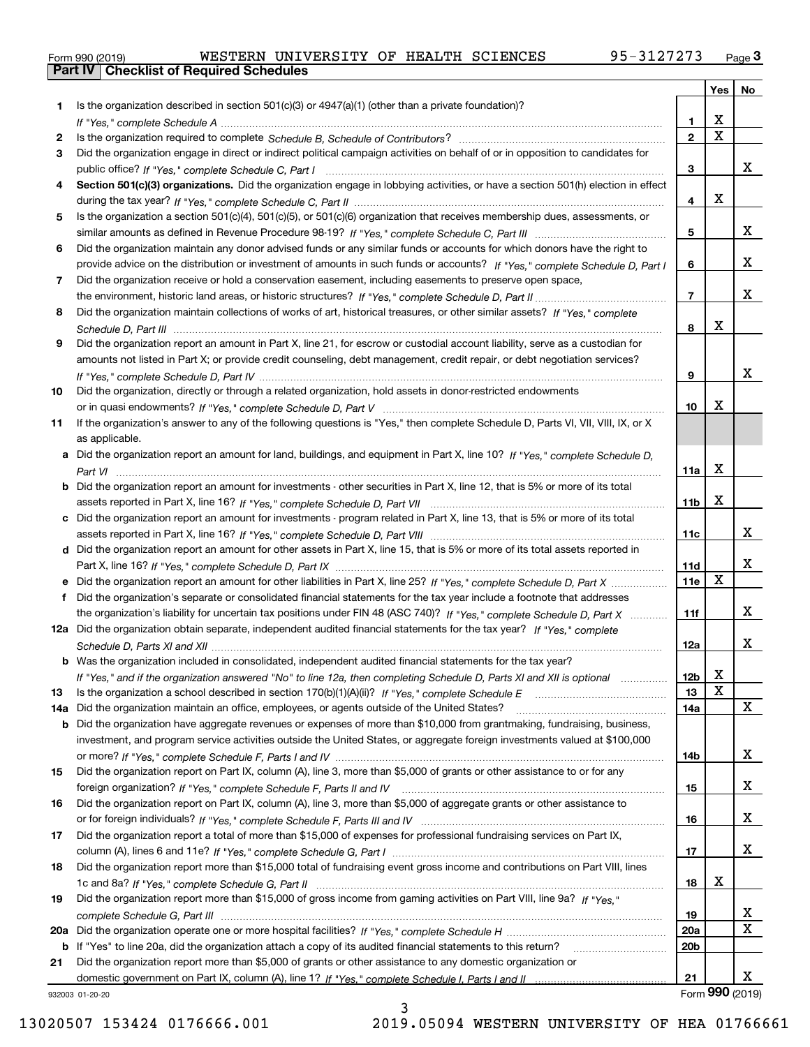Form 990 (2019) WESTERN UNIVERSITY OF HEALTH SCIENCES 95-3127273

## Part IV Checklist of Required Schedules

| | | | Yes | No |
|---|---|---|---|---|
| 1 | Is the organization described in section 501(c)(3) or 4947(a)(1) (other than a private foundation)? *If "Yes," complete Schedule A* | 1 | X | |
| 2 | Is the organization required to complete *Schedule B, Schedule of Contributors*? | 2 | X | |
| 3 | Did the organization engage in direct or indirect political campaign activities on behalf of or in opposition to candidates for public office? *If "Yes," complete Schedule C, Part I* | 3 | | X |
| 4 | **Section 501(c)(3) organizations.** Did the organization engage in lobbying activities, or have a section 501(h) election in effect during the tax year? *If "Yes," complete Schedule C, Part II* | 4 | X | |
| 5 | Is the organization a section 501(c)(4), 501(c)(5), or 501(c)(6) organization that receives membership dues, assessments, or similar amounts as defined in Revenue Procedure 98-19? *If "Yes," complete Schedule C, Part III* | 5 | | X |
| 6 | Did the organization maintain any donor advised funds or any similar funds or accounts for which donors have the right to provide advice on the distribution or investment of amounts in such funds or accounts? *If "Yes," complete Schedule D, Part I* | 6 | | X |
| 7 | Did the organization receive or hold a conservation easement, including easements to preserve open space, the environment, historic land areas, or historic structures? *If "Yes," complete Schedule D, Part II* | 7 | | X |
| 8 | Did the organization maintain collections of works of art, historical treasures, or other similar assets? *If "Yes," complete Schedule D, Part III* | 8 | X | |
| 9 | Did the organization report an amount in Part X, line 21, for escrow or custodial account liability, serve as a custodian for amounts not listed in Part X; or provide credit counseling, debt management, credit repair, or debt negotiation services? *If "Yes," complete Schedule D, Part IV* | 9 | | X |
| 10 | Did the organization, directly or through a related organization, hold assets in donor-restricted endowments or in quasi endowments? *If "Yes," complete Schedule D, Part V* | 10 | X | |
| 11 | If the organization's answer to any of the following questions is "Yes," then complete Schedule D, Parts VI, VII, VIII, IX, or X as applicable. | | | |
| a | Did the organization report an amount for land, buildings, and equipment in Part X, line 10? *If "Yes," complete Schedule D, Part VI* | 11a | X | |
| b | Did the organization report an amount for investments - other securities in Part X, line 12, that is 5% or more of its total assets reported in Part X, line 16? *If "Yes," complete Schedule D, Part VII* | 11b | X | |
| c | Did the organization report an amount for investments - program related in Part X, line 13, that is 5% or more of its total assets reported in Part X, line 16? *If "Yes," complete Schedule D, Part VIII* | 11c | | X |
| d | Did the organization report an amount for other assets in Part X, line 15, that is 5% or more of its total assets reported in Part X, line 16? *If "Yes," complete Schedule D, Part IX* | 11d | | X |
| e | Did the organization report an amount for other liabilities in Part X, line 25? *If "Yes," complete Schedule D, Part X* | 11e | X | |
| f | Did the organization's separate or consolidated financial statements for the tax year include a footnote that addresses the organization's liability for uncertain tax positions under FIN 48 (ASC 740)? *If "Yes," complete Schedule D, Part X* | 11f | | X |
| 12a | Did the organization obtain separate, independent audited financial statements for the tax year? *If "Yes," complete Schedule D, Parts XI and XII* | 12a | | X |
| b | Was the organization included in consolidated, independent audited financial statements for the tax year? *If "Yes," and if the organization answered "No" to line 12a, then completing Schedule D, Parts XI and XII is optional* | 12b | X | |
| 13 | Is the organization a school described in section 170(b)(1)(A)(ii)? *If "Yes," complete Schedule E* | 13 | X | |
| 14a | Did the organization maintain an office, employees, or agents outside of the United States? | 14a | | X |
| b | Did the organization have aggregate revenues or expenses of more than $10,000 from grantmaking, fundraising, business, investment, and program service activities outside the United States, or aggregate foreign investments valued at $100,000 or more? *If "Yes," complete Schedule F, Parts I and IV* | 14b | | X |
| 15 | Did the organization report on Part IX, column (A), line 3, more than $5,000 of grants or other assistance to or for any foreign organization? *If "Yes," complete Schedule F, Parts II and IV* | 15 | | X |
| 16 | Did the organization report on Part IX, column (A), line 3, more than $5,000 of aggregate grants or other assistance to or for foreign individuals? *If "Yes," complete Schedule F, Parts III and IV* | 16 | | X |
| 17 | Did the organization report a total of more than $15,000 of expenses for professional fundraising services on Part IX, column (A), lines 6 and 11e? *If "Yes," complete Schedule G, Part I* | 17 | | X |
| 18 | Did the organization report more than $15,000 total of fundraising event gross income and contributions on Part VIII, lines 1c and 8a? *If "Yes," complete Schedule G, Part II* | 18 | X | |
| 19 | Did the organization report more than $15,000 of gross income from gaming activities on Part VIII, line 9a? *If "Yes," complete Schedule G, Part III* | 19 | | X |
| 20a | Did the organization operate one or more hospital facilities? *If "Yes," complete Schedule H* | 20a | | X |
| b | If "Yes" to line 20a, did the organization attach a copy of its audited financial statements to this return? | 20b | | |
| 21 | Did the organization report more than $5,000 of grants or other assistance to any domestic organization or domestic government on Part IX, column (A), line 1? *If "Yes," complete Schedule I, Parts I and II* | 21 | | X |

932003 01-20-20

Form **990** (2019)

13020507 153424 0176666.001 2019.05094 WESTERN UNIVERSITY OF HEA 01766661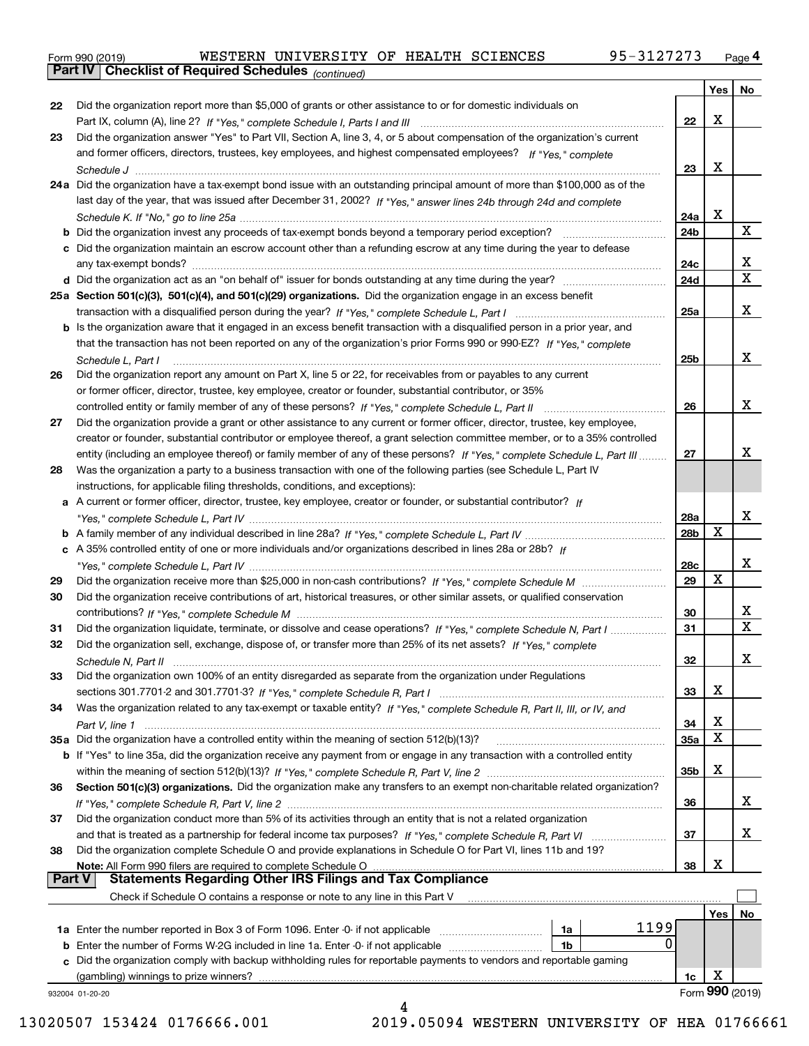Form 990 (2019) WESTERN UNIVERSITY OF HEALTH SCIENCES 95-3127273

## Part IV Checklist of Required Schedules *(continued)*

| | | | Yes | No |
|---|---|---|---|---|
| 22 | Did the organization report more than $5,000 of grants or other assistance to or for domestic individuals on Part IX, column (A), line 2? *If "Yes," complete Schedule I, Parts I and III* | 22 | X | |
| 23 | Did the organization answer "Yes" to Part VII, Section A, line 3, 4, or 5 about compensation of the organization's current and former officers, directors, trustees, key employees, and highest compensated employees? *If "Yes," complete Schedule J* | 23 | X | |
| 24a | Did the organization have a tax-exempt bond issue with an outstanding principal amount of more than $100,000 as of the last day of the year, that was issued after December 31, 2002? *If "Yes," answer lines 24b through 24d and complete Schedule K. If "No," go to line 25a* | 24a | X | |
| b | Did the organization invest any proceeds of tax-exempt bonds beyond a temporary period exception? | 24b | | X |
| c | Did the organization maintain an escrow account other than a refunding escrow at any time during the year to defease any tax-exempt bonds? | 24c | | X |
| d | Did the organization act as an "on behalf of" issuer for bonds outstanding at any time during the year? | 24d | | X |
| 25a | **Section 501(c)(3), 501(c)(4), and 501(c)(29) organizations.** Did the organization engage in an excess benefit transaction with a disqualified person during the year? *If "Yes," complete Schedule L, Part I* | 25a | | X |
| b | Is the organization aware that it engaged in an excess benefit transaction with a disqualified person in a prior year, and that the transaction has not been reported on any of the organization's prior Forms 990 or 990-EZ? *If "Yes," complete Schedule L, Part I* | 25b | | X |
| 26 | Did the organization report any amount on Part X, line 5 or 22, for receivables from or payables to any current or former officer, director, trustee, key employee, creator or founder, substantial contributor, or 35% controlled entity or family member of any of these persons? *If "Yes," complete Schedule L, Part II* | 26 | | X |
| 27 | Did the organization provide a grant or other assistance to any current or former officer, director, trustee, key employee, creator or founder, substantial contributor or employee thereof, a grant selection committee member, or to a 35% controlled entity (including an employee thereof) or family member of any of these persons? *If "Yes," complete Schedule L, Part III* | 27 | | X |
| 28 | Was the organization a party to a business transaction with one of the following parties (see Schedule L, Part IV instructions, for applicable filing thresholds, conditions, and exceptions): | | | |
| a | A current or former officer, director, trustee, key employee, creator or founder, or substantial contributor? *If "Yes," complete Schedule L, Part IV* | 28a | | X |
| b | A family member of any individual described in line 28a? *If "Yes," complete Schedule L, Part IV* | 28b | X | |
| c | A 35% controlled entity of one or more individuals and/or organizations described in lines 28a or 28b? *If "Yes," complete Schedule L, Part IV* | 28c | | X |
| 29 | Did the organization receive more than $25,000 in non-cash contributions? *If "Yes," complete Schedule M* | 29 | X | |
| 30 | Did the organization receive contributions of art, historical treasures, or other similar assets, or qualified conservation contributions? *If "Yes," complete Schedule M* | 30 | | X |
| 31 | Did the organization liquidate, terminate, or dissolve and cease operations? *If "Yes," complete Schedule N, Part I* | 31 | | X |
| 32 | Did the organization sell, exchange, dispose of, or transfer more than 25% of its net assets? *If "Yes," complete Schedule N, Part II* | 32 | | X |
| 33 | Did the organization own 100% of an entity disregarded as separate from the organization under Regulations sections 301.7701-2 and 301.7701-3? *If "Yes," complete Schedule R, Part I* | 33 | X | |
| 34 | Was the organization related to any tax-exempt or taxable entity? *If "Yes," complete Schedule R, Part II, III, or IV, and Part V, line 1* | 34 | X | |
| 35a | Did the organization have a controlled entity within the meaning of section 512(b)(13)? | 35a | X | |
| b | If "Yes" to line 35a, did the organization receive any payment from or engage in any transaction with a controlled entity within the meaning of section 512(b)(13)? *If "Yes," complete Schedule R, Part V, line 2* | 35b | X | |
| 36 | **Section 501(c)(3) organizations.** Did the organization make any transfers to an exempt non-charitable related organization? *If "Yes," complete Schedule R, Part V, line 2* | 36 | | X |
| 37 | Did the organization conduct more than 5% of its activities through an entity that is not a related organization and that is treated as a partnership for federal income tax purposes? *If "Yes," complete Schedule R, Part VI* | 37 | | X |
| 38 | Did the organization complete Schedule O and provide explanations in Schedule O for Part VI, lines 11b and 19? **Note:** All Form 990 filers are required to complete Schedule O | 38 | X | |

## Part V Statements Regarding Other IRS Filings and Tax Compliance

Check if Schedule O contains a response or note to any line in this Part V ☐

| | | | | | Yes | No |
|---|---|---|---|---|---|---|
| 1a | Enter the number reported in Box 3 of Form 1096. Enter -0- if not applicable | 1a | 1199 | | | |
| b | Enter the number of Forms W-2G included in line 1a. Enter -0- if not applicable | 1b | 0 | | | |
| c | Did the organization comply with backup withholding rules for reportable payments to vendors and reportable gaming (gambling) winnings to prize winners? | | | 1c | X | |

932004 01-20-20 Form **990** (2019)

13020507 153424 0176666.001 2019.05094 WESTERN UNIVERSITY OF HEA 01766661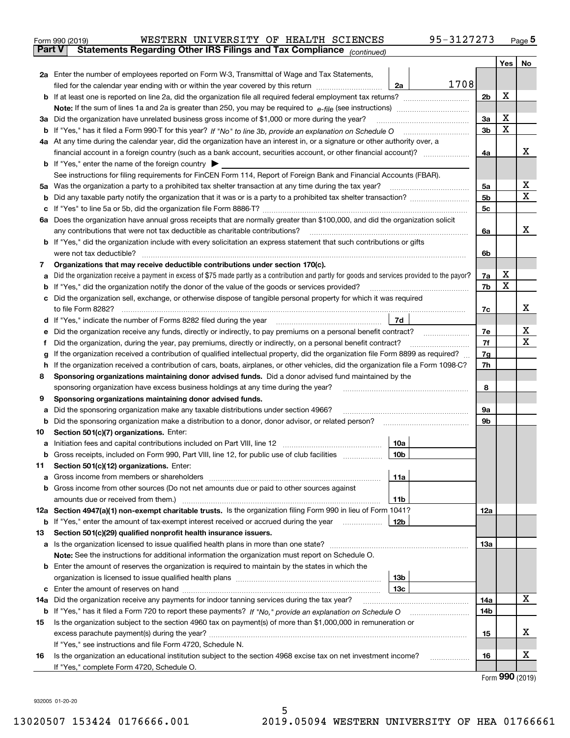Form 990 (2019) WESTERN UNIVERSITY OF HEALTH SCIENCES 95-3127273

**Part V Statements Regarding Other IRS Filings and Tax Compliance** *(continued)*

| | | | | | Yes | No |
|---|---|---|---|---|---|---|
| **2a** | Enter the number of employees reported on Form W-3, Transmittal of Wage and Tax Statements, filed for the calendar year ending with or within the year covered by this return | 2a | 1708 | | | |
| **b** | If at least one is reported on line 2a, did the organization file all required federal employment tax returns? | | | 2b | X | |
| | **Note:** If the sum of lines 1a and 2a is greater than 250, you may be required to *e-file* (see instructions) | | | | | |
| **3a** | Did the organization have unrelated business gross income of $1,000 or more during the year? | | | 3a | X | |
| **b** | If "Yes," has it filed a Form 990-T for this year? *If "No" to line 3b, provide an explanation on Schedule O* | | | 3b | X | |
| **4a** | At any time during the calendar year, did the organization have an interest in, or a signature or other authority over, a financial account in a foreign country (such as a bank account, securities account, or other financial account)? | | | 4a | | X |
| **b** | If "Yes," enter the name of the foreign country ▶ | | | | | |
| | See instructions for filing requirements for FinCEN Form 114, Report of Foreign Bank and Financial Accounts (FBAR). | | | | | |
| **5a** | Was the organization a party to a prohibited tax shelter transaction at any time during the tax year? | | | 5a | | X |
| **b** | Did any taxable party notify the organization that it was or is a party to a prohibited tax shelter transaction? | | | 5b | | X |
| **c** | If "Yes" to line 5a or 5b, did the organization file Form 8886-T? | | | 5c | | |
| **6a** | Does the organization have annual gross receipts that are normally greater than $100,000, and did the organization solicit any contributions that were not tax deductible as charitable contributions? | | | 6a | | X |
| **b** | If "Yes," did the organization include with every solicitation an express statement that such contributions or gifts were not tax deductible? | | | 6b | | |
| **7** | **Organizations that may receive deductible contributions under section 170(c).** | | | | | |
| **a** | Did the organization receive a payment in excess of $75 made partly as a contribution and partly for goods and services provided to the payor? | | | 7a | X | |
| **b** | If "Yes," did the organization notify the donor of the value of the goods or services provided? | | | 7b | X | |
| **c** | Did the organization sell, exchange, or otherwise dispose of tangible personal property for which it was required to file Form 8282? | | | 7c | | X |
| **d** | If "Yes," indicate the number of Forms 8282 filed during the year | 7d | | | | |
| **e** | Did the organization receive any funds, directly or indirectly, to pay premiums on a personal benefit contract? | | | 7e | | X |
| **f** | Did the organization, during the year, pay premiums, directly or indirectly, on a personal benefit contract? | | | 7f | | X |
| **g** | If the organization received a contribution of qualified intellectual property, did the organization file Form 8899 as required? | | | 7g | | |
| **h** | If the organization received a contribution of cars, boats, airplanes, or other vehicles, did the organization file a Form 1098-C? | | | 7h | | |
| **8** | **Sponsoring organizations maintaining donor advised funds.** Did a donor advised fund maintained by the sponsoring organization have excess business holdings at any time during the year? | | | 8 | | |
| **9** | **Sponsoring organizations maintaining donor advised funds.** | | | | | |
| **a** | Did the sponsoring organization make any taxable distributions under section 4966? | | | 9a | | |
| **b** | Did the sponsoring organization make a distribution to a donor, donor advisor, or related person? | | | 9b | | |
| **10** | **Section 501(c)(7) organizations.** Enter: | | | | | |
| **a** | Initiation fees and capital contributions included on Part VIII, line 12 | 10a | | | | |
| **b** | Gross receipts, included on Form 990, Part VIII, line 12, for public use of club facilities | 10b | | | | |
| **11** | **Section 501(c)(12) organizations.** Enter: | | | | | |
| **a** | Gross income from members or shareholders | 11a | | | | |
| **b** | Gross income from other sources (Do not net amounts due or paid to other sources against amounts due or received from them.) | 11b | | | | |
| **12a** | **Section 4947(a)(1) non-exempt charitable trusts.** Is the organization filing Form 990 in lieu of Form 1041? | | | 12a | | |
| **b** | If "Yes," enter the amount of tax-exempt interest received or accrued during the year | 12b | | | | |
| **13** | **Section 501(c)(29) qualified nonprofit health insurance issuers.** | | | | | |
| **a** | Is the organization licensed to issue qualified health plans in more than one state? | | | 13a | | |
| | **Note:** See the instructions for additional information the organization must report on Schedule O. | | | | | |
| **b** | Enter the amount of reserves the organization is required to maintain by the states in which the organization is licensed to issue qualified health plans | 13b | | | | |
| **c** | Enter the amount of reserves on hand | 13c | | | | |
| **14a** | Did the organization receive any payments for indoor tanning services during the tax year? | | | 14a | | X |
| **b** | If "Yes," has it filed a Form 720 to report these payments? *If "No," provide an explanation on Schedule O* | | | 14b | | |
| **15** | Is the organization subject to the section 4960 tax on payment(s) of more than $1,000,000 in remuneration or excess parachute payment(s) during the year? | | | 15 | | X |
| | If "Yes," see instructions and file Form 4720, Schedule N. | | | | | |
| **16** | Is the organization an educational institution subject to the section 4968 excise tax on net investment income? | | | 16 | | X |
| | If "Yes," complete Form 4720, Schedule O. | | | | | |

Form **990** (2019)

932005 01-20-20

13020507 153424 0176666.001 2019.05094 WESTERN UNIVERSITY OF HEA 01766661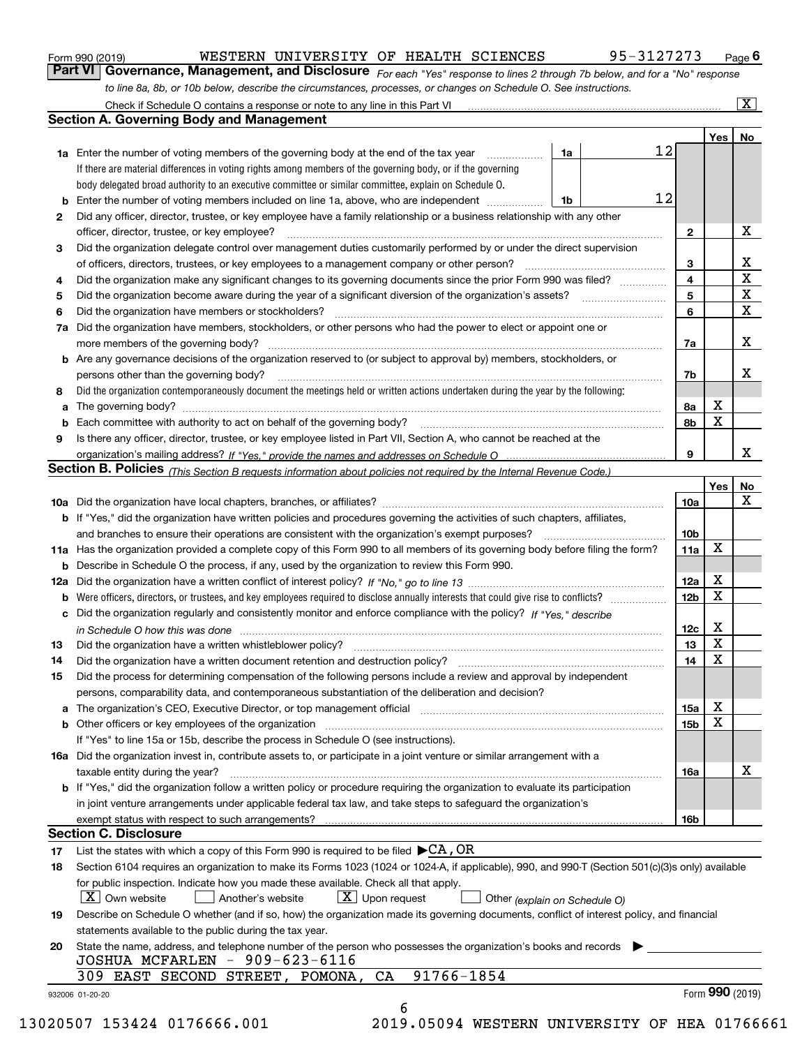Form 990 (2019) WESTERN UNIVERSITY OF HEALTH SCIENCES 95-3127273 Page **6**

## Part VI Governance, Management, and Disclosure

*For each "Yes" response to lines 2 through 7b below, and for a "No" response to line 8a, 8b, or 10b below, describe the circumstances, processes, or changes on Schedule O. See instructions.*

Check if Schedule O contains a response or note to any line in this Part VI ... [X]

### Section A. Governing Body and Management

| | | | | Yes | No |
|---|---|---|---|---|---|
| **1a** | Enter the number of voting members of the governing body at the end of the tax year. If there are material differences in voting rights among members of the governing body, or if the governing body delegated broad authority to an executive committee or similar committee, explain on Schedule O. | 1a: 12 | | | |
| **b** | Enter the number of voting members included on line 1a, above, who are independent | 1b: 12 | | | |
| **2** | Did any officer, director, trustee, or key employee have a family relationship or a business relationship with any other officer, director, trustee, or key employee? | | 2 | | X |
| **3** | Did the organization delegate control over management duties customarily performed by or under the direct supervision of officers, directors, trustees, or key employees to a management company or other person? | | 3 | | X |
| **4** | Did the organization make any significant changes to its governing documents since the prior Form 990 was filed? | | 4 | | X |
| **5** | Did the organization become aware during the year of a significant diversion of the organization's assets? | | 5 | | X |
| **6** | Did the organization have members or stockholders? | | 6 | | X |
| **7a** | Did the organization have members, stockholders, or other persons who had the power to elect or appoint one or more members of the governing body? | | 7a | | X |
| **b** | Are any governance decisions of the organization reserved to (or subject to approval by) members, stockholders, or persons other than the governing body? | | 7b | | X |
| **8** | Did the organization contemporaneously document the meetings held or written actions undertaken during the year by the following: | | | | |
| **a** | The governing body? | | 8a | X | |
| **b** | Each committee with authority to act on behalf of the governing body? | | 8b | X | |
| **9** | Is there any officer, director, trustee, or key employee listed in Part VII, Section A, who cannot be reached at the organization's mailing address? *If "Yes," provide the names and addresses on Schedule O* | | 9 | | X |

### Section B. Policies *(This Section B requests information about policies not required by the Internal Revenue Code.)*

| | | | Yes | No |
|---|---|---|---|---|
| **10a** | Did the organization have local chapters, branches, or affiliates? | 10a | | X |
| **b** | If "Yes," did the organization have written policies and procedures governing the activities of such chapters, affiliates, and branches to ensure their operations are consistent with the organization's exempt purposes? | 10b | | |
| **11a** | Has the organization provided a complete copy of this Form 990 to all members of its governing body before filing the form? | 11a | X | |
| **b** | Describe in Schedule O the process, if any, used by the organization to review this Form 990. | | | |
| **12a** | Did the organization have a written conflict of interest policy? *If "No," go to line 13* | 12a | X | |
| **b** | Were officers, directors, or trustees, and key employees required to disclose annually interests that could give rise to conflicts? | 12b | X | |
| **c** | Did the organization regularly and consistently monitor and enforce compliance with the policy? *If "Yes," describe in Schedule O how this was done* | 12c | X | |
| **13** | Did the organization have a written whistleblower policy? | 13 | X | |
| **14** | Did the organization have a written document retention and destruction policy? | 14 | X | |
| **15** | Did the process for determining compensation of the following persons include a review and approval by independent persons, comparability data, and contemporaneous substantiation of the deliberation and decision? | | | |
| **a** | The organization's CEO, Executive Director, or top management official | 15a | X | |
| **b** | Other officers or key employees of the organization | 15b | X | |
| | If "Yes" to line 15a or 15b, describe the process in Schedule O (see instructions). | | | |
| **16a** | Did the organization invest in, contribute assets to, or participate in a joint venture or similar arrangement with a taxable entity during the year? | 16a | | X |
| **b** | If "Yes," did the organization follow a written policy or procedure requiring the organization to evaluate its participation in joint venture arrangements under applicable federal tax law, and take steps to safeguard the organization's exempt status with respect to such arrangements? | 16b | | |

### Section C. Disclosure

**17** List the states with which a copy of this Form 990 is required to be filed ▶ CA, OR

**18** Section 6104 requires an organization to make its Forms 1023 (1024 or 1024-A, if applicable), 990, and 990-T (Section 501(c)(3)s only) available for public inspection. Indicate how you made these available. Check all that apply.

[X] Own website [ ] Another's website [X] Upon request [ ] Other *(explain on Schedule O)*

**19** Describe on Schedule O whether (and if so, how) the organization made its governing documents, conflict of interest policy, and financial statements available to the public during the tax year.

**20** State the name, address, and telephone number of the person who possesses the organization's books and records ▶

JOSHUA MCFARLEN - 909-623-6116
309 EAST SECOND STREET, POMONA, CA 91766-1854

932006 01-20-20 Form **990** (2019)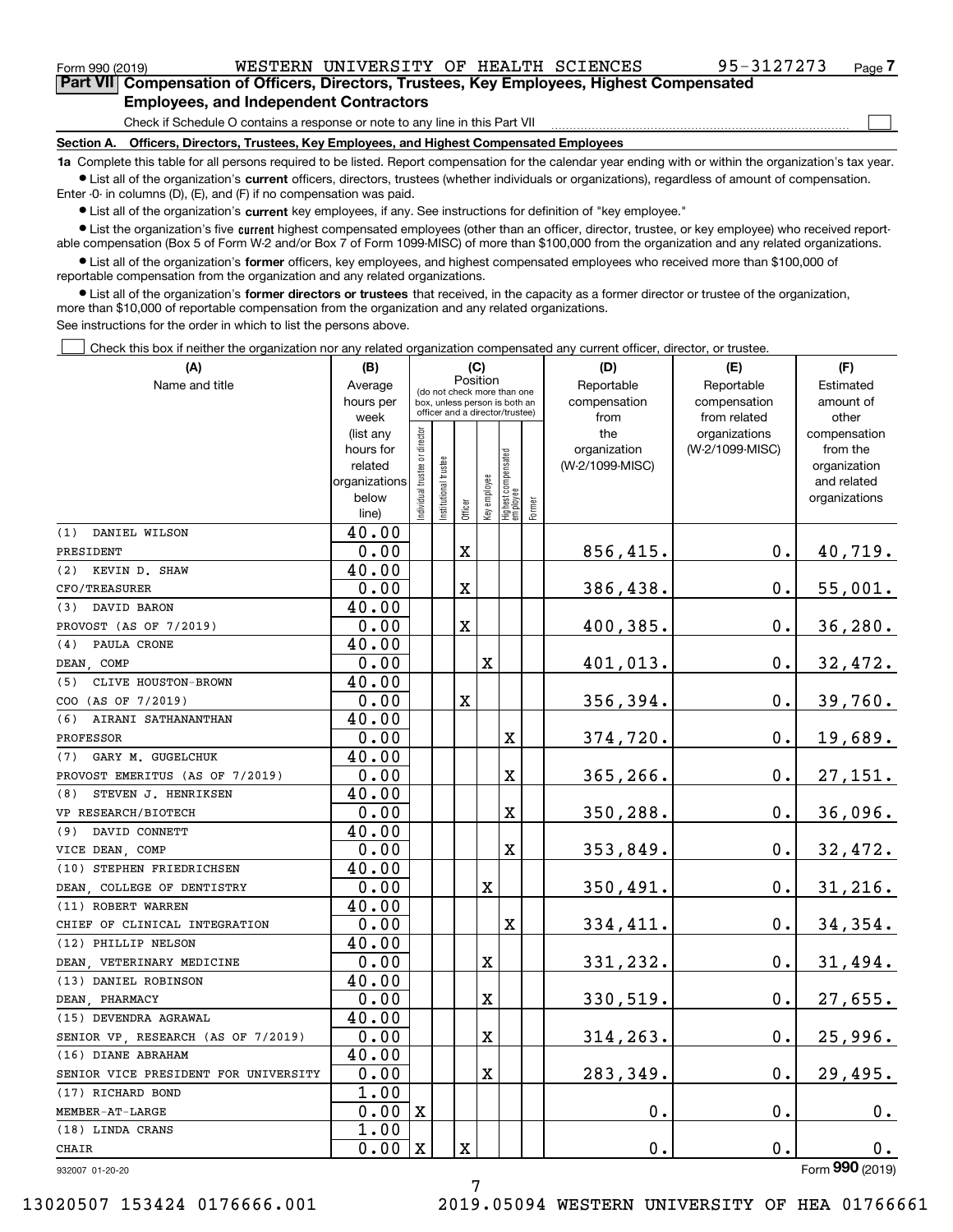Form 990 (2019) WESTERN UNIVERSITY OF HEALTH SCIENCES 95-3127273

## Part VII Compensation of Officers, Directors, Trustees, Key Employees, Highest Compensated Employees, and Independent Contractors

Check if Schedule O contains a response or note to any line in this Part VII

### Section A. Officers, Directors, Trustees, Key Employees, and Highest Compensated Employees

**1a** Complete this table for all persons required to be listed. Report compensation for the calendar year ending with or within the organization's tax year.

- List all of the organization's **current** officers, directors, trustees (whether individuals or organizations), regardless of amount of compensation. Enter -0- in columns (D), (E), and (F) if no compensation was paid.
- List all of the organization's **current** key employees, if any. See instructions for definition of "key employee."
- List the organization's five **current** highest compensated employees (other than an officer, director, trustee, or key employee) who received reportable compensation (Box 5 of Form W-2 and/or Box 7 of Form 1099-MISC) of more than $100,000 from the organization and any related organizations.
- List all of the organization's **former** officers, key employees, and highest compensated employees who received more than $100,000 of reportable compensation from the organization and any related organizations.
- List all of the organization's **former directors or trustees** that received, in the capacity as a former director or trustee of the organization, more than $10,000 of reportable compensation from the organization and any related organizations.

See instructions for the order in which to list the persons above.

Check this box if neither the organization nor any related organization compensated any current officer, director, or trustee.

| (A) Name and title | (B) Average hours per week (list any hours for related organizations below line) | (C) Individual trustee or director | Institutional trustee | Officer | Key employee | Highest compensated employee | Former | (D) Reportable compensation from the organization (W-2/1099-MISC) | (E) Reportable compensation from related organizations (W-2/1099-MISC) | (F) Estimated amount of other compensation from the organization and related organizations |
|---|---|---|---|---|---|---|---|---|---|---|
| (1) DANIEL WILSON<br>PRESIDENT | 40.00<br>0.00 | | | X | | | | 856,415. | 0. | 40,719. |
| (2) KEVIN D. SHAW<br>CFO/TREASURER | 40.00<br>0.00 | | | X | | | | 386,438. | 0. | 55,001. |
| (3) DAVID BARON<br>PROVOST (AS OF 7/2019) | 40.00<br>0.00 | | | X | | | | 400,385. | 0. | 36,280. |
| (4) PAULA CRONE<br>DEAN, COMP | 40.00<br>0.00 | | | | X | | | 401,013. | 0. | 32,472. |
| (5) CLIVE HOUSTON-BROWN<br>COO (AS OF 7/2019) | 40.00<br>0.00 | | | X | | | | 356,394. | 0. | 39,760. |
| (6) AIRANI SATHANANTHAN<br>PROFESSOR | 40.00<br>0.00 | | | | | X | | 374,720. | 0. | 19,689. |
| (7) GARY M. GUGELCHUK<br>PROVOST EMERITUS (AS OF 7/2019) | 40.00<br>0.00 | | | | | X | | 365,266. | 0. | 27,151. |
| (8) STEVEN J. HENRIKSEN<br>VP RESEARCH/BIOTECH | 40.00<br>0.00 | | | | | X | | 350,288. | 0. | 36,096. |
| (9) DAVID CONNETT<br>VICE DEAN, COMP | 40.00<br>0.00 | | | | | X | | 353,849. | 0. | 32,472. |
| (10) STEPHEN FRIEDRICHSEN<br>DEAN, COLLEGE OF DENTISTRY | 40.00<br>0.00 | | | | X | | | 350,491. | 0. | 31,216. |
| (11) ROBERT WARREN<br>CHIEF OF CLINICAL INTEGRATION | 40.00<br>0.00 | | | | | X | | 334,411. | 0. | 34,354. |
| (12) PHILLIP NELSON<br>DEAN, VETERINARY MEDICINE | 40.00<br>0.00 | | | | X | | | 331,232. | 0. | 31,494. |
| (13) DANIEL ROBINSON<br>DEAN, PHARMACY | 40.00<br>0.00 | | | | X | | | 330,519. | 0. | 27,655. |
| (15) DEVENDRA AGRAWAL<br>SENIOR VP, RESEARCH (AS OF 7/2019) | 40.00<br>0.00 | | | | X | | | 314,263. | 0. | 25,996. |
| (16) DIANE ABRAHAM<br>SENIOR VICE PRESIDENT FOR UNIVERSITY | 40.00<br>0.00 | | | | X | | | 283,349. | 0. | 29,495. |
| (17) RICHARD BOND<br>MEMBER-AT-LARGE | 1.00<br>0.00 | X | | | | | | 0. | 0. | 0. |
| (18) LINDA CRANS<br>CHAIR | 1.00<br>0.00 | X | | X | | | | 0. | 0. | 0. |

932007 01-20-20 Form 990 (2019)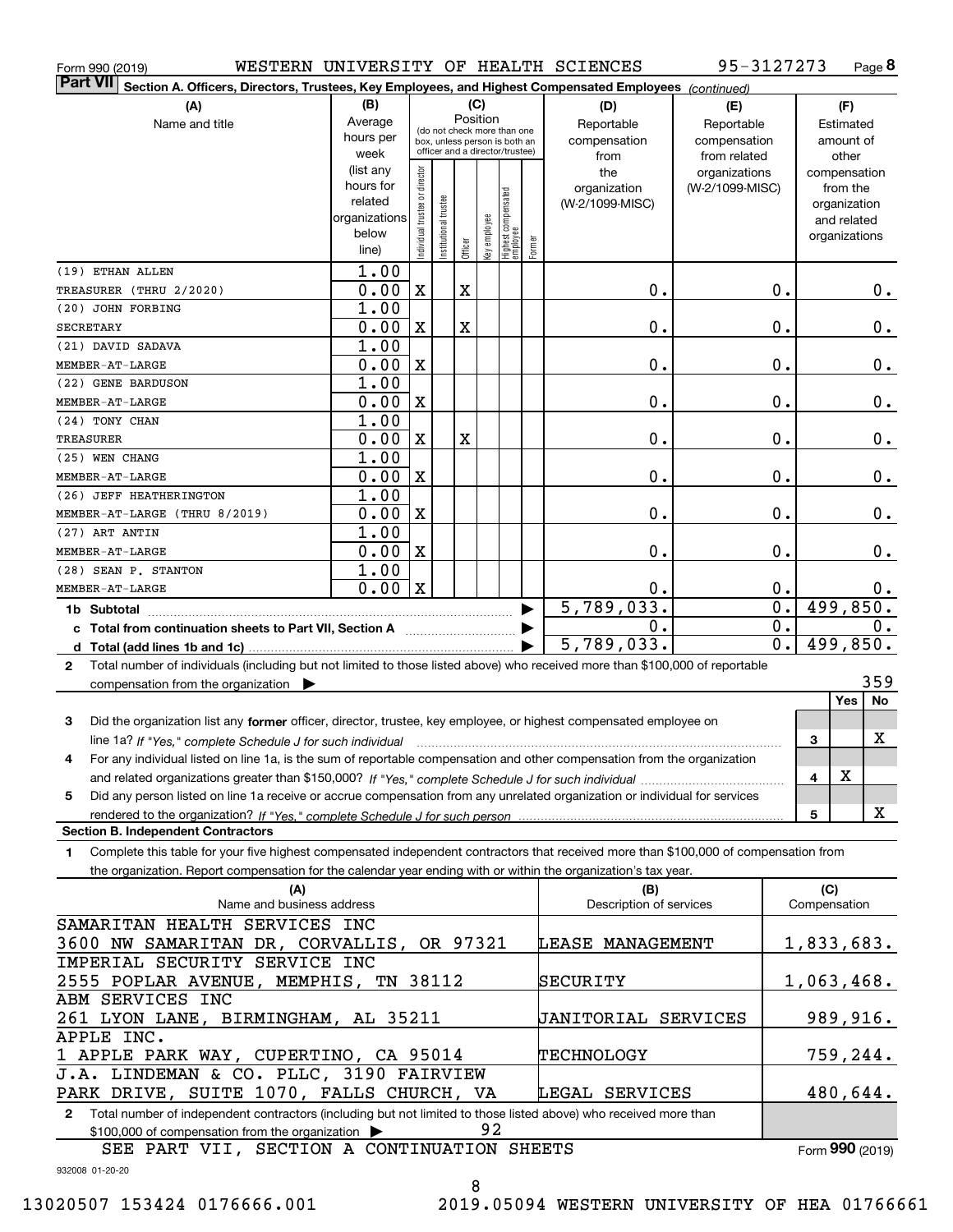Form 990 (2019) WESTERN UNIVERSITY OF HEALTH SCIENCES 95-3127273

**Part VII** Section A. Officers, Directors, Trustees, Key Employees, and Highest Compensated Employees *(continued)*

| (A) Name and title | (B) Average hours per week (list any hours for related organizations below line) | (C) Position: Individual trustee or director | Institutional trustee | Officer | Key employee | Highest compensated employee | Former | (D) Reportable compensation from the organization (W-2/1099-MISC) | (E) Reportable compensation from related organizations (W-2/1099-MISC) | (F) Estimated amount of other compensation from the organization and related organizations |
|---|---|---|---|---|---|---|---|---|---|---|
| (19) ETHAN ALLEN<br>TREASURER (THRU 2/2020) | 1.00<br>0.00 | X | | X | | | | 0. | 0. | 0. |
| (20) JOHN FORBING<br>SECRETARY | 1.00<br>0.00 | X | | X | | | | 0. | 0. | 0. |
| (21) DAVID SADAVA<br>MEMBER-AT-LARGE | 1.00<br>0.00 | X | | | | | | 0. | 0. | 0. |
| (22) GENE BARDUSON<br>MEMBER-AT-LARGE | 1.00<br>0.00 | X | | | | | | 0. | 0. | 0. |
| (24) TONY CHAN<br>TREASURER | 1.00<br>0.00 | X | | X | | | | 0. | 0. | 0. |
| (25) WEN CHANG<br>MEMBER-AT-LARGE | 1.00<br>0.00 | X | | | | | | 0. | 0. | 0. |
| (26) JEFF HEATHERINGTON<br>MEMBER-AT-LARGE (THRU 8/2019) | 1.00<br>0.00 | X | | | | | | 0. | 0. | 0. |
| (27) ART ANTIN<br>MEMBER-AT-LARGE | 1.00<br>0.00 | X | | | | | | 0. | 0. | 0. |
| (28) SEAN P. STANTON<br>MEMBER-AT-LARGE | 1.00<br>0.00 | X | | | | | | 0. | 0. | 0. |
| **1b Subtotal** | | | | | | | | 5,789,033. | 0. | 499,850. |
| **c Total from continuation sheets to Part VII, Section A** | | | | | | | | 0. | 0. | 0. |
| **d Total (add lines 1b and 1c)** | | | | | | | | 5,789,033. | 0. | 499,850. |

2 Total number of individuals (including but not limited to those listed above) who received more than $100,000 of reportable compensation from the organization ▶ 359

| | | Yes | No |
|---|---|---|---|
| 3 | Did the organization list any **former** officer, director, trustee, key employee, or highest compensated employee on line 1a? *If "Yes," complete Schedule J for such individual* | | X |
| 4 | For any individual listed on line 1a, is the sum of reportable compensation and other compensation from the organization and related organizations greater than $150,000? *If "Yes," complete Schedule J for such individual* | X | |
| 5 | Did any person listed on line 1a receive or accrue compensation from any unrelated organization or individual for services rendered to the organization? *If "Yes," complete Schedule J for such person* | | X |

**Section B. Independent Contractors**

1 Complete this table for your five highest compensated independent contractors that received more than $100,000 of compensation from the organization. Report compensation for the calendar year ending with or within the organization's tax year.

| (A) Name and business address | (B) Description of services | (C) Compensation |
|---|---|---|
| SAMARITAN HEALTH SERVICES INC<br>3600 NW SAMARITAN DR, CORVALLIS, OR 97321 | LEASE MANAGEMENT | 1,833,683. |
| IMPERIAL SECURITY SERVICE INC<br>2555 POPLAR AVENUE, MEMPHIS, TN 38112 | SECURITY | 1,063,468. |
| ABM SERVICES INC<br>261 LYON LANE, BIRMINGHAM, AL 35211 | JANITORIAL SERVICES | 989,916. |
| APPLE INC.<br>1 APPLE PARK WAY, CUPERTINO, CA 95014 | TECHNOLOGY | 759,244. |
| J.A. LINDEMAN & CO. PLLC, 3190 FAIRVIEW<br>PARK DRIVE, SUITE 1070, FALLS CHURCH, VA | LEGAL SERVICES | 480,644. |

2 Total number of independent contractors (including but not limited to those listed above) who received more than $100,000 of compensation from the organization ▶ 92

SEE PART VII, SECTION A CONTINUATION SHEETS

Form 990 (2019)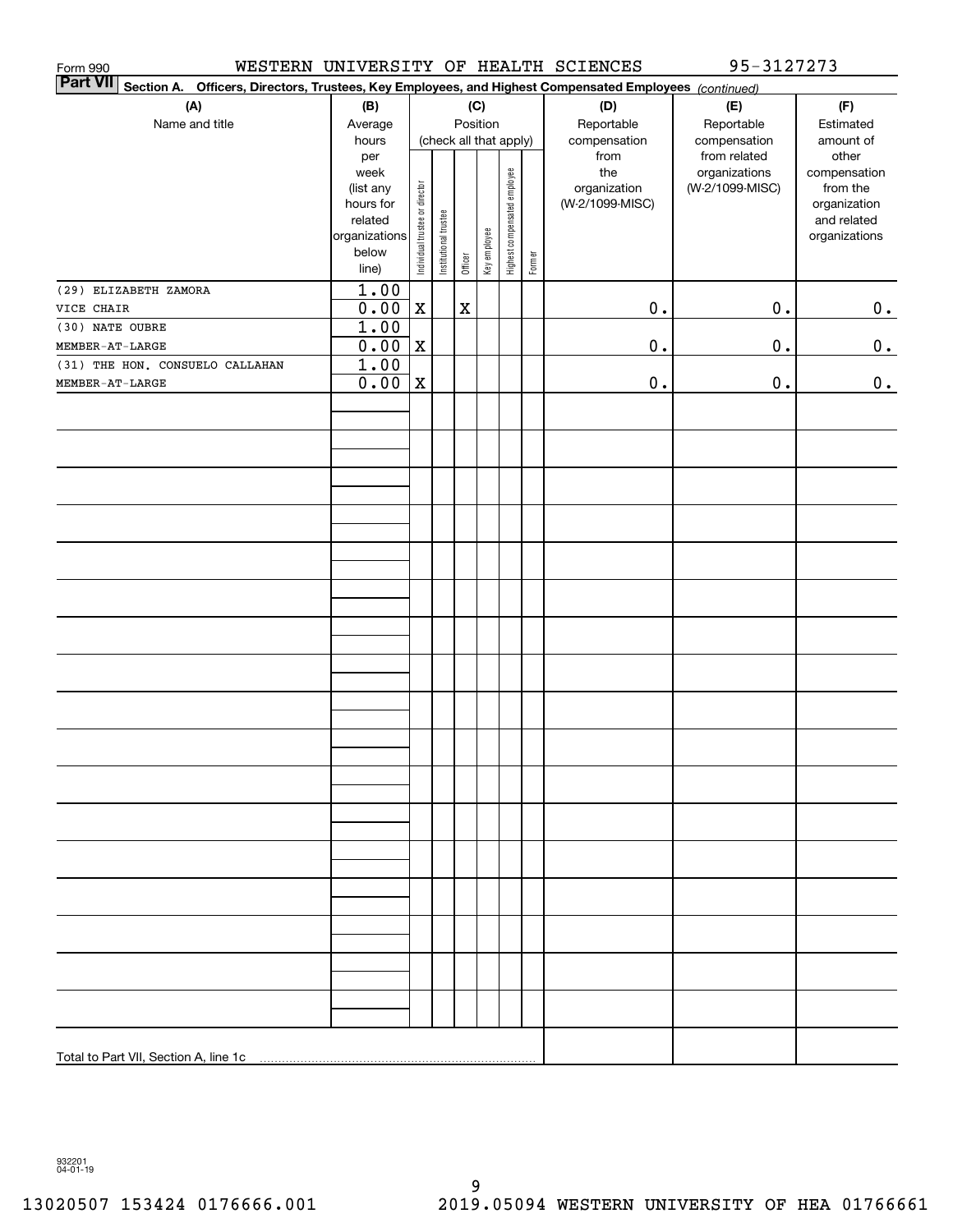Form 990 WESTERN UNIVERSITY OF HEALTH SCIENCES 95-3127273

**Part VII Section A. Officers, Directors, Trustees, Key Employees, and Highest Compensated Employees** *(continued)*

| (A) Name and title | (B) Average hours per week (list any hours for related organizations below line) | (C) Position (check all that apply): Individual trustee or director | Institutional trustee | Officer | Key employee | Highest compensated employee | Former | (D) Reportable compensation from the organization (W-2/1099-MISC) | (E) Reportable compensation from related organizations (W-2/1099-MISC) | (F) Estimated amount of other compensation from the organization and related organizations |
|---|---|---|---|---|---|---|---|---|---|---|
| (29) ELIZABETH ZAMORA<br>VICE CHAIR | 1.00<br>0.00 | X | | X | | | | 0. | 0. | 0. |
| (30) NATE OUBRE<br>MEMBER-AT-LARGE | 1.00<br>0.00 | X | | | | | | 0. | 0. | 0. |
| (31) THE HON. CONSUELO CALLAHAN<br>MEMBER-AT-LARGE | 1.00<br>0.00 | X | | | | | | 0. | 0. | 0. |
| Total to Part VII, Section A, line 1c | | | | | | | | | | |

932201 04-01-19

13020507 153424 0176666.001 2019.05094 WESTERN UNIVERSITY OF HEA 01766661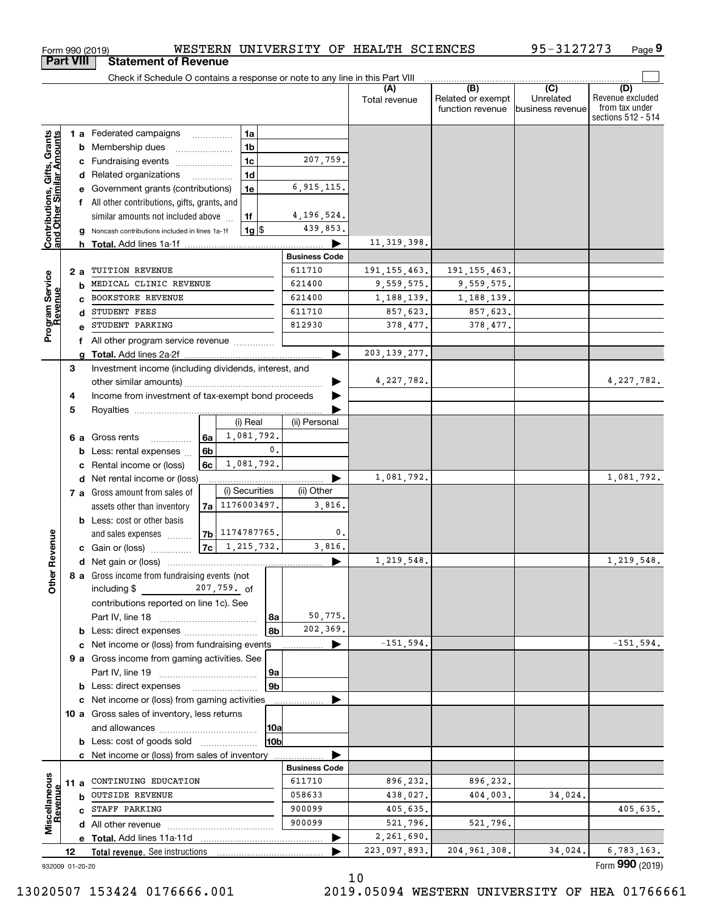Form 990 (2019) WESTERN UNIVERSITY OF HEALTH SCIENCES 95-3127273

## Part VIII Statement of Revenue

Check if Schedule O contains a response or note to any line in this Part VIII

| | | | | (A) Total revenue | (B) Related or exempt function revenue | (C) Unrelated business revenue | (D) Revenue excluded from tax under sections 512 - 514 |
|---|---|---|---|---|---|---|---|
| **Contributions, Gifts, Grants and Other Similar Amounts** | 1 a Federated campaigns | 1a | | | | | |
| | b Membership dues | 1b | | | | | |
| | c Fundraising events | 1c | 207,759. | | | | |
| | d Related organizations | 1d | | | | | |
| | e Government grants (contributions) | 1e | 6,915,115. | | | | |
| | f All other contributions, gifts, grants, and similar amounts not included above | 1f | 4,196,524. | | | | |
| | g Noncash contributions included in lines 1a-1f | 1g $ | 439,853. | | | | |
| | h **Total.** Add lines 1a-1f | | | 11,319,398. | | | |
| | | | **Business Code** | | | | |
| **Program Service Revenue** | 2 a TUITION REVENUE | | 611710 | 191,155,463. | 191,155,463. | | |
| | b MEDICAL CLINIC REVENUE | | 621400 | 9,559,575. | 9,559,575. | | |
| | c BOOKSTORE REVENUE | | 621400 | 1,188,139. | 1,188,139. | | |
| | d STUDENT FEES | | 611710 | 857,623. | 857,623. | | |
| | e STUDENT PARKING | | 812930 | 378,477. | 378,477. | | |
| | f All other program service revenue | | | | | | |
| | g **Total.** Add lines 2a-2f | | | 203,139,277. | | | |
| **Other Revenue** | 3 Investment income (including dividends, interest, and other similar amounts) | | | 4,227,782. | | | 4,227,782. |
| | 4 Income from investment of tax-exempt bond proceeds | | | | | | |
| | 5 Royalties | | | | | | |
| | | (i) Real | (ii) Personal | | | | |
| | 6 a Gross rents (6a) | 1,081,792. | | | | | |
| | b Less: rental expenses (6b) | 0. | | | | | |
| | c Rental income or (loss) (6c) | 1,081,792. | | | | | |
| | d Net rental income or (loss) | | | 1,081,792. | | | 1,081,792. |
| | | (i) Securities | (ii) Other | | | | |
| | 7 a Gross amount from sales of assets other than inventory (7a) | 1176003497. | 3,816. | | | | |
| | b Less: cost or other basis and sales expenses (7b) | 1174787765. | 0. | | | | |
| | c Gain or (loss) (7c) | 1,215,732. | 3,816. | | | | |
| | d Net gain or (loss) | | | 1,219,548. | | | 1,219,548. |
| | 8 a Gross income from fundraising events (not including $ 207,759. of contributions reported on line 1c). See Part IV, line 18 | 8a | 50,775. | | | | |
| | b Less: direct expenses | 8b | 202,369. | | | | |
| | c Net income or (loss) from fundraising events | | | -151,594. | | | -151,594. |
| | 9 a Gross income from gaming activities. See Part IV, line 19 | 9a | | | | | |
| | b Less: direct expenses | 9b | | | | | |
| | c Net income or (loss) from gaming activities | | | | | | |
| | 10 a Gross sales of inventory, less returns and allowances | 10a | | | | | |
| | b Less: cost of goods sold | 10b | | | | | |
| | c Net income or (loss) from sales of inventory | | | | | | |
| | | | **Business Code** | | | | |
| **Miscellaneous Revenue** | 11 a CONTINUING EDUCATION | | 611710 | 896,232. | 896,232. | | |
| | b OUTSIDE REVENUE | | 058633 | 438,027. | 404,003. | 34,024. | |
| | c STAFF PARKING | | 900099 | 405,635. | | | 405,635. |
| | d All other revenue | | 900099 | 521,796. | 521,796. | | |
| | e **Total.** Add lines 11a-11d | | | 2,261,690. | | | |
| | 12 **Total revenue.** See instructions | | | 223,097,893. | 204,961,308. | 34,024. | 6,783,163. |

932009 01-20-20

Form **990** (2019)

13020507 153424 0176666.001 2019.05094 WESTERN UNIVERSITY OF HEA 01766661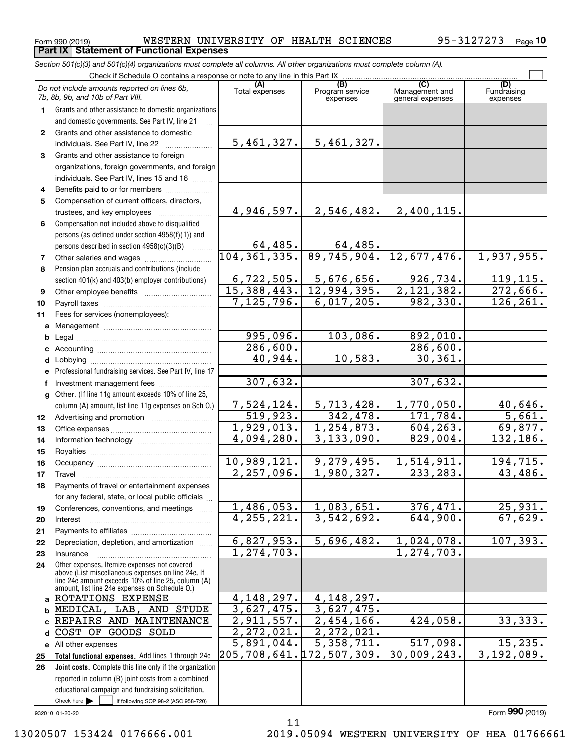Form 990 (2019) WESTERN UNIVERSITY OF HEALTH SCIENCES 95-3127273 Page 10

**Part IX Statement of Functional Expenses**

*Section 501(c)(3) and 501(c)(4) organizations must complete all columns. All other organizations must complete column (A).*

Check if Schedule O contains a response or note to any line in this Part IX ☐

| | *Do not include amounts reported on lines 6b, 7b, 8b, 9b, and 10b of Part VIII.* | (A) Total expenses | (B) Program service expenses | (C) Management and general expenses | (D) Fundraising expenses |
|---|---|---|---|---|---|
| 1 | Grants and other assistance to domestic organizations and domestic governments. See Part IV, line 21 | | | | |
| 2 | Grants and other assistance to domestic individuals. See Part IV, line 22 | 5,461,327. | 5,461,327. | | |
| 3 | Grants and other assistance to foreign organizations, foreign governments, and foreign individuals. See Part IV, lines 15 and 16 | | | | |
| 4 | Benefits paid to or for members | | | | |
| 5 | Compensation of current officers, directors, trustees, and key employees | 4,946,597. | 2,546,482. | 2,400,115. | |
| 6 | Compensation not included above to disqualified persons (as defined under section 4958(f)(1)) and persons described in section 4958(c)(3)(B) | 64,485. | 64,485. | | |
| 7 | Other salaries and wages | 104,361,335. | 89,745,904. | 12,677,476. | 1,937,955. |
| 8 | Pension plan accruals and contributions (include section 401(k) and 403(b) employer contributions) | 6,722,505. | 5,676,656. | 926,734. | 119,115. |
| 9 | Other employee benefits | 15,388,443. | 12,994,395. | 2,121,382. | 272,666. |
| 10 | Payroll taxes | 7,125,796. | 6,017,205. | 982,330. | 126,261. |
| 11 | Fees for services (nonemployees): | | | | |
| a | Management | | | | |
| b | Legal | 995,096. | 103,086. | 892,010. | |
| c | Accounting | 286,600. | | 286,600. | |
| d | Lobbying | 40,944. | 10,583. | 30,361. | |
| e | Professional fundraising services. See Part IV, line 17 | | | | |
| f | Investment management fees | 307,632. | | 307,632. | |
| g | Other. (If line 11g amount exceeds 10% of line 25, column (A) amount, list line 11g expenses on Sch O.) | 7,524,124. | 5,713,428. | 1,770,050. | 40,646. |
| 12 | Advertising and promotion | 519,923. | 342,478. | 171,784. | 5,661. |
| 13 | Office expenses | 1,929,013. | 1,254,873. | 604,263. | 69,877. |
| 14 | Information technology | 4,094,280. | 3,133,090. | 829,004. | 132,186. |
| 15 | Royalties | | | | |
| 16 | Occupancy | 10,989,121. | 9,279,495. | 1,514,911. | 194,715. |
| 17 | Travel | 2,257,096. | 1,980,327. | 233,283. | 43,486. |
| 18 | Payments of travel or entertainment expenses for any federal, state, or local public officials | | | | |
| 19 | Conferences, conventions, and meetings | 1,486,053. | 1,083,651. | 376,471. | 25,931. |
| 20 | Interest | 4,255,221. | 3,542,692. | 644,900. | 67,629. |
| 21 | Payments to affiliates | | | | |
| 22 | Depreciation, depletion, and amortization | 6,827,953. | 5,696,482. | 1,024,078. | 107,393. |
| 23 | Insurance | 1,274,703. | | 1,274,703. | |
| 24 | Other expenses. Itemize expenses not covered above (List miscellaneous expenses on line 24e. If line 24e amount exceeds 10% of line 25, column (A) amount, list line 24e expenses on Schedule O.) | | | | |
| a | ROTATIONS EXPENSE | 4,148,297. | 4,148,297. | | |
| b | MEDICAL, LAB, AND STUDE | 3,627,475. | 3,627,475. | | |
| c | REPAIRS AND MAINTENANCE | 2,911,557. | 2,454,166. | 424,058. | 33,333. |
| d | COST OF GOODS SOLD | 2,272,021. | 2,272,021. | | |
| e | All other expenses | 5,891,044. | 5,358,711. | 517,098. | 15,235. |
| 25 | **Total functional expenses.** Add lines 1 through 24e | 205,708,641. | 172,507,309. | 30,009,243. | 3,192,089. |
| 26 | **Joint costs.** Complete this line only if the organization reported in column (B) joint costs from a combined educational campaign and fundraising solicitation. Check here ☐ if following SOP 98-2 (ASC 958-720) | | | | |

932010 01-20-20 Form **990** (2019)

13020507 153424 0176666.001 2019.05094 WESTERN UNIVERSITY OF HEA 01766661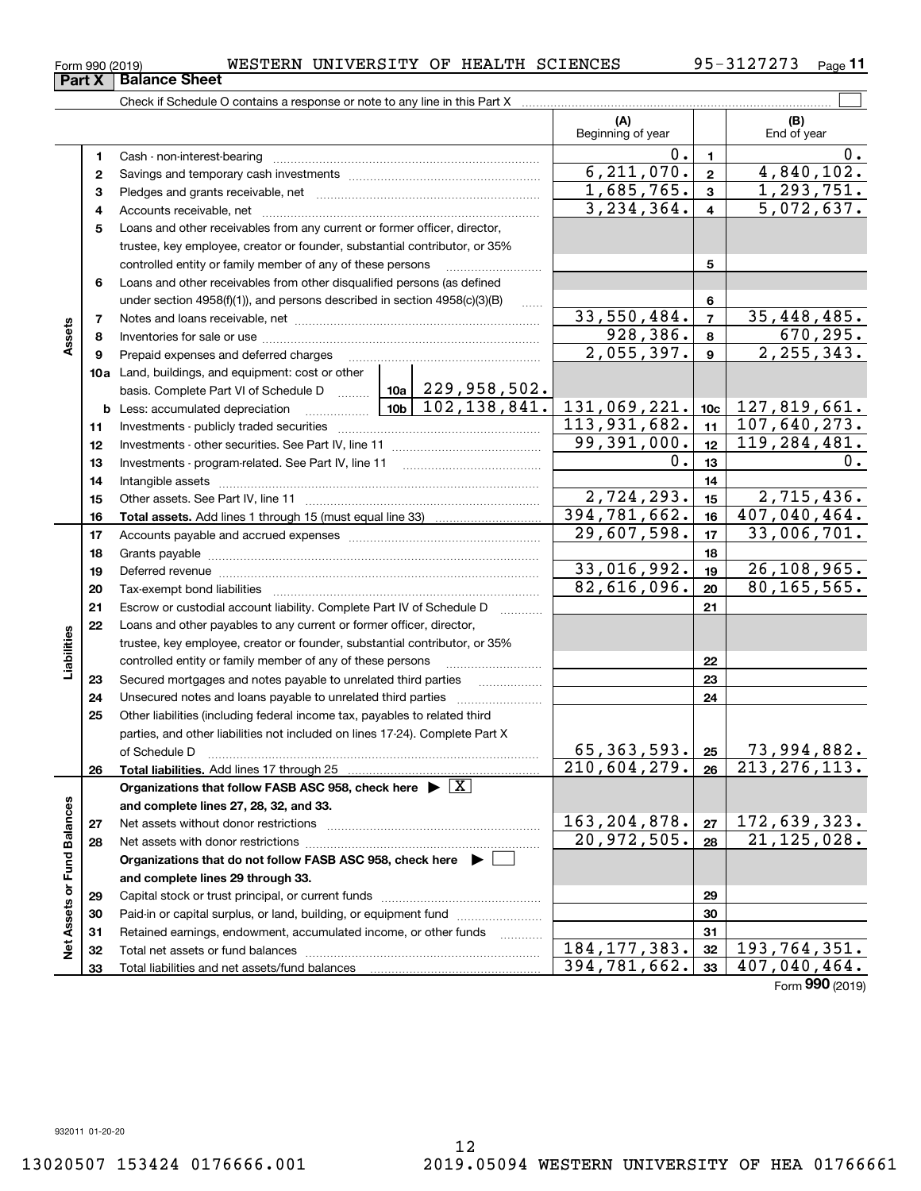Form 990 (2019) WESTERN UNIVERSITY OF HEALTH SCIENCES 95-3127273 Page 11

## Part X Balance Sheet

Check if Schedule O contains a response or note to any line in this Part X ☐

| | | | | (A) Beginning of year | | (B) End of year |
|---|---|---|---|---|---|---|
| **Assets** | 1 | Cash - non-interest-bearing | | 0. | 1 | 0. |
| | 2 | Savings and temporary cash investments | | 6,211,070. | 2 | 4,840,102. |
| | 3 | Pledges and grants receivable, net | | 1,685,765. | 3 | 1,293,751. |
| | 4 | Accounts receivable, net | | 3,234,364. | 4 | 5,072,637. |
| | 5 | Loans and other receivables from any current or former officer, director, trustee, key employee, creator or founder, substantial contributor, or 35% controlled entity or family member of any of these persons | | | 5 | |
| | 6 | Loans and other receivables from other disqualified persons (as defined under section 4958(f)(1)), and persons described in section 4958(c)(3)(B) | | | 6 | |
| | 7 | Notes and loans receivable, net | | 33,550,484. | 7 | 35,448,485. |
| | 8 | Inventories for sale or use | | 928,386. | 8 | 670,295. |
| | 9 | Prepaid expenses and deferred charges | | 2,055,397. | 9 | 2,255,343. |
| | 10a | Land, buildings, and equipment: cost or other basis. Complete Part VI of Schedule D | 10a 229,958,502. | | | |
| | b | Less: accumulated depreciation | 10b 102,138,841. | 131,069,221. | 10c | 127,819,661. |
| | 11 | Investments - publicly traded securities | | 113,931,682. | 11 | 107,640,273. |
| | 12 | Investments - other securities. See Part IV, line 11 | | 99,391,000. | 12 | 119,284,481. |
| | 13 | Investments - program-related. See Part IV, line 11 | | 0. | 13 | 0. |
| | 14 | Intangible assets | | | 14 | |
| | 15 | Other assets. See Part IV, line 11 | | 2,724,293. | 15 | 2,715,436. |
| | 16 | **Total assets.** Add lines 1 through 15 (must equal line 33) | | 394,781,662. | 16 | 407,040,464. |
| **Liabilities** | 17 | Accounts payable and accrued expenses | | 29,607,598. | 17 | 33,006,701. |
| | 18 | Grants payable | | | 18 | |
| | 19 | Deferred revenue | | 33,016,992. | 19 | 26,108,965. |
| | 20 | Tax-exempt bond liabilities | | 82,616,096. | 20 | 80,165,565. |
| | 21 | Escrow or custodial account liability. Complete Part IV of Schedule D | | | 21 | |
| | 22 | Loans and other payables to any current or former officer, director, trustee, key employee, creator or founder, substantial contributor, or 35% controlled entity or family member of any of these persons | | | 22 | |
| | 23 | Secured mortgages and notes payable to unrelated third parties | | | 23 | |
| | 24 | Unsecured notes and loans payable to unrelated third parties | | | 24 | |
| | 25 | Other liabilities (including federal income tax, payables to related third parties, and other liabilities not included on lines 17-24). Complete Part X of Schedule D | | 65,363,593. | 25 | 73,994,882. |
| | 26 | **Total liabilities.** Add lines 17 through 25 | | 210,604,279. | 26 | 213,276,113. |
| **Net Assets or Fund Balances** | | **Organizations that follow FASB ASC 958, check here ▶ ☒ and complete lines 27, 28, 32, and 33.** | | | | |
| | 27 | Net assets without donor restrictions | | 163,204,878. | 27 | 172,639,323. |
| | 28 | Net assets with donor restrictions | | 20,972,505. | 28 | 21,125,028. |
| | | **Organizations that do not follow FASB ASC 958, check here ▶ ☐ and complete lines 29 through 33.** | | | | |
| | 29 | Capital stock or trust principal, or current funds | | | 29 | |
| | 30 | Paid-in or capital surplus, or land, building, or equipment fund | | | 30 | |
| | 31 | Retained earnings, endowment, accumulated income, or other funds | | | 31 | |
| | 32 | Total net assets or fund balances | | 184,177,383. | 32 | 193,764,351. |
| | 33 | Total liabilities and net assets/fund balances | | 394,781,662. | 33 | 407,040,464. |

Form **990** (2019)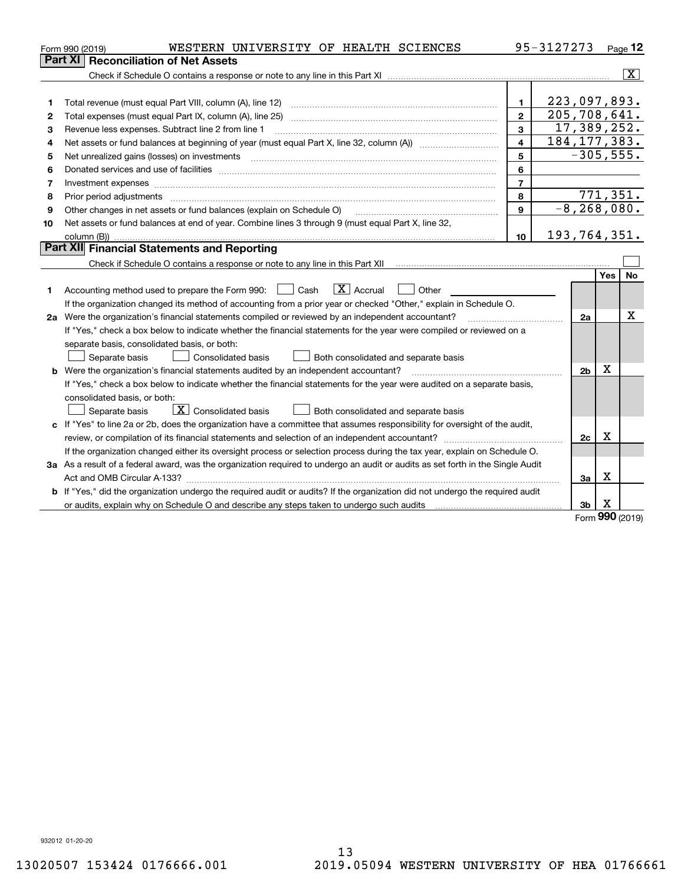Form 990 (2019) WESTERN UNIVERSITY OF HEALTH SCIENCES 95-3127273 Page **12**

## Part XI Reconciliation of Net Assets

Check if Schedule O contains a response or note to any line in this Part XI [X]

| | | | |
|---|---|---|---|
| 1 | Total revenue (must equal Part VIII, column (A), line 12) | 1 | 223,097,893. |
| 2 | Total expenses (must equal Part IX, column (A), line 25) | 2 | 205,708,641. |
| 3 | Revenue less expenses. Subtract line 2 from line 1 | 3 | 17,389,252. |
| 4 | Net assets or fund balances at beginning of year (must equal Part X, line 32, column (A)) | 4 | 184,177,383. |
| 5 | Net unrealized gains (losses) on investments | 5 | -305,555. |
| 6 | Donated services and use of facilities | 6 | |
| 7 | Investment expenses | 7 | |
| 8 | Prior period adjustments | 8 | 771,351. |
| 9 | Other changes in net assets or fund balances (explain on Schedule O) | 9 | -8,268,080. |
| 10 | Net assets or fund balances at end of year. Combine lines 3 through 9 (must equal Part X, line 32, column (B)) | 10 | 193,764,351. |

## Part XII Financial Statements and Reporting

Check if Schedule O contains a response or note to any line in this Part XII [ ]

| | | | Yes | No |
|---|---|---|---|---|
| 1 | Accounting method used to prepare the Form 990: [ ] Cash [X] Accrual [ ] Other<br>If the organization changed its method of accounting from a prior year or checked "Other," explain in Schedule O. | | | |
| 2a | Were the organization's financial statements compiled or reviewed by an independent accountant?<br>If "Yes," check a box below to indicate whether the financial statements for the year were compiled or reviewed on a separate basis, consolidated basis, or both:<br>[ ] Separate basis [ ] Consolidated basis [ ] Both consolidated and separate basis | 2a | | X |
| b | Were the organization's financial statements audited by an independent accountant?<br>If "Yes," check a box below to indicate whether the financial statements for the year were audited on a separate basis, consolidated basis, or both:<br>[ ] Separate basis [X] Consolidated basis [ ] Both consolidated and separate basis | 2b | X | |
| c | If "Yes" to line 2a or 2b, does the organization have a committee that assumes responsibility for oversight of the audit, review, or compilation of its financial statements and selection of an independent accountant?<br>If the organization changed either its oversight process or selection process during the tax year, explain on Schedule O. | 2c | X | |
| 3a | As a result of a federal award, was the organization required to undergo an audit or audits as set forth in the Single Audit Act and OMB Circular A-133? | 3a | X | |
| b | If "Yes," did the organization undergo the required audit or audits? If the organization did not undergo the required audit or audits, explain why on Schedule O and describe any steps taken to undergo such audits | 3b | X | |

Form **990** (2019)

932012 01-20-20

13020507 153424 0176666.001 2019.05094 WESTERN UNIVERSITY OF HEA 01766661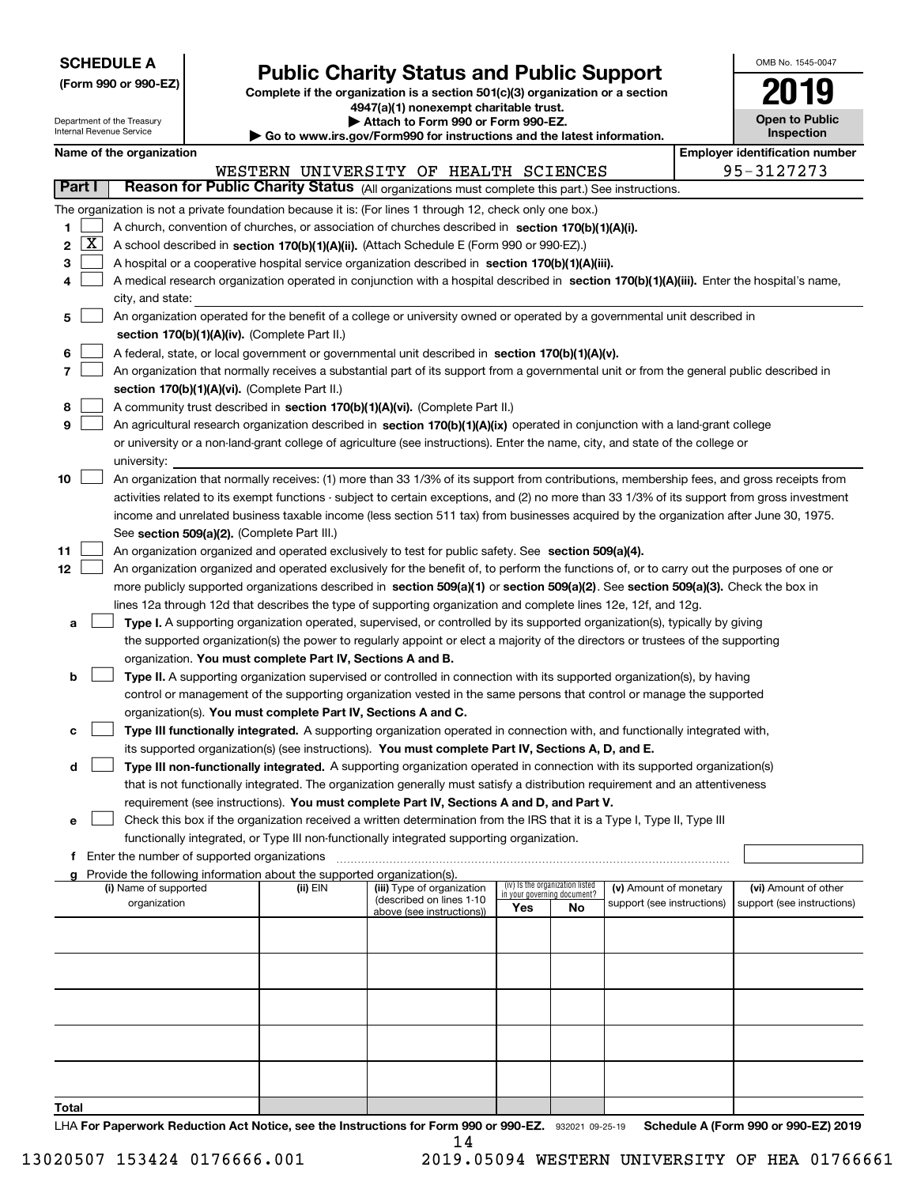**SCHEDULE A**
**(Form 990 or 990-EZ)**

Department of the Treasury
Internal Revenue Service

# Public Charity Status and Public Support

**Complete if the organization is a section 501(c)(3) organization or a section 4947(a)(1) nonexempt charitable trust.**
**▶ Attach to Form 990 or Form 990-EZ.**
**▶ Go to www.irs.gov/Form990 for instructions and the latest information.**

OMB No. 1545-0047
**2019**
**Open to Public Inspection**

**Name of the organization:** WESTERN UNIVERSITY OF HEALTH SCIENCES
**Employer identification number:** 95-3127273

## Part I — Reason for Public Charity Status (All organizations must complete this part.) See instructions.

The organization is not a private foundation because it is: (For lines 1 through 12, check only one box.)

1. [ ] A church, convention of churches, or association of churches described in **section 170(b)(1)(A)(i).**
2. [X] A school described in **section 170(b)(1)(A)(ii).** (Attach Schedule E (Form 990 or 990-EZ).)
3. [ ] A hospital or a cooperative hospital service organization described in **section 170(b)(1)(A)(iii).**
4. [ ] A medical research organization operated in conjunction with a hospital described in **section 170(b)(1)(A)(iii).** Enter the hospital's name, city, and state:
5. [ ] An organization operated for the benefit of a college or university owned or operated by a governmental unit described in **section 170(b)(1)(A)(iv).** (Complete Part II.)
6. [ ] A federal, state, or local government or governmental unit described in **section 170(b)(1)(A)(v).**
7. [ ] An organization that normally receives a substantial part of its support from a governmental unit or from the general public described in **section 170(b)(1)(A)(vi).** (Complete Part II.)
8. [ ] A community trust described in **section 170(b)(1)(A)(vi).** (Complete Part II.)
9. [ ] An agricultural research organization described in **section 170(b)(1)(A)(ix)** operated in conjunction with a land-grant college or university or a non-land-grant college of agriculture (see instructions). Enter the name, city, and state of the college or university:
10. [ ] An organization that normally receives: (1) more than 33 1/3% of its support from contributions, membership fees, and gross receipts from activities related to its exempt functions - subject to certain exceptions, and (2) no more than 33 1/3% of its support from gross investment income and unrelated business taxable income (less section 511 tax) from businesses acquired by the organization after June 30, 1975. See **section 509(a)(2).** (Complete Part III.)
11. [ ] An organization organized and operated exclusively to test for public safety. See **section 509(a)(4).**
12. [ ] An organization organized and operated exclusively for the benefit of, to perform the functions of, or to carry out the purposes of one or more publicly supported organizations described in **section 509(a)(1)** or **section 509(a)(2).** See **section 509(a)(3).** Check the box in lines 12a through 12d that describes the type of supporting organization and complete lines 12e, 12f, and 12g.
   - **a** [ ] **Type I.** A supporting organization operated, supervised, or controlled by its supported organization(s), typically by giving the supported organization(s) the power to regularly appoint or elect a majority of the directors or trustees of the supporting organization. **You must complete Part IV, Sections A and B.**
   - **b** [ ] **Type II.** A supporting organization supervised or controlled in connection with its supported organization(s), by having control or management of the supporting organization vested in the same persons that control or manage the supported organization(s). **You must complete Part IV, Sections A and C.**
   - **c** [ ] **Type III functionally integrated.** A supporting organization operated in connection with, and functionally integrated with, its supported organization(s) (see instructions). **You must complete Part IV, Sections A, D, and E.**
   - **d** [ ] **Type III non-functionally integrated.** A supporting organization operated in connection with its supported organization(s) that is not functionally integrated. The organization generally must satisfy a distribution requirement and an attentiveness requirement (see instructions). **You must complete Part IV, Sections A and D, and Part V.**
   - **e** [ ] Check this box if the organization received a written determination from the IRS that it is a Type I, Type II, Type III functionally integrated, or Type III non-functionally integrated supporting organization.
   - **f** Enter the number of supported organizations
   - **g** Provide the following information about the supported organization(s).

| (i) Name of supported organization | (ii) EIN | (iii) Type of organization (described on lines 1-10 above (see instructions)) | (iv) Is the organization listed in your governing document? Yes | No | (v) Amount of monetary support (see instructions) | (vi) Amount of other support (see instructions) |
|---|---|---|---|---|---|---|
| | | | | | | |
| | | | | | | |
| | | | | | | |
| | | | | | | |
| | | | | | | |
| **Total** | | | | | | |

LHA **For Paperwork Reduction Act Notice, see the Instructions for Form 990 or 990-EZ.** 932021 09-25-19 **Schedule A (Form 990 or 990-EZ) 2019**

13020507 153424 0176666.001 2019.05094 WESTERN UNIVERSITY OF HEA 01766661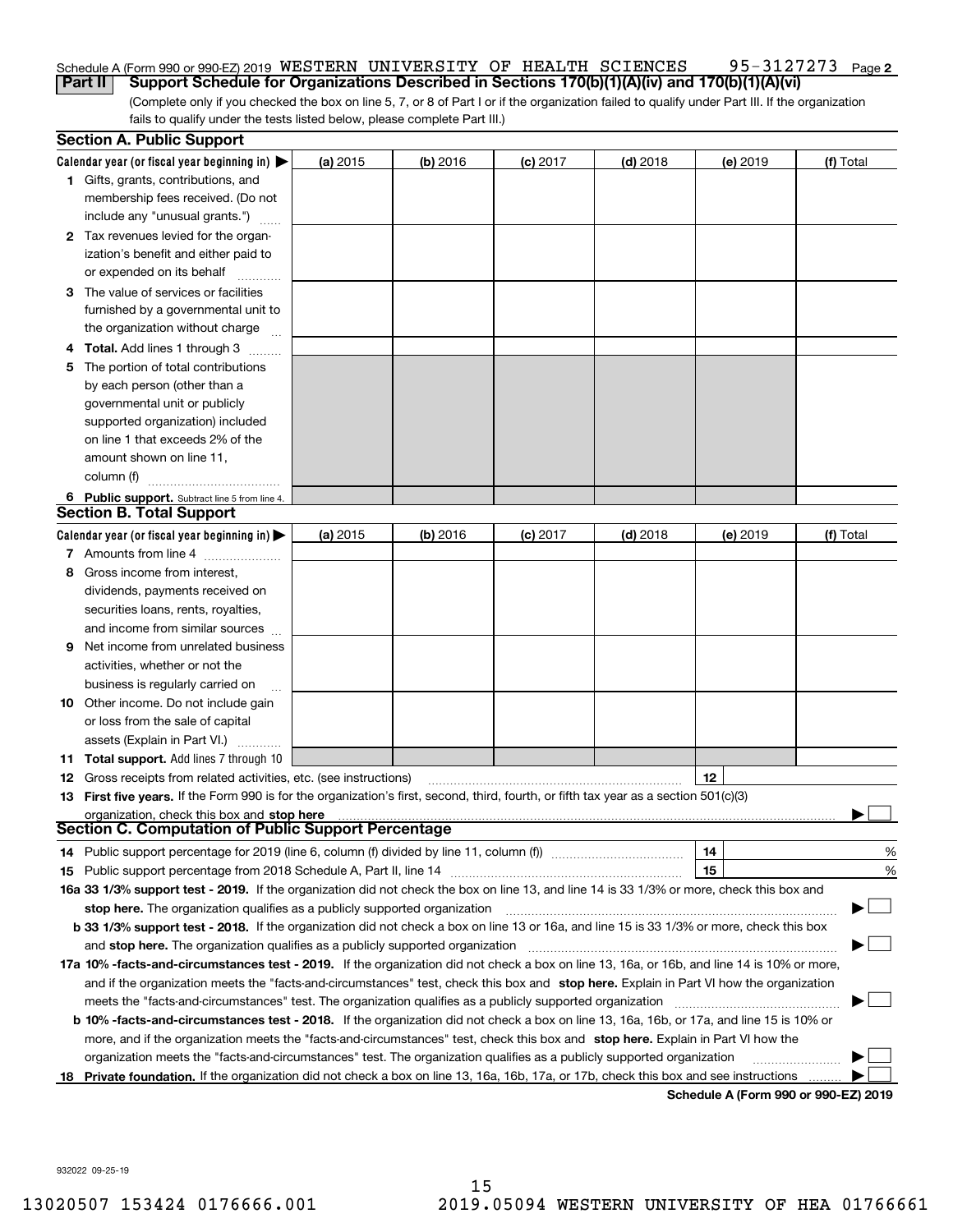Schedule A (Form 990 or 990-EZ) 2019 WESTERN UNIVERSITY OF HEALTH SCIENCES 95-3127273 Page **2**

**Part II** **Support Schedule for Organizations Described in Sections 170(b)(1)(A)(iv) and 170(b)(1)(A)(vi)**

(Complete only if you checked the box on line 5, 7, or 8 of Part I or if the organization failed to qualify under Part III. If the organization fails to qualify under the tests listed below, please complete Part III.)

## Section A. Public Support

| Calendar year (or fiscal year beginning in) ▶ | (a) 2015 | (b) 2016 | (c) 2017 | (d) 2018 | (e) 2019 | (f) Total |
|---|---|---|---|---|---|---|
| **1** Gifts, grants, contributions, and membership fees received. (Do not include any "unusual grants.") | | | | | | |
| **2** Tax revenues levied for the organization's benefit and either paid to or expended on its behalf | | | | | | |
| **3** The value of services or facilities furnished by a governmental unit to the organization without charge | | | | | | |
| **4** **Total.** Add lines 1 through 3 | | | | | | |
| **5** The portion of total contributions by each person (other than a governmental unit or publicly supported organization) included on line 1 that exceeds 2% of the amount shown on line 11, column (f) | | | | | | |
| **6** **Public support.** Subtract line 5 from line 4. | | | | | | |

## Section B. Total Support

| Calendar year (or fiscal year beginning in) ▶ | (a) 2015 | (b) 2016 | (c) 2017 | (d) 2018 | (e) 2019 | (f) Total |
|---|---|---|---|---|---|---|
| **7** Amounts from line 4 | | | | | | |
| **8** Gross income from interest, dividends, payments received on securities loans, rents, royalties, and income from similar sources | | | | | | |
| **9** Net income from unrelated business activities, whether or not the business is regularly carried on | | | | | | |
| **10** Other income. Do not include gain or loss from the sale of capital assets (Explain in Part VI.) | | | | | | |
| **11** **Total support.** Add lines 7 through 10 | | | | | | |

**12** Gross receipts from related activities, etc. (see instructions) **12**

**13** **First five years.** If the Form 990 is for the organization's first, second, third, fourth, or fifth tax year as a section 501(c)(3) organization, check this box and **stop here** ▶ ☐

## Section C. Computation of Public Support Percentage

**14** Public support percentage for 2019 (line 6, column (f) divided by line 11, column (f)) **14** %

**15** Public support percentage from 2018 Schedule A, Part II, line 14 **15** %

**16a 33 1/3% support test - 2019.** If the organization did not check the box on line 13, and line 14 is 33 1/3% or more, check this box and **stop here.** The organization qualifies as a publicly supported organization ▶ ☐

**b 33 1/3% support test - 2018.** If the organization did not check a box on line 13 or 16a, and line 15 is 33 1/3% or more, check this box and **stop here.** The organization qualifies as a publicly supported organization ▶ ☐

**17a 10% -facts-and-circumstances test - 2019.** If the organization did not check a box on line 13, 16a, or 16b, and line 14 is 10% or more, and if the organization meets the "facts-and-circumstances" test, check this box and **stop here.** Explain in Part VI how the organization meets the "facts-and-circumstances" test. The organization qualifies as a publicly supported organization ▶ ☐

**b 10% -facts-and-circumstances test - 2018.** If the organization did not check a box on line 13, 16a, 16b, or 17a, and line 15 is 10% or more, and if the organization meets the "facts-and-circumstances" test, check this box and **stop here.** Explain in Part VI how the organization meets the "facts-and-circumstances" test. The organization qualifies as a publicly supported organization ▶ ☐

**18** **Private foundation.** If the organization did not check a box on line 13, 16a, 16b, 17a, or 17b, check this box and see instructions ▶ ☐

**Schedule A (Form 990 or 990-EZ) 2019**

932022 09-25-19

13020507 153424 0176666.001 2019.05094 WESTERN UNIVERSITY OF HEA 01766661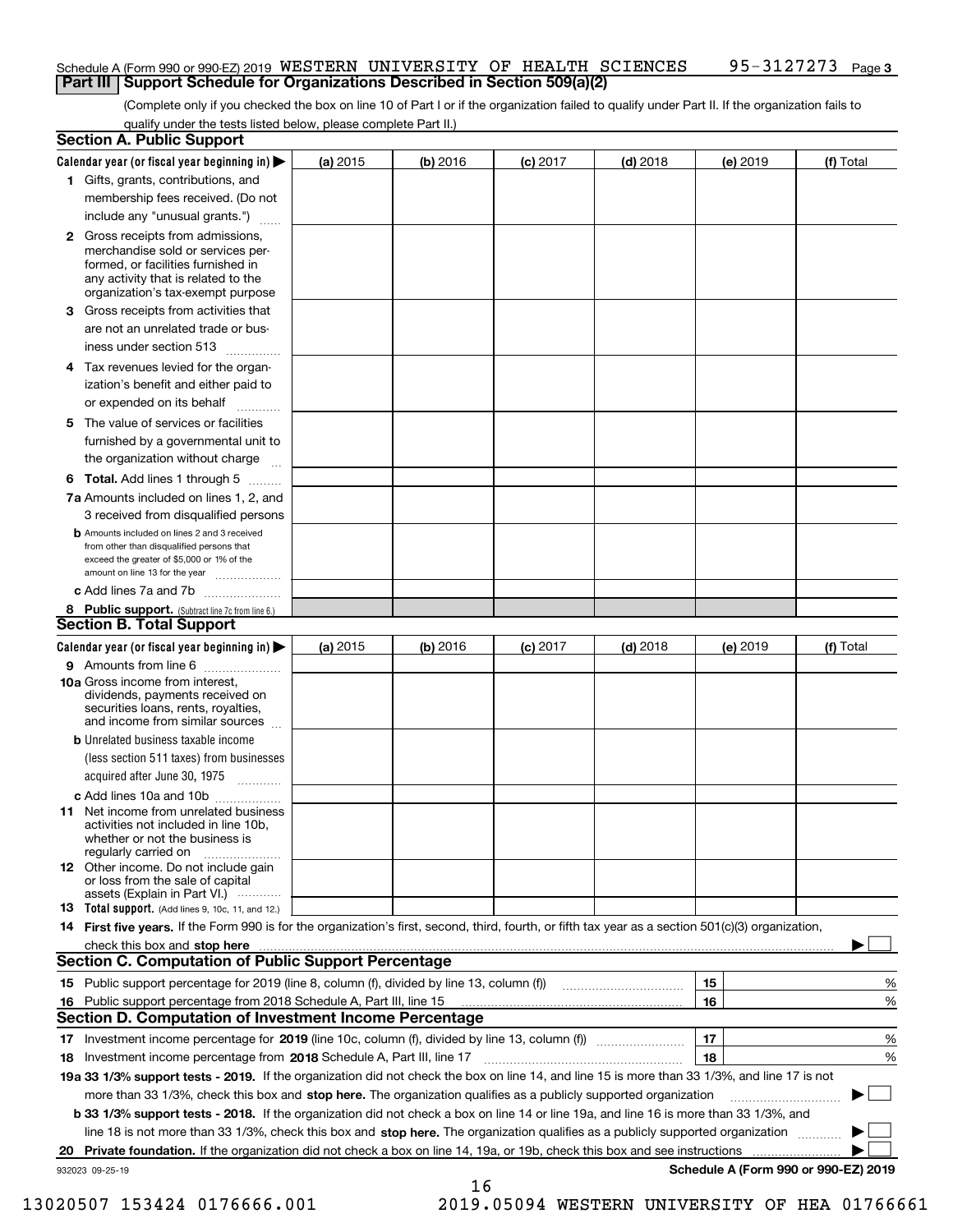Schedule A (Form 990 or 990-EZ) 2019 WESTERN UNIVERSITY OF HEALTH SCIENCES 95-3127273 Page 3

## Part III Support Schedule for Organizations Described in Section 509(a)(2)

(Complete only if you checked the box on line 10 of Part I or if the organization failed to qualify under Part II. If the organization fails to qualify under the tests listed below, please complete Part II.)

### Section A. Public Support

| Calendar year (or fiscal year beginning in) ▶ | (a) 2015 | (b) 2016 | (c) 2017 | (d) 2018 | (e) 2019 | (f) Total |
|---|---|---|---|---|---|---|
| **1** Gifts, grants, contributions, and membership fees received. (Do not include any "unusual grants.") | | | | | | |
| **2** Gross receipts from admissions, merchandise sold or services performed, or facilities furnished in any activity that is related to the organization's tax-exempt purpose | | | | | | |
| **3** Gross receipts from activities that are not an unrelated trade or business under section 513 | | | | | | |
| **4** Tax revenues levied for the organization's benefit and either paid to or expended on its behalf | | | | | | |
| **5** The value of services or facilities furnished by a governmental unit to the organization without charge | | | | | | |
| **6 Total.** Add lines 1 through 5 | | | | | | |
| **7a** Amounts included on lines 1, 2, and 3 received from disqualified persons | | | | | | |
| **b** Amounts included on lines 2 and 3 received from other than disqualified persons that exceed the greater of $5,000 or 1% of the amount on line 13 for the year | | | | | | |
| **c** Add lines 7a and 7b | | | | | | |
| **8 Public support.** (Subtract line 7c from line 6.) | | | | | | |

### Section B. Total Support

| Calendar year (or fiscal year beginning in) ▶ | (a) 2015 | (b) 2016 | (c) 2017 | (d) 2018 | (e) 2019 | (f) Total |
|---|---|---|---|---|---|---|
| **9** Amounts from line 6 | | | | | | |
| **10a** Gross income from interest, dividends, payments received on securities loans, rents, royalties, and income from similar sources | | | | | | |
| **b** Unrelated business taxable income (less section 511 taxes) from businesses acquired after June 30, 1975 | | | | | | |
| **c** Add lines 10a and 10b | | | | | | |
| **11** Net income from unrelated business activities not included in line 10b, whether or not the business is regularly carried on | | | | | | |
| **12** Other income. Do not include gain or loss from the sale of capital assets (Explain in Part VI.) | | | | | | |
| **13 Total support.** (Add lines 9, 10c, 11, and 12.) | | | | | | |

**14 First five years.** If the Form 990 is for the organization's first, second, third, fourth, or fifth tax year as a section 501(c)(3) organization, check this box and **stop here** ▶ ☐

### Section C. Computation of Public Support Percentage

| | | | |
|---|---|---|---|
| **15** Public support percentage for 2019 (line 8, column (f), divided by line 13, column (f)) | 15 | | % |
| **16** Public support percentage from 2018 Schedule A, Part III, line 15 | 16 | | % |

### Section D. Computation of Investment Income Percentage

| | | | |
|---|---|---|---|
| **17** Investment income percentage for **2019** (line 10c, column (f), divided by line 13, column (f)) | 17 | | % |
| **18** Investment income percentage from **2018** Schedule A, Part III, line 17 | 18 | | % |

**19a 33 1/3% support tests - 2019.** If the organization did not check the box on line 14, and line 15 is more than 33 1/3%, and line 17 is not more than 33 1/3%, check this box and **stop here.** The organization qualifies as a publicly supported organization ▶ ☐

**b 33 1/3% support tests - 2018.** If the organization did not check a box on line 14 or line 19a, and line 16 is more than 33 1/3%, and line 18 is not more than 33 1/3%, check this box and **stop here.** The organization qualifies as a publicly supported organization ▶ ☐

**20 Private foundation.** If the organization did not check a box on line 14, 19a, or 19b, check this box and see instructions ▶ ☐

932023 09-25-19 **Schedule A (Form 990 or 990-EZ) 2019**

13020507 153424 0176666.001 2019.05094 WESTERN UNIVERSITY OF HEA 01766661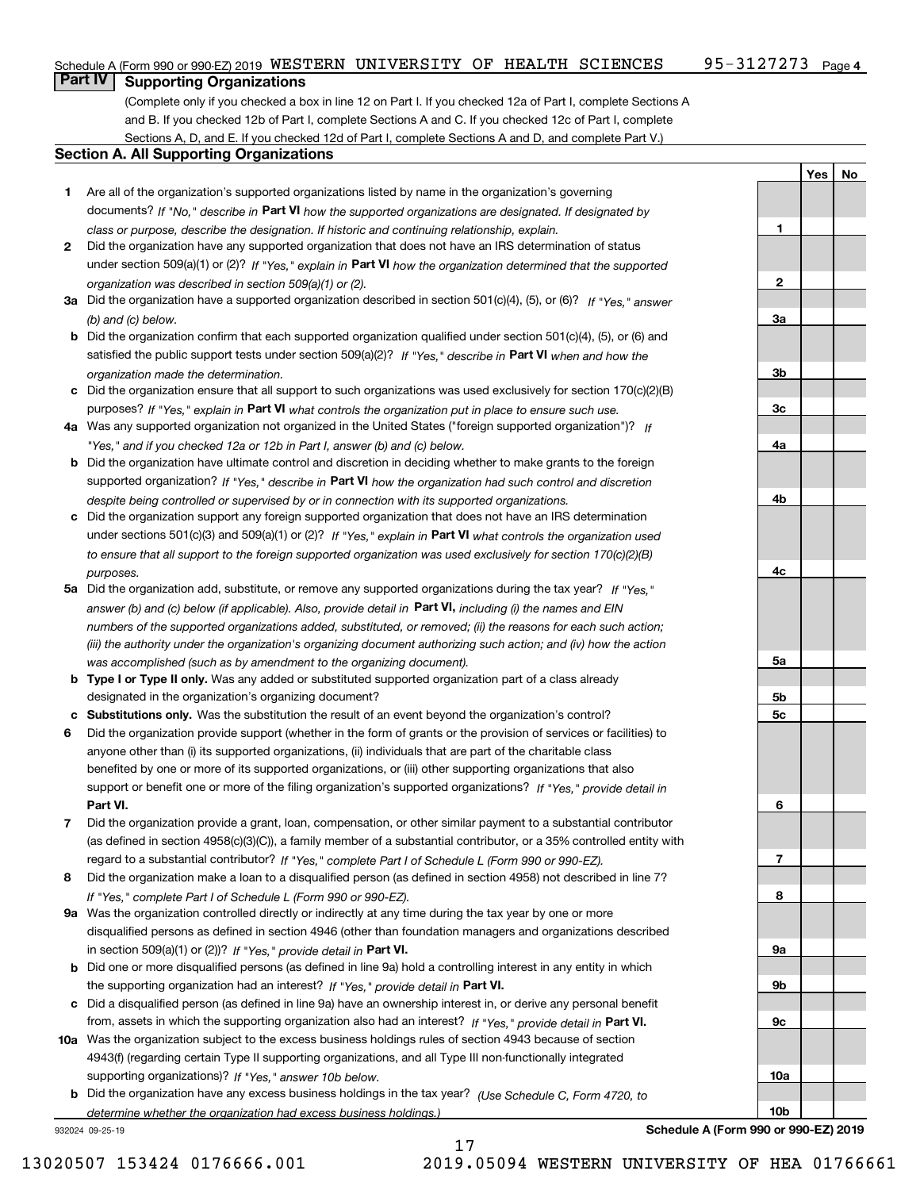## Part IV Supporting Organizations

(Complete only if you checked a box in line 12 on Part I. If you checked 12a of Part I, complete Sections A and B. If you checked 12b of Part I, complete Sections A and C. If you checked 12c of Part I, complete Sections A, D, and E. If you checked 12d of Part I, complete Sections A and D, and complete Part V.)

### Section A. All Supporting Organizations

| | | Line | Yes | No |
|---|---|---|---|---|
| **1** | Are all of the organization's supported organizations listed by name in the organization's governing documents? *If "No," describe in* **Part VI** *how the supported organizations are designated. If designated by class or purpose, describe the designation. If historic and continuing relationship, explain.* | **1** | | |
| **2** | Did the organization have any supported organization that does not have an IRS determination of status under section 509(a)(1) or (2)? *If "Yes," explain in* **Part VI** *how the organization determined that the supported organization was described in section 509(a)(1) or (2).* | **2** | | |
| **3a** | Did the organization have a supported organization described in section 501(c)(4), (5), or (6)? *If "Yes," answer (b) and (c) below.* | **3a** | | |
| **b** | Did the organization confirm that each supported organization qualified under section 501(c)(4), (5), or (6) and satisfied the public support tests under section 509(a)(2)? *If "Yes," describe in* **Part VI** *when and how the organization made the determination.* | **3b** | | |
| **c** | Did the organization ensure that all support to such organizations was used exclusively for section 170(c)(2)(B) purposes? *If "Yes," explain in* **Part VI** *what controls the organization put in place to ensure such use.* | **3c** | | |
| **4a** | Was any supported organization not organized in the United States ("foreign supported organization")? *If "Yes," and if you checked 12a or 12b in Part I, answer (b) and (c) below.* | **4a** | | |
| **b** | Did the organization have ultimate control and discretion in deciding whether to make grants to the foreign supported organization? *If "Yes," describe in* **Part VI** *how the organization had such control and discretion despite being controlled or supervised by or in connection with its supported organizations.* | **4b** | | |
| **c** | Did the organization support any foreign supported organization that does not have an IRS determination under sections 501(c)(3) and 509(a)(1) or (2)? *If "Yes," explain in* **Part VI** *what controls the organization used to ensure that all support to the foreign supported organization was used exclusively for section 170(c)(2)(B) purposes.* | **4c** | | |
| **5a** | Did the organization add, substitute, or remove any supported organizations during the tax year? *If "Yes," answer (b) and (c) below (if applicable). Also, provide detail in* **Part VI,** *including (i) the names and EIN numbers of the supported organizations added, substituted, or removed; (ii) the reasons for each such action; (iii) the authority under the organization's organizing document authorizing such action; and (iv) how the action was accomplished (such as by amendment to the organizing document).* | **5a** | | |
| **b** | **Type I or Type II only.** Was any added or substituted supported organization part of a class already designated in the organization's organizing document? | **5b** | | |
| **c** | **Substitutions only.** Was the substitution the result of an event beyond the organization's control? | **5c** | | |
| **6** | Did the organization provide support (whether in the form of grants or the provision of services or facilities) to anyone other than (i) its supported organizations, (ii) individuals that are part of the charitable class benefited by one or more of its supported organizations, or (iii) other supporting organizations that also support or benefit one or more of the filing organization's supported organizations? *If "Yes," provide detail in* **Part VI.** | **6** | | |
| **7** | Did the organization provide a grant, loan, compensation, or other similar payment to a substantial contributor (as defined in section 4958(c)(3)(C)), a family member of a substantial contributor, or a 35% controlled entity with regard to a substantial contributor? *If "Yes," complete Part I of Schedule L (Form 990 or 990-EZ).* | **7** | | |
| **8** | Did the organization make a loan to a disqualified person (as defined in section 4958) not described in line 7? *If "Yes," complete Part I of Schedule L (Form 990 or 990-EZ).* | **8** | | |
| **9a** | Was the organization controlled directly or indirectly at any time during the tax year by one or more disqualified persons as defined in section 4946 (other than foundation managers and organizations described in section 509(a)(1) or (2))? *If "Yes," provide detail in* **Part VI.** | **9a** | | |
| **b** | Did one or more disqualified persons (as defined in line 9a) hold a controlling interest in any entity in which the supporting organization had an interest? *If "Yes," provide detail in* **Part VI.** | **9b** | | |
| **c** | Did a disqualified person (as defined in line 9a) have an ownership interest in, or derive any personal benefit from, assets in which the supporting organization also had an interest? *If "Yes," provide detail in* **Part VI.** | **9c** | | |
| **10a** | Was the organization subject to the excess business holdings rules of section 4943 because of section 4943(f) (regarding certain Type II supporting organizations, and all Type III non-functionally integrated supporting organizations)? *If "Yes," answer 10b below.* | **10a** | | |
| **b** | Did the organization have any excess business holdings in the tax year? *(Use Schedule C, Form 4720, to determine whether the organization had excess business holdings.)* | **10b** | | |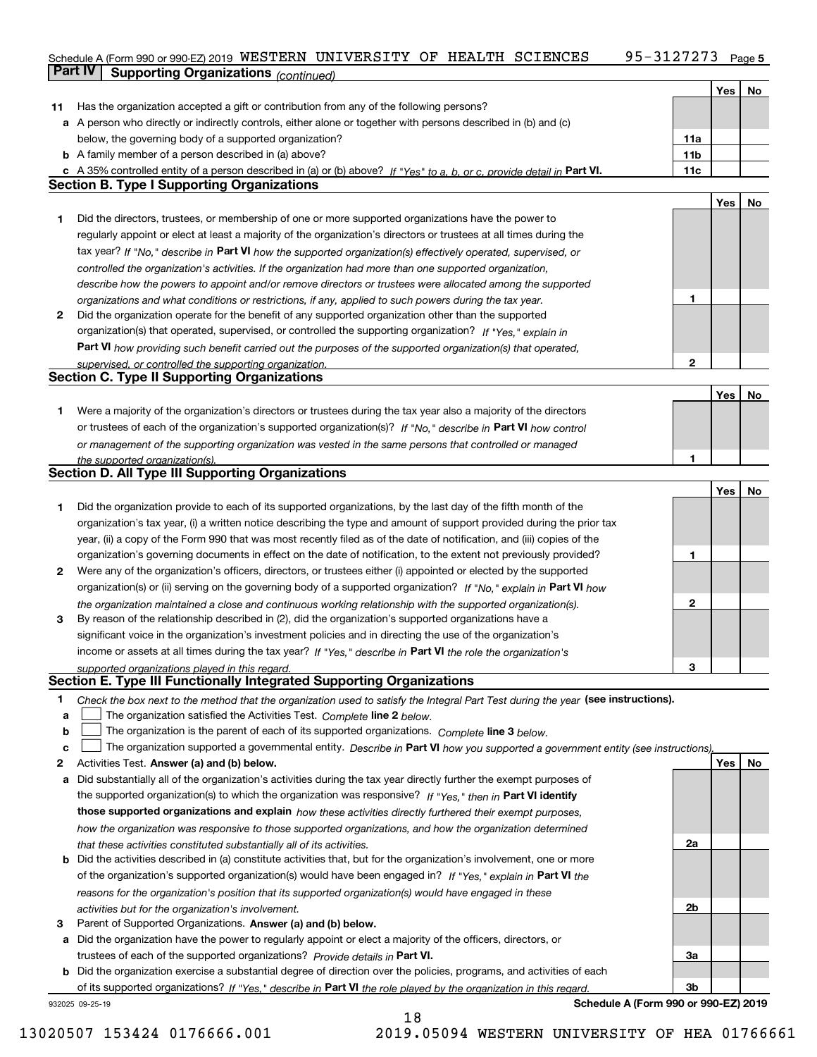Schedule A (Form 990 or 990-EZ) 2019 WESTERN UNIVERSITY OF HEALTH SCIENCES 95-3127273 Page 5

**Part IV | Supporting Organizations** *(continued)*

| | | | Yes | No |
|---|---|---|---|---|
| **11** | Has the organization accepted a gift or contribution from any of the following persons? | | | |
| **a** | A person who directly or indirectly controls, either alone or together with persons described in (b) and (c) below, the governing body of a supported organization? | **11a** | | |
| **b** | A family member of a person described in (a) above? | **11b** | | |
| **c** | A 35% controlled entity of a person described in (a) or (b) above? *If "Yes" to a, b, or c, provide detail in* **Part VI.** | **11c** | | |

## Section B. Type I Supporting Organizations

| | | | Yes | No |
|---|---|---|---|---|
| **1** | Did the directors, trustees, or membership of one or more supported organizations have the power to regularly appoint or elect at least a majority of the organization's directors or trustees at all times during the tax year? *If "No," describe in* **Part VI** *how the supported organization(s) effectively operated, supervised, or controlled the organization's activities. If the organization had more than one supported organization, describe how the powers to appoint and/or remove directors or trustees were allocated among the supported organizations and what conditions or restrictions, if any, applied to such powers during the tax year.* | **1** | | |
| **2** | Did the organization operate for the benefit of any supported organization other than the supported organization(s) that operated, supervised, or controlled the supporting organization? *If "Yes," explain in* **Part VI** *how providing such benefit carried out the purposes of the supported organization(s) that operated, supervised, or controlled the supporting organization.* | **2** | | |

## Section C. Type II Supporting Organizations

| | | | Yes | No |
|---|---|---|---|---|
| **1** | Were a majority of the organization's directors or trustees during the tax year also a majority of the directors or trustees of each of the organization's supported organization(s)? *If "No," describe in* **Part VI** *how control or management of the supporting organization was vested in the same persons that controlled or managed the supported organization(s).* | **1** | | |

## Section D. All Type III Supporting Organizations

| | | | Yes | No |
|---|---|---|---|---|
| **1** | Did the organization provide to each of its supported organizations, by the last day of the fifth month of the organization's tax year, (i) a written notice describing the type and amount of support provided during the prior tax year, (ii) a copy of the Form 990 that was most recently filed as of the date of notification, and (iii) copies of the organization's governing documents in effect on the date of notification, to the extent not previously provided? | **1** | | |
| **2** | Were any of the organization's officers, directors, or trustees either (i) appointed or elected by the supported organization(s) or (ii) serving on the governing body of a supported organization? *If "No," explain in* **Part VI** *how the organization maintained a close and continuous working relationship with the supported organization(s).* | **2** | | |
| **3** | By reason of the relationship described in (2), did the organization's supported organizations have a significant voice in the organization's investment policies and in directing the use of the organization's income or assets at all times during the tax year? *If "Yes," describe in* **Part VI** *the role the organization's supported organizations played in this regard.* | **3** | | |

## Section E. Type III Functionally Integrated Supporting Organizations

**1** *Check the box next to the method that the organization used to satisfy the Integral Part Test during the year* **(see instructions).**

**a** ☐ The organization satisfied the Activities Test. *Complete* **line 2** *below.*

**b** ☐ The organization is the parent of each of its supported organizations. *Complete* **line 3** *below.*

**c** ☐ The organization supported a governmental entity. *Describe in* **Part VI** *how you supported a government entity (see instructions).*

| | | | Yes | No |
|---|---|---|---|---|
| **2** | Activities Test. **Answer (a) and (b) below.** | | | |
| **a** | Did substantially all of the organization's activities during the tax year directly further the exempt purposes of the supported organization(s) to which the organization was responsive? *If "Yes," then in* **Part VI identify those supported organizations and explain** *how these activities directly furthered their exempt purposes, how the organization was responsive to those supported organizations, and how the organization determined that these activities constituted substantially all of its activities.* | **2a** | | |
| **b** | Did the activities described in (a) constitute activities that, but for the organization's involvement, one or more of the organization's supported organization(s) would have been engaged in? *If "Yes," explain in* **Part VI** *the reasons for the organization's position that its supported organization(s) would have engaged in these activities but for the organization's involvement.* | **2b** | | |
| **3** | Parent of Supported Organizations. **Answer (a) and (b) below.** | | | |
| **a** | Did the organization have the power to regularly appoint or elect a majority of the officers, directors, or trustees of each of the supported organizations? *Provide details in* **Part VI.** | **3a** | | |
| **b** | Did the organization exercise a substantial degree of direction over the policies, programs, and activities of each of its supported organizations? *If "Yes," describe in* **Part VI** *the role played by the organization in this regard.* | **3b** | | |

932025 09-25-19 **Schedule A (Form 990 or 990-EZ) 2019**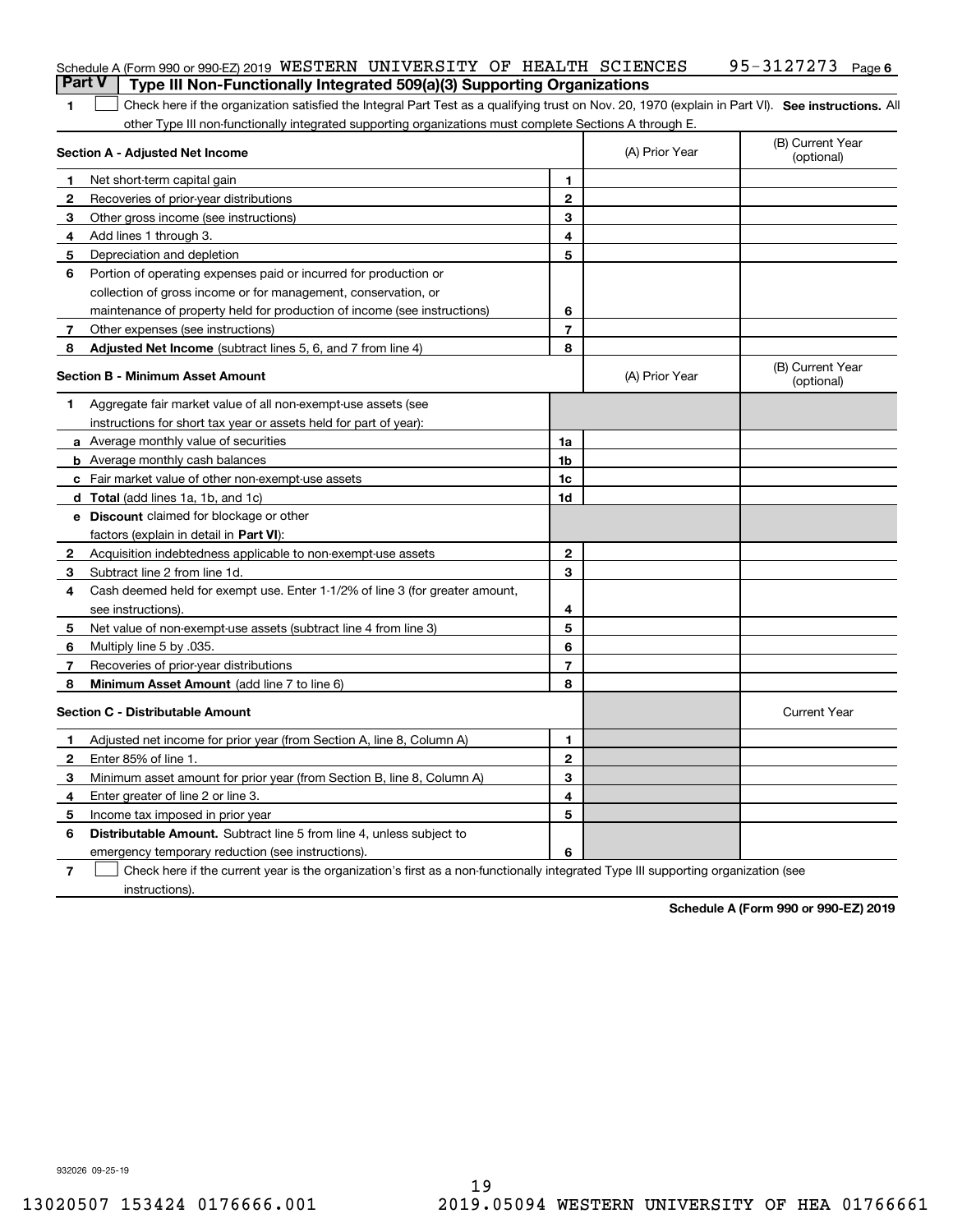Schedule A (Form 990 or 990-EZ) 2019 WESTERN UNIVERSITY OF HEALTH SCIENCES 95-3127273 Page 6

## Part V Type III Non-Functionally Integrated 509(a)(3) Supporting Organizations

**1** ☐ Check here if the organization satisfied the Integral Part Test as a qualifying trust on Nov. 20, 1970 (explain in Part VI). **See instructions.** All other Type III non-functionally integrated supporting organizations must complete Sections A through E.

| Section A - Adjusted Net Income | | (A) Prior Year | (B) Current Year (optional) |
|---|---|---|---|
| **1** Net short-term capital gain | 1 | | |
| **2** Recoveries of prior-year distributions | 2 | | |
| **3** Other gross income (see instructions) | 3 | | |
| **4** Add lines 1 through 3. | 4 | | |
| **5** Depreciation and depletion | 5 | | |
| **6** Portion of operating expenses paid or incurred for production or collection of gross income or for management, conservation, or maintenance of property held for production of income (see instructions) | 6 | | |
| **7** Other expenses (see instructions) | 7 | | |
| **8** **Adjusted Net Income** (subtract lines 5, 6, and 7 from line 4) | 8 | | |

| Section B - Minimum Asset Amount | | (A) Prior Year | (B) Current Year (optional) |
|---|---|---|---|
| **1** Aggregate fair market value of all non-exempt-use assets (see instructions for short tax year or assets held for part of year): | | | |
| **a** Average monthly value of securities | 1a | | |
| **b** Average monthly cash balances | 1b | | |
| **c** Fair market value of other non-exempt-use assets | 1c | | |
| **d** **Total** (add lines 1a, 1b, and 1c) | 1d | | |
| **e** **Discount** claimed for blockage or other factors (explain in detail in **Part VI**): | | | |
| **2** Acquisition indebtedness applicable to non-exempt-use assets | 2 | | |
| **3** Subtract line 2 from line 1d. | 3 | | |
| **4** Cash deemed held for exempt use. Enter 1-1/2% of line 3 (for greater amount, see instructions). | 4 | | |
| **5** Net value of non-exempt-use assets (subtract line 4 from line 3) | 5 | | |
| **6** Multiply line 5 by .035. | 6 | | |
| **7** Recoveries of prior-year distributions | 7 | | |
| **8** **Minimum Asset Amount** (add line 7 to line 6) | 8 | | |

| Section C - Distributable Amount | | | Current Year |
|---|---|---|---|
| **1** Adjusted net income for prior year (from Section A, line 8, Column A) | 1 | | |
| **2** Enter 85% of line 1. | 2 | | |
| **3** Minimum asset amount for prior year (from Section B, line 8, Column A) | 3 | | |
| **4** Enter greater of line 2 or line 3. | 4 | | |
| **5** Income tax imposed in prior year | 5 | | |
| **6** **Distributable Amount.** Subtract line 5 from line 4, unless subject to emergency temporary reduction (see instructions). | 6 | | |

**7** ☐ Check here if the current year is the organization's first as a non-functionally integrated Type III supporting organization (see instructions).

**Schedule A (Form 990 or 990-EZ) 2019**

932026 09-25-19

13020507 153424 0176666.001 2019.05094 WESTERN UNIVERSITY OF HEA 01766661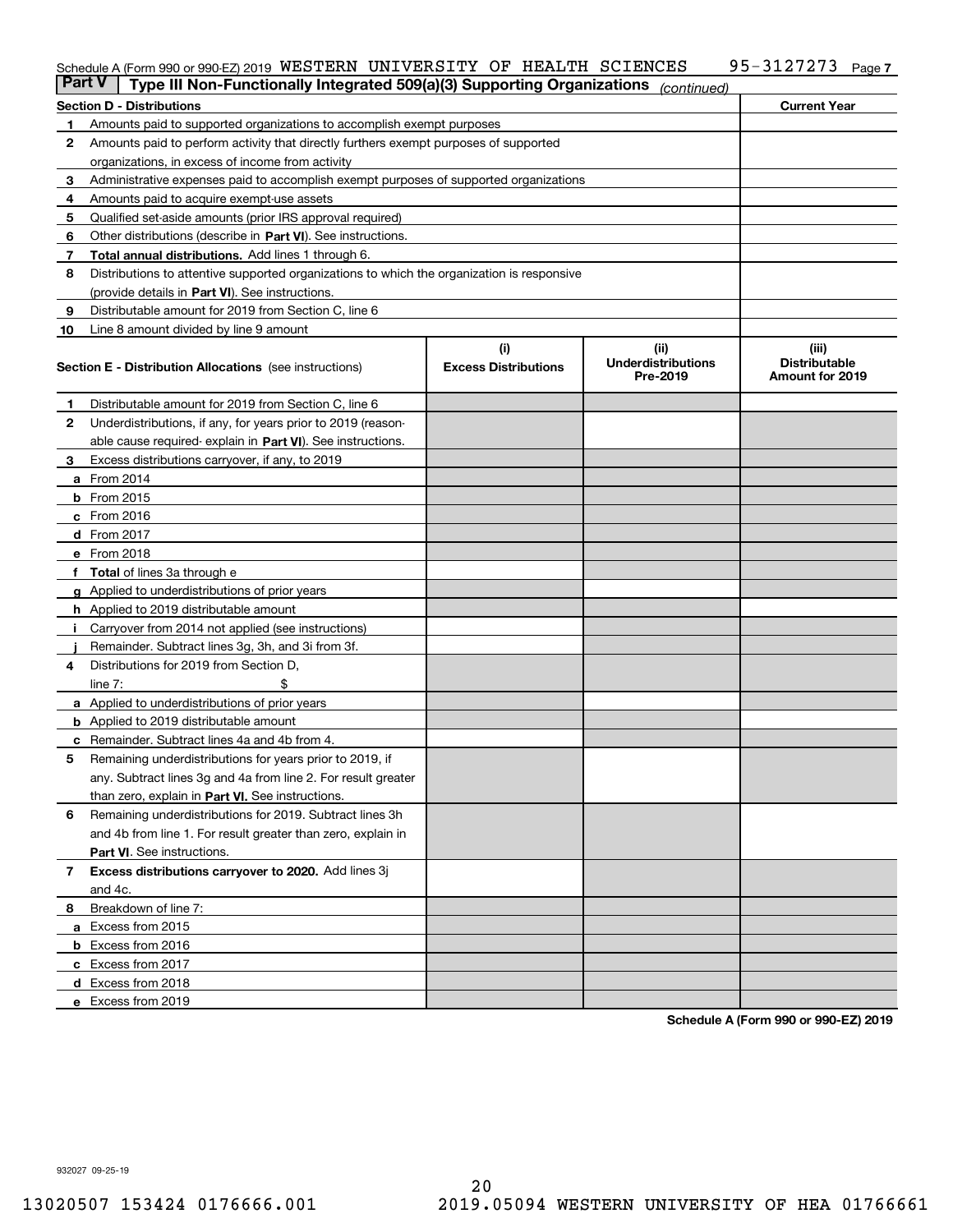Schedule A (Form 990 or 990-EZ) 2019 WESTERN UNIVERSITY OF HEALTH SCIENCES 95-3127273 Page 7

**Part V** **Type III Non-Functionally Integrated 509(a)(3) Supporting Organizations** *(continued)*

| **Section D - Distributions** | | **Current Year** |
|---|---|---|
| 1 | Amounts paid to supported organizations to accomplish exempt purposes | |
| 2 | Amounts paid to perform activity that directly furthers exempt purposes of supported organizations, in excess of income from activity | |
| 3 | Administrative expenses paid to accomplish exempt purposes of supported organizations | |
| 4 | Amounts paid to acquire exempt-use assets | |
| 5 | Qualified set-aside amounts (prior IRS approval required) | |
| 6 | Other distributions (describe in **Part VI**). See instructions. | |
| 7 | **Total annual distributions.** Add lines 1 through 6. | |
| 8 | Distributions to attentive supported organizations to which the organization is responsive (provide details in **Part VI**). See instructions. | |
| 9 | Distributable amount for 2019 from Section C, line 6 | |
| 10 | Line 8 amount divided by line 9 amount | |

| | **Section E - Distribution Allocations** (see instructions) | **(i)** **Excess Distributions** | **(ii)** **Underdistributions Pre-2019** | **(iii)** **Distributable Amount for 2019** |
|---|---|---|---|---|
| 1 | Distributable amount for 2019 from Section C, line 6 | | | |
| 2 | Underdistributions, if any, for years prior to 2019 (reasonable cause required- explain in **Part VI**). See instructions. | | | |
| 3 | Excess distributions carryover, if any, to 2019 | | | |
| a | From 2014 | | | |
| b | From 2015 | | | |
| c | From 2016 | | | |
| d | From 2017 | | | |
| e | From 2018 | | | |
| f | **Total** of lines 3a through e | | | |
| g | Applied to underdistributions of prior years | | | |
| h | Applied to 2019 distributable amount | | | |
| i | Carryover from 2014 not applied (see instructions) | | | |
| j | Remainder. Subtract lines 3g, 3h, and 3i from 3f. | | | |
| 4 | Distributions for 2019 from Section D, line 7: $ | | | |
| a | Applied to underdistributions of prior years | | | |
| b | Applied to 2019 distributable amount | | | |
| c | Remainder. Subtract lines 4a and 4b from 4. | | | |
| 5 | Remaining underdistributions for years prior to 2019, if any. Subtract lines 3g and 4a from line 2. For result greater than zero, explain in **Part VI.** See instructions. | | | |
| 6 | Remaining underdistributions for 2019. Subtract lines 3h and 4b from line 1. For result greater than zero, explain in **Part VI**. See instructions. | | | |
| 7 | **Excess distributions carryover to 2020.** Add lines 3j and 4c. | | | |
| 8 | Breakdown of line 7: | | | |
| a | Excess from 2015 | | | |
| b | Excess from 2016 | | | |
| c | Excess from 2017 | | | |
| d | Excess from 2018 | | | |
| e | Excess from 2019 | | | |

**Schedule A (Form 990 or 990-EZ) 2019**

932027 09-25-19

13020507 153424 0176666.001 2019.05094 WESTERN UNIVERSITY OF HEA 01766661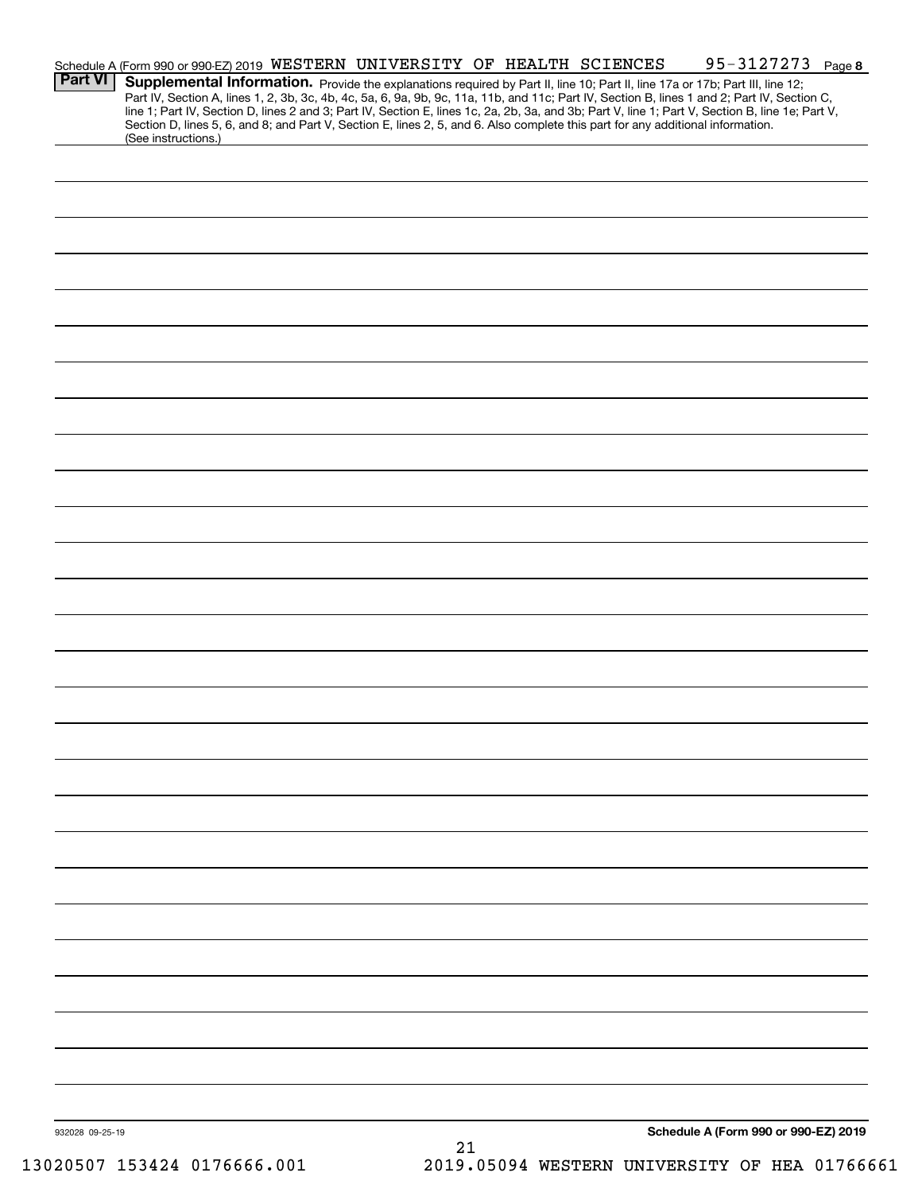Schedule A (Form 990 or 990-EZ) 2019 WESTERN UNIVERSITY OF HEALTH SCIENCES 95-3127273 Page 8

**Part VI** **Supplemental Information.** Provide the explanations required by Part II, line 10; Part II, line 17a or 17b; Part III, line 12; Part IV, Section A, lines 1, 2, 3b, 3c, 4b, 4c, 5a, 6, 9a, 9b, 9c, 11a, 11b, and 11c; Part IV, Section B, lines 1 and 2; Part IV, Section C, line 1; Part IV, Section D, lines 2 and 3; Part IV, Section E, lines 1c, 2a, 2b, 3a, and 3b; Part V, line 1; Part V, Section B, line 1e; Part V, Section D, lines 5, 6, and 8; and Part V, Section E, lines 2, 5, and 6. Also complete this part for any additional information. (See instructions.)

932028 09-25-19

**Schedule A (Form 990 or 990-EZ) 2019**

13020507 153424 0176666.001 2019.05094 WESTERN UNIVERSITY OF HEA 01766661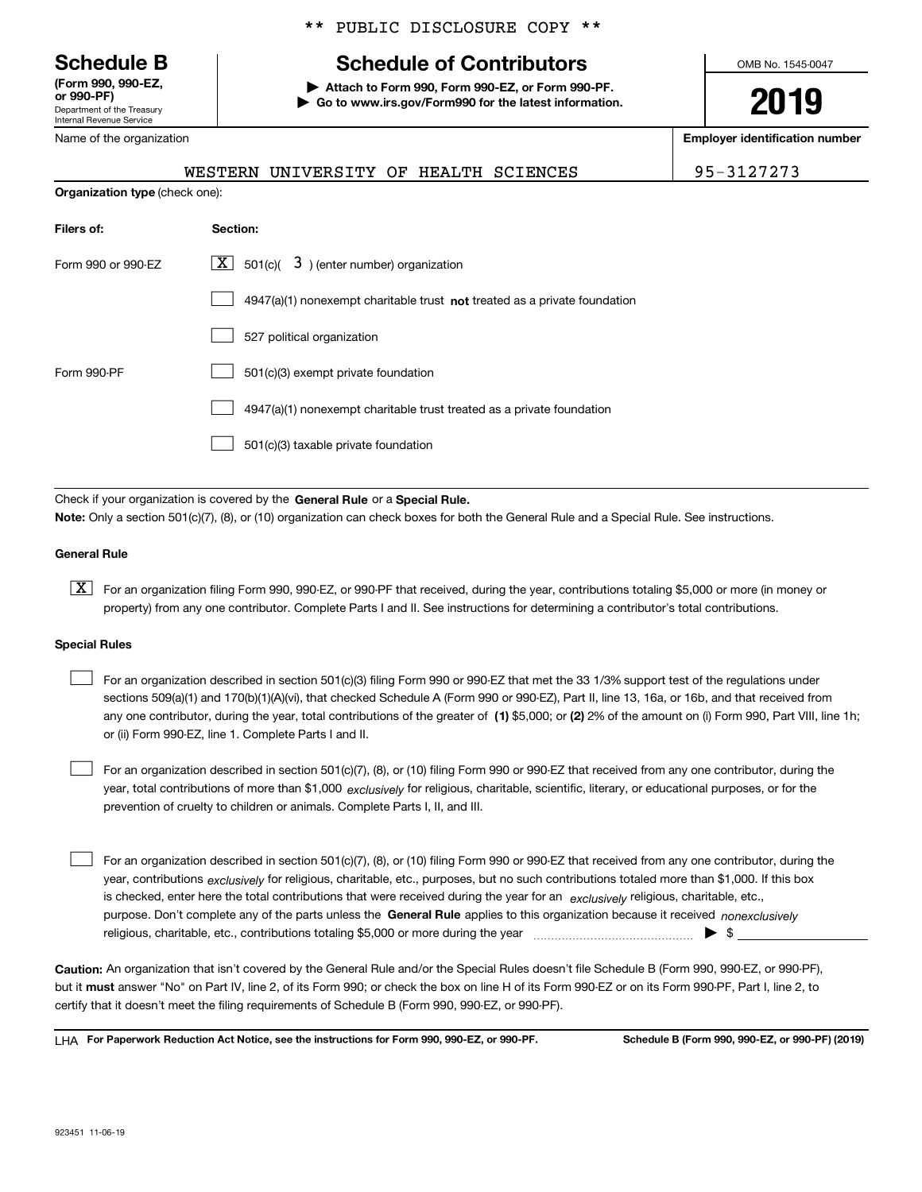** PUBLIC DISCLOSURE COPY **

# Schedule B

**(Form 990, 990-EZ, or 990-PF)**
Department of the Treasury
Internal Revenue Service

## Schedule of Contributors

▶ **Attach to Form 990, Form 990-EZ, or Form 990-PF.**
▶ **Go to www.irs.gov/Form990 for the latest information.**

OMB No. 1545-0047

**2019**

Name of the organization: WESTERN UNIVERSITY OF HEALTH SCIENCES

**Employer identification number:** 95-3127273

**Organization type** (check one):

| **Filers of:** | **Section:** |
|---|---|
| Form 990 or 990-EZ | [X] 501(c)( 3 ) (enter number) organization |
| | [ ] 4947(a)(1) nonexempt charitable trust **not** treated as a private foundation |
| | [ ] 527 political organization |
| Form 990-PF | [ ] 501(c)(3) exempt private foundation |
| | [ ] 4947(a)(1) nonexempt charitable trust treated as a private foundation |
| | [ ] 501(c)(3) taxable private foundation |

Check if your organization is covered by the **General Rule** or a **Special Rule.**

**Note:** Only a section 501(c)(7), (8), or (10) organization can check boxes for both the General Rule and a Special Rule. See instructions.

**General Rule**

[X] For an organization filing Form 990, 990-EZ, or 990-PF that received, during the year, contributions totaling $5,000 or more (in money or property) from any one contributor. Complete Parts I and II. See instructions for determining a contributor's total contributions.

**Special Rules**

[ ] For an organization described in section 501(c)(3) filing Form 990 or 990-EZ that met the 33 1/3% support test of the regulations under sections 509(a)(1) and 170(b)(1)(A)(vi), that checked Schedule A (Form 990 or 990-EZ), Part II, line 13, 16a, or 16b, and that received from any one contributor, during the year, total contributions of the greater of **(1)** $5,000; or **(2)** 2% of the amount on (i) Form 990, Part VIII, line 1h; or (ii) Form 990-EZ, line 1. Complete Parts I and II.

[ ] For an organization described in section 501(c)(7), (8), or (10) filing Form 990 or 990-EZ that received from any one contributor, during the year, total contributions of more than $1,000 *exclusively* for religious, charitable, scientific, literary, or educational purposes, or for the prevention of cruelty to children or animals. Complete Parts I, II, and III.

[ ] For an organization described in section 501(c)(7), (8), or (10) filing Form 990 or 990-EZ that received from any one contributor, during the year, contributions *exclusively* for religious, charitable, etc., purposes, but no such contributions totaled more than $1,000. If this box is checked, enter here the total contributions that were received during the year for an *exclusively* religious, charitable, etc., purpose. Don't complete any of the parts unless the **General Rule** applies to this organization because it received *nonexclusively* religious, charitable, etc., contributions totaling $5,000 or more during the year ▶ $ ____________

**Caution:** An organization that isn't covered by the General Rule and/or the Special Rules doesn't file Schedule B (Form 990, 990-EZ, or 990-PF), but it **must** answer "No" on Part IV, line 2, of its Form 990; or check the box on line H of its Form 990-EZ or on its Form 990-PF, Part I, line 2, to certify that it doesn't meet the filing requirements of Schedule B (Form 990, 990-EZ, or 990-PF).

LHA **For Paperwork Reduction Act Notice, see the instructions for Form 990, 990-EZ, or 990-PF.** **Schedule B (Form 990, 990-EZ, or 990-PF) (2019)**

923451 11-06-19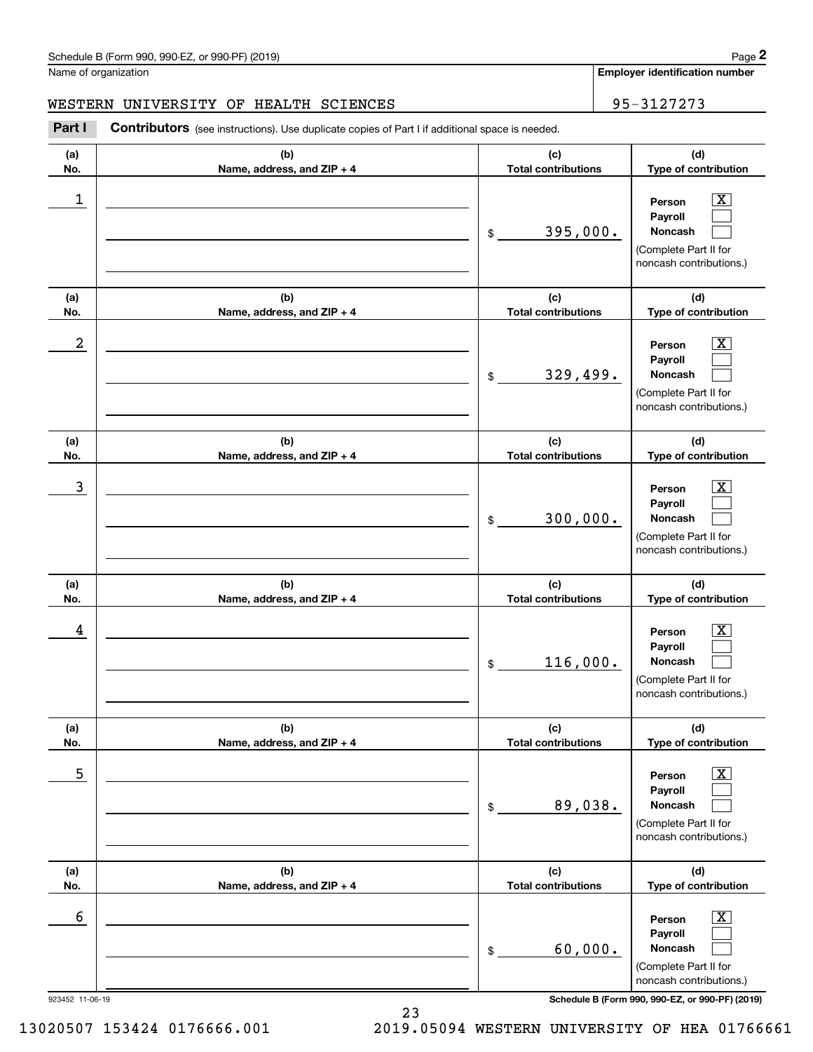Schedule B (Form 990, 990-EZ, or 990-PF) (2019)

Name of organization

WESTERN UNIVERSITY OF HEALTH SCIENCES

**Employer identification number**

95-3127273

**Part I** **Contributors** (see instructions). Use duplicate copies of Part I if additional space is needed.

| (a) No. | (b) Name, address, and ZIP + 4 | (c) Total contributions | (d) Type of contribution |
|---|---|---|---|
| 1 | | $ 395,000. | Person [X] Payroll [ ] Noncash [ ] (Complete Part II for noncash contributions.) |
| 2 | | $ 329,499. | Person [X] Payroll [ ] Noncash [ ] (Complete Part II for noncash contributions.) |
| 3 | | $ 300,000. | Person [X] Payroll [ ] Noncash [ ] (Complete Part II for noncash contributions.) |
| 4 | | $ 116,000. | Person [X] Payroll [ ] Noncash [ ] (Complete Part II for noncash contributions.) |
| 5 | | $ 89,038. | Person [X] Payroll [ ] Noncash [ ] (Complete Part II for noncash contributions.) |
| 6 | | $ 60,000. | Person [X] Payroll [ ] Noncash [ ] (Complete Part II for noncash contributions.) |

923452 11-06-19

**Schedule B (Form 990, 990-EZ, or 990-PF) (2019)**

13020507 153424 0176666.001 2019.05094 WESTERN UNIVERSITY OF HEA 01766661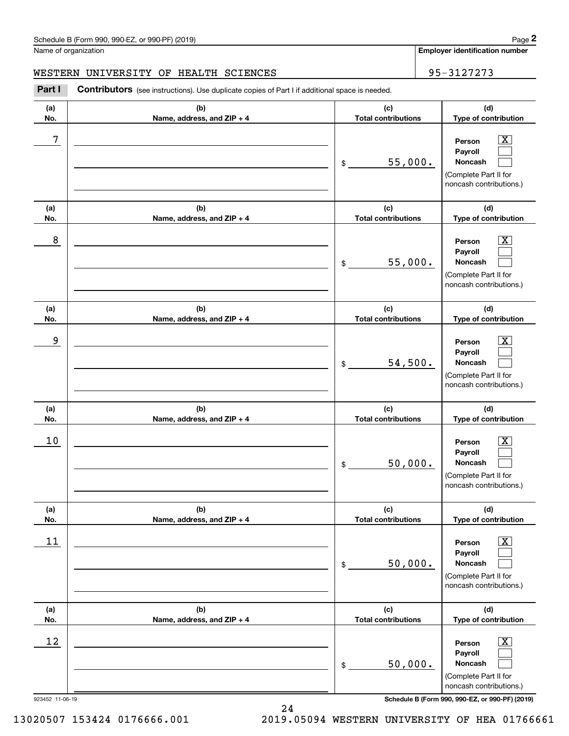Schedule B (Form 990, 990-EZ, or 990-PF) (2019)

Name of organization: WESTERN UNIVERSITY OF HEALTH SCIENCES

Employer identification number: 95-3127273

**Part I** **Contributors** (see instructions). Use duplicate copies of Part I if additional space is needed.

| (a) No. | (b) Name, address, and ZIP + 4 | (c) Total contributions | (d) Type of contribution |
|---|---|---|---|
| 7 | | $ 55,000. | Person [X] Payroll [ ] Noncash [ ] (Complete Part II for noncash contributions.) |
| 8 | | $ 55,000. | Person [X] Payroll [ ] Noncash [ ] (Complete Part II for noncash contributions.) |
| 9 | | $ 54,500. | Person [X] Payroll [ ] Noncash [ ] (Complete Part II for noncash contributions.) |
| 10 | | $ 50,000. | Person [X] Payroll [ ] Noncash [ ] (Complete Part II for noncash contributions.) |
| 11 | | $ 50,000. | Person [X] Payroll [ ] Noncash [ ] (Complete Part II for noncash contributions.) |
| 12 | | $ 50,000. | Person [X] Payroll [ ] Noncash [ ] (Complete Part II for noncash contributions.) |

923452 11-06-19

Schedule B (Form 990, 990-EZ, or 990-PF) (2019)

13020507 153424 0176666.001 2019.05094 WESTERN UNIVERSITY OF HEA 01766661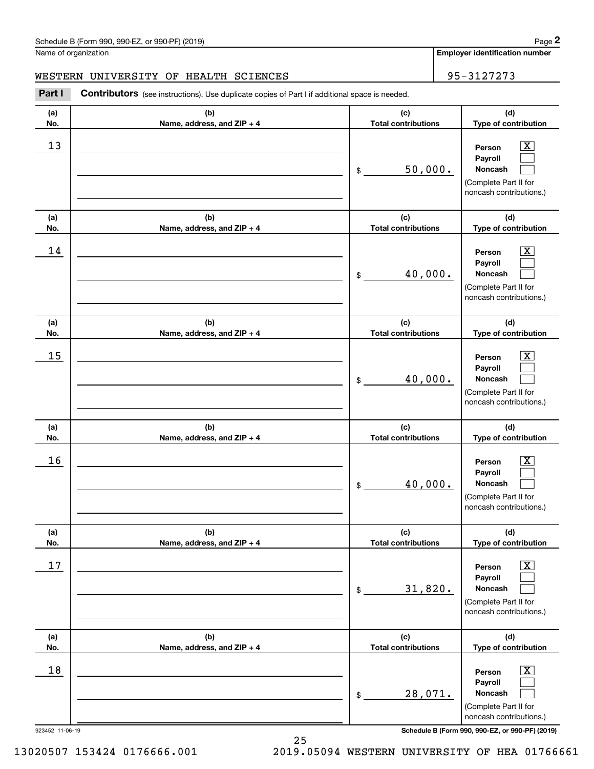Schedule B (Form 990, 990-EZ, or 990-PF) (2019)

Name of organization: WESTERN UNIVERSITY OF HEALTH SCIENCES

Employer identification number: 95-3127273

**Part I** **Contributors** (see instructions). Use duplicate copies of Part I if additional space is needed.

| (a) No. | (b) Name, address, and ZIP + 4 | (c) Total contributions | (d) Type of contribution |
|---|---|---|---|
| 13 | | $ 50,000. | Person [X] Payroll [ ] Noncash [ ] (Complete Part II for noncash contributions.) |
| 14 | | $ 40,000. | Person [X] Payroll [ ] Noncash [ ] (Complete Part II for noncash contributions.) |
| 15 | | $ 40,000. | Person [X] Payroll [ ] Noncash [ ] (Complete Part II for noncash contributions.) |
| 16 | | $ 40,000. | Person [X] Payroll [ ] Noncash [ ] (Complete Part II for noncash contributions.) |
| 17 | | $ 31,820. | Person [X] Payroll [ ] Noncash [ ] (Complete Part II for noncash contributions.) |
| 18 | | $ 28,071. | Person [X] Payroll [ ] Noncash [ ] (Complete Part II for noncash contributions.) |

923452 11-06-19

13020507 153424 0176666.001 2019.05094 WESTERN UNIVERSITY OF HEA 01766661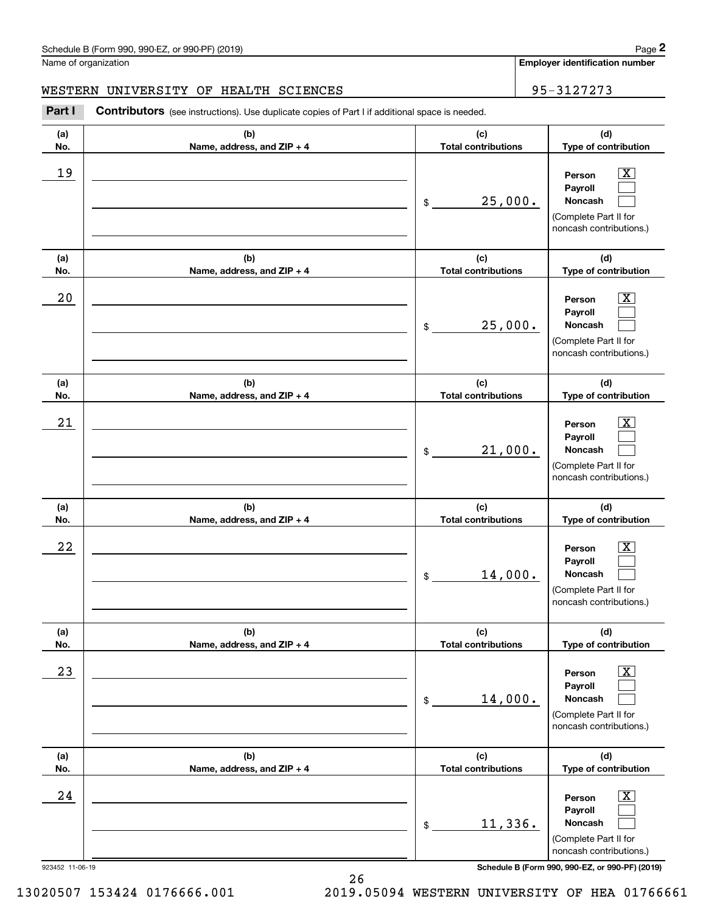Schedule B (Form 990, 990-EZ, or 990-PF) (2019)

Name of organization: WESTERN UNIVERSITY OF HEALTH SCIENCES

Employer identification number: 95-3127273

**Part I** **Contributors** (see instructions). Use duplicate copies of Part I if additional space is needed.

| (a) No. | (b) Name, address, and ZIP + 4 | (c) Total contributions | (d) Type of contribution |
|---|---|---|---|
| 19 | | $ 25,000. | Person [X] Payroll [ ] Noncash [ ] (Complete Part II for noncash contributions.) |
| 20 | | $ 25,000. | Person [X] Payroll [ ] Noncash [ ] (Complete Part II for noncash contributions.) |
| 21 | | $ 21,000. | Person [X] Payroll [ ] Noncash [ ] (Complete Part II for noncash contributions.) |
| 22 | | $ 14,000. | Person [X] Payroll [ ] Noncash [ ] (Complete Part II for noncash contributions.) |
| 23 | | $ 14,000. | Person [X] Payroll [ ] Noncash [ ] (Complete Part II for noncash contributions.) |
| 24 | | $ 11,336. | Person [X] Payroll [ ] Noncash [ ] (Complete Part II for noncash contributions.) |

923452 11-06-19

Schedule B (Form 990, 990-EZ, or 990-PF) (2019)

13020507 153424 0176666.001 2019.05094 WESTERN UNIVERSITY OF HEA 01766661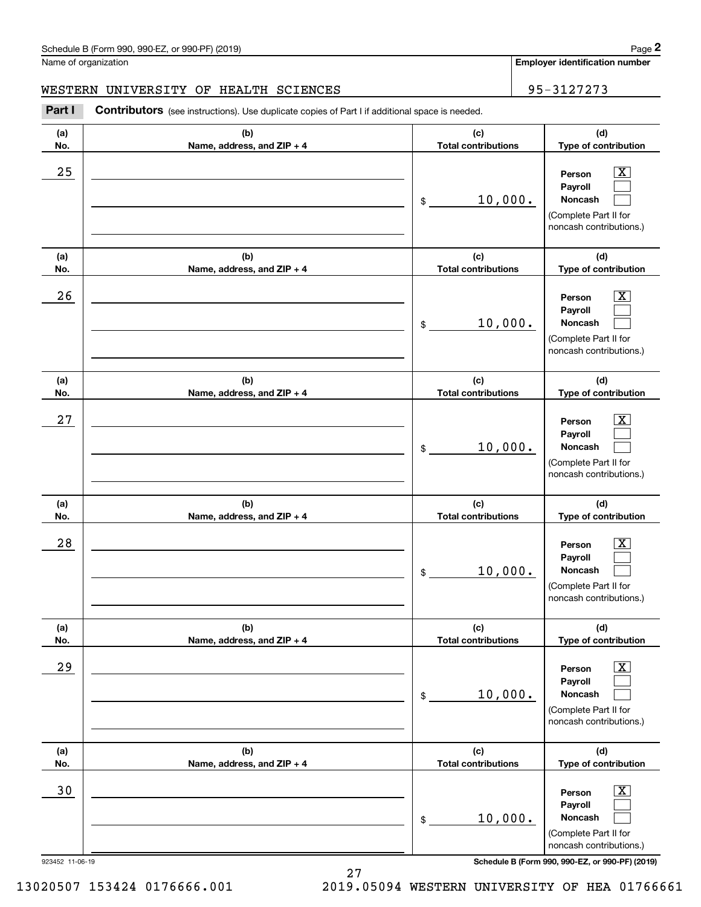Schedule B (Form 990, 990-EZ, or 990-PF) (2019)

Name of organization: WESTERN UNIVERSITY OF HEALTH SCIENCES

Employer identification number: 95-3127273

**Part I** **Contributors** (see instructions). Use duplicate copies of Part I if additional space is needed.

| (a) No. | (b) Name, address, and ZIP + 4 | (c) Total contributions | (d) Type of contribution |
|---|---|---|---|
| 25 | | $ 10,000. | Person [X] Payroll [ ] Noncash [ ] (Complete Part II for noncash contributions.) |
| 26 | | $ 10,000. | Person [X] Payroll [ ] Noncash [ ] (Complete Part II for noncash contributions.) |
| 27 | | $ 10,000. | Person [X] Payroll [ ] Noncash [ ] (Complete Part II for noncash contributions.) |
| 28 | | $ 10,000. | Person [X] Payroll [ ] Noncash [ ] (Complete Part II for noncash contributions.) |
| 29 | | $ 10,000. | Person [X] Payroll [ ] Noncash [ ] (Complete Part II for noncash contributions.) |
| 30 | | $ 10,000. | Person [X] Payroll [ ] Noncash [ ] (Complete Part II for noncash contributions.) |

923452 11-06-19

Schedule B (Form 990, 990-EZ, or 990-PF) (2019)

13020507 153424 0176666.001 2019.05094 WESTERN UNIVERSITY OF HEA 01766661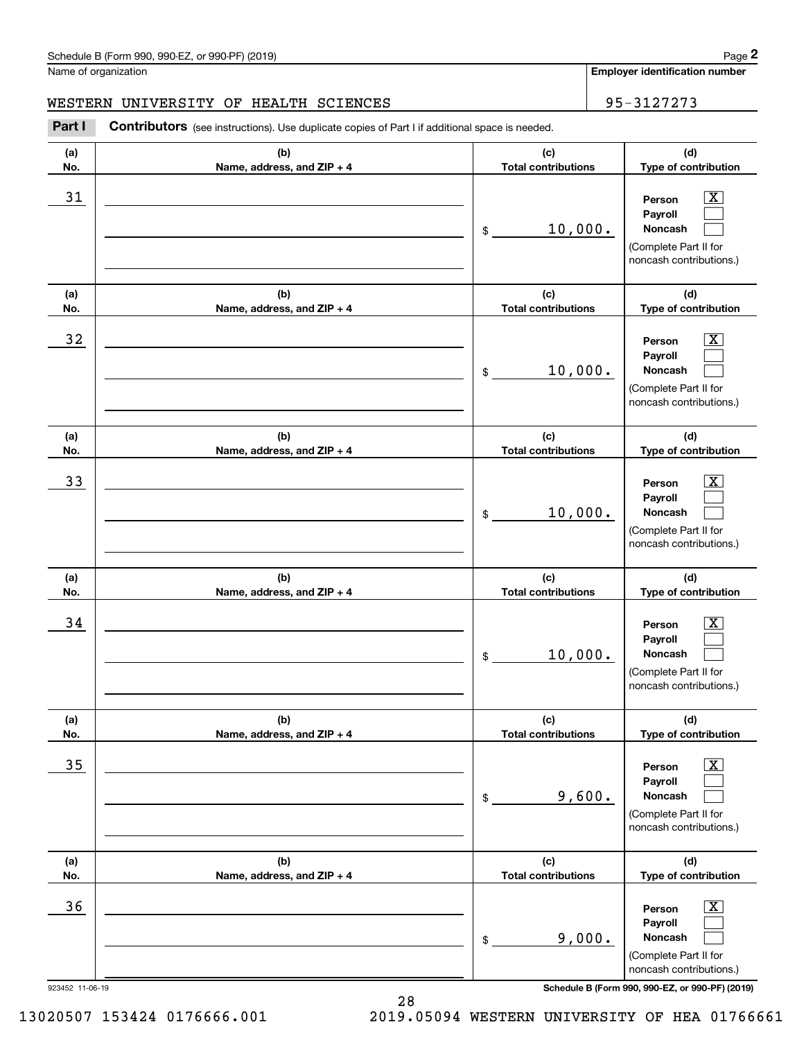Schedule B (Form 990, 990-EZ, or 990-PF) (2019)

Name of organization: WESTERN UNIVERSITY OF HEALTH SCIENCES

Employer identification number: 95-3127273

**Part I** **Contributors** (see instructions). Use duplicate copies of Part I if additional space is needed.

| (a) No. | (b) Name, address, and ZIP + 4 | (c) Total contributions | (d) Type of contribution |
|---|---|---|---|
| 31 | | $ 10,000. | Person [X] Payroll [ ] Noncash [ ] (Complete Part II for noncash contributions.) |
| 32 | | $ 10,000. | Person [X] Payroll [ ] Noncash [ ] (Complete Part II for noncash contributions.) |
| 33 | | $ 10,000. | Person [X] Payroll [ ] Noncash [ ] (Complete Part II for noncash contributions.) |
| 34 | | $ 10,000. | Person [X] Payroll [ ] Noncash [ ] (Complete Part II for noncash contributions.) |
| 35 | | $ 9,600. | Person [X] Payroll [ ] Noncash [ ] (Complete Part II for noncash contributions.) |
| 36 | | $ 9,000. | Person [X] Payroll [ ] Noncash [ ] (Complete Part II for noncash contributions.) |

923452 11-06-19

Schedule B (Form 990, 990-EZ, or 990-PF) (2019)

13020507 153424 0176666.001 2019.05094 WESTERN UNIVERSITY OF HEA 01766661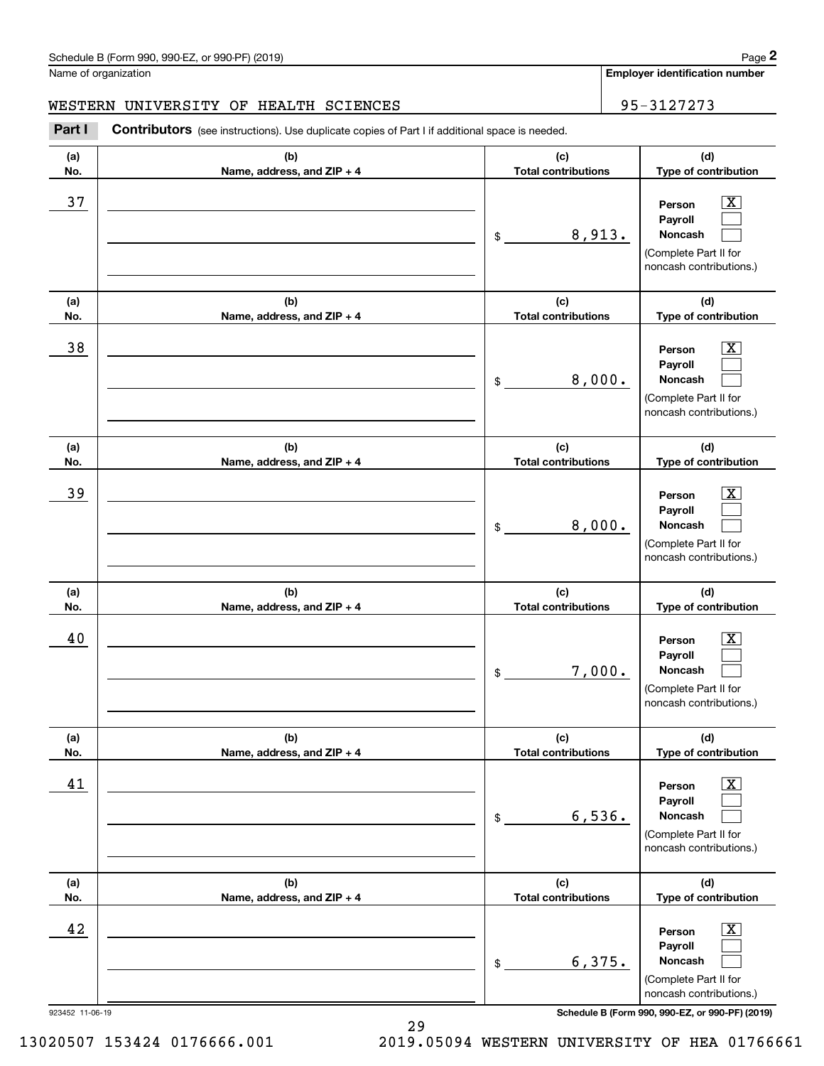Schedule B (Form 990, 990-EZ, or 990-PF) (2019)

Name of organization: WESTERN UNIVERSITY OF HEALTH SCIENCES

Employer identification number: 95-3127273

**Part I** **Contributors** (see instructions). Use duplicate copies of Part I if additional space is needed.

| (a) No. | (b) Name, address, and ZIP + 4 | (c) Total contributions | (d) Type of contribution |
|---|---|---|---|
| 37 | | $ 8,913. | Person [X] Payroll [ ] Noncash [ ] (Complete Part II for noncash contributions.) |
| 38 | | $ 8,000. | Person [X] Payroll [ ] Noncash [ ] (Complete Part II for noncash contributions.) |
| 39 | | $ 8,000. | Person [X] Payroll [ ] Noncash [ ] (Complete Part II for noncash contributions.) |
| 40 | | $ 7,000. | Person [X] Payroll [ ] Noncash [ ] (Complete Part II for noncash contributions.) |
| 41 | | $ 6,536. | Person [X] Payroll [ ] Noncash [ ] (Complete Part II for noncash contributions.) |
| 42 | | $ 6,375. | Person [X] Payroll [ ] Noncash [ ] (Complete Part II for noncash contributions.) |

923452 11-06-19

Schedule B (Form 990, 990-EZ, or 990-PF) (2019)

13020507 153424 0176666.001 2019.05094 WESTERN UNIVERSITY OF HEA 01766661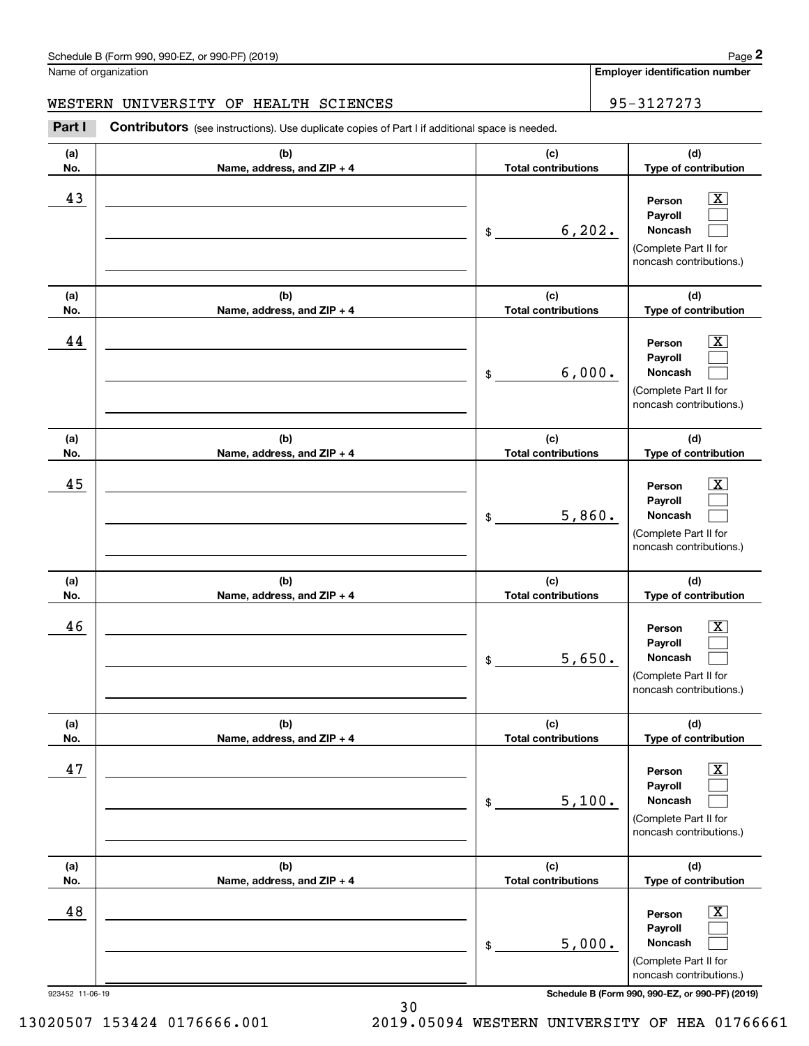Schedule B (Form 990, 990-EZ, or 990-PF) (2019)

Name of organization: WESTERN UNIVERSITY OF HEALTH SCIENCES

**Employer identification number**: 95-3127273

## Part I Contributors (see instructions). Use duplicate copies of Part I if additional space is needed.

| (a) No. | (b) Name, address, and ZIP + 4 | (c) Total contributions | (d) Type of contribution |
|---|---|---|---|
| 43 | | $ 6,202. | Person [X] Payroll [ ] Noncash [ ] (Complete Part II for noncash contributions.) |
| 44 | | $ 6,000. | Person [X] Payroll [ ] Noncash [ ] (Complete Part II for noncash contributions.) |
| 45 | | $ 5,860. | Person [X] Payroll [ ] Noncash [ ] (Complete Part II for noncash contributions.) |
| 46 | | $ 5,650. | Person [X] Payroll [ ] Noncash [ ] (Complete Part II for noncash contributions.) |
| 47 | | $ 5,100. | Person [X] Payroll [ ] Noncash [ ] (Complete Part II for noncash contributions.) |
| 48 | | $ 5,000. | Person [X] Payroll [ ] Noncash [ ] (Complete Part II for noncash contributions.) |

923452 11-06-19

Schedule B (Form 990, 990-EZ, or 990-PF) (2019)

13020507 153424 0176666.001 2019.05094 WESTERN UNIVERSITY OF HEA 01766661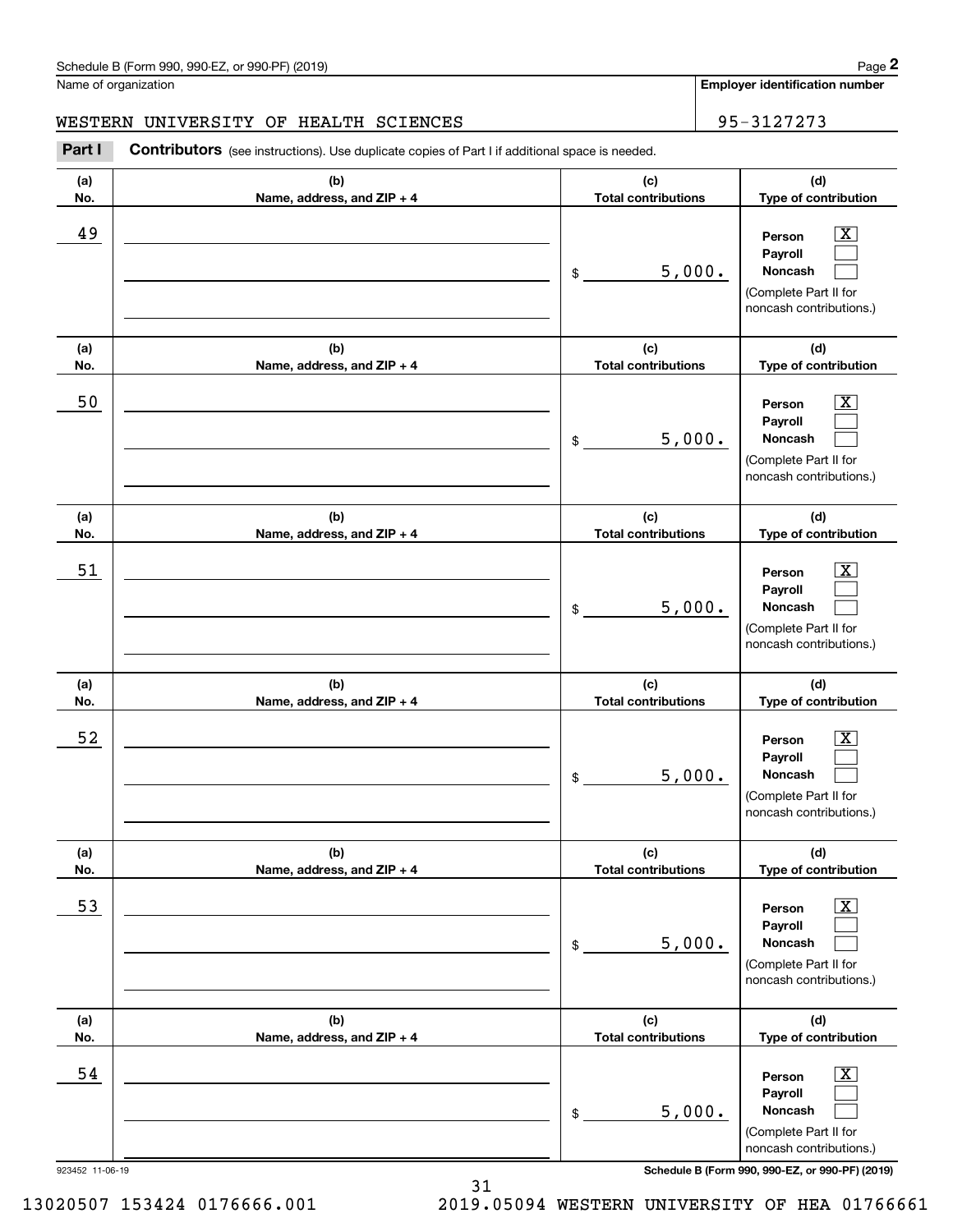Schedule B (Form 990, 990-EZ, or 990-PF) (2019)

Name of organization: WESTERN UNIVERSITY OF HEALTH SCIENCES

Employer identification number: 95-3127273

**Part I** **Contributors** (see instructions). Use duplicate copies of Part I if additional space is needed.

| (a) No. | (b) Name, address, and ZIP + 4 | (c) Total contributions | (d) Type of contribution |
|---|---|---|---|
| 49 | | $ 5,000. | Person [X] Payroll [ ] Noncash [ ] (Complete Part II for noncash contributions.) |
| 50 | | $ 5,000. | Person [X] Payroll [ ] Noncash [ ] (Complete Part II for noncash contributions.) |
| 51 | | $ 5,000. | Person [X] Payroll [ ] Noncash [ ] (Complete Part II for noncash contributions.) |
| 52 | | $ 5,000. | Person [X] Payroll [ ] Noncash [ ] (Complete Part II for noncash contributions.) |
| 53 | | $ 5,000. | Person [X] Payroll [ ] Noncash [ ] (Complete Part II for noncash contributions.) |
| 54 | | $ 5,000. | Person [X] Payroll [ ] Noncash [ ] (Complete Part II for noncash contributions.) |

923452 11-06-19

13020507 153424 0176666.001 2019.05094 WESTERN UNIVERSITY OF HEA 01766661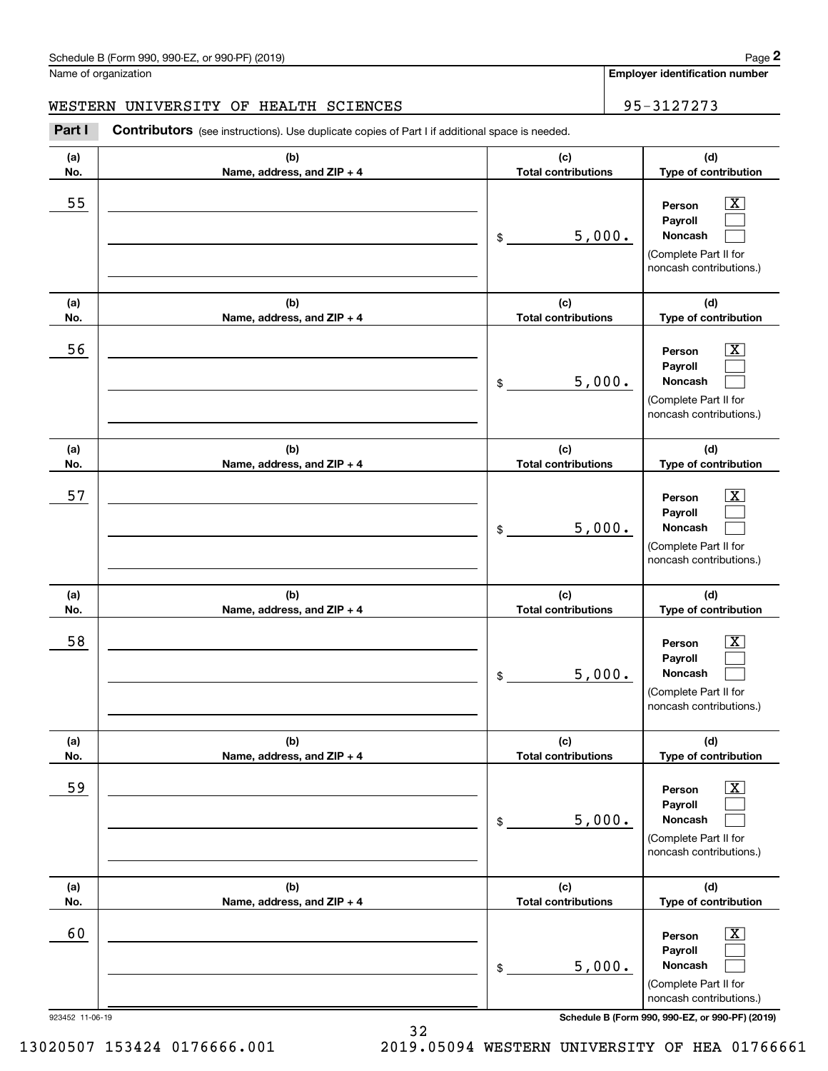Name of organization

**Employer identification number**

WESTERN UNIVERSITY OF HEALTH SCIENCES

95-3127273

**Part I** **Contributors** (see instructions). Use duplicate copies of Part I if additional space is needed.

| (a) No. | (b) Name, address, and ZIP + 4 | (c) Total contributions | (d) Type of contribution |
|---|---|---|---|
| 55 | | $ 5,000. | Person [X] Payroll [ ] Noncash [ ] (Complete Part II for noncash contributions.) |
| 56 | | $ 5,000. | Person [X] Payroll [ ] Noncash [ ] (Complete Part II for noncash contributions.) |
| 57 | | $ 5,000. | Person [X] Payroll [ ] Noncash [ ] (Complete Part II for noncash contributions.) |
| 58 | | $ 5,000. | Person [X] Payroll [ ] Noncash [ ] (Complete Part II for noncash contributions.) |
| 59 | | $ 5,000. | Person [X] Payroll [ ] Noncash [ ] (Complete Part II for noncash contributions.) |
| 60 | | $ 5,000. | Person [X] Payroll [ ] Noncash [ ] (Complete Part II for noncash contributions.) |

923452 11-06-19

13020507 153424 0176666.001 2019.05094 WESTERN UNIVERSITY OF HEA 01766661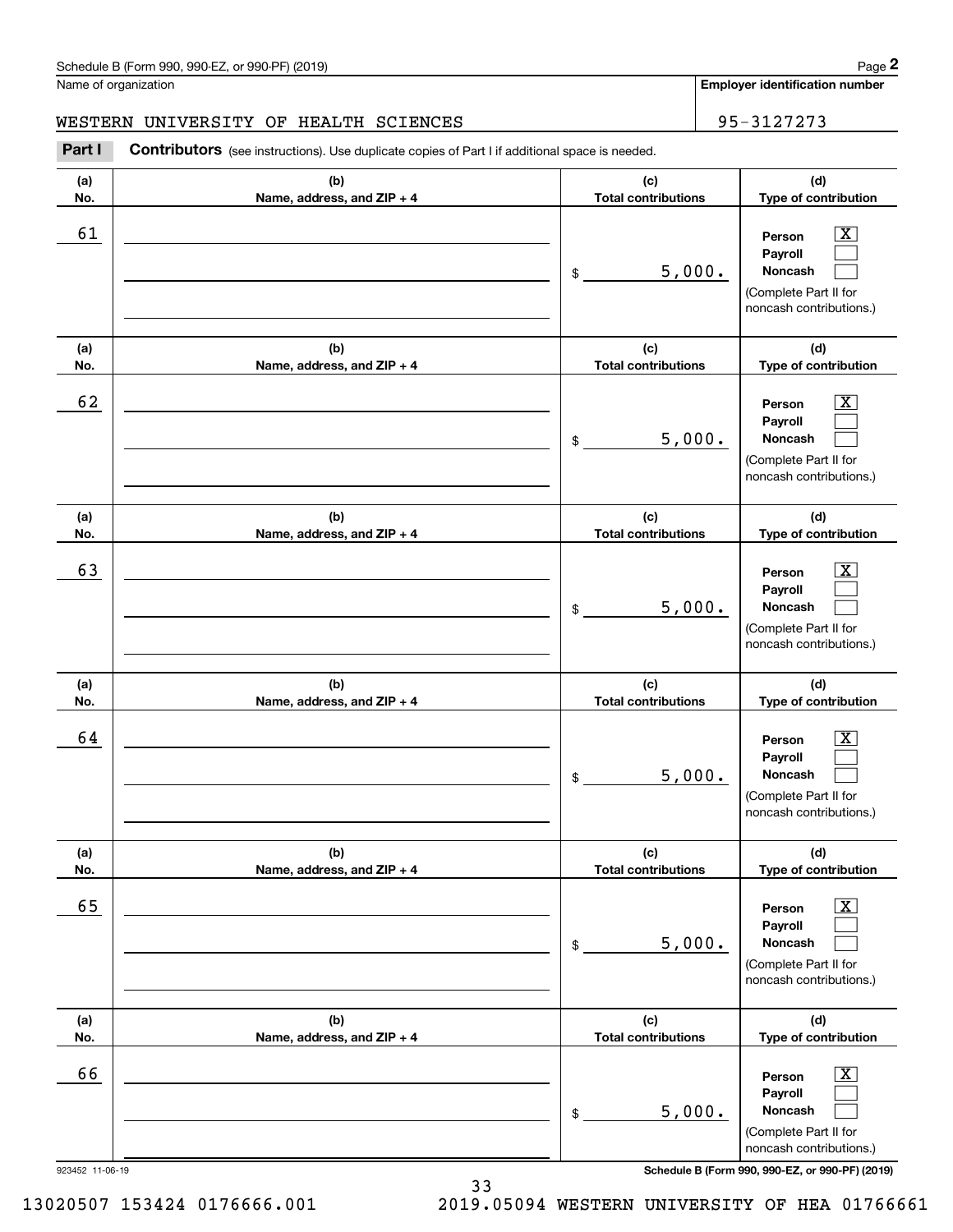Schedule B (Form 990, 990-EZ, or 990-PF) (2019) Page **2**

Name of organization: WESTERN UNIVERSITY OF HEALTH SCIENCES

**Employer identification number**: 95-3127273

**Part I** **Contributors** (see instructions). Use duplicate copies of Part I if additional space is needed.

| (a) No. | (b) Name, address, and ZIP + 4 | (c) Total contributions | (d) Type of contribution |
|---|---|---|---|
| 61 | | $ 5,000. | Person [X] Payroll [ ] Noncash [ ] (Complete Part II for noncash contributions.) |
| 62 | | $ 5,000. | Person [X] Payroll [ ] Noncash [ ] (Complete Part II for noncash contributions.) |
| 63 | | $ 5,000. | Person [X] Payroll [ ] Noncash [ ] (Complete Part II for noncash contributions.) |
| 64 | | $ 5,000. | Person [X] Payroll [ ] Noncash [ ] (Complete Part II for noncash contributions.) |
| 65 | | $ 5,000. | Person [X] Payroll [ ] Noncash [ ] (Complete Part II for noncash contributions.) |
| 66 | | $ 5,000. | Person [X] Payroll [ ] Noncash [ ] (Complete Part II for noncash contributions.) |

923452 11-06-19 **Schedule B (Form 990, 990-EZ, or 990-PF) (2019)**

13020507 153424 0176666.001 2019.05094 WESTERN UNIVERSITY OF HEA 01766661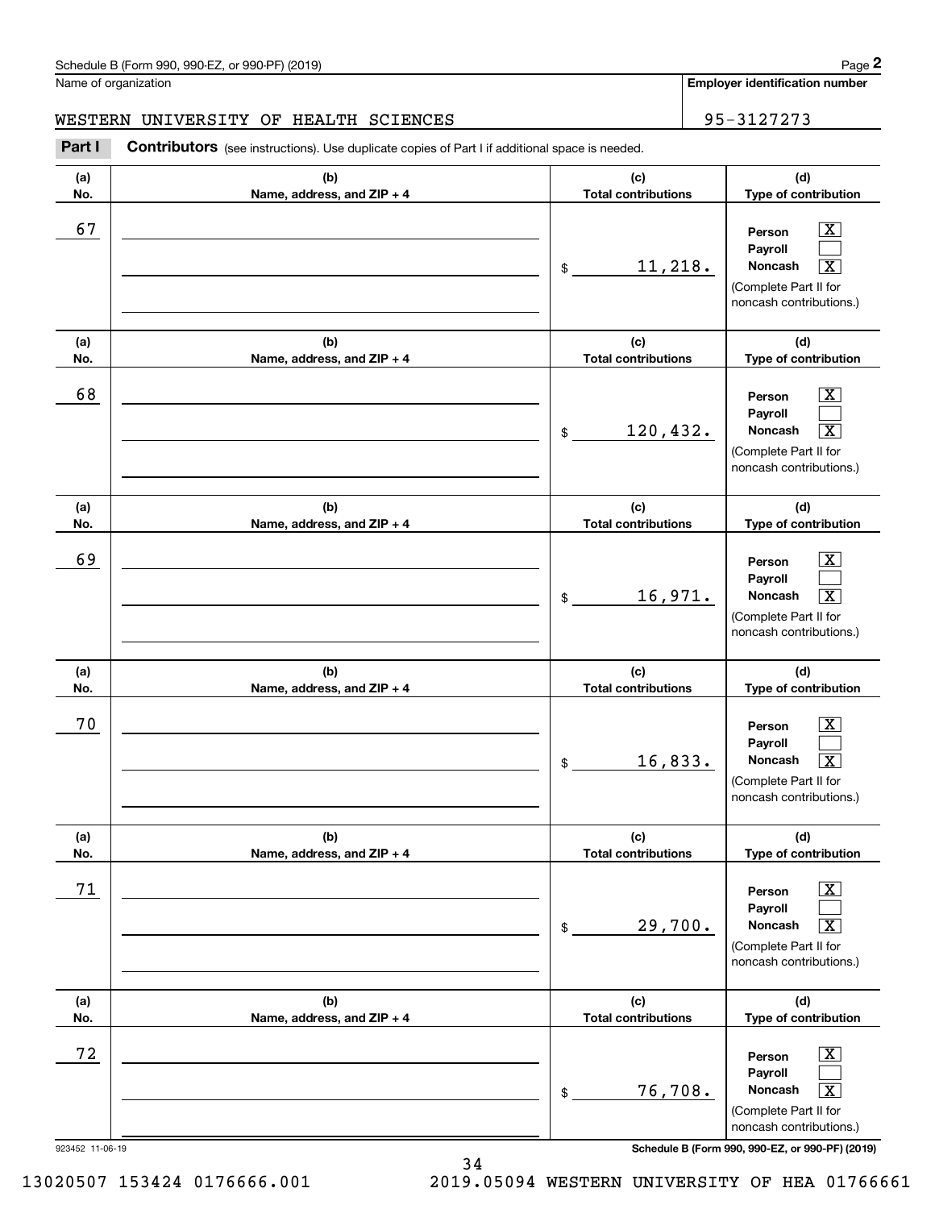Schedule B (Form 990, 990-EZ, or 990-PF) (2019)

Name of organization: WESTERN UNIVERSITY OF HEALTH SCIENCES

Employer identification number: 95-3127273

**Part I** **Contributors** (see instructions). Use duplicate copies of Part I if additional space is needed.

| (a) No. | (b) Name, address, and ZIP + 4 | (c) Total contributions | (d) Type of contribution |
|---|---|---|---|
| 67 | | $ 11,218. | Person [X] Payroll [ ] Noncash [X] (Complete Part II for noncash contributions.) |
| 68 | | $ 120,432. | Person [X] Payroll [ ] Noncash [X] (Complete Part II for noncash contributions.) |
| 69 | | $ 16,971. | Person [X] Payroll [ ] Noncash [X] (Complete Part II for noncash contributions.) |
| 70 | | $ 16,833. | Person [X] Payroll [ ] Noncash [X] (Complete Part II for noncash contributions.) |
| 71 | | $ 29,700. | Person [X] Payroll [ ] Noncash [X] (Complete Part II for noncash contributions.) |
| 72 | | $ 76,708. | Person [X] Payroll [ ] Noncash [X] (Complete Part II for noncash contributions.) |

923452 11-06-19

Schedule B (Form 990, 990-EZ, or 990-PF) (2019)

13020507 153424 0176666.001 2019.05094 WESTERN UNIVERSITY OF HEA 01766661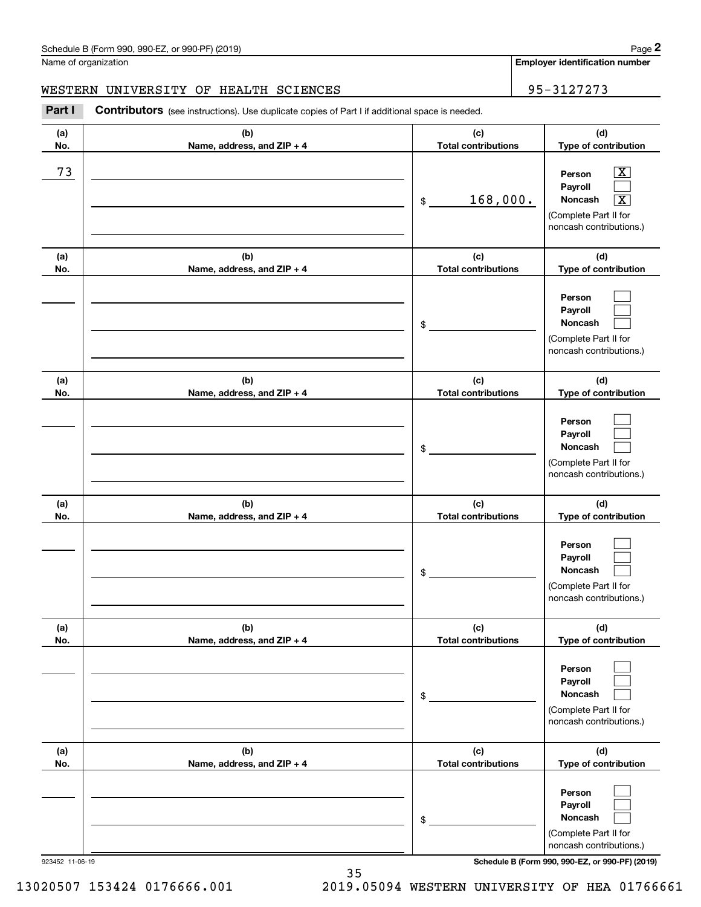Schedule B (Form 990, 990-EZ, or 990-PF) (2019)

Name of organization: WESTERN UNIVERSITY OF HEALTH SCIENCES

Employer identification number: 95-3127273

## Part I Contributors

(see instructions). Use duplicate copies of Part I if additional space is needed.

| (a) No. | (b) Name, address, and ZIP + 4 | (c) Total contributions | (d) Type of contribution |
|---|---|---|---|
| 73 | | $ 168,000. | Person [X] Payroll [ ] Noncash [X] (Complete Part II for noncash contributions.) |
| | | $ | Person [ ] Payroll [ ] Noncash [ ] (Complete Part II for noncash contributions.) |
| | | $ | Person [ ] Payroll [ ] Noncash [ ] (Complete Part II for noncash contributions.) |
| | | $ | Person [ ] Payroll [ ] Noncash [ ] (Complete Part II for noncash contributions.) |
| | | $ | Person [ ] Payroll [ ] Noncash [ ] (Complete Part II for noncash contributions.) |
| | | $ | Person [ ] Payroll [ ] Noncash [ ] (Complete Part II for noncash contributions.) |

923452 11-06-19

Schedule B (Form 990, 990-EZ, or 990-PF) (2019)

13020507 153424 0176666.001 2019.05094 WESTERN UNIVERSITY OF HEA 01766661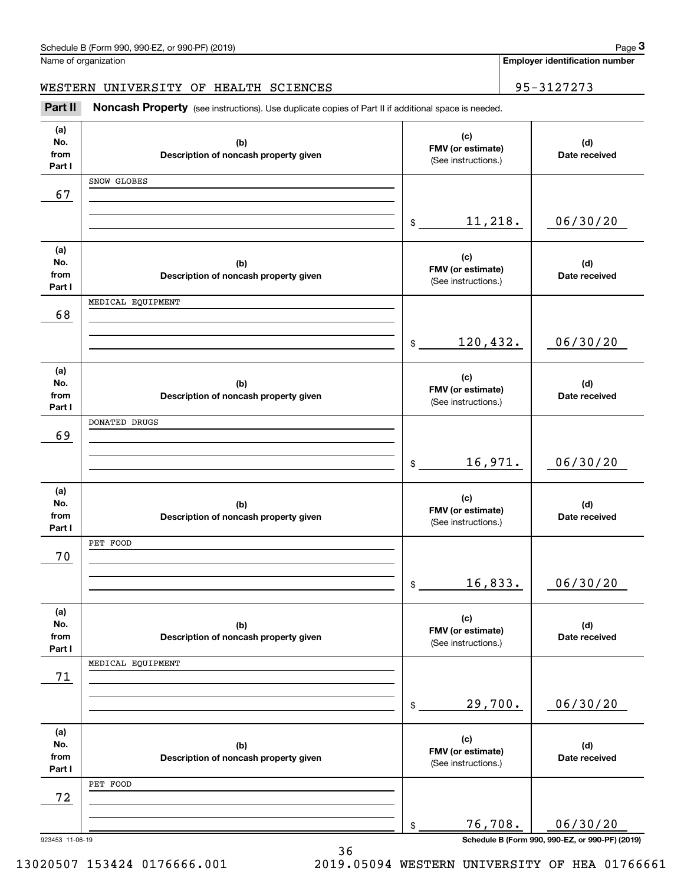Name of organization: WESTERN UNIVERSITY OF HEALTH SCIENCES

Employer identification number: 95-3127273

**Part II Noncash Property** (see instructions). Use duplicate copies of Part II if additional space is needed.

| (a) No. from Part I | (b) Description of noncash property given | (c) FMV (or estimate) (See instructions.) | (d) Date received |
|---|---|---|---|
| 67 | SNOW GLOBES | $ 11,218. | 06/30/20 |
| 68 | MEDICAL EQUIPMENT | $ 120,432. | 06/30/20 |
| 69 | DONATED DRUGS | $ 16,971. | 06/30/20 |
| 70 | PET FOOD | $ 16,833. | 06/30/20 |
| 71 | MEDICAL EQUIPMENT | $ 29,700. | 06/30/20 |
| 72 | PET FOOD | $ 76,708. | 06/30/20 |

Schedule B (Form 990, 990-EZ, or 990-PF) (2019)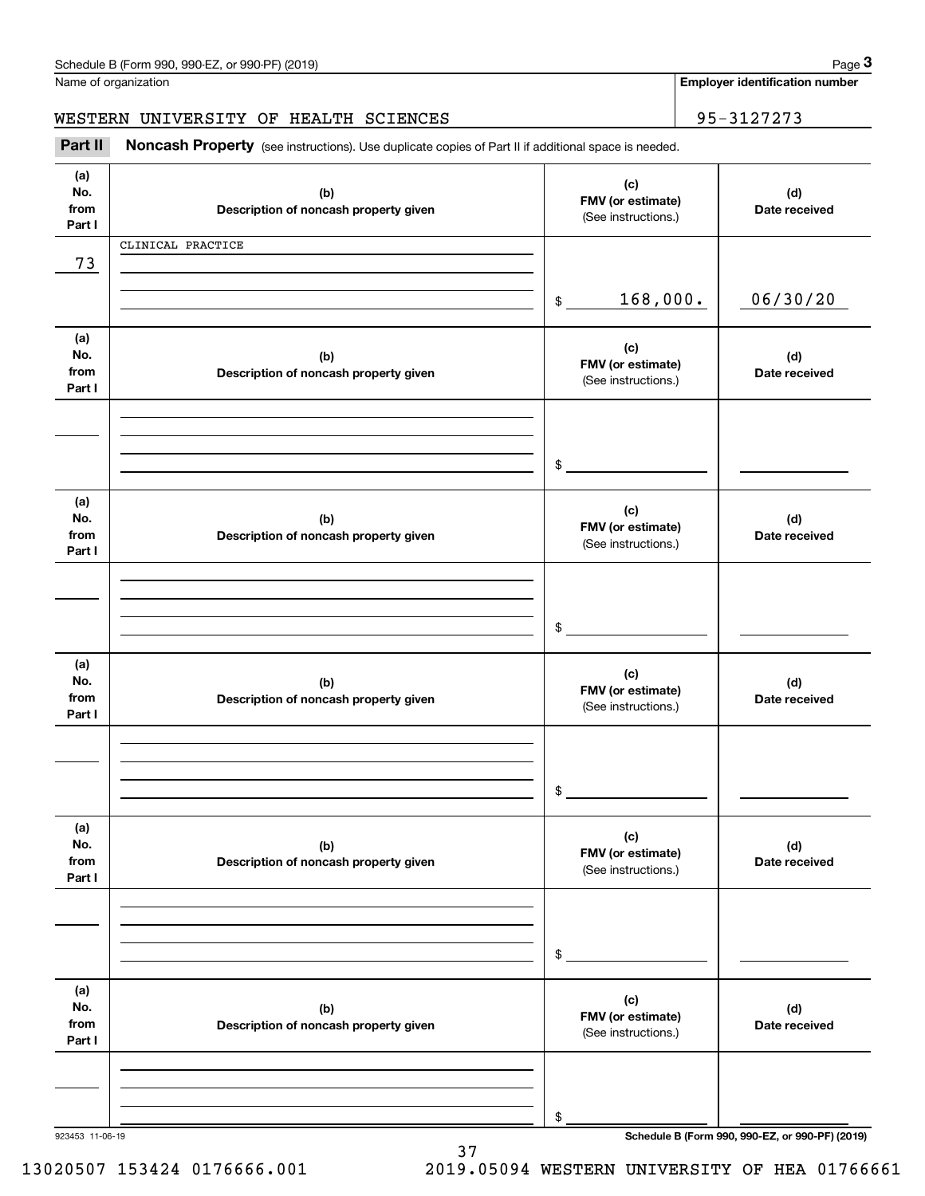Schedule B (Form 990, 990-EZ, or 990-PF) (2019)

Name of organization: WESTERN UNIVERSITY OF HEALTH SCIENCES

Employer identification number: 95-3127273

**Part II** **Noncash Property** (see instructions). Use duplicate copies of Part II if additional space is needed.

| (a) No. from Part I | (b) Description of noncash property given | (c) FMV (or estimate) (See instructions.) | (d) Date received |
|---|---|---|---|
| 73 | CLINICAL PRACTICE | $ 168,000. | 06/30/20 |
| | | $ | |
| | | $ | |
| | | $ | |
| | | $ | |
| | | $ | |

923453 11-06-19

Schedule B (Form 990, 990-EZ, or 990-PF) (2019)

13020507 153424 0176666.001 2019.05094 WESTERN UNIVERSITY OF HEA 01766661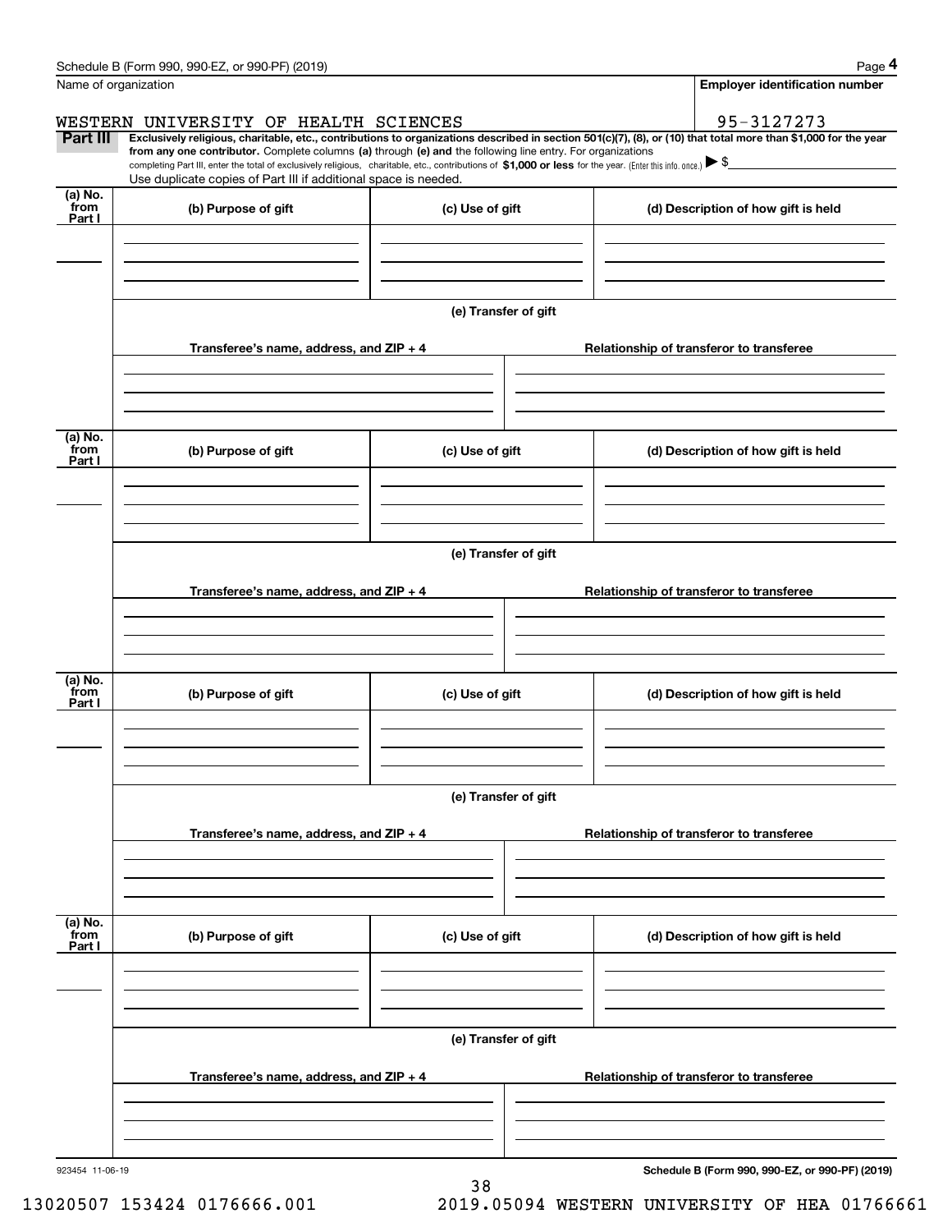Schedule B (Form 990, 990-EZ, or 990-PF) (2019) Page **4**

Name of organization: WESTERN UNIVERSITY OF HEALTH SCIENCES

**Employer identification number**: 95-3127273

**Part III** **Exclusively religious, charitable, etc., contributions to organizations described in section 501(c)(7), (8), or (10) that total more than $1,000 for the year from any one contributor.** Complete columns **(a)** through **(e) and** the following line entry. For organizations completing Part III, enter the total of exclusively religious, charitable, etc., contributions of **$1,000 or less** for the year. (Enter this info. once.) ▶ $

Use duplicate copies of Part III if additional space is needed.

| (a) No. from Part I | (b) Purpose of gift | (c) Use of gift | (d) Description of how gift is held |
|---|---|---|---|
| | | | |

**(e) Transfer of gift**

| Transferee's name, address, and ZIP + 4 | Relationship of transferor to transferee |
|---|---|
| | |

| (a) No. from Part I | (b) Purpose of gift | (c) Use of gift | (d) Description of how gift is held |
|---|---|---|---|
| | | | |

**(e) Transfer of gift**

| Transferee's name, address, and ZIP + 4 | Relationship of transferor to transferee |
|---|---|
| | |

| (a) No. from Part I | (b) Purpose of gift | (c) Use of gift | (d) Description of how gift is held |
|---|---|---|---|
| | | | |

**(e) Transfer of gift**

| Transferee's name, address, and ZIP + 4 | Relationship of transferor to transferee |
|---|---|
| | |

| (a) No. from Part I | (b) Purpose of gift | (c) Use of gift | (d) Description of how gift is held |
|---|---|---|---|
| | | | |

**(e) Transfer of gift**

| Transferee's name, address, and ZIP + 4 | Relationship of transferor to transferee |
|---|---|
| | |

923454 11-06-19 **Schedule B (Form 990, 990-EZ, or 990-PF) (2019)**

13020507 153424 0176666.001 2019.05094 WESTERN UNIVERSITY OF HEA 01766661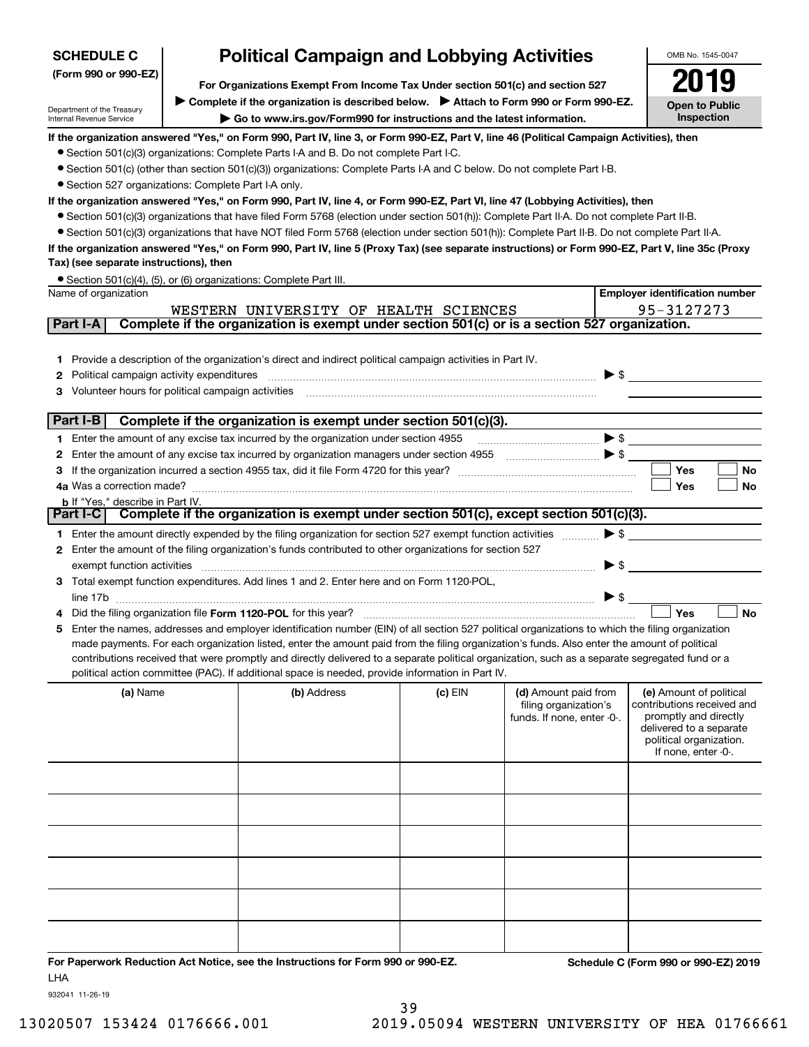**SCHEDULE C**
**(Form 990 or 990-EZ)**

Department of the Treasury
Internal Revenue Service

# Political Campaign and Lobbying Activities

**For Organizations Exempt From Income Tax Under section 501(c) and section 527**

▶ **Complete if the organization is described below.** ▶ **Attach to Form 990 or Form 990-EZ.**

▶ **Go to www.irs.gov/Form990 for instructions and the latest information.**

OMB No. 1545-0047

**2019**

**Open to Public Inspection**

**If the organization answered "Yes," on Form 990, Part IV, line 3, or Form 990-EZ, Part V, line 46 (Political Campaign Activities), then**

- Section 501(c)(3) organizations: Complete Parts I-A and B. Do not complete Part I-C.
- Section 501(c) (other than section 501(c)(3)) organizations: Complete Parts I-A and C below. Do not complete Part I-B.
- Section 527 organizations: Complete Part I-A only.

**If the organization answered "Yes," on Form 990, Part IV, line 4, or Form 990-EZ, Part VI, line 47 (Lobbying Activities), then**

- Section 501(c)(3) organizations that have filed Form 5768 (election under section 501(h)): Complete Part II-A. Do not complete Part II-B.
- Section 501(c)(3) organizations that have NOT filed Form 5768 (election under section 501(h)): Complete Part II-B. Do not complete Part II-A.

**If the organization answered "Yes," on Form 990, Part IV, line 5 (Proxy Tax) (see separate instructions) or Form 990-EZ, Part V, line 35c (Proxy Tax) (see separate instructions), then**

- Section 501(c)(4), (5), or (6) organizations: Complete Part III.

| Name of organization | Employer identification number |
|---|---|
| WESTERN UNIVERSITY OF HEALTH SCIENCES | 95-3127273 |

## Part I-A Complete if the organization is exempt under section 501(c) or is a section 527 organization.

1. Provide a description of the organization's direct and indirect political campaign activities in Part IV.
2. Political campaign activity expenditures ▶ $
3. Volunteer hours for political campaign activities

## Part I-B Complete if the organization is exempt under section 501(c)(3).

1. Enter the amount of any excise tax incurred by the organization under section 4955 ▶ $
2. Enter the amount of any excise tax incurred by organization managers under section 4955 ▶ $
3. If the organization incurred a section 4955 tax, did it file Form 4720 for this year? ☐ Yes ☐ No

4a. Was a correction made? ☐ Yes ☐ No

b. If "Yes," describe in Part IV.

## Part I-C Complete if the organization is exempt under section 501(c), except section 501(c)(3).

1. Enter the amount directly expended by the filing organization for section 527 exempt function activities ▶ $
2. Enter the amount of the filing organization's funds contributed to other organizations for section 527 exempt function activities ▶ $
3. Total exempt function expenditures. Add lines 1 and 2. Enter here and on Form 1120-POL, line 17b ▶ $
4. Did the filing organization file **Form 1120-POL** for this year? ☐ Yes ☐ No
5. Enter the names, addresses and employer identification number (EIN) of all section 527 political organizations to which the filing organization made payments. For each organization listed, enter the amount paid from the filing organization's funds. Also enter the amount of political contributions received that were promptly and directly delivered to a separate political organization, such as a separate segregated fund or a political action committee (PAC). If additional space is needed, provide information in Part IV.

| (a) Name | (b) Address | (c) EIN | (d) Amount paid from filing organization's funds. If none, enter -0-. | (e) Amount of political contributions received and promptly and directly delivered to a separate political organization. If none, enter -0-. |
|---|---|---|---|---|
| | | | | |
| | | | | |
| | | | | |
| | | | | |
| | | | | |
| | | | | |

**For Paperwork Reduction Act Notice, see the Instructions for Form 990 or 990-EZ.** **Schedule C (Form 990 or 990-EZ) 2019**

LHA

932041 11-26-19

13020507 153424 0176666.001 2019.05094 WESTERN UNIVERSITY OF HEA 01766661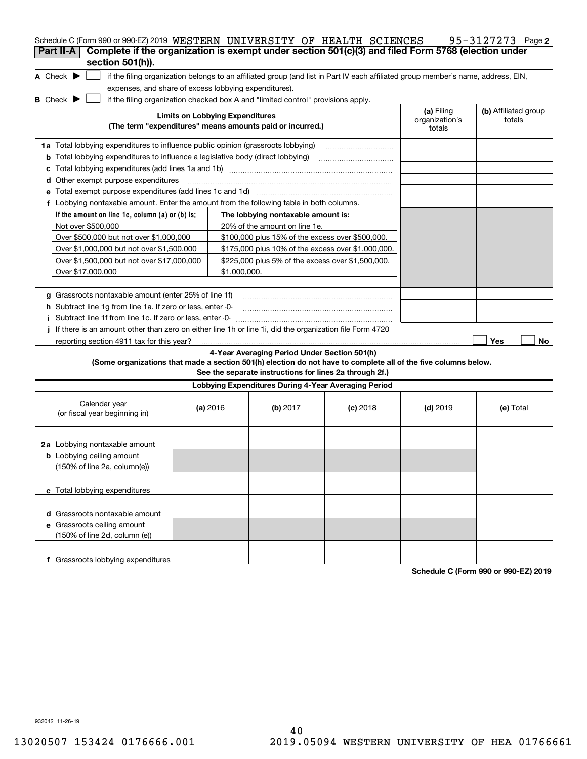Schedule C (Form 990 or 990-EZ) 2019 WESTERN UNIVERSITY OF HEALTH SCIENCES 95-3127273 Page 2

## Part II-A Complete if the organization is exempt under section 501(c)(3) and filed Form 5768 (election under section 501(h)).

**A** Check ▶ ☐ if the filing organization belongs to an affiliated group (and list in Part IV each affiliated group member's name, address, EIN, expenses, and share of excess lobbying expenditures).

**B** Check ▶ ☐ if the filing organization checked box A and "limited control" provisions apply.

| Limits on Lobbying Expenditures (The term "expenditures" means amounts paid or incurred.) | (a) Filing organization's totals | (b) Affiliated group totals |
|---|---|---|
| **1a** Total lobbying expenditures to influence public opinion (grassroots lobbying) | | |
| **b** Total lobbying expenditures to influence a legislative body (direct lobbying) | | |
| **c** Total lobbying expenditures (add lines 1a and 1b) | | |
| **d** Other exempt purpose expenditures | | |
| **e** Total exempt purpose expenditures (add lines 1c and 1d) | | |
| **f** Lobbying nontaxable amount. Enter the amount from the following table in both columns. | | |

| If the amount on line 1e, column (a) or (b) is: | The lobbying nontaxable amount is: |
|---|---|
| Not over $500,000 | 20% of the amount on line 1e. |
| Over $500,000 but not over $1,000,000 | $100,000 plus 15% of the excess over $500,000. |
| Over $1,000,000 but not over $1,500,000 | $175,000 plus 10% of the excess over $1,000,000. |
| Over $1,500,000 but not over $17,000,000 | $225,000 plus 5% of the excess over $1,500,000. |
| Over $17,000,000 | $1,000,000. |

| | (a) Filing organization's totals | (b) Affiliated group totals |
|---|---|---|
| **g** Grassroots nontaxable amount (enter 25% of line 1f) | | |
| **h** Subtract line 1g from line 1a. If zero or less, enter -0- | | |
| **i** Subtract line 1f from line 1c. If zero or less, enter -0- | | |

**j** If there is an amount other than zero on either line 1h or line 1i, did the organization file Form 4720 reporting section 4911 tax for this year? ☐ Yes ☐ No

### 4-Year Averaging Period Under Section 501(h)

**(Some organizations that made a section 501(h) election do not have to complete all of the five columns below. See the separate instructions for lines 2a through 2f.)**

| Lobbying Expenditures During 4-Year Averaging Period | | | | | |
|---|---|---|---|---|---|
| Calendar year (or fiscal year beginning in) | (a) 2016 | (b) 2017 | (c) 2018 | (d) 2019 | (e) Total |
| **2a** Lobbying nontaxable amount | | | | | |
| **b** Lobbying ceiling amount (150% of line 2a, column(e)) | | | | | |
| **c** Total lobbying expenditures | | | | | |
| **d** Grassroots nontaxable amount | | | | | |
| **e** Grassroots ceiling amount (150% of line 2d, column (e)) | | | | | |
| **f** Grassroots lobbying expenditures | | | | | |

**Schedule C (Form 990 or 990-EZ) 2019**

932042 11-26-19

13020507 153424 0176666.001 2019.05094 WESTERN UNIVERSITY OF HEA 01766661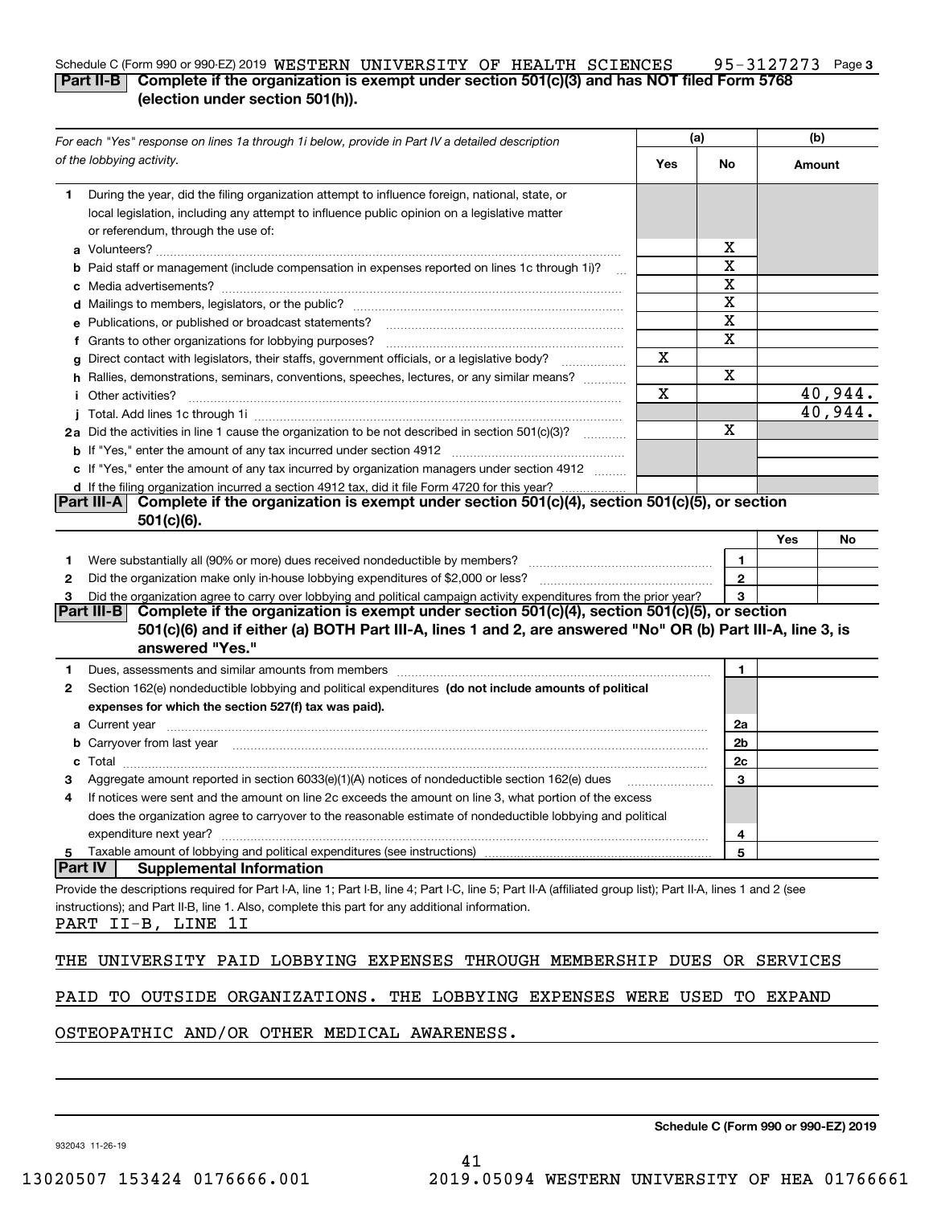Schedule C (Form 990 or 990-EZ) 2019 WESTERN UNIVERSITY OF HEALTH SCIENCES 95-3127273 Page 3

## Part II-B Complete if the organization is exempt under section 501(c)(3) and has NOT filed Form 5768 (election under section 501(h)).

| For each "Yes" response on lines 1a through 1i below, provide in Part IV a detailed description of the lobbying activity. | (a) Yes | (a) No | (b) Amount |
|---|---|---|---|
| **1** During the year, did the filing organization attempt to influence foreign, national, state, or local legislation, including any attempt to influence public opinion on a legislative matter or referendum, through the use of: | | | |
| **a** Volunteers? | | X | |
| **b** Paid staff or management (include compensation in expenses reported on lines 1c through 1i)? | | X | |
| **c** Media advertisements? | | X | |
| **d** Mailings to members, legislators, or the public? | | X | |
| **e** Publications, or published or broadcast statements? | | X | |
| **f** Grants to other organizations for lobbying purposes? | | X | |
| **g** Direct contact with legislators, their staffs, government officials, or a legislative body? | X | | |
| **h** Rallies, demonstrations, seminars, conventions, speeches, lectures, or any similar means? | | X | |
| **i** Other activities? | X | | 40,944. |
| **j** Total. Add lines 1c through 1i | | | 40,944. |
| **2a** Did the activities in line 1 cause the organization to be not described in section 501(c)(3)? | | X | |
| **b** If "Yes," enter the amount of any tax incurred under section 4912 | | | |
| **c** If "Yes," enter the amount of any tax incurred by organization managers under section 4912 | | | |
| **d** If the filing organization incurred a section 4912 tax, did it file Form 4720 for this year? | | | |

## Part III-A Complete if the organization is exempt under section 501(c)(4), section 501(c)(5), or section 501(c)(6).

| | | | Yes | No |
|---|---|---|---|---|
| **1** | Were substantially all (90% or more) dues received nondeductible by members? | 1 | | |
| **2** | Did the organization make only in-house lobbying expenditures of $2,000 or less? | 2 | | |
| **3** | Did the organization agree to carry over lobbying and political campaign activity expenditures from the prior year? | 3 | | |

## Part III-B Complete if the organization is exempt under section 501(c)(4), section 501(c)(5), or section 501(c)(6) and if either (a) BOTH Part III-A, lines 1 and 2, are answered "No" OR (b) Part III-A, line 3, is answered "Yes."

| | | | |
|---|---|---|---|
| **1** | Dues, assessments and similar amounts from members | 1 | |
| **2** | Section 162(e) nondeductible lobbying and political expenditures **(do not include amounts of political expenses for which the section 527(f) tax was paid).** | | |
| **a** | Current year | 2a | |
| **b** | Carryover from last year | 2b | |
| **c** | Total | 2c | |
| **3** | Aggregate amount reported in section 6033(e)(1)(A) notices of nondeductible section 162(e) dues | 3 | |
| **4** | If notices were sent and the amount on line 2c exceeds the amount on line 3, what portion of the excess does the organization agree to carryover to the reasonable estimate of nondeductible lobbying and political expenditure next year? | 4 | |
| **5** | Taxable amount of lobbying and political expenditures (see instructions) | 5 | |

## Part IV Supplemental Information

Provide the descriptions required for Part I-A, line 1; Part I-B, line 4; Part I-C, line 5; Part II-A (affiliated group list); Part II-A, lines 1 and 2 (see instructions); and Part II-B, line 1. Also, complete this part for any additional information.

PART II-B, LINE 1I

THE UNIVERSITY PAID LOBBYING EXPENSES THROUGH MEMBERSHIP DUES OR SERVICES PAID TO OUTSIDE ORGANIZATIONS. THE LOBBYING EXPENSES WERE USED TO EXPAND OSTEOPATHIC AND/OR OTHER MEDICAL AWARENESS.

**Schedule C (Form 990 or 990-EZ) 2019**

932043 11-26-19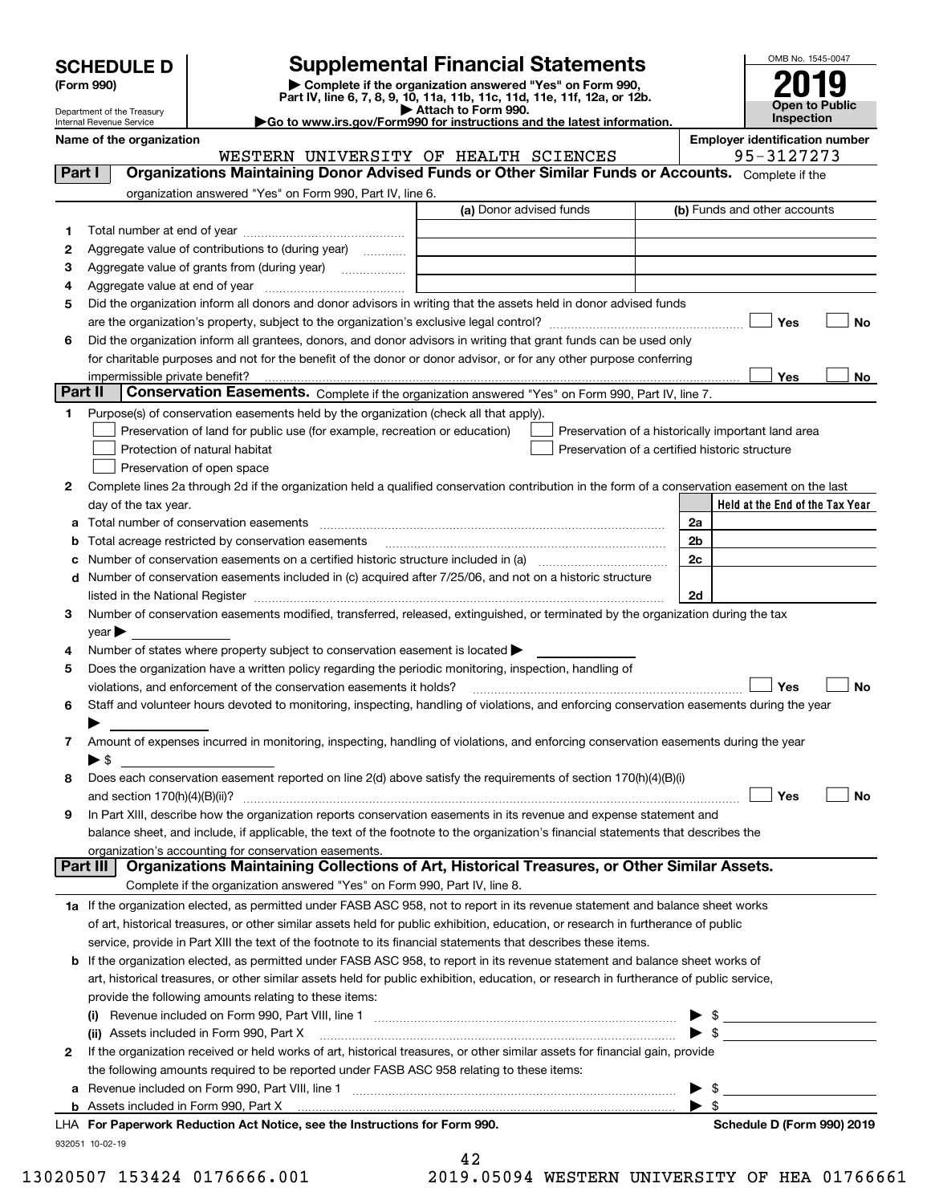# SCHEDULE D (Form 990)

Department of the Treasury
Internal Revenue Service

## Supplemental Financial Statements

▶ Complete if the organization answered "Yes" on Form 990, Part IV, line 6, 7, 8, 9, 10, 11a, 11b, 11c, 11d, 11e, 11f, 12a, or 12b.
▶ Attach to Form 990.
▶Go to www.irs.gov/Form990 for instructions and the latest information.

OMB No. 1545-0047
**2019**
**Open to Public Inspection**

**Name of the organization:** WESTERN UNIVERSITY OF HEALTH SCIENCES
**Employer identification number:** 95-3127273

## Part I Organizations Maintaining Donor Advised Funds or Other Similar Funds or Accounts.
Complete if the organization answered "Yes" on Form 990, Part IV, line 6.

| | | (a) Donor advised funds | (b) Funds and other accounts |
|---|---|---|---|
| 1 | Total number at end of year | | |
| 2 | Aggregate value of contributions to (during year) | | |
| 3 | Aggregate value of grants from (during year) | | |
| 4 | Aggregate value at end of year | | |

5 Did the organization inform all donors and donor advisors in writing that the assets held in donor advised funds are the organization's property, subject to the organization's exclusive legal control? ☐ Yes ☐ No

6 Did the organization inform all grantees, donors, and donor advisors in writing that grant funds can be used only for charitable purposes and not for the benefit of the donor or donor advisor, or for any other purpose conferring impermissible private benefit? ☐ Yes ☐ No

## Part II Conservation Easements.
Complete if the organization answered "Yes" on Form 990, Part IV, line 7.

1 Purpose(s) of conservation easements held by the organization (check all that apply).
- ☐ Preservation of land for public use (for example, recreation or education)
- ☐ Protection of natural habitat
- ☐ Preservation of open space
- ☐ Preservation of a historically important land area
- ☐ Preservation of a certified historic structure

2 Complete lines 2a through 2d if the organization held a qualified conservation contribution in the form of a conservation easement on the last day of the tax year.

| | | | Held at the End of the Tax Year |
|---|---|---|---|
| a | Total number of conservation easements | 2a | |
| b | Total acreage restricted by conservation easements | 2b | |
| c | Number of conservation easements on a certified historic structure included in (a) | 2c | |
| d | Number of conservation easements included in (c) acquired after 7/25/06, and not on a historic structure listed in the National Register | 2d | |

3 Number of conservation easements modified, transferred, released, extinguished, or terminated by the organization during the tax year ▶

4 Number of states where property subject to conservation easement is located ▶

5 Does the organization have a written policy regarding the periodic monitoring, inspection, handling of violations, and enforcement of the conservation easements it holds? ☐ Yes ☐ No

6 Staff and volunteer hours devoted to monitoring, inspecting, handling of violations, and enforcing conservation easements during the year ▶

7 Amount of expenses incurred in monitoring, inspecting, handling of violations, and enforcing conservation easements during the year ▶ $

8 Does each conservation easement reported on line 2(d) above satisfy the requirements of section 170(h)(4)(B)(i) and section 170(h)(4)(B)(ii)? ☐ Yes ☐ No

9 In Part XIII, describe how the organization reports conservation easements in its revenue and expense statement and balance sheet, and include, if applicable, the text of the footnote to the organization's financial statements that describes the organization's accounting for conservation easements.

## Part III Organizations Maintaining Collections of Art, Historical Treasures, or Other Similar Assets.
Complete if the organization answered "Yes" on Form 990, Part IV, line 8.

1a If the organization elected, as permitted under FASB ASC 958, not to report in its revenue statement and balance sheet works of art, historical treasures, or other similar assets held for public exhibition, education, or research in furtherance of public service, provide in Part XIII the text of the footnote to its financial statements that describes these items.

b If the organization elected, as permitted under FASB ASC 958, to report in its revenue statement and balance sheet works of art, historical treasures, or other similar assets held for public exhibition, education, or research in furtherance of public service, provide the following amounts relating to these items:

(i) Revenue included on Form 990, Part VIII, line 1 ▶ $

(ii) Assets included in Form 990, Part X ▶ $

2 If the organization received or held works of art, historical treasures, or other similar assets for financial gain, provide the following amounts required to be reported under FASB ASC 958 relating to these items:

a Revenue included on Form 990, Part VIII, line 1 ▶ $

b Assets included in Form 990, Part X ▶ $

LHA For Paperwork Reduction Act Notice, see the Instructions for Form 990. Schedule D (Form 990) 2019

932051 10-02-19

13020507 153424 0176666.001 2019.05094 WESTERN UNIVERSITY OF HEA 01766661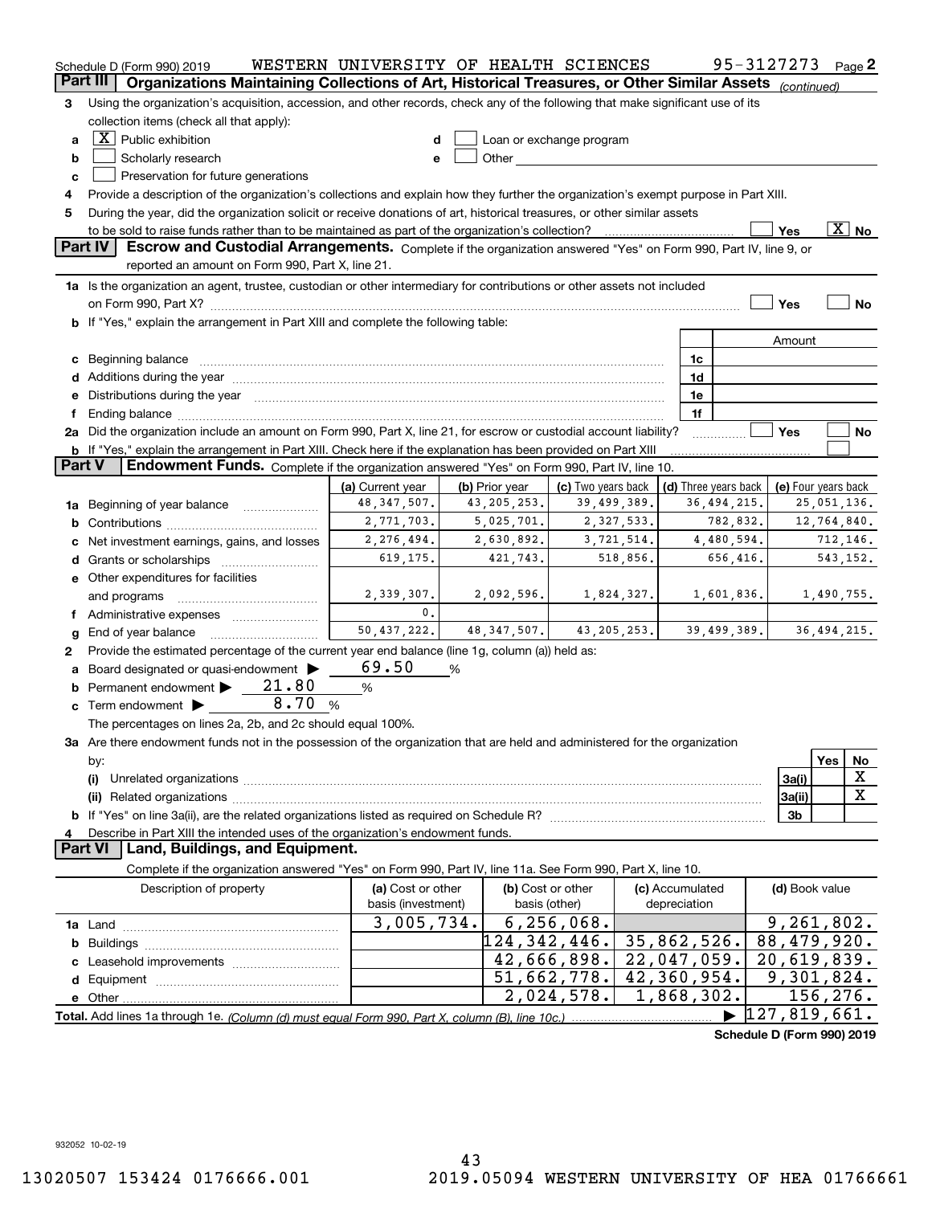Schedule D (Form 990) 2019 WESTERN UNIVERSITY OF HEALTH SCIENCES 95-3127273 Page 2

## Part III Organizations Maintaining Collections of Art, Historical Treasures, or Other Similar Assets *(continued)*

3 Using the organization's acquisition, accession, and other records, check any of the following that make significant use of its collection items (check all that apply):

- a [X] Public exhibition
- b [ ] Scholarly research
- c [ ] Preservation for future generations
- d [ ] Loan or exchange program
- e [ ] Other

4 Provide a description of the organization's collections and explain how they further the organization's exempt purpose in Part XIII.

5 During the year, did the organization solicit or receive donations of art, historical treasures, or other similar assets to be sold to raise funds rather than to be maintained as part of the organization's collection? [ ] Yes [X] No

## Part IV Escrow and Custodial Arrangements.

Complete if the organization answered "Yes" on Form 990, Part IV, line 9, or reported an amount on Form 990, Part X, line 21.

1a Is the organization an agent, trustee, custodian or other intermediary for contributions or other assets not included on Form 990, Part X? [ ] Yes [ ] No

b If "Yes," explain the arrangement in Part XIII and complete the following table:

| | | Amount |
|---|---|---|
| c Beginning balance | 1c | |
| d Additions during the year | 1d | |
| e Distributions during the year | 1e | |
| f Ending balance | 1f | |

2a Did the organization include an amount on Form 990, Part X, line 21, for escrow or custodial account liability? [ ] Yes [ ] No

b If "Yes," explain the arrangement in Part XIII. Check here if the explanation has been provided on Part XIII [ ]

## Part V Endowment Funds.

Complete if the organization answered "Yes" on Form 990, Part IV, line 10.

| | (a) Current year | (b) Prior year | (c) Two years back | (d) Three years back | (e) Four years back |
|---|---|---|---|---|---|
| 1a Beginning of year balance | 48,347,507. | 43,205,253. | 39,499,389. | 36,494,215. | 25,051,136. |
| b Contributions | 2,771,703. | 5,025,701. | 2,327,533. | 782,832. | 12,764,840. |
| c Net investment earnings, gains, and losses | 2,276,494. | 2,630,892. | 3,721,514. | 4,480,594. | 712,146. |
| d Grants or scholarships | 619,175. | 421,743. | 518,856. | 656,416. | 543,152. |
| e Other expenditures for facilities and programs | 2,339,307. | 2,092,596. | 1,824,327. | 1,601,836. | 1,490,755. |
| f Administrative expenses | 0. | | | | |
| g End of year balance | 50,437,222. | 48,347,507. | 43,205,253. | 39,499,389. | 36,494,215. |

2 Provide the estimated percentage of the current year end balance (line 1g, column (a)) held as:

a Board designated or quasi-endowment ▶ 69.50 %

b Permanent endowment ▶ 21.80 %

c Term endowment ▶ 8.70 %

The percentages on lines 2a, 2b, and 2c should equal 100%.

3a Are there endowment funds not in the possession of the organization that are held and administered for the organization by:

| | | Yes | No |
|---|---|---|---|
| (i) Unrelated organizations | 3a(i) | | X |
| (ii) Related organizations | 3a(ii) | | X |
| b If "Yes" on line 3a(ii), are the related organizations listed as required on Schedule R? | 3b | | |

4 Describe in Part XIII the intended uses of the organization's endowment funds.

## Part VI Land, Buildings, and Equipment.

Complete if the organization answered "Yes" on Form 990, Part IV, line 11a. See Form 990, Part X, line 10.

| Description of property | (a) Cost or other basis (investment) | (b) Cost or other basis (other) | (c) Accumulated depreciation | (d) Book value |
|---|---|---|---|---|
| 1a Land | 3,005,734. | 6,256,068. | | 9,261,802. |
| b Buildings | | 124,342,446. | 35,862,526. | 88,479,920. |
| c Leasehold improvements | | 42,666,898. | 22,047,059. | 20,619,839. |
| d Equipment | | 51,662,778. | 42,360,954. | 9,301,824. |
| e Other | | 2,024,578. | 1,868,302. | 156,276. |

Total. Add lines 1a through 1e. *(Column (d) must equal Form 990, Part X, column (B), line 10c.)* ▶ 127,819,661.

Schedule D (Form 990) 2019

932052 10-02-19

13020507 153424 0176666.001 2019.05094 WESTERN UNIVERSITY OF HEA 01766661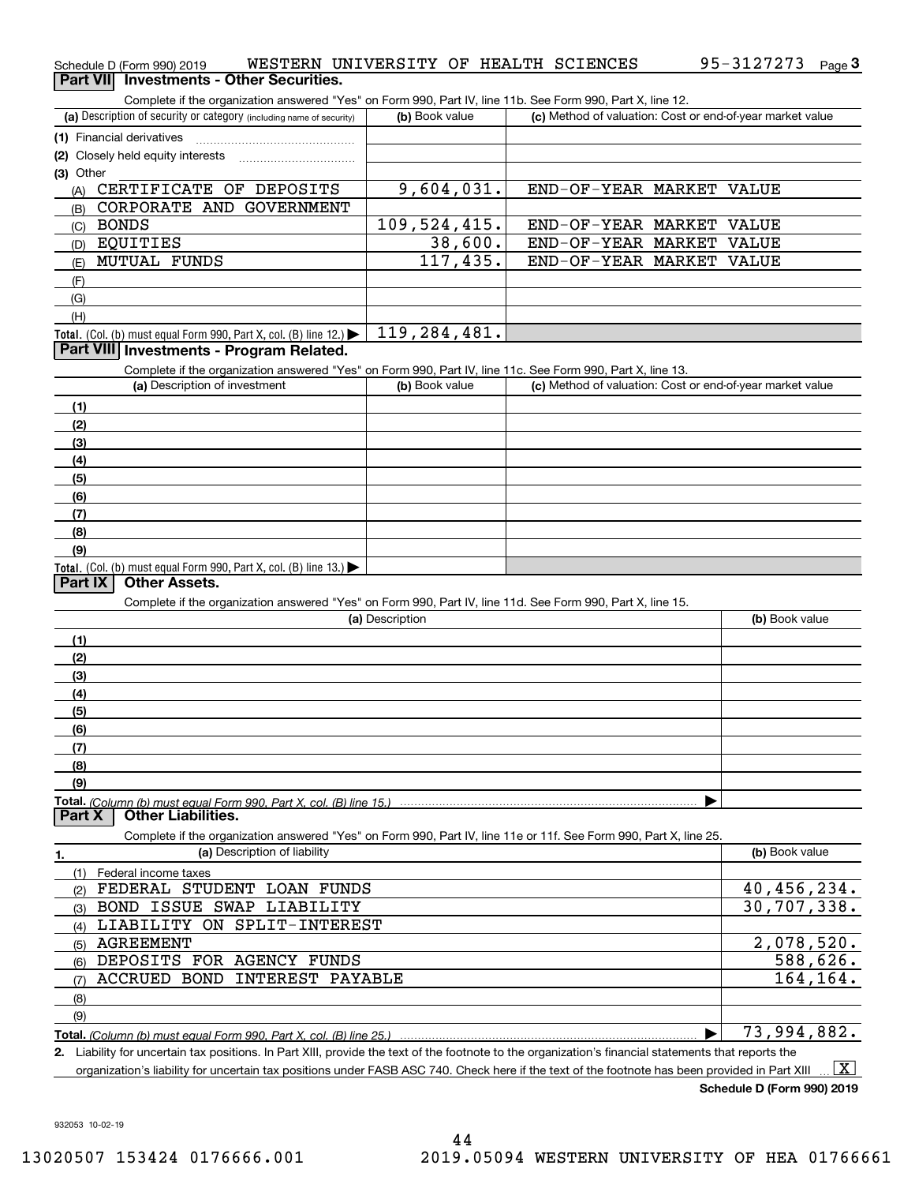Schedule D (Form 990) 2019 WESTERN UNIVERSITY OF HEALTH SCIENCES 95-3127273 Page 3

## Part VII Investments - Other Securities.

Complete if the organization answered "Yes" on Form 990, Part IV, line 11b. See Form 990, Part X, line 12.

| (a) Description of security or category (including name of security) | (b) Book value | (c) Method of valuation: Cost or end-of-year market value |
|---|---|---|
| (1) Financial derivatives | | |
| (2) Closely held equity interests | | |
| (3) Other | | |
| (A) CERTIFICATE OF DEPOSITS | 9,604,031. | END-OF-YEAR MARKET VALUE |
| (B) CORPORATE AND GOVERNMENT | | |
| (C) BONDS | 109,524,415. | END-OF-YEAR MARKET VALUE |
| (D) EQUITIES | 38,600. | END-OF-YEAR MARKET VALUE |
| (E) MUTUAL FUNDS | 117,435. | END-OF-YEAR MARKET VALUE |
| (F) | | |
| (G) | | |
| (H) | | |
| **Total.** (Col. (b) must equal Form 990, Part X, col. (B) line 12.) | 119,284,481. | |

## Part VIII Investments - Program Related.

Complete if the organization answered "Yes" on Form 990, Part IV, line 11c. See Form 990, Part X, line 13.

| (a) Description of investment | (b) Book value | (c) Method of valuation: Cost or end-of-year market value |
|---|---|---|
| (1) | | |
| (2) | | |
| (3) | | |
| (4) | | |
| (5) | | |
| (6) | | |
| (7) | | |
| (8) | | |
| (9) | | |
| **Total.** (Col. (b) must equal Form 990, Part X, col. (B) line 13.) | | |

## Part IX Other Assets.

Complete if the organization answered "Yes" on Form 990, Part IV, line 11d. See Form 990, Part X, line 15.

| (a) Description | (b) Book value |
|---|---|
| (1) | |
| (2) | |
| (3) | |
| (4) | |
| (5) | |
| (6) | |
| (7) | |
| (8) | |
| (9) | |
| **Total.** *(Column (b) must equal Form 990, Part X, col. (B) line 15.)* | |

## Part X Other Liabilities.

Complete if the organization answered "Yes" on Form 990, Part IV, line 11e or 11f. See Form 990, Part X, line 25.

| 1. (a) Description of liability | (b) Book value |
|---|---|
| (1) Federal income taxes | |
| (2) FEDERAL STUDENT LOAN FUNDS | 40,456,234. |
| (3) BOND ISSUE SWAP LIABILITY | 30,707,338. |
| (4) LIABILITY ON SPLIT-INTEREST | |
| (5) AGREEMENT | 2,078,520. |
| (6) DEPOSITS FOR AGENCY FUNDS | 588,626. |
| (7) ACCRUED BOND INTEREST PAYABLE | 164,164. |
| (8) | |
| (9) | |
| **Total.** *(Column (b) must equal Form 990, Part X, col. (B) line 25.)* | 73,994,882. |

2. Liability for uncertain tax positions. In Part XIII, provide the text of the footnote to the organization's financial statements that reports the organization's liability for uncertain tax positions under FASB ASC 740. Check here if the text of the footnote has been provided in Part XIII [X]

**Schedule D (Form 990) 2019**

932053 10-02-19

13020507 153424 0176666.001 2019.05094 WESTERN UNIVERSITY OF HEA 01766661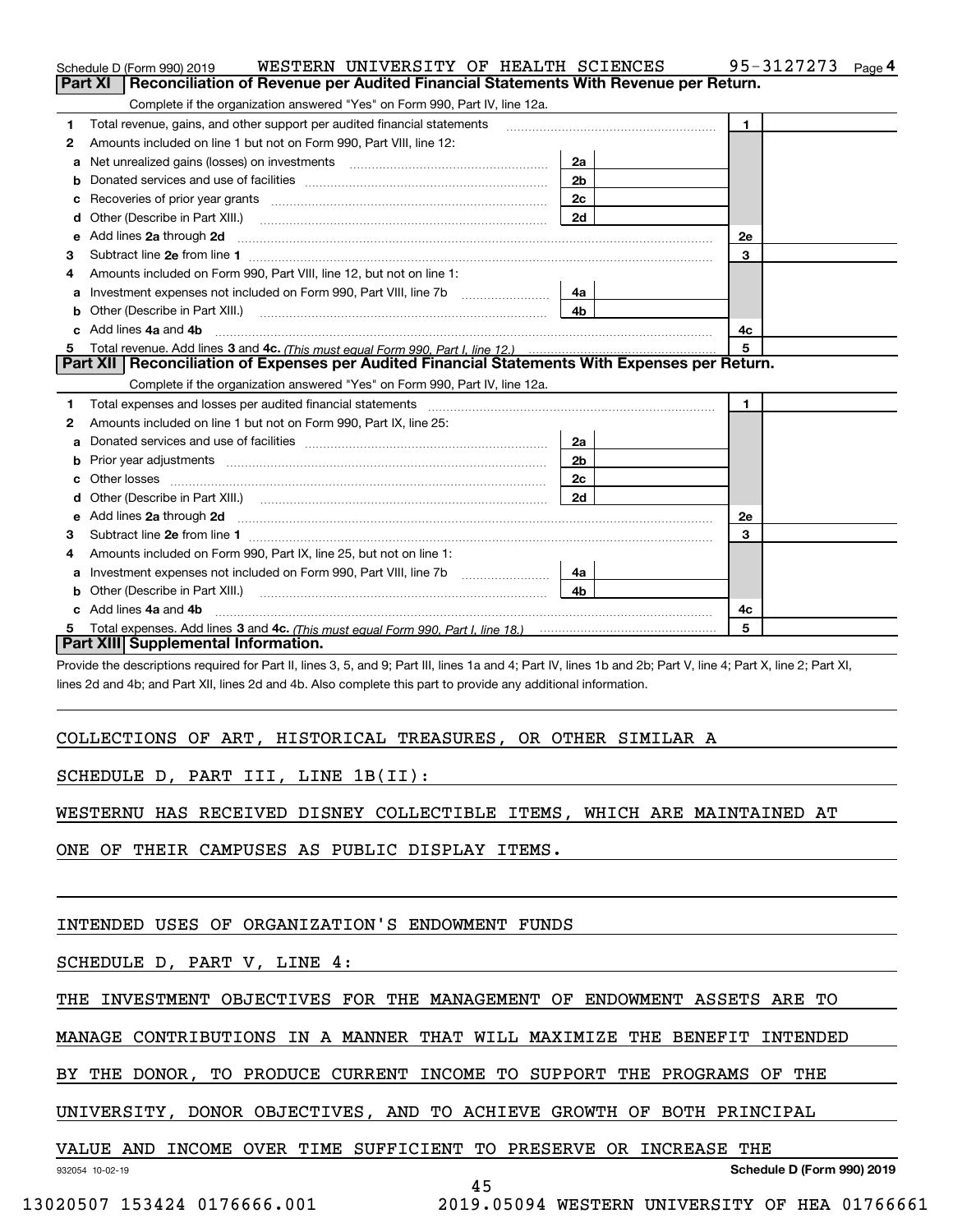Schedule D (Form 990) 2019 WESTERN UNIVERSITY OF HEALTH SCIENCES 95-3127273 Page 4

## Part XI Reconciliation of Revenue per Audited Financial Statements With Revenue per Return.

Complete if the organization answered "Yes" on Form 990, Part IV, line 12a.

| | | | | | |
|---|---|---|---|---|---|
| 1 | Total revenue, gains, and other support per audited financial statements | | | 1 | |
| 2 | Amounts included on line 1 but not on Form 990, Part VIII, line 12: | | | | |
| a | Net unrealized gains (losses) on investments | 2a | | | |
| b | Donated services and use of facilities | 2b | | | |
| c | Recoveries of prior year grants | 2c | | | |
| d | Other (Describe in Part XIII.) | 2d | | | |
| e | Add lines 2a through 2d | | | 2e | |
| 3 | Subtract line 2e from line 1 | | | 3 | |
| 4 | Amounts included on Form 990, Part VIII, line 12, but not on line 1: | | | | |
| a | Investment expenses not included on Form 990, Part VIII, line 7b | 4a | | | |
| b | Other (Describe in Part XIII.) | 4b | | | |
| c | Add lines 4a and 4b | | | 4c | |
| 5 | Total revenue. Add lines 3 and 4c. *(This must equal Form 990, Part I, line 12.)* | | | 5 | |

## Part XII Reconciliation of Expenses per Audited Financial Statements With Expenses per Return.

Complete if the organization answered "Yes" on Form 990, Part IV, line 12a.

| | | | | | |
|---|---|---|---|---|---|
| 1 | Total expenses and losses per audited financial statements | | | 1 | |
| 2 | Amounts included on line 1 but not on Form 990, Part IX, line 25: | | | | |
| a | Donated services and use of facilities | 2a | | | |
| b | Prior year adjustments | 2b | | | |
| c | Other losses | 2c | | | |
| d | Other (Describe in Part XIII.) | 2d | | | |
| e | Add lines 2a through 2d | | | 2e | |
| 3 | Subtract line 2e from line 1 | | | 3 | |
| 4 | Amounts included on Form 990, Part IX, line 25, but not on line 1: | | | | |
| a | Investment expenses not included on Form 990, Part VIII, line 7b | 4a | | | |
| b | Other (Describe in Part XIII.) | 4b | | | |
| c | Add lines 4a and 4b | | | 4c | |
| 5 | Total expenses. Add lines 3 and 4c. *(This must equal Form 990, Part I, line 18.)* | | | 5 | |

## Part XIII Supplemental Information.

Provide the descriptions required for Part II, lines 3, 5, and 9; Part III, lines 1a and 4; Part IV, lines 1b and 2b; Part V, line 4; Part X, line 2; Part XI, lines 2d and 4b; and Part XII, lines 2d and 4b. Also complete this part to provide any additional information.

COLLECTIONS OF ART, HISTORICAL TREASURES, OR OTHER SIMILAR A

SCHEDULE D, PART III, LINE 1B(II):

WESTERNU HAS RECEIVED DISNEY COLLECTIBLE ITEMS, WHICH ARE MAINTAINED AT ONE OF THEIR CAMPUSES AS PUBLIC DISPLAY ITEMS.

INTENDED USES OF ORGANIZATION'S ENDOWMENT FUNDS

SCHEDULE D, PART V, LINE 4:

THE INVESTMENT OBJECTIVES FOR THE MANAGEMENT OF ENDOWMENT ASSETS ARE TO MANAGE CONTRIBUTIONS IN A MANNER THAT WILL MAXIMIZE THE BENEFIT INTENDED BY THE DONOR, TO PRODUCE CURRENT INCOME TO SUPPORT THE PROGRAMS OF THE UNIVERSITY, DONOR OBJECTIVES, AND TO ACHIEVE GROWTH OF BOTH PRINCIPAL VALUE AND INCOME OVER TIME SUFFICIENT TO PRESERVE OR INCREASE THE

932054 10-02-19 Schedule D (Form 990) 2019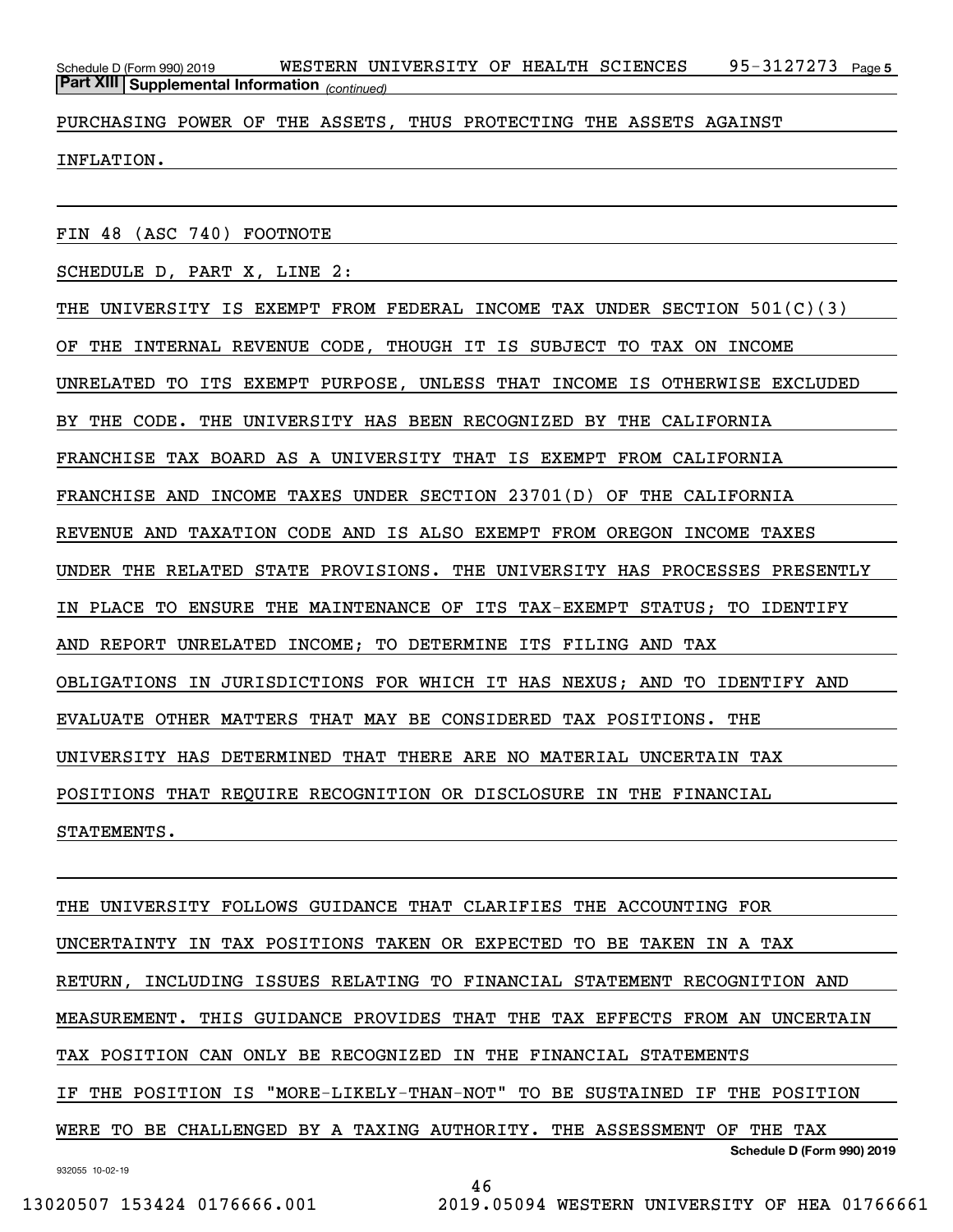**Part XIII Supplemental Information** *(continued)*

PURCHASING POWER OF THE ASSETS, THUS PROTECTING THE ASSETS AGAINST INFLATION.

FIN 48 (ASC 740) FOOTNOTE

SCHEDULE D, PART X, LINE 2:

THE UNIVERSITY IS EXEMPT FROM FEDERAL INCOME TAX UNDER SECTION 501(C)(3) OF THE INTERNAL REVENUE CODE, THOUGH IT IS SUBJECT TO TAX ON INCOME UNRELATED TO ITS EXEMPT PURPOSE, UNLESS THAT INCOME IS OTHERWISE EXCLUDED BY THE CODE. THE UNIVERSITY HAS BEEN RECOGNIZED BY THE CALIFORNIA FRANCHISE TAX BOARD AS A UNIVERSITY THAT IS EXEMPT FROM CALIFORNIA FRANCHISE AND INCOME TAXES UNDER SECTION 23701(D) OF THE CALIFORNIA REVENUE AND TAXATION CODE AND IS ALSO EXEMPT FROM OREGON INCOME TAXES UNDER THE RELATED STATE PROVISIONS. THE UNIVERSITY HAS PROCESSES PRESENTLY IN PLACE TO ENSURE THE MAINTENANCE OF ITS TAX-EXEMPT STATUS; TO IDENTIFY AND REPORT UNRELATED INCOME; TO DETERMINE ITS FILING AND TAX OBLIGATIONS IN JURISDICTIONS FOR WHICH IT HAS NEXUS; AND TO IDENTIFY AND EVALUATE OTHER MATTERS THAT MAY BE CONSIDERED TAX POSITIONS. THE UNIVERSITY HAS DETERMINED THAT THERE ARE NO MATERIAL UNCERTAIN TAX POSITIONS THAT REQUIRE RECOGNITION OR DISCLOSURE IN THE FINANCIAL STATEMENTS.

THE UNIVERSITY FOLLOWS GUIDANCE THAT CLARIFIES THE ACCOUNTING FOR UNCERTAINTY IN TAX POSITIONS TAKEN OR EXPECTED TO BE TAKEN IN A TAX RETURN, INCLUDING ISSUES RELATING TO FINANCIAL STATEMENT RECOGNITION AND MEASUREMENT. THIS GUIDANCE PROVIDES THAT THE TAX EFFECTS FROM AN UNCERTAIN TAX POSITION CAN ONLY BE RECOGNIZED IN THE FINANCIAL STATEMENTS IF THE POSITION IS "MORE-LIKELY-THAN-NOT" TO BE SUSTAINED IF THE POSITION WERE TO BE CHALLENGED BY A TAXING AUTHORITY. THE ASSESSMENT OF THE TAX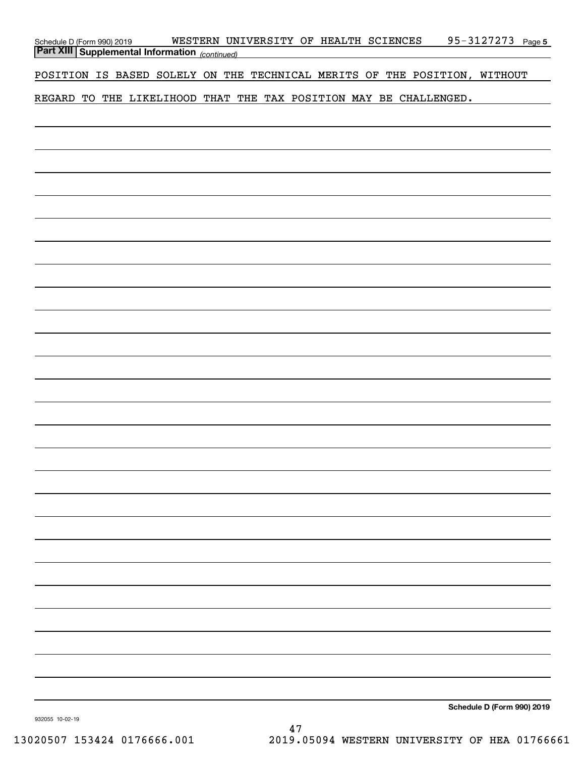Schedule D (Form 990) 2019 WESTERN UNIVERSITY OF HEALTH SCIENCES 95-3127273 Page 5

**Part XIII Supplemental Information** *(continued)*

POSITION IS BASED SOLELY ON THE TECHNICAL MERITS OF THE POSITION, WITHOUT REGARD TO THE LIKELIHOOD THAT THE TAX POSITION MAY BE CHALLENGED.

**Schedule D (Form 990) 2019**

932055 10-02-19

13020507 153424 0176666.001 2019.05094 WESTERN UNIVERSITY OF HEA 01766661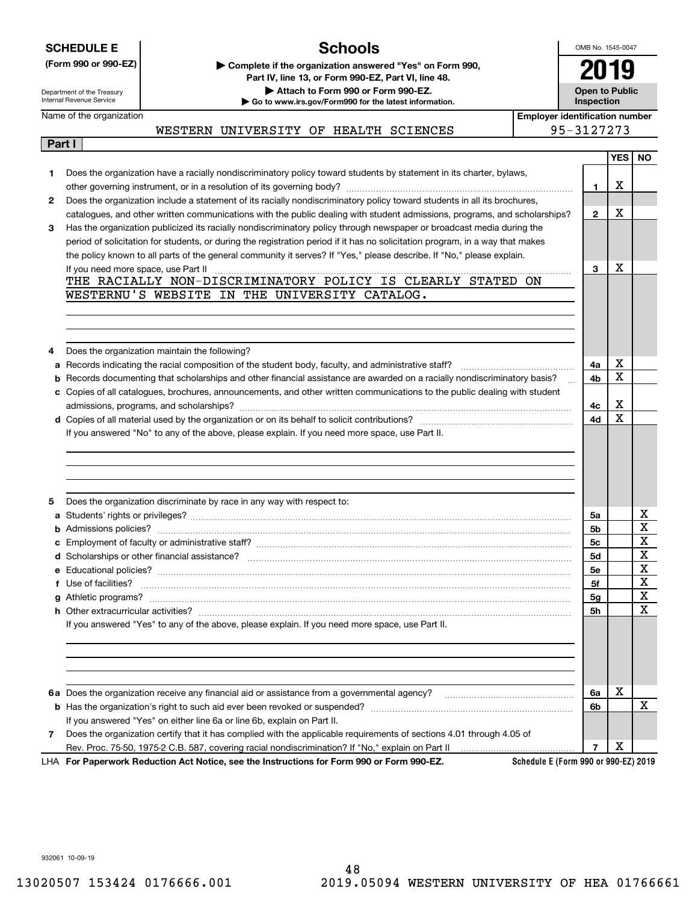**SCHEDULE E**
**(Form 990 or 990-EZ)**

Department of the Treasury
Internal Revenue Service

# Schools

▶ **Complete if the organization answered "Yes" on Form 990, Part IV, line 13, or Form 990-EZ, Part VI, line 48.**
▶ **Attach to Form 990 or Form 990-EZ.**
▶ **Go to www.irs.gov/Form990 for the latest information.**

OMB No. 1545-0047

**2019**

**Open to Public Inspection**

Name of the organization: WESTERN UNIVERSITY OF HEALTH SCIENCES

**Employer identification number:** 95-3127273

**Part I**

| | | | YES | NO |
|---|---|---|---|---|
| **1** | Does the organization have a racially nondiscriminatory policy toward students by statement in its charter, bylaws, other governing instrument, or in a resolution of its governing body? | **1** | X | |
| **2** | Does the organization include a statement of its racially nondiscriminatory policy toward students in all its brochures, catalogues, and other written communications with the public dealing with student admissions, programs, and scholarships? | **2** | X | |
| **3** | Has the organization publicized its racially nondiscriminatory policy through newspaper or broadcast media during the period of solicitation for students, or during the registration period if it has no solicitation program, in a way that makes the policy known to all parts of the general community it serves? If "Yes," please describe. If "No," please explain. If you need more space, use Part II | **3** | X | |

THE RACIALLY NON-DISCRIMINATORY POLICY IS CLEARLY STATED ON WESTERNU'S WEBSITE IN THE UNIVERSITY CATALOG.

| | | | YES | NO |
|---|---|---|---|---|
| **4** | Does the organization maintain the following? | | | |
| **a** | Records indicating the racial composition of the student body, faculty, and administrative staff? | **4a** | X | |
| **b** | Records documenting that scholarships and other financial assistance are awarded on a racially nondiscriminatory basis? | **4b** | X | |
| **c** | Copies of all catalogues, brochures, announcements, and other written communications to the public dealing with student admissions, programs, and scholarships? | **4c** | X | |
| **d** | Copies of all material used by the organization or on its behalf to solicit contributions? | **4d** | X | |
| | If you answered "No" to any of the above, please explain. If you need more space, use Part II. | | | |
| **5** | Does the organization discriminate by race in any way with respect to: | | | |
| **a** | Students' rights or privileges? | **5a** | | X |
| **b** | Admissions policies? | **5b** | | X |
| **c** | Employment of faculty or administrative staff? | **5c** | | X |
| **d** | Scholarships or other financial assistance? | **5d** | | X |
| **e** | Educational policies? | **5e** | | X |
| **f** | Use of facilities? | **5f** | | X |
| **g** | Athletic programs? | **5g** | | X |
| **h** | Other extracurricular activities? | **5h** | | X |
| | If you answered "Yes" to any of the above, please explain. If you need more space, use Part II. | | | |
| **6a** | Does the organization receive any financial aid or assistance from a governmental agency? | **6a** | X | |
| **b** | Has the organization's right to such aid ever been revoked or suspended? | **6b** | | X |
| | If you answered "Yes" on either line 6a or line 6b, explain on Part II. | | | |
| **7** | Does the organization certify that it has complied with the applicable requirements of sections 4.01 through 4.05 of Rev. Proc. 75-50, 1975-2 C.B. 587, covering racial nondiscrimination? If "No," explain on Part II | **7** | X | |

LHA **For Paperwork Reduction Act Notice, see the Instructions for Form 990 or Form 990-EZ.** **Schedule E (Form 990 or 990-EZ) 2019**

932061 10-09-19

13020507 153424 0176666.001 2019.05094 WESTERN UNIVERSITY OF HEA 01766661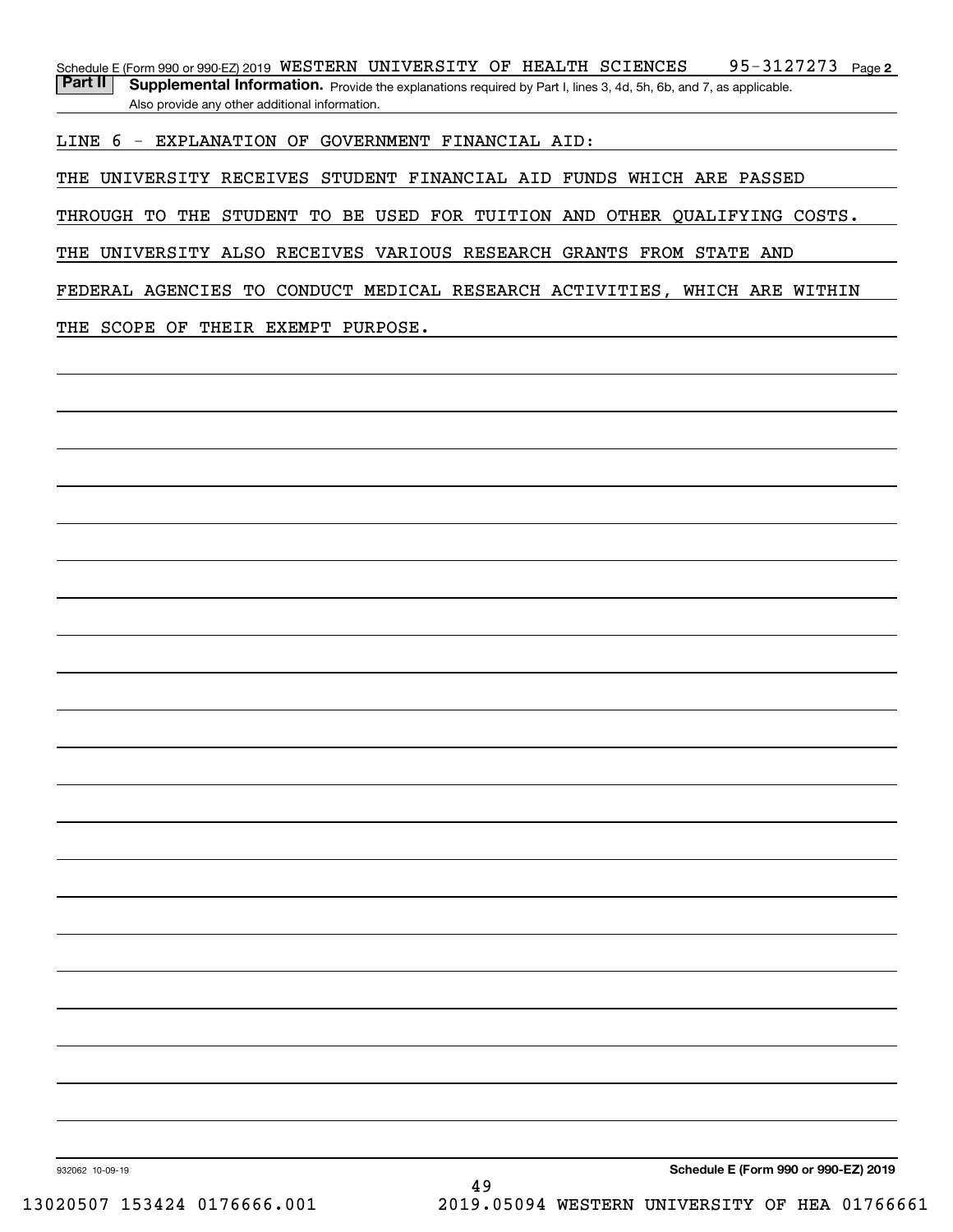Schedule E (Form 990 or 990-EZ) 2019 WESTERN UNIVERSITY OF HEALTH SCIENCES 95-3127273 Page **2**

**Part II** **Supplemental Information.** Provide the explanations required by Part I, lines 3, 4d, 5h, 6b, and 7, as applicable. Also provide any other additional information.

LINE 6 - EXPLANATION OF GOVERNMENT FINANCIAL AID:

THE UNIVERSITY RECEIVES STUDENT FINANCIAL AID FUNDS WHICH ARE PASSED THROUGH TO THE STUDENT TO BE USED FOR TUITION AND OTHER QUALIFYING COSTS. THE UNIVERSITY ALSO RECEIVES VARIOUS RESEARCH GRANTS FROM STATE AND FEDERAL AGENCIES TO CONDUCT MEDICAL RESEARCH ACTIVITIES, WHICH ARE WITHIN THE SCOPE OF THEIR EXEMPT PURPOSE.

932062 10-09-19 **Schedule E (Form 990 or 990-EZ) 2019**

13020507 153424 0176666.001 2019.05094 WESTERN UNIVERSITY OF HEA 01766661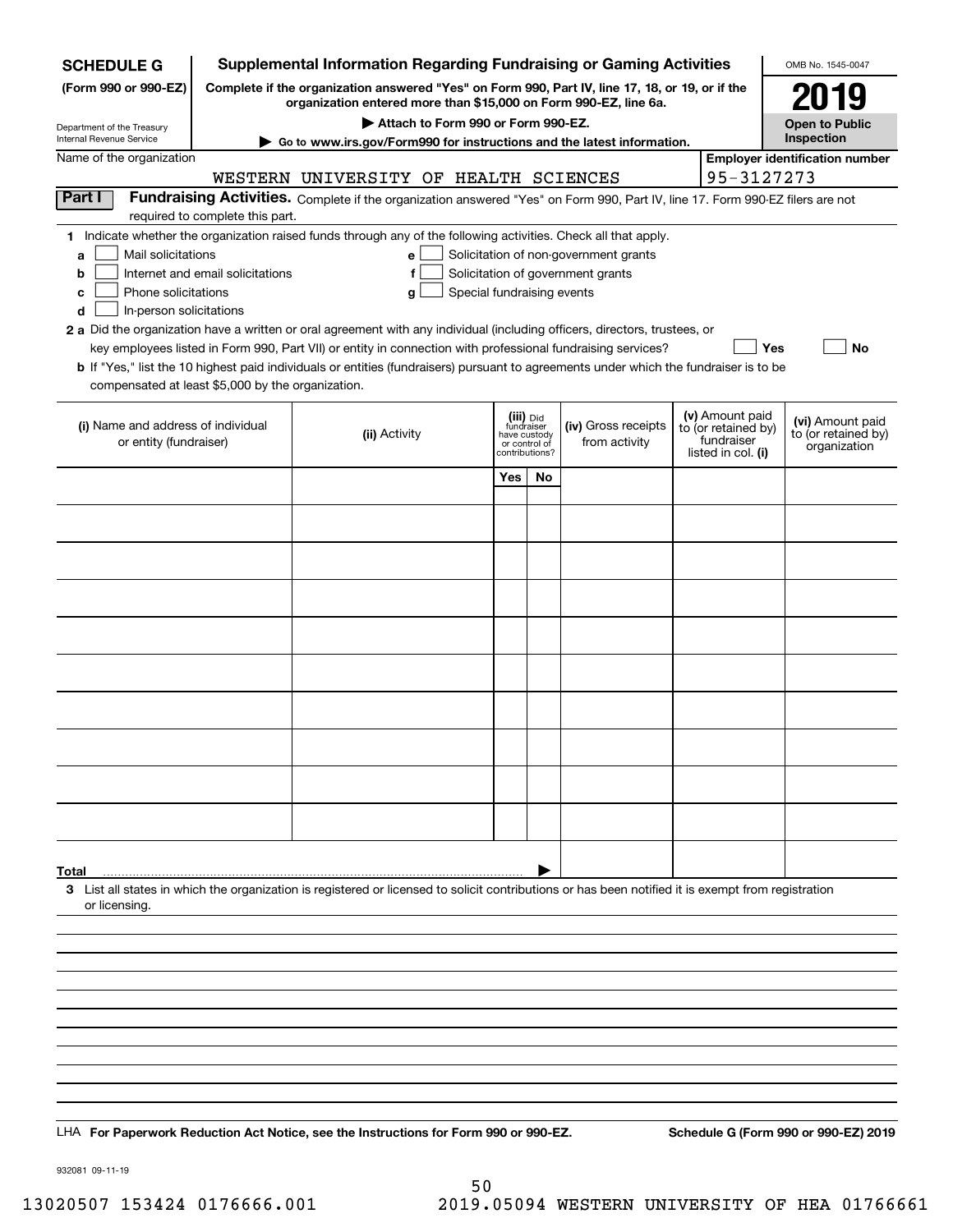**SCHEDULE G (Form 990 or 990-EZ)**

Department of the Treasury
Internal Revenue Service

# Supplemental Information Regarding Fundraising or Gaming Activities

**Complete if the organization answered "Yes" on Form 990, Part IV, line 17, 18, or 19, or if the organization entered more than $15,000 on Form 990-EZ, line 6a.**

**▶ Attach to Form 990 or Form 990-EZ.**

**▶ Go to www.irs.gov/Form990 for instructions and the latest information.**

OMB No. 1545-0047

**2019**

**Open to Public Inspection**

Name of the organization: WESTERN UNIVERSITY OF HEALTH SCIENCES

**Employer identification number:** 95-3127273

**Part I — Fundraising Activities.** Complete if the organization answered "Yes" on Form 990, Part IV, line 17. Form 990-EZ filers are not required to complete this part.

**1** Indicate whether the organization raised funds through any of the following activities. Check all that apply.

- **a** ☐ Mail solicitations
- **b** ☐ Internet and email solicitations
- **c** ☐ Phone solicitations
- **d** ☐ In-person solicitations
- **e** ☐ Solicitation of non-government grants
- **f** ☐ Solicitation of government grants
- **g** ☐ Special fundraising events

**2 a** Did the organization have a written or oral agreement with any individual (including officers, directors, trustees, or key employees listed in Form 990, Part VII) or entity in connection with professional fundraising services? ☐ **Yes** ☐ **No**

**b** If "Yes," list the 10 highest paid individuals or entities (fundraisers) pursuant to agreements under which the fundraiser is to be compensated at least $5,000 by the organization.

| (i) Name and address of individual or entity (fundraiser) | (ii) Activity | (iii) Did fundraiser have custody or control of contributions? Yes | No | (iv) Gross receipts from activity | (v) Amount paid to (or retained by) fundraiser listed in col. (i) | (vi) Amount paid to (or retained by) organization |
|---|---|---|---|---|---|---|
| | | | | | | |
| | | | | | | |
| | | | | | | |
| | | | | | | |
| | | | | | | |
| | | | | | | |
| | | | | | | |
| | | | | | | |
| | | | | | | |
| | | | | | | |
| **Total** ▶ | | | | | | |

**3** List all states in which the organization is registered or licensed to solicit contributions or has been notified it is exempt from registration or licensing.

LHA **For Paperwork Reduction Act Notice, see the Instructions for Form 990 or 990-EZ.** **Schedule G (Form 990 or 990-EZ) 2019**

932081 09-11-19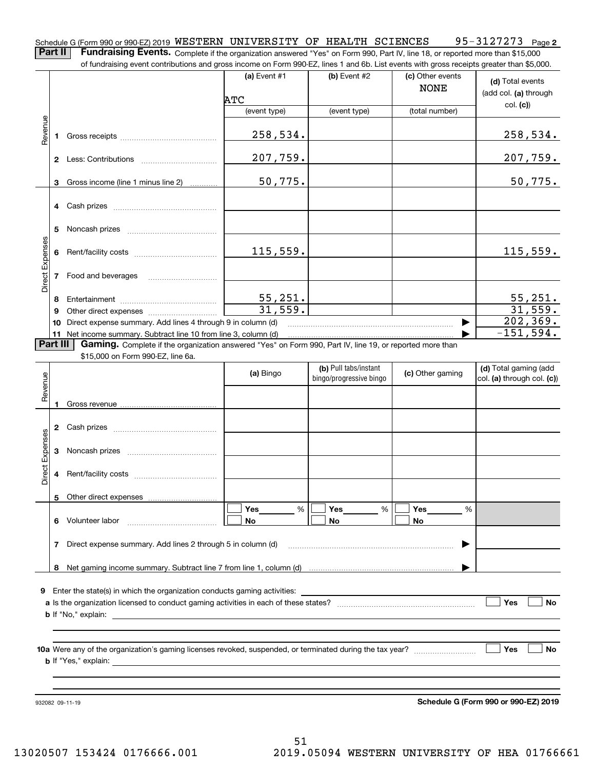Schedule G (Form 990 or 990-EZ) 2019 WESTERN UNIVERSITY OF HEALTH SCIENCES 95-3127273 Page **2**

**Part II** **Fundraising Events.** Complete if the organization answered "Yes" on Form 990, Part IV, line 18, or reported more than $15,000 of fundraising event contributions and gross income on Form 990-EZ, lines 1 and 6b. List events with gross receipts greater than $5,000.

| | | (a) Event #1 | (b) Event #2 | (c) Other events | (d) Total events (add col. (a) through col. (c)) |
|---|---|---|---|---|---|
| | | ATC | | NONE | |
| | | (event type) | (event type) | (total number) | |
| Revenue | 1 Gross receipts | 258,534. | | | 258,534. |
| | 2 Less: Contributions | 207,759. | | | 207,759. |
| | 3 Gross income (line 1 minus line 2) | 50,775. | | | 50,775. |
| Direct Expenses | 4 Cash prizes | | | | |
| | 5 Noncash prizes | | | | |
| | 6 Rent/facility costs | 115,559. | | | 115,559. |
| | 7 Food and beverages | | | | |
| | 8 Entertainment | 55,251. | | | 55,251. |
| | 9 Other direct expenses | 31,559. | | | 31,559. |
| | 10 Direct expense summary. Add lines 4 through 9 in column (d) | | | | 202,369. |
| | 11 Net income summary. Subtract line 10 from line 3, column (d) | | | | -151,594. |

**Part III** **Gaming.** Complete if the organization answered "Yes" on Form 990, Part IV, line 19, or reported more than $15,000 on Form 990-EZ, line 6a.

| | | (a) Bingo | (b) Pull tabs/instant bingo/progressive bingo | (c) Other gaming | (d) Total gaming (add col. (a) through col. (c)) |
|---|---|---|---|---|---|
| Revenue | 1 Gross revenue | | | | |
| Direct Expenses | 2 Cash prizes | | | | |
| | 3 Noncash prizes | | | | |
| | 4 Rent/facility costs | | | | |
| | 5 Other direct expenses | | | | |
| | 6 Volunteer labor | ☐ Yes ___ % ☐ No | ☐ Yes ___ % ☐ No | ☐ Yes ___ % ☐ No | |
| | 7 Direct expense summary. Add lines 2 through 5 in column (d) | | | | |
| | 8 Net gaming income summary. Subtract line 7 from line 1, column (d) | | | | |

**9** Enter the state(s) in which the organization conducts gaming activities: \_\_\_\_\_\_\_\_

**a** Is the organization licensed to conduct gaming activities in each of these states? ☐ Yes ☐ No

**b** If "No," explain:

**10a** Were any of the organization's gaming licenses revoked, suspended, or terminated during the tax year? ☐ Yes ☐ No

**b** If "Yes," explain:

932082 09-11-19 **Schedule G (Form 990 or 990-EZ) 2019**

13020507 153424 0176666.001 2019.05094 WESTERN UNIVERSITY OF HEA 01766661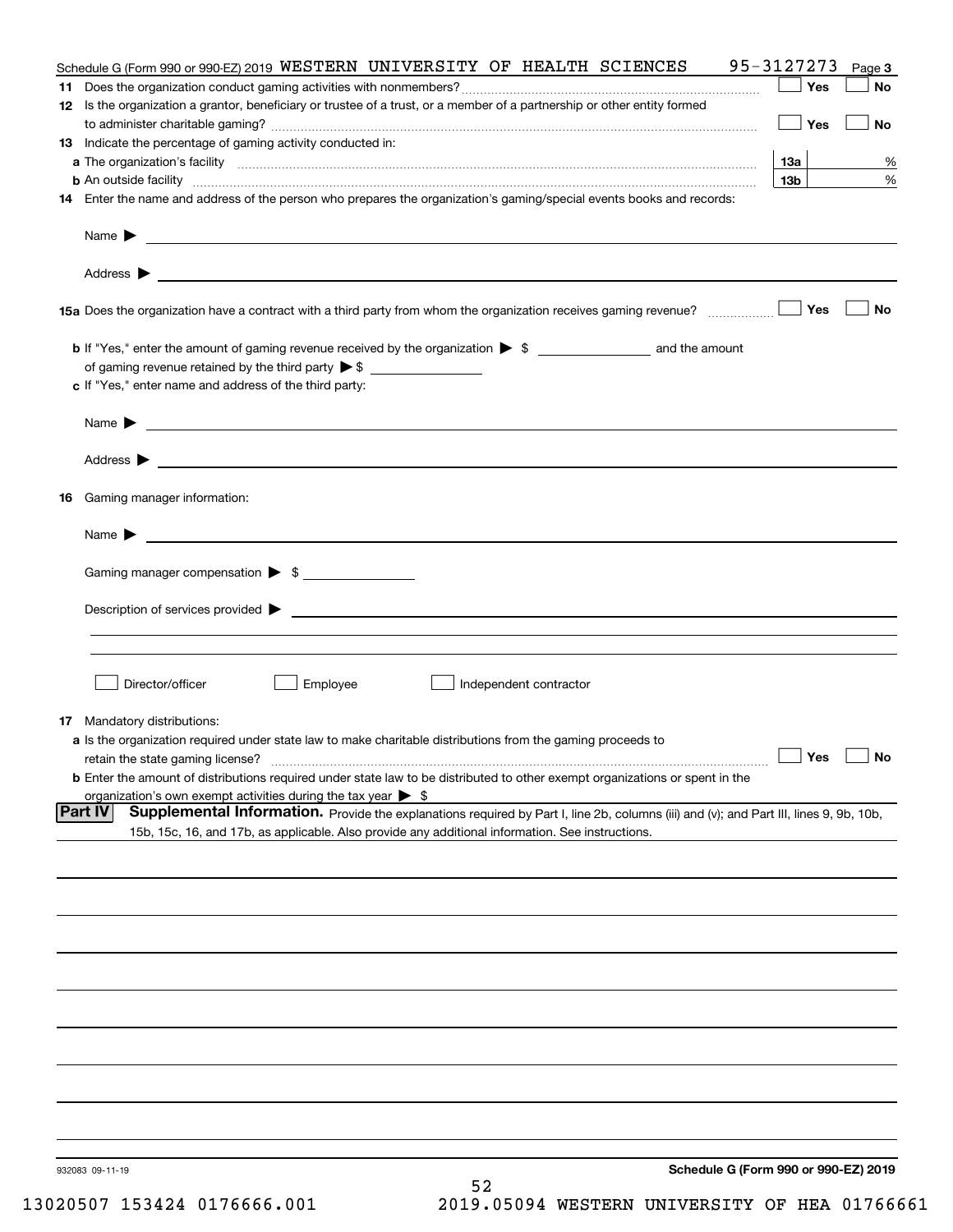Schedule G (Form 990 or 990-EZ) 2019 WESTERN UNIVERSITY OF HEALTH SCIENCES 95-3127273 Page **3**

**11** Does the organization conduct gaming activities with nonmembers? ☐ Yes ☐ No

**12** Is the organization a grantor, beneficiary or trustee of a trust, or a member of a partnership or other entity formed to administer charitable gaming? ☐ Yes ☐ No

**13** Indicate the percentage of gaming activity conducted in:

**a** The organization's facility **13a** %

**b** An outside facility **13b** %

**14** Enter the name and address of the person who prepares the organization's gaming/special events books and records:

Name ▶

Address ▶

**15a** Does the organization have a contract with a third party from whom the organization receives gaming revenue? ☐ Yes ☐ No

**b** If "Yes," enter the amount of gaming revenue received by the organization ▶ $ ______ and the amount of gaming revenue retained by the third party ▶ $ ______

**c** If "Yes," enter name and address of the third party:

Name ▶

Address ▶

**16** Gaming manager information:

Name ▶

Gaming manager compensation ▶ $

Description of services provided ▶

☐ Director/officer ☐ Employee ☐ Independent contractor

**17** Mandatory distributions:

**a** Is the organization required under state law to make charitable distributions from the gaming proceeds to retain the state gaming license? ☐ Yes ☐ No

**b** Enter the amount of distributions required under state law to be distributed to other exempt organizations or spent in the organization's own exempt activities during the tax year ▶ $

**Part IV** **Supplemental Information.** Provide the explanations required by Part I, line 2b, columns (iii) and (v); and Part III, lines 9, 9b, 10b, 15b, 15c, 16, and 17b, as applicable. Also provide any additional information. See instructions.

932083 09-11-19

**Schedule G (Form 990 or 990-EZ) 2019**

13020507 153424 0176666.001 2019.05094 WESTERN UNIVERSITY OF HEA 01766661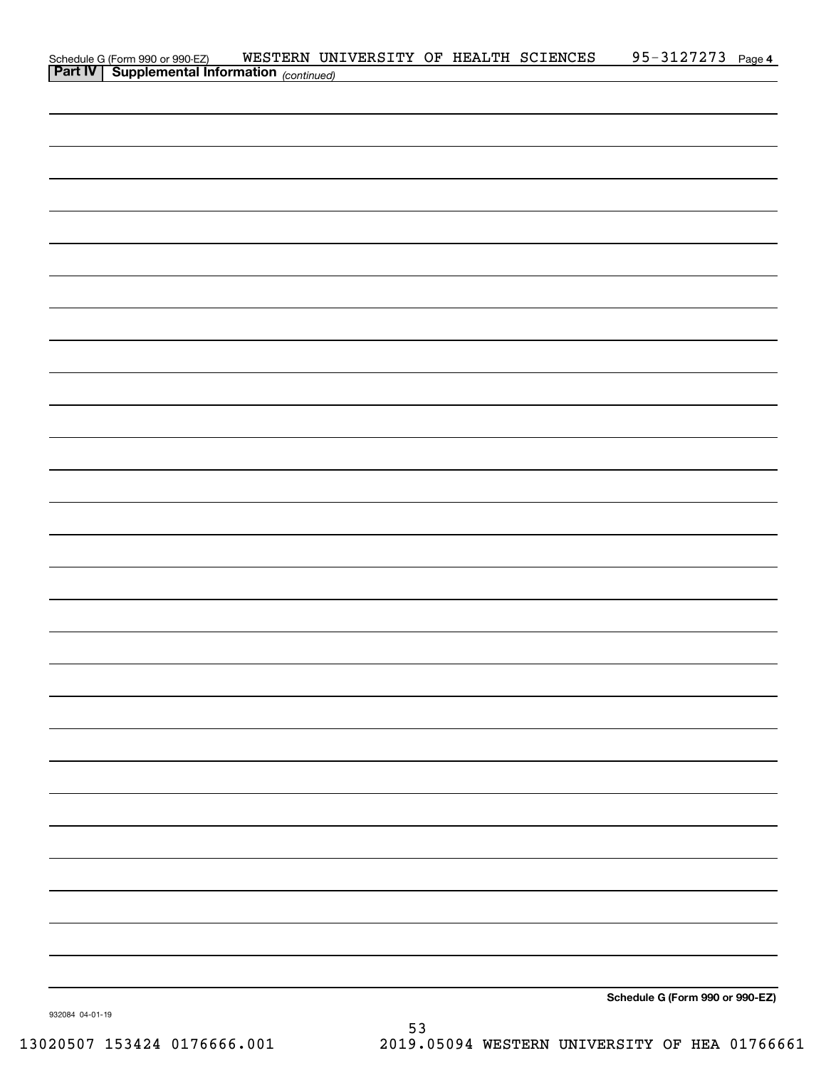Schedule G (Form 990 or 990-EZ) WESTERN UNIVERSITY OF HEALTH SCIENCES 95-3127273 Page 4

**Part IV | Supplemental Information** *(continued)*

**Schedule G (Form 990 or 990-EZ)**

932084 04-01-19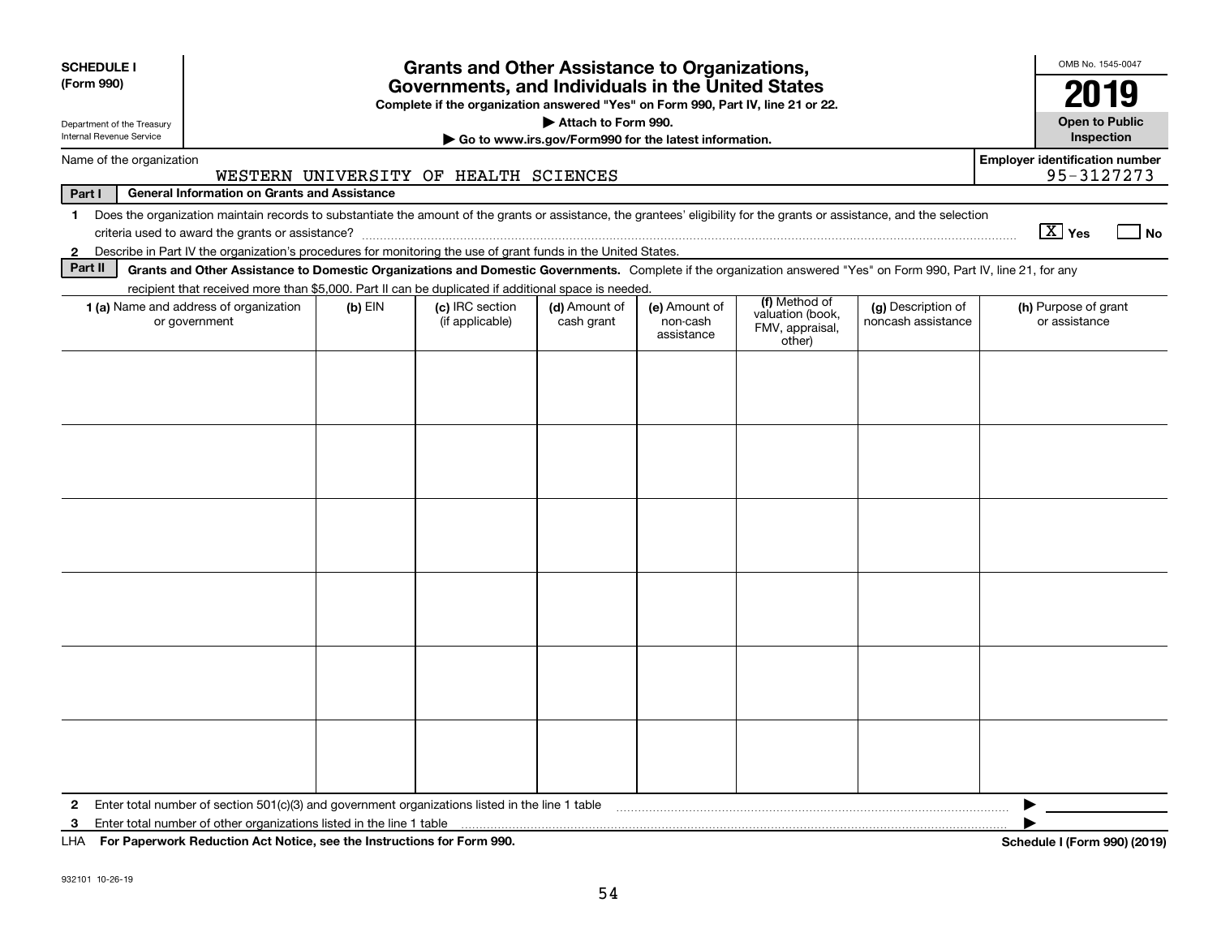**SCHEDULE I (Form 990)**

Department of the Treasury
Internal Revenue Service

# Grants and Other Assistance to Organizations, Governments, and Individuals in the United States

**Complete if the organization answered "Yes" on Form 990, Part IV, line 21 or 22.**

**▶ Attach to Form 990.**

**▶ Go to www.irs.gov/Form990 for the latest information.**

OMB No. 1545-0047

**2019**

**Open to Public Inspection**

Name of the organization: WESTERN UNIVERSITY OF HEALTH SCIENCES

Employer identification number: 95-3127273

**Part I — General Information on Grants and Assistance**

1 Does the organization maintain records to substantiate the amount of the grants or assistance, the grantees' eligibility for the grants or assistance, and the selection criteria used to award the grants or assistance? [X] Yes [ ] No

2 Describe in Part IV the organization's procedures for monitoring the use of grant funds in the United States.

**Part II — Grants and Other Assistance to Domestic Organizations and Domestic Governments.** Complete if the organization answered "Yes" on Form 990, Part IV, line 21, for any recipient that received more than $5,000. Part II can be duplicated if additional space is needed.

| 1 (a) Name and address of organization or government | (b) EIN | (c) IRC section (if applicable) | (d) Amount of cash grant | (e) Amount of non-cash assistance | (f) Method of valuation (book, FMV, appraisal, other) | (g) Description of noncash assistance | (h) Purpose of grant or assistance |
|---|---|---|---|---|---|---|---|
| | | | | | | | |
| | | | | | | | |
| | | | | | | | |
| | | | | | | | |
| | | | | | | | |
| | | | | | | | |

2 Enter total number of section 501(c)(3) and government organizations listed in the line 1 table ▶

3 Enter total number of other organizations listed in the line 1 table ▶

LHA **For Paperwork Reduction Act Notice, see the Instructions for Form 990.** **Schedule I (Form 990) (2019)**

932101 10-26-19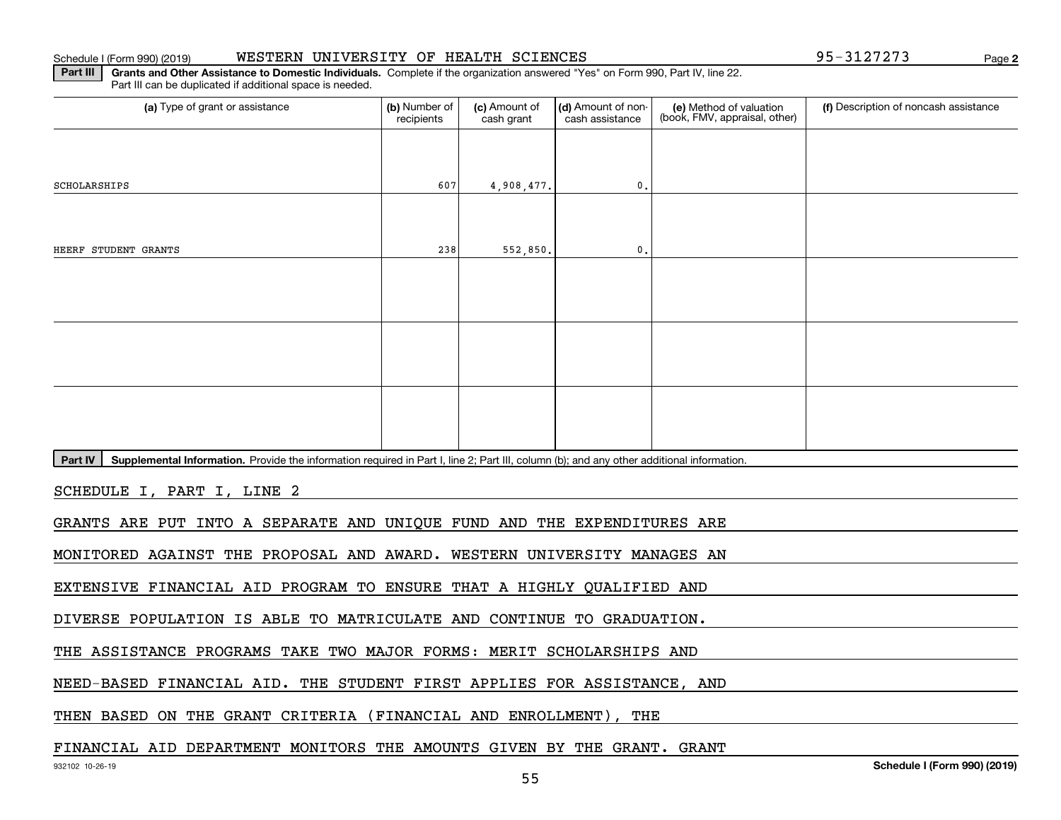Schedule I (Form 990) (2019) WESTERN UNIVERSITY OF HEALTH SCIENCES 95-3127273 Page 2

**Part III** **Grants and Other Assistance to Domestic Individuals.** Complete if the organization answered "Yes" on Form 990, Part IV, line 22. Part III can be duplicated if additional space is needed.

| (a) Type of grant or assistance | (b) Number of recipients | (c) Amount of cash grant | (d) Amount of non-cash assistance | (e) Method of valuation (book, FMV, appraisal, other) | (f) Description of noncash assistance |
|---|---|---|---|---|---|
| SCHOLARSHIPS | 607 | 4,908,477. | 0. | | |
| HEERF STUDENT GRANTS | 238 | 552,850. | 0. | | |
| | | | | | |
| | | | | | |
| | | | | | |

**Part IV** **Supplemental Information.** Provide the information required in Part I, line 2; Part III, column (b); and any other additional information.

SCHEDULE I, PART I, LINE 2

GRANTS ARE PUT INTO A SEPARATE AND UNIQUE FUND AND THE EXPENDITURES ARE MONITORED AGAINST THE PROPOSAL AND AWARD. WESTERN UNIVERSITY MANAGES AN EXTENSIVE FINANCIAL AID PROGRAM TO ENSURE THAT A HIGHLY QUALIFIED AND DIVERSE POPULATION IS ABLE TO MATRICULATE AND CONTINUE TO GRADUATION. THE ASSISTANCE PROGRAMS TAKE TWO MAJOR FORMS: MERIT SCHOLARSHIPS AND NEED-BASED FINANCIAL AID. THE STUDENT FIRST APPLIES FOR ASSISTANCE, AND THEN BASED ON THE GRANT CRITERIA (FINANCIAL AND ENROLLMENT), THE FINANCIAL AID DEPARTMENT MONITORS THE AMOUNTS GIVEN BY THE GRANT. GRANT

932102 10-26-19 **Schedule I (Form 990) (2019)**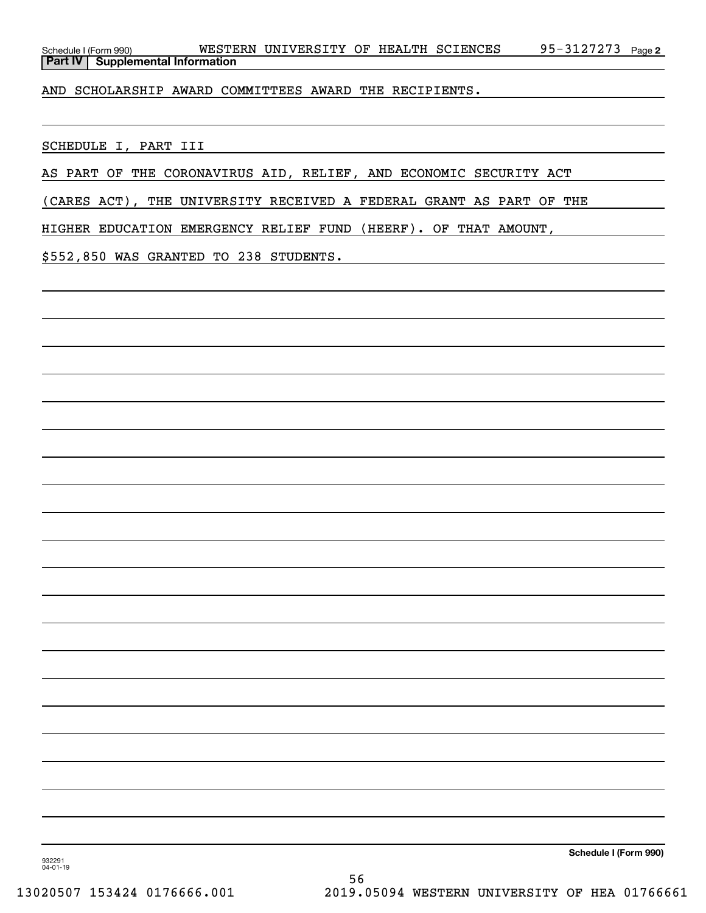## Part IV Supplemental Information

AND SCHOLARSHIP AWARD COMMITTEES AWARD THE RECIPIENTS.

SCHEDULE I, PART III

AS PART OF THE CORONAVIRUS AID, RELIEF, AND ECONOMIC SECURITY ACT (CARES ACT), THE UNIVERSITY RECEIVED A FEDERAL GRANT AS PART OF THE HIGHER EDUCATION EMERGENCY RELIEF FUND (HEERF). OF THAT AMOUNT, $552,850 WAS GRANTED TO 238 STUDENTS.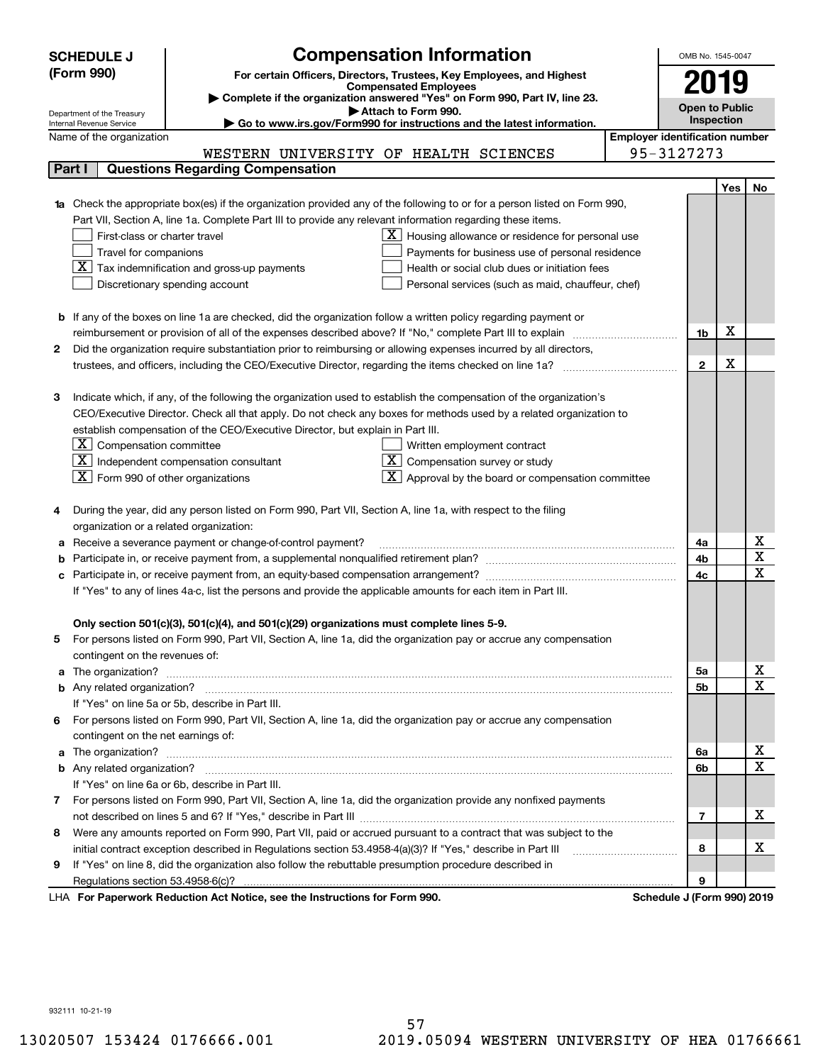**SCHEDULE J (Form 990)**

# Compensation Information

**For certain Officers, Directors, Trustees, Key Employees, and Highest Compensated Employees**

▶ Complete if the organization answered "Yes" on Form 990, Part IV, line 23.
▶ Attach to Form 990.
▶ Go to www.irs.gov/Form990 for instructions and the latest information.

Department of the Treasury
Internal Revenue Service

OMB No. 1545-0047
**2019**
**Open to Public Inspection**

Name of the organization: WESTERN UNIVERSITY OF HEALTH SCIENCES
Employer identification number: 95-3127273

## Part I Questions Regarding Compensation

| | | | Yes | No |
|---|---|---|---|---|
| **1a** | Check the appropriate box(es) if the organization provided any of the following to or for a person listed on Form 990, Part VII, Section A, line 1a. Complete Part III to provide any relevant information regarding these items.<br>☐ First-class or charter travel<br>☐ Travel for companions<br>☒ Tax indemnification and gross-up payments<br>☐ Discretionary spending account<br>☒ Housing allowance or residence for personal use<br>☐ Payments for business use of personal residence<br>☐ Health or social club dues or initiation fees<br>☐ Personal services (such as maid, chauffeur, chef) | | | |
| **b** | If any of the boxes on line 1a are checked, did the organization follow a written policy regarding payment or reimbursement or provision of all of the expenses described above? If "No," complete Part III to explain | 1b | X | |
| **2** | Did the organization require substantiation prior to reimbursing or allowing expenses incurred by all directors, trustees, and officers, including the CEO/Executive Director, regarding the items checked on line 1a? | 2 | X | |
| **3** | Indicate which, if any, of the following the organization used to establish the compensation of the organization's CEO/Executive Director. Check all that apply. Do not check any boxes for methods used by a related organization to establish compensation of the CEO/Executive Director, but explain in Part III.<br>☒ Compensation committee<br>☒ Independent compensation consultant<br>☒ Form 990 of other organizations<br>☐ Written employment contract<br>☒ Compensation survey or study<br>☒ Approval by the board or compensation committee | | | |
| **4** | During the year, did any person listed on Form 990, Part VII, Section A, line 1a, with respect to the filing organization or a related organization: | | | |
| **a** | Receive a severance payment or change-of-control payment? | 4a | | X |
| **b** | Participate in, or receive payment from, a supplemental nonqualified retirement plan? | 4b | | X |
| **c** | Participate in, or receive payment from, an equity-based compensation arrangement? | 4c | | X |
| | If "Yes" to any of lines 4a-c, list the persons and provide the applicable amounts for each item in Part III. | | | |
| | **Only section 501(c)(3), 501(c)(4), and 501(c)(29) organizations must complete lines 5-9.** | | | |
| **5** | For persons listed on Form 990, Part VII, Section A, line 1a, did the organization pay or accrue any compensation contingent on the revenues of: | | | |
| **a** | The organization? | 5a | | X |
| **b** | Any related organization? | 5b | | X |
| | If "Yes" on line 5a or 5b, describe in Part III. | | | |
| **6** | For persons listed on Form 990, Part VII, Section A, line 1a, did the organization pay or accrue any compensation contingent on the net earnings of: | | | |
| **a** | The organization? | 6a | | X |
| **b** | Any related organization? | 6b | | X |
| | If "Yes" on line 6a or 6b, describe in Part III. | | | |
| **7** | For persons listed on Form 990, Part VII, Section A, line 1a, did the organization provide any nonfixed payments not described on lines 5 and 6? If "Yes," describe in Part III | 7 | | X |
| **8** | Were any amounts reported on Form 990, Part VII, paid or accrued pursuant to a contract that was subject to the initial contract exception described in Regulations section 53.4958-4(a)(3)? If "Yes," describe in Part III | 8 | | X |
| **9** | If "Yes" on line 8, did the organization also follow the rebuttable presumption procedure described in Regulations section 53.4958-6(c)? | 9 | | |

LHA **For Paperwork Reduction Act Notice, see the Instructions for Form 990.** **Schedule J (Form 990) 2019**

932111 10-21-19

13020507 153424 0176666.001 2019.05094 WESTERN UNIVERSITY OF HEA 01766661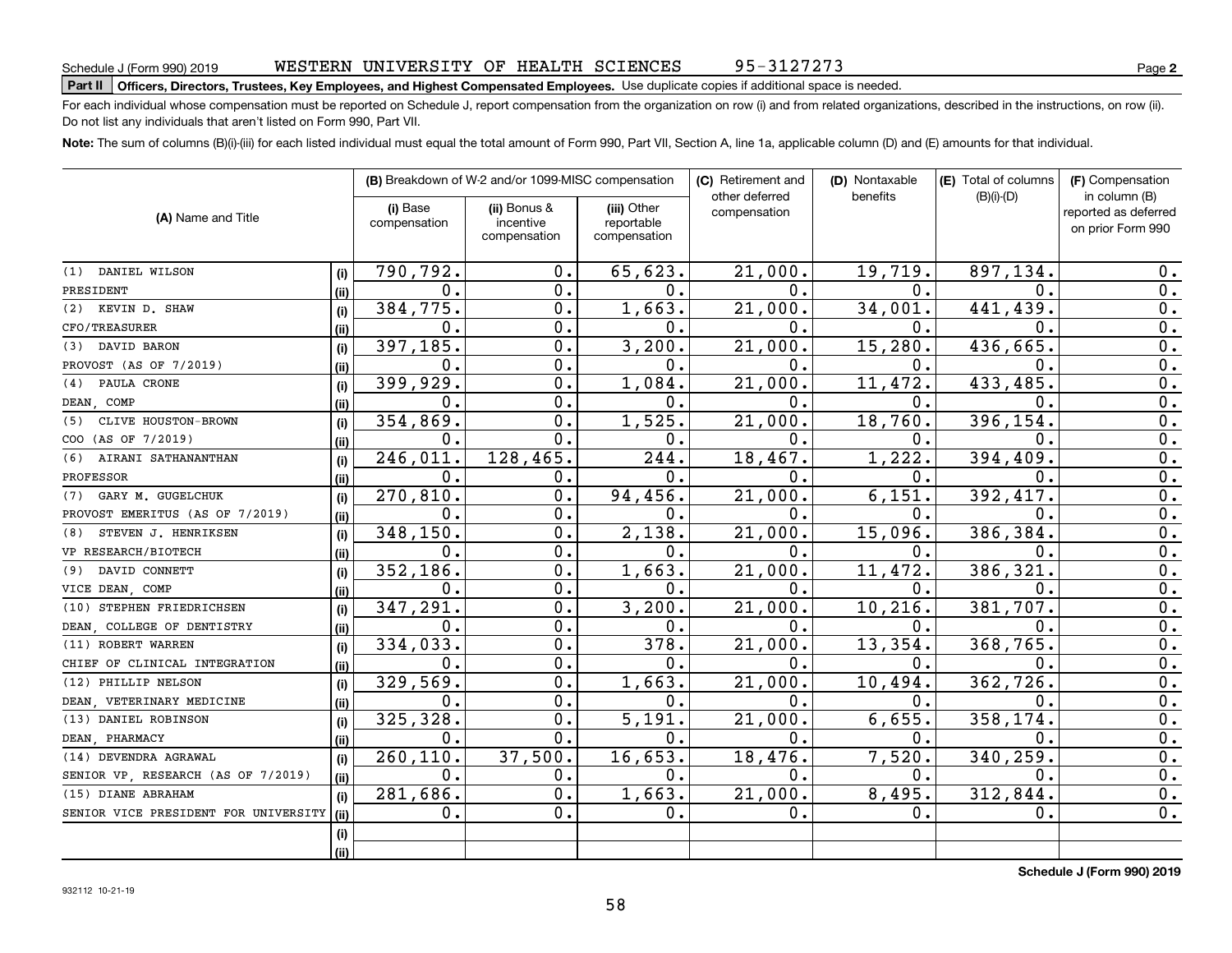Schedule J (Form 990) 2019 WESTERN UNIVERSITY OF HEALTH SCIENCES 95-3127273 Page **2**

**Part II Officers, Directors, Trustees, Key Employees, and Highest Compensated Employees.** Use duplicate copies if additional space is needed.

For each individual whose compensation must be reported on Schedule J, report compensation from the organization on row (i) and from related organizations, described in the instructions, on row (ii). Do not list any individuals that aren't listed on Form 990, Part VII.

**Note:** The sum of columns (B)(i)-(iii) for each listed individual must equal the total amount of Form 990, Part VII, Section A, line 1a, applicable column (D) and (E) amounts for that individual.

| (A) Name and Title | | (B) Breakdown of W-2 and/or 1099-MISC compensation | | | (C) Retirement and other deferred compensation | (D) Nontaxable benefits | (E) Total of columns (B)(i)-(D) | (F) Compensation in column (B) reported as deferred on prior Form 990 |
|---|---|---|---|---|---|---|---|---|
| | | (i) Base compensation | (ii) Bonus & incentive compensation | (iii) Other reportable compensation | | | | |
| (1) DANIEL WILSON | (i) | 790,792. | 0. | 65,623. | 21,000. | 19,719. | 897,134. | 0. |
| PRESIDENT | (ii) | 0. | 0. | 0. | 0. | 0. | 0. | 0. |
| (2) KEVIN D. SHAW | (i) | 384,775. | 0. | 1,663. | 21,000. | 34,001. | 441,439. | 0. |
| CFO/TREASURER | (ii) | 0. | 0. | 0. | 0. | 0. | 0. | 0. |
| (3) DAVID BARON | (i) | 397,185. | 0. | 3,200. | 21,000. | 15,280. | 436,665. | 0. |
| PROVOST (AS OF 7/2019) | (ii) | 0. | 0. | 0. | 0. | 0. | 0. | 0. |
| (4) PAULA CRONE | (i) | 399,929. | 0. | 1,084. | 21,000. | 11,472. | 433,485. | 0. |
| DEAN, COMP | (ii) | 0. | 0. | 0. | 0. | 0. | 0. | 0. |
| (5) CLIVE HOUSTON-BROWN | (i) | 354,869. | 0. | 1,525. | 21,000. | 18,760. | 396,154. | 0. |
| COO (AS OF 7/2019) | (ii) | 0. | 0. | 0. | 0. | 0. | 0. | 0. |
| (6) AIRANI SATHANANTHAN | (i) | 246,011. | 128,465. | 244. | 18,467. | 1,222. | 394,409. | 0. |
| PROFESSOR | (ii) | 0. | 0. | 0. | 0. | 0. | 0. | 0. |
| (7) GARY M. GUGELCHUK | (i) | 270,810. | 0. | 94,456. | 21,000. | 6,151. | 392,417. | 0. |
| PROVOST EMERITUS (AS OF 7/2019) | (ii) | 0. | 0. | 0. | 0. | 0. | 0. | 0. |
| (8) STEVEN J. HENRIKSEN | (i) | 348,150. | 0. | 2,138. | 21,000. | 15,096. | 386,384. | 0. |
| VP RESEARCH/BIOTECH | (ii) | 0. | 0. | 0. | 0. | 0. | 0. | 0. |
| (9) DAVID CONNETT | (i) | 352,186. | 0. | 1,663. | 21,000. | 11,472. | 386,321. | 0. |
| VICE DEAN, COMP | (ii) | 0. | 0. | 0. | 0. | 0. | 0. | 0. |
| (10) STEPHEN FRIEDRICHSEN | (i) | 347,291. | 0. | 3,200. | 21,000. | 10,216. | 381,707. | 0. |
| DEAN, COLLEGE OF DENTISTRY | (ii) | 0. | 0. | 0. | 0. | 0. | 0. | 0. |
| (11) ROBERT WARREN | (i) | 334,033. | 0. | 378. | 21,000. | 13,354. | 368,765. | 0. |
| CHIEF OF CLINICAL INTEGRATION | (ii) | 0. | 0. | 0. | 0. | 0. | 0. | 0. |
| (12) PHILLIP NELSON | (i) | 329,569. | 0. | 1,663. | 21,000. | 10,494. | 362,726. | 0. |
| DEAN, VETERINARY MEDICINE | (ii) | 0. | 0. | 0. | 0. | 0. | 0. | 0. |
| (13) DANIEL ROBINSON | (i) | 325,328. | 0. | 5,191. | 21,000. | 6,655. | 358,174. | 0. |
| DEAN, PHARMACY | (ii) | 0. | 0. | 0. | 0. | 0. | 0. | 0. |
| (14) DEVENDRA AGRAWAL | (i) | 260,110. | 37,500. | 16,653. | 18,476. | 7,520. | 340,259. | 0. |
| SENIOR VP, RESEARCH (AS OF 7/2019) | (ii) | 0. | 0. | 0. | 0. | 0. | 0. | 0. |
| (15) DIANE ABRAHAM | (i) | 281,686. | 0. | 1,663. | 21,000. | 8,495. | 312,844. | 0. |
| SENIOR VICE PRESIDENT FOR UNIVERSITY | (ii) | 0. | 0. | 0. | 0. | 0. | 0. | 0. |
| | (i) | | | | | | | |
| | (ii) | | | | | | | |

**Schedule J (Form 990) 2019**

932112 10-21-19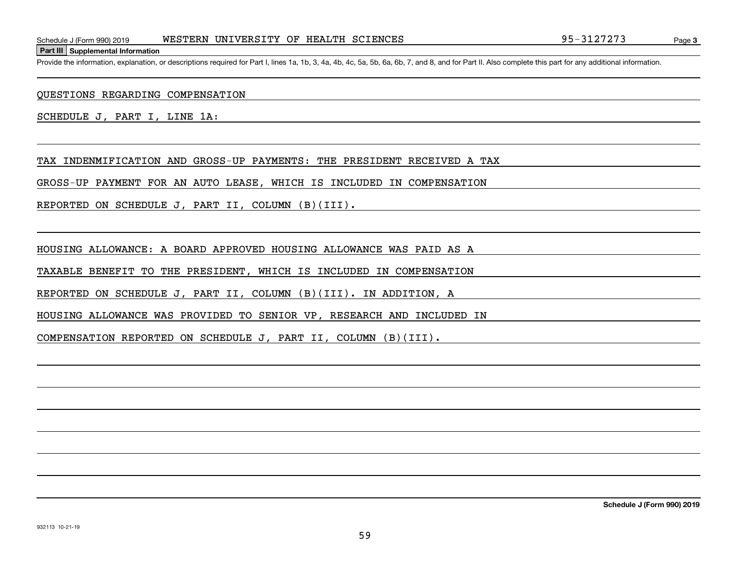Schedule J (Form 990) 2019 WESTERN UNIVERSITY OF HEALTH SCIENCES 95-3127273 Page 3

**Part III Supplemental Information**

Provide the information, explanation, or descriptions required for Part I, lines 1a, 1b, 3, 4a, 4b, 4c, 5a, 5b, 6a, 6b, 7, and 8, and for Part II. Also complete this part for any additional information.

QUESTIONS REGARDING COMPENSATION

SCHEDULE J, PART I, LINE 1A:

TAX INDENMIFICATION AND GROSS-UP PAYMENTS: THE PRESIDENT RECEIVED A TAX GROSS-UP PAYMENT FOR AN AUTO LEASE, WHICH IS INCLUDED IN COMPENSATION REPORTED ON SCHEDULE J, PART II, COLUMN (B)(III).

HOUSING ALLOWANCE: A BOARD APPROVED HOUSING ALLOWANCE WAS PAID AS A TAXABLE BENEFIT TO THE PRESIDENT, WHICH IS INCLUDED IN COMPENSATION REPORTED ON SCHEDULE J, PART II, COLUMN (B)(III). IN ADDITION, A HOUSING ALLOWANCE WAS PROVIDED TO SENIOR VP, RESEARCH AND INCLUDED IN COMPENSATION REPORTED ON SCHEDULE J, PART II, COLUMN (B)(III).

**Schedule J (Form 990) 2019**

932113 10-21-19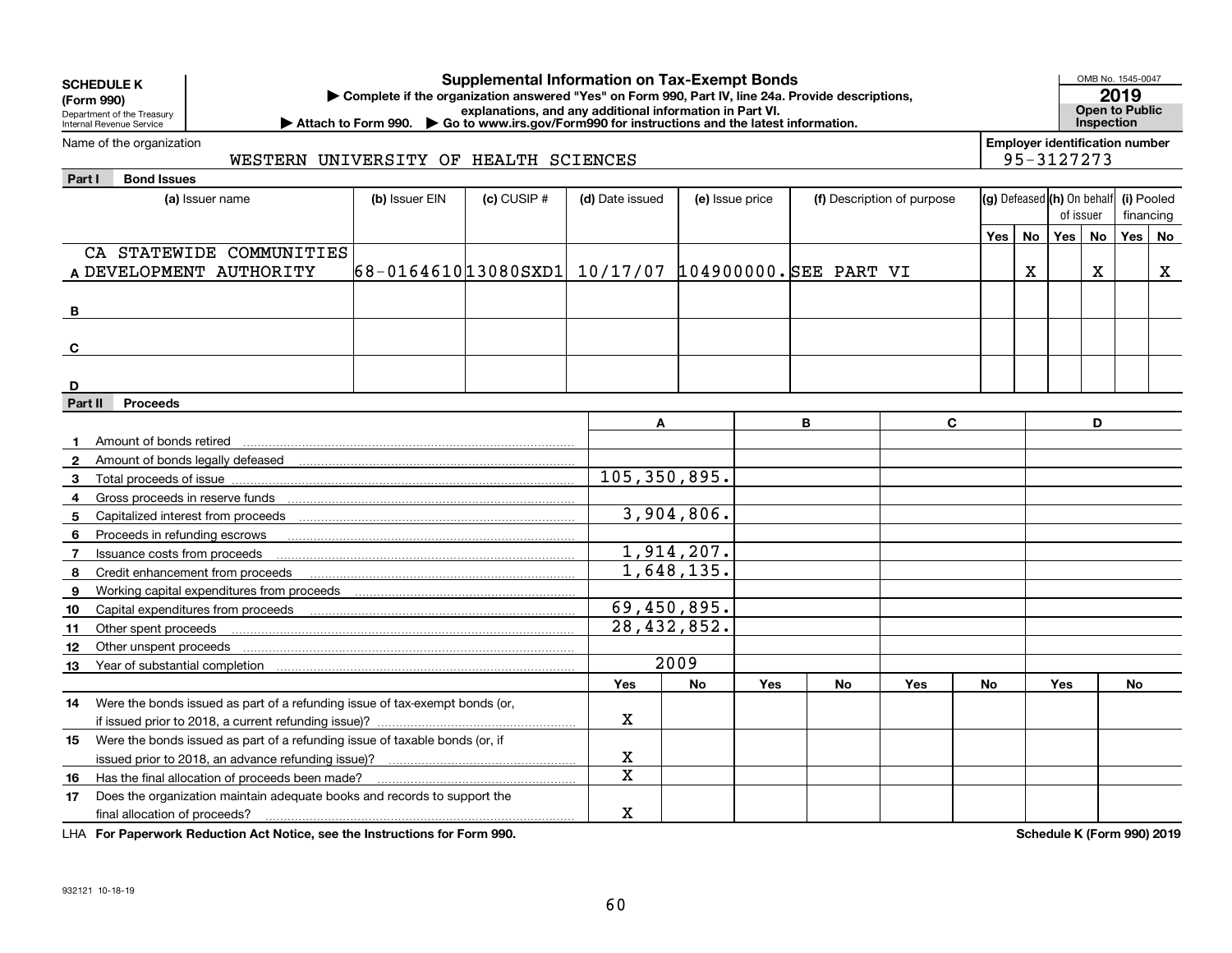**SCHEDULE K (Form 990)**

Department of the Treasury
Internal Revenue Service

# Supplemental Information on Tax-Exempt Bonds

▶ Complete if the organization answered "Yes" on Form 990, Part IV, line 24a. Provide descriptions, explanations, and any additional information in Part VI.

▶ Attach to Form 990. ▶ Go to www.irs.gov/Form990 for instructions and the latest information.

OMB No. 1545-0047

**2019**

**Open to Public Inspection**

Name of the organization: WESTERN UNIVERSITY OF HEALTH SCIENCES

Employer identification number: 95-3127273

## Part I Bond Issues

| | (a) Issuer name | (b) Issuer EIN | (c) CUSIP # | (d) Date issued | (e) Issue price | (f) Description of purpose | (g) Defeased Yes | (g) Defeased No | (h) On behalf of issuer Yes | (h) On behalf of issuer No | (i) Pooled financing Yes | (i) Pooled financing No |
|---|---|---|---|---|---|---|---|---|---|---|---|---|
| A | CA STATEWIDE COMMUNITIES DEVELOPMENT AUTHORITY | 68-0164610 | 13080SXD1 | 10/17/07 | 104900000. | SEE PART VI | | X | | X | | X |
| B | | | | | | | | | | | | |
| C | | | | | | | | | | | | |
| D | | | | | | | | | | | | |

## Part II Proceeds

| | | A | | B | | C | | D | |
|---|---|---|---|---|---|---|---|---|---|
| 1 | Amount of bonds retired | | | | | | | | |
| 2 | Amount of bonds legally defeased | | | | | | | | |
| 3 | Total proceeds of issue | 105,350,895. | | | | | | | |
| 4 | Gross proceeds in reserve funds | | | | | | | | |
| 5 | Capitalized interest from proceeds | 3,904,806. | | | | | | | |
| 6 | Proceeds in refunding escrows | | | | | | | | |
| 7 | Issuance costs from proceeds | 1,914,207. | | | | | | | |
| 8 | Credit enhancement from proceeds | 1,648,135. | | | | | | | |
| 9 | Working capital expenditures from proceeds | | | | | | | | |
| 10 | Capital expenditures from proceeds | 69,450,895. | | | | | | | |
| 11 | Other spent proceeds | 28,432,852. | | | | | | | |
| 12 | Other unspent proceeds | | | | | | | | |
| 13 | Year of substantial completion | 2009 | | | | | | | |
| | | Yes | No | Yes | No | Yes | No | Yes | No |
| 14 | Were the bonds issued as part of a refunding issue of tax-exempt bonds (or, if issued prior to 2018, a current refunding issue)? | X | | | | | | | |
| 15 | Were the bonds issued as part of a refunding issue of taxable bonds (or, if issued prior to 2018, an advance refunding issue)? | X | | | | | | | |
| 16 | Has the final allocation of proceeds been made? | X | | | | | | | |
| 17 | Does the organization maintain adequate books and records to support the final allocation of proceeds? | X | | | | | | | |

LHA **For Paperwork Reduction Act Notice, see the Instructions for Form 990.** **Schedule K (Form 990) 2019**

932121 10-18-19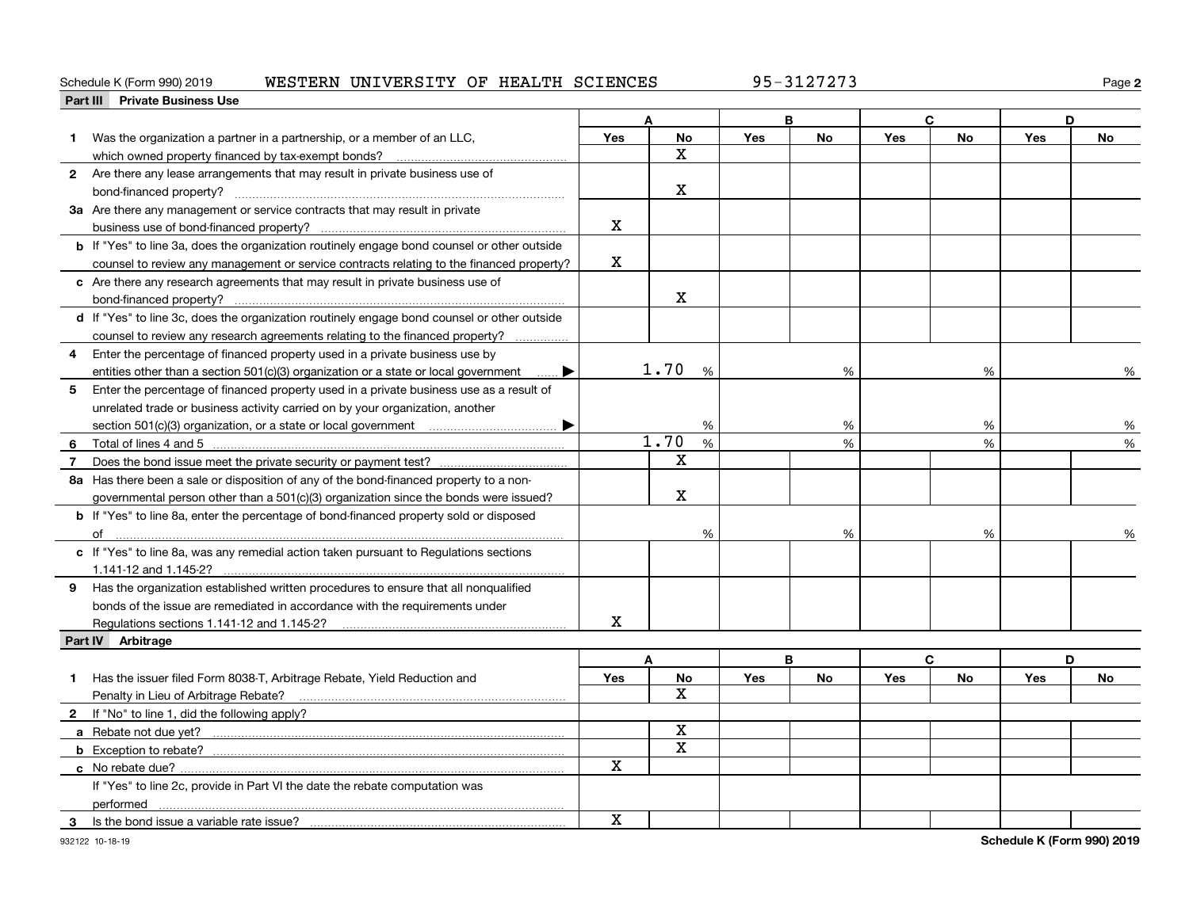Schedule K (Form 990) 2019 WESTERN UNIVERSITY OF HEALTH SCIENCES 95-3127273

## Part III Private Business Use

| | A | | B | | C | | D | |
|---|---|---|---|---|---|---|---|---|
| | Yes | No | Yes | No | Yes | No | Yes | No |
| **1** Was the organization a partner in a partnership, or a member of an LLC, which owned property financed by tax-exempt bonds? | | X | | | | | | |
| **2** Are there any lease arrangements that may result in private business use of bond-financed property? | | X | | | | | | |
| **3a** Are there any management or service contracts that may result in private business use of bond-financed property? | X | | | | | | | |
| **b** If "Yes" to line 3a, does the organization routinely engage bond counsel or other outside counsel to review any management or service contracts relating to the financed property? | X | | | | | | | |
| **c** Are there any research agreements that may result in private business use of bond-financed property? | | X | | | | | | |
| **d** If "Yes" to line 3c, does the organization routinely engage bond counsel or other outside counsel to review any research agreements relating to the financed property? | | | | | | | | |
| **4** Enter the percentage of financed property used in a private business use by entities other than a section 501(c)(3) organization or a state or local government ▶ | | 1.70 % | | % | | % | | % |
| **5** Enter the percentage of financed property used in a private business use as a result of unrelated trade or business activity carried on by your organization, another section 501(c)(3) organization, or a state or local government ▶ | | % | | % | | % | | % |
| **6** Total of lines 4 and 5 | | 1.70 % | | % | | % | | % |
| **7** Does the bond issue meet the private security or payment test? | | X | | | | | | |
| **8a** Has there been a sale or disposition of any of the bond-financed property to a non-governmental person other than a 501(c)(3) organization since the bonds were issued? | | X | | | | | | |
| **b** If "Yes" to line 8a, enter the percentage of bond-financed property sold or disposed of | | % | | % | | % | | % |
| **c** If "Yes" to line 8a, was any remedial action taken pursuant to Regulations sections 1.141-12 and 1.145-2? | | | | | | | | |
| **9** Has the organization established written procedures to ensure that all nonqualified bonds of the issue are remediated in accordance with the requirements under Regulations sections 1.141-12 and 1.145-2? | X | | | | | | | |

## Part IV Arbitrage

| | A | | B | | C | | D | |
|---|---|---|---|---|---|---|---|---|
| | Yes | No | Yes | No | Yes | No | Yes | No |
| **1** Has the issuer filed Form 8038-T, Arbitrage Rebate, Yield Reduction and Penalty in Lieu of Arbitrage Rebate? | | X | | | | | | |
| **2** If "No" to line 1, did the following apply? | | | | | | | | |
| **a** Rebate not due yet? | | X | | | | | | |
| **b** Exception to rebate? | | X | | | | | | |
| **c** No rebate due? | X | | | | | | | |
| If "Yes" to line 2c, provide in Part VI the date the rebate computation was performed | | | | | | | | |
| **3** Is the bond issue a variable rate issue? | X | | | | | | | |

932122 10-18-19 Schedule K (Form 990) 2019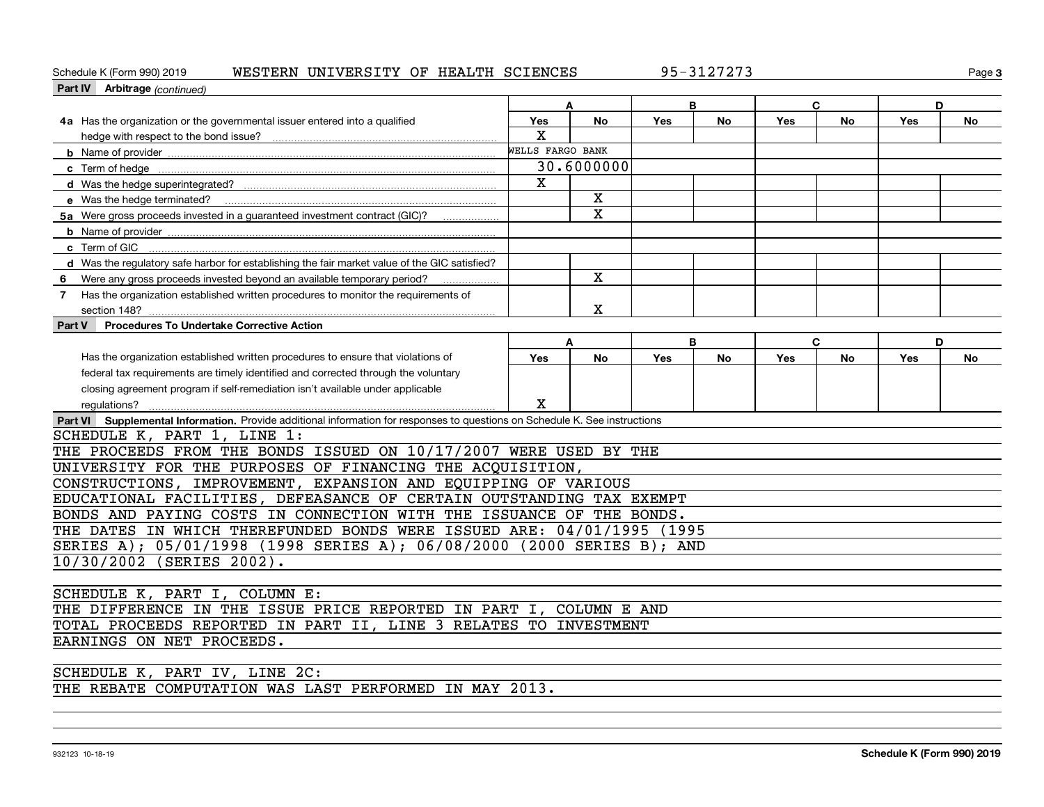Schedule K (Form 990) 2019 WESTERN UNIVERSITY OF HEALTH SCIENCES 95-3127273

## Part IV Arbitrage *(continued)*

| | A | | B | | C | | D | |
|---|---|---|---|---|---|---|---|---|
| | Yes | No | Yes | No | Yes | No | Yes | No |
| **4a** Has the organization or the governmental issuer entered into a qualified hedge with respect to the bond issue? | X | | | | | | | |
| **b** Name of provider | WELLS FARGO BANK | | | | | | | |
| **c** Term of hedge | 30.6000000 | | | | | | | |
| **d** Was the hedge superintegrated? | X | | | | | | | |
| **e** Was the hedge terminated? | | X | | | | | | |
| **5a** Were gross proceeds invested in a guaranteed investment contract (GIC)? | | X | | | | | | |
| **b** Name of provider | | | | | | | | |
| **c** Term of GIC | | | | | | | | |
| **d** Was the regulatory safe harbor for establishing the fair market value of the GIC satisfied? | | | | | | | | |
| **6** Were any gross proceeds invested beyond an available temporary period? | | X | | | | | | |
| **7** Has the organization established written procedures to monitor the requirements of section 148? | | X | | | | | | |

## Part V Procedures To Undertake Corrective Action

| | A | | B | | C | | D | |
|---|---|---|---|---|---|---|---|---|
| | Yes | No | Yes | No | Yes | No | Yes | No |
| Has the organization established written procedures to ensure that violations of federal tax requirements are timely identified and corrected through the voluntary closing agreement program if self-remediation isn't available under applicable regulations? | X | | | | | | | |

## Part VI Supplemental Information. 
Provide additional information for responses to questions on Schedule K. See instructions

SCHEDULE K, PART 1, LINE 1:
THE PROCEEDS FROM THE BONDS ISSUED ON 10/17/2007 WERE USED BY THE UNIVERSITY FOR THE PURPOSES OF FINANCING THE ACQUISITION, CONSTRUCTIONS, IMPROVEMENT, EXPANSION AND EQUIPPING OF VARIOUS EDUCATIONAL FACILITIES, DEFEASANCE OF CERTAIN OUTSTANDING TAX EXEMPT BONDS AND PAYING COSTS IN CONNECTION WITH THE ISSUANCE OF THE BONDS. THE DATES IN WHICH THEREFUNDED BONDS WERE ISSUED ARE: 04/01/1995 (1995 SERIES A); 05/01/1998 (1998 SERIES A); 06/08/2000 (2000 SERIES B); AND 10/30/2002 (SERIES 2002).

SCHEDULE K, PART I, COLUMN E:
THE DIFFERENCE IN THE ISSUE PRICE REPORTED IN PART I, COLUMN E AND TOTAL PROCEEDS REPORTED IN PART II, LINE 3 RELATES TO INVESTMENT EARNINGS ON NET PROCEEDS.

SCHEDULE K, PART IV, LINE 2C:
THE REBATE COMPUTATION WAS LAST PERFORMED IN MAY 2013.

932123 10-18-19 Schedule K (Form 990) 2019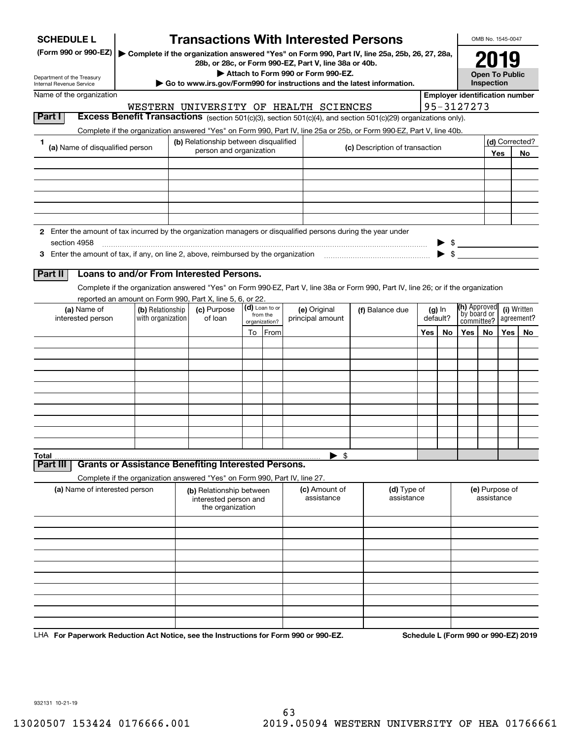**SCHEDULE L**
**(Form 990 or 990-EZ)**

Department of the Treasury
Internal Revenue Service

# Transactions With Interested Persons

▶ Complete if the organization answered "Yes" on Form 990, Part IV, line 25a, 25b, 26, 27, 28a, 28b, or 28c, or Form 990-EZ, Part V, line 38a or 40b.
▶ Attach to Form 990 or Form 990-EZ.
▶ Go to www.irs.gov/Form990 for instructions and the latest information.

OMB No. 1545-0047

**2019**

**Open To Public Inspection**

Name of the organization: WESTERN UNIVERSITY OF HEALTH SCIENCES

Employer identification number: 95-3127273

## Part I Excess Benefit Transactions (section 501(c)(3), section 501(c)(4), and section 501(c)(29) organizations only).

Complete if the organization answered "Yes" on Form 990, Part IV, line 25a or 25b, or Form 990-EZ, Part V, line 40b.

| 1 (a) Name of disqualified person | (b) Relationship between disqualified person and organization | (c) Description of transaction | (d) Corrected? Yes | No |
|---|---|---|---|---|
| | | | | |
| | | | | |
| | | | | |
| | | | | |
| | | | | |
| | | | | |

2 Enter the amount of tax incurred by the organization managers or disqualified persons during the year under section 4958 ▶ $

3 Enter the amount of tax, if any, on line 2, above, reimbursed by the organization ▶ $

## Part II Loans to and/or From Interested Persons.

Complete if the organization answered "Yes" on Form 990-EZ, Part V, line 38a or Form 990, Part IV, line 26; or if the organization reported an amount on Form 990, Part X, line 5, 6, or 22.

| (a) Name of interested person | (b) Relationship with organization | (c) Purpose of loan | (d) Loan to or from the organization? To | From | (e) Original principal amount | (f) Balance due | (g) In default? Yes | No | (h) Approved by board or committee? Yes | No | (i) Written agreement? Yes | No |
|---|---|---|---|---|---|---|---|---|---|---|---|---|
| | | | | | | | | | | | | |
| | | | | | | | | | | | | |
| | | | | | | | | | | | | |
| | | | | | | | | | | | | |
| | | | | | | | | | | | | |
| | | | | | | | | | | | | |
| | | | | | | | | | | | | |
| | | | | | | | | | | | | |
| | | | | | | | | | | | | |
| | | | | | | | | | | | | |
| **Total** | | | | | ▶ $ | | | | | | | |

## Part III Grants or Assistance Benefiting Interested Persons.

Complete if the organization answered "Yes" on Form 990, Part IV, line 27.

| (a) Name of interested person | (b) Relationship between interested person and the organization | (c) Amount of assistance | (d) Type of assistance | (e) Purpose of assistance |
|---|---|---|---|---|
| | | | | |
| | | | | |
| | | | | |
| | | | | |
| | | | | |
| | | | | |
| | | | | |
| | | | | |
| | | | | |
| | | | | |

LHA **For Paperwork Reduction Act Notice, see the Instructions for Form 990 or 990-EZ.** **Schedule L (Form 990 or 990-EZ) 2019**

932131 10-21-19

13020507 153424 0176666.001 2019.05094 WESTERN UNIVERSITY OF HEA 01766661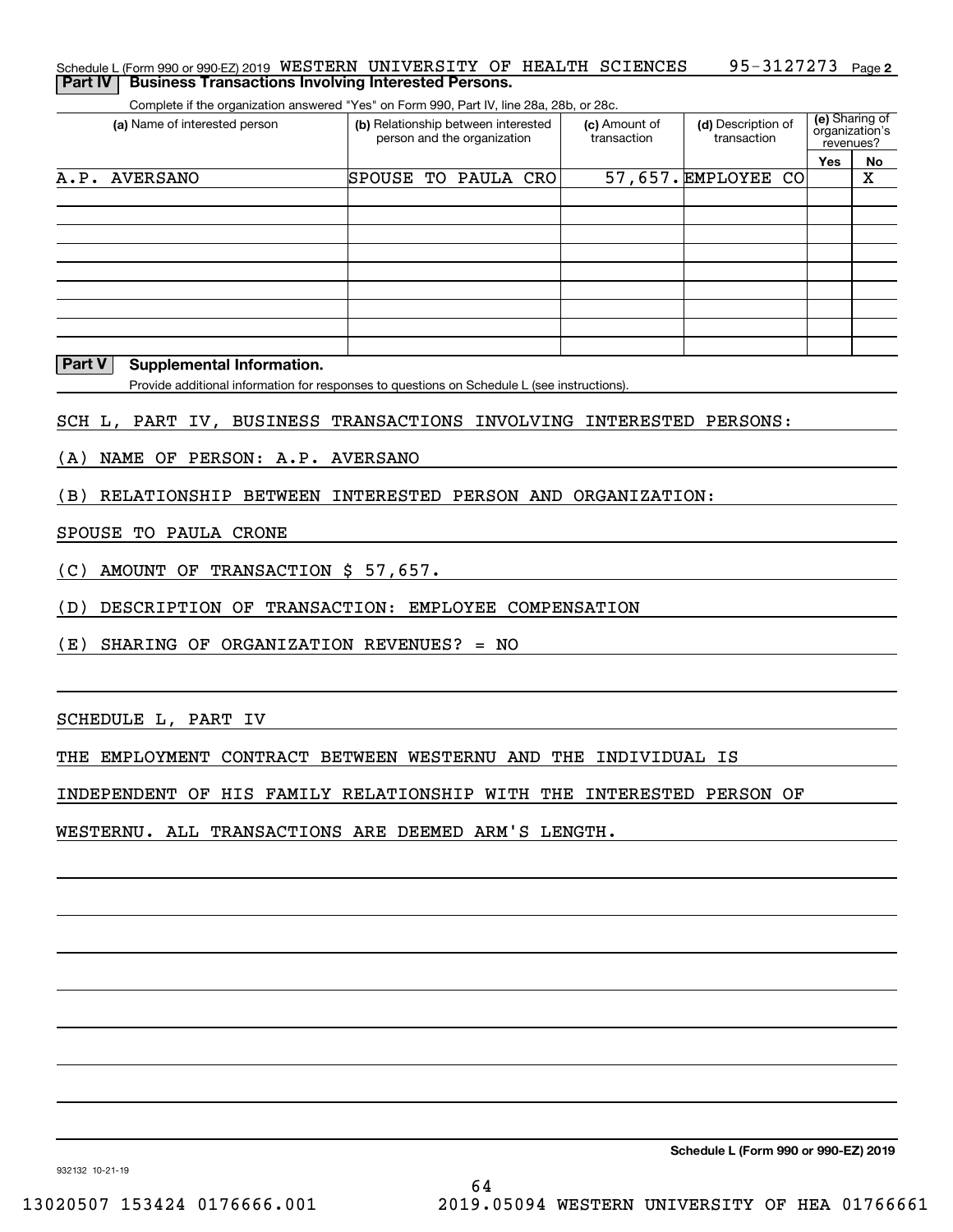Schedule L (Form 990 or 990-EZ) 2019 WESTERN UNIVERSITY OF HEALTH SCIENCES 95-3127273 Page 2

**Part IV Business Transactions Involving Interested Persons.**

Complete if the organization answered "Yes" on Form 990, Part IV, line 28a, 28b, or 28c.

| (a) Name of interested person | (b) Relationship between interested person and the organization | (c) Amount of transaction | (d) Description of transaction | (e) Sharing of organization's revenues? Yes | No |
|---|---|---|---|---|---|
| A.P. AVERSANO | SPOUSE TO PAULA CRO | 57,657. | EMPLOYEE CO | | X |
| | | | | | |
| | | | | | |
| | | | | | |
| | | | | | |
| | | | | | |
| | | | | | |
| | | | | | |
| | | | | | |

**Part V Supplemental Information.**

Provide additional information for responses to questions on Schedule L (see instructions).

SCH L, PART IV, BUSINESS TRANSACTIONS INVOLVING INTERESTED PERSONS:

(A) NAME OF PERSON: A.P. AVERSANO

(B) RELATIONSHIP BETWEEN INTERESTED PERSON AND ORGANIZATION:

SPOUSE TO PAULA CRONE

(C) AMOUNT OF TRANSACTION $ 57,657.

(D) DESCRIPTION OF TRANSACTION: EMPLOYEE COMPENSATION

(E) SHARING OF ORGANIZATION REVENUES? = NO

SCHEDULE L, PART IV

THE EMPLOYMENT CONTRACT BETWEEN WESTERNU AND THE INDIVIDUAL IS

INDEPENDENT OF HIS FAMILY RELATIONSHIP WITH THE INTERESTED PERSON OF

WESTERNU. ALL TRANSACTIONS ARE DEEMED ARM'S LENGTH.

**Schedule L (Form 990 or 990-EZ) 2019**

932132 10-21-19

13020507 153424 0176666.001 2019.05094 WESTERN UNIVERSITY OF HEA 01766661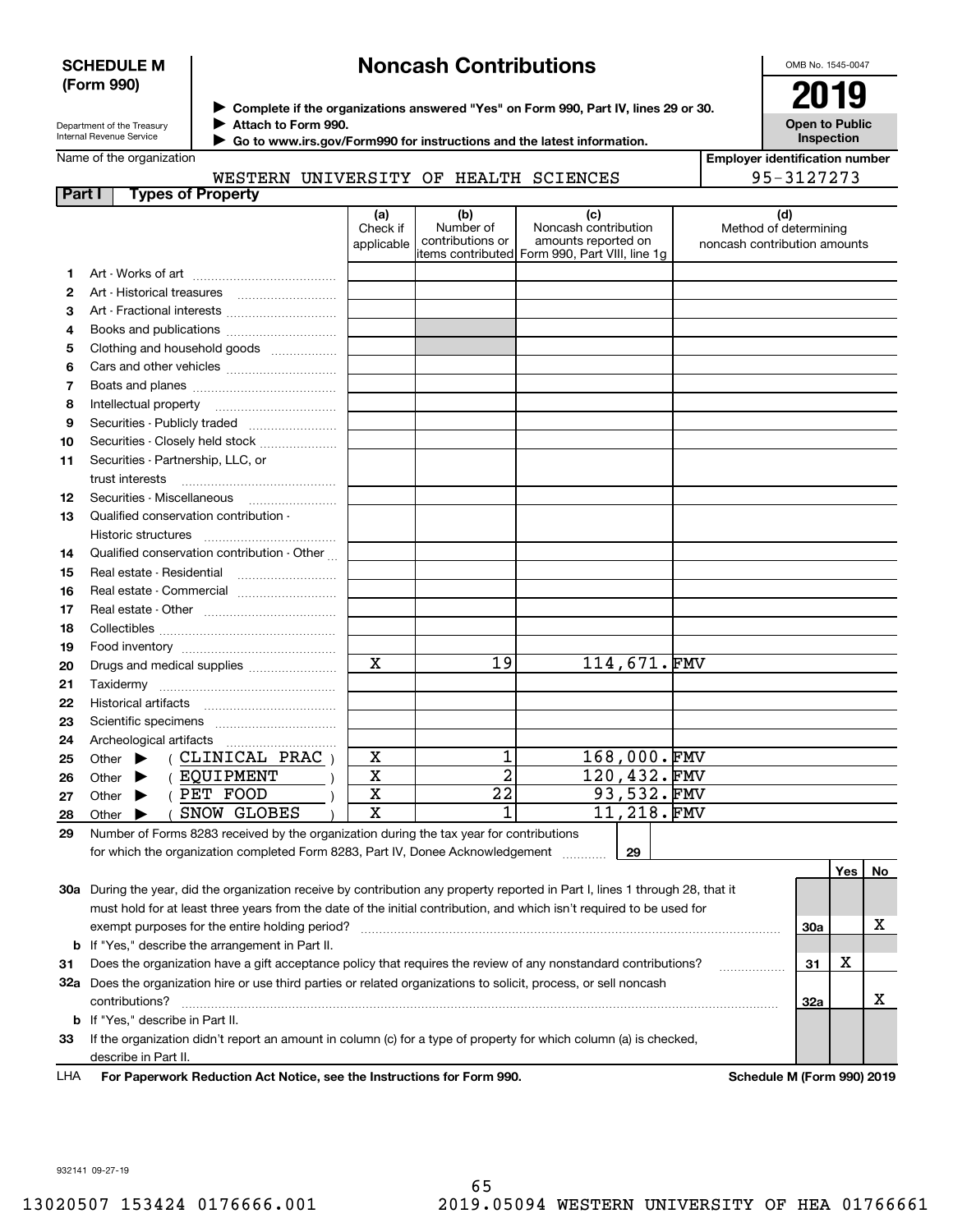**SCHEDULE M (Form 990)**

Department of the Treasury
Internal Revenue Service

# Noncash Contributions

▶ Complete if the organizations answered "Yes" on Form 990, Part IV, lines 29 or 30.
▶ Attach to Form 990.
▶ Go to www.irs.gov/Form990 for instructions and the latest information.

OMB No. 1545-0047

**2019**

**Open to Public Inspection**

Name of the organization: WESTERN UNIVERSITY OF HEALTH SCIENCES

Employer identification number: 95-3127273

## Part I Types of Property

| | | (a) Check if applicable | (b) Number of contributions or items contributed | (c) Noncash contribution amounts reported on Form 990, Part VIII, line 1g | (d) Method of determining noncash contribution amounts |
|---|---|---|---|---|---|
| 1 | Art - Works of art | | | | |
| 2 | Art - Historical treasures | | | | |
| 3 | Art - Fractional interests | | | | |
| 4 | Books and publications | | | | |
| 5 | Clothing and household goods | | | | |
| 6 | Cars and other vehicles | | | | |
| 7 | Boats and planes | | | | |
| 8 | Intellectual property | | | | |
| 9 | Securities - Publicly traded | | | | |
| 10 | Securities - Closely held stock | | | | |
| 11 | Securities - Partnership, LLC, or trust interests | | | | |
| 12 | Securities - Miscellaneous | | | | |
| 13 | Qualified conservation contribution - Historic structures | | | | |
| 14 | Qualified conservation contribution - Other | | | | |
| 15 | Real estate - Residential | | | | |
| 16 | Real estate - Commercial | | | | |
| 17 | Real estate - Other | | | | |
| 18 | Collectibles | | | | |
| 19 | Food inventory | | | | |
| 20 | Drugs and medical supplies | X | 19 | 114,671. | FMV |
| 21 | Taxidermy | | | | |
| 22 | Historical artifacts | | | | |
| 23 | Scientific specimens | | | | |
| 24 | Archeological artifacts | | | | |
| 25 | Other ▶ ( CLINICAL PRAC ) | X | 1 | 168,000. | FMV |
| 26 | Other ▶ ( EQUIPMENT ) | X | 2 | 120,432. | FMV |
| 27 | Other ▶ ( PET FOOD ) | X | 22 | 93,532. | FMV |
| 28 | Other ▶ ( SNOW GLOBES ) | X | 1 | 11,218. | FMV |

29 Number of Forms 8283 received by the organization during the tax year for contributions for which the organization completed Form 8283, Part IV, Donee Acknowledgement ..... 29

| | | | Yes | No |
|---|---|---|---|---|
| 30a | During the year, did the organization receive by contribution any property reported in Part I, lines 1 through 28, that it must hold for at least three years from the date of the initial contribution, and which isn't required to be used for exempt purposes for the entire holding period? | 30a | | X |
| b | If "Yes," describe the arrangement in Part II. | | | |
| 31 | Does the organization have a gift acceptance policy that requires the review of any nonstandard contributions? | 31 | X | |
| 32a | Does the organization hire or use third parties or related organizations to solicit, process, or sell noncash contributions? | 32a | | X |
| b | If "Yes," describe in Part II. | | | |
| 33 | If the organization didn't report an amount in column (c) for a type of property for which column (a) is checked, describe in Part II. | | | |

LHA **For Paperwork Reduction Act Notice, see the Instructions for Form 990.** **Schedule M (Form 990) 2019**

932141 09-27-19

13020507 153424 0176666.001 2019.05094 WESTERN UNIVERSITY OF HEA 01766661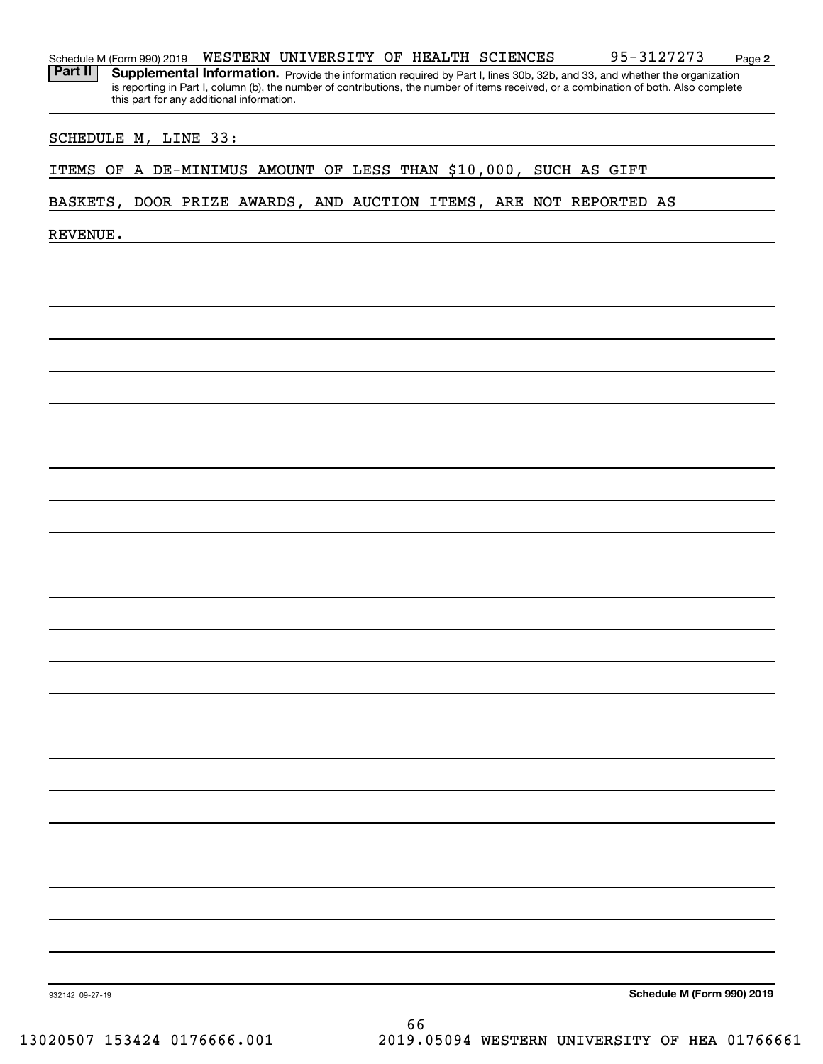Schedule M (Form 990) 2019 WESTERN UNIVERSITY OF HEALTH SCIENCES 95-3127273 Page **2**

**Part II** **Supplemental Information.** Provide the information required by Part I, lines 30b, 32b, and 33, and whether the organization is reporting in Part I, column (b), the number of contributions, the number of items received, or a combination of both. Also complete this part for any additional information.

SCHEDULE M, LINE 33:

ITEMS OF A DE-MINIMUS AMOUNT OF LESS THAN $10,000, SUCH AS GIFT BASKETS, DOOR PRIZE AWARDS, AND AUCTION ITEMS, ARE NOT REPORTED AS REVENUE.

932142 09-27-19 **Schedule M (Form 990) 2019**

13020507 153424 0176666.001 2019.05094 WESTERN UNIVERSITY OF HEA 01766661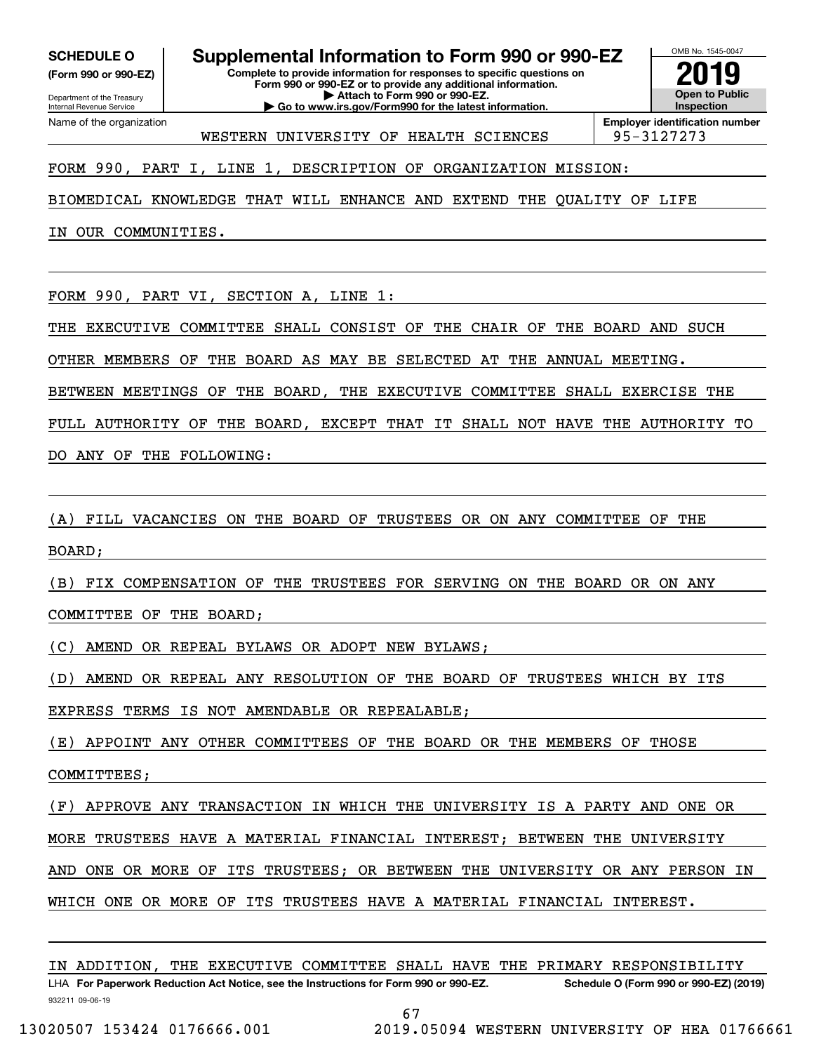**SCHEDULE O**
**(Form 990 or 990-EZ)**

Department of the Treasury
Internal Revenue Service

# Supplemental Information to Form 990 or 990-EZ

**Complete to provide information for responses to specific questions on Form 990 or 990-EZ or to provide any additional information.**
**▶ Attach to Form 990 or 990-EZ.**
**▶ Go to www.irs.gov/Form990 for the latest information.**

OMB No. 1545-0047

**2019**

**Open to Public Inspection**

Name of the organization: WESTERN UNIVERSITY OF HEALTH SCIENCES

**Employer identification number:** 95-3127273

FORM 990, PART I, LINE 1, DESCRIPTION OF ORGANIZATION MISSION:

BIOMEDICAL KNOWLEDGE THAT WILL ENHANCE AND EXTEND THE QUALITY OF LIFE IN OUR COMMUNITIES.

FORM 990, PART VI, SECTION A, LINE 1:

THE EXECUTIVE COMMITTEE SHALL CONSIST OF THE CHAIR OF THE BOARD AND SUCH OTHER MEMBERS OF THE BOARD AS MAY BE SELECTED AT THE ANNUAL MEETING. BETWEEN MEETINGS OF THE BOARD, THE EXECUTIVE COMMITTEE SHALL EXERCISE THE FULL AUTHORITY OF THE BOARD, EXCEPT THAT IT SHALL NOT HAVE THE AUTHORITY TO DO ANY OF THE FOLLOWING:

(A) FILL VACANCIES ON THE BOARD OF TRUSTEES OR ON ANY COMMITTEE OF THE BOARD;

(B) FIX COMPENSATION OF THE TRUSTEES FOR SERVING ON THE BOARD OR ON ANY COMMITTEE OF THE BOARD;

(C) AMEND OR REPEAL BYLAWS OR ADOPT NEW BYLAWS;

(D) AMEND OR REPEAL ANY RESOLUTION OF THE BOARD OF TRUSTEES WHICH BY ITS EXPRESS TERMS IS NOT AMENDABLE OR REPEALABLE;

(E) APPOINT ANY OTHER COMMITTEES OF THE BOARD OR THE MEMBERS OF THOSE COMMITTEES;

(F) APPROVE ANY TRANSACTION IN WHICH THE UNIVERSITY IS A PARTY AND ONE OR MORE TRUSTEES HAVE A MATERIAL FINANCIAL INTEREST; BETWEEN THE UNIVERSITY AND ONE OR MORE OF ITS TRUSTEES; OR BETWEEN THE UNIVERSITY OR ANY PERSON IN WHICH ONE OR MORE OF ITS TRUSTEES HAVE A MATERIAL FINANCIAL INTEREST.

IN ADDITION, THE EXECUTIVE COMMITTEE SHALL HAVE THE PRIMARY RESPONSIBILITY

LHA **For Paperwork Reduction Act Notice, see the Instructions for Form 990 or 990-EZ.** **Schedule O (Form 990 or 990-EZ) (2019)**

932211 09-06-19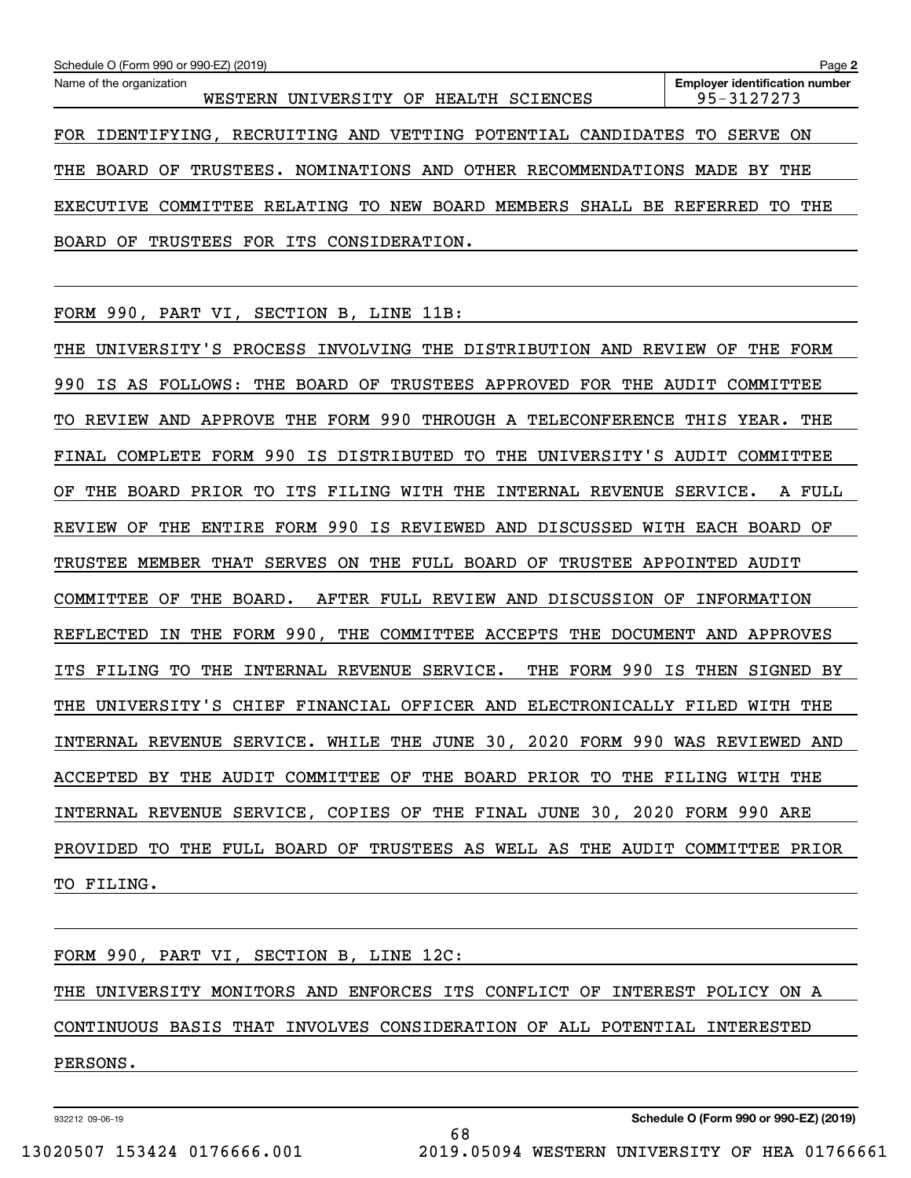FOR IDENTIFYING, RECRUITING AND VETTING POTENTIAL CANDIDATES TO SERVE ON THE BOARD OF TRUSTEES. NOMINATIONS AND OTHER RECOMMENDATIONS MADE BY THE EXECUTIVE COMMITTEE RELATING TO NEW BOARD MEMBERS SHALL BE REFERRED TO THE BOARD OF TRUSTEES FOR ITS CONSIDERATION.

FORM 990, PART VI, SECTION B, LINE 11B:

THE UNIVERSITY'S PROCESS INVOLVING THE DISTRIBUTION AND REVIEW OF THE FORM 990 IS AS FOLLOWS: THE BOARD OF TRUSTEES APPROVED FOR THE AUDIT COMMITTEE TO REVIEW AND APPROVE THE FORM 990 THROUGH A TELECONFERENCE THIS YEAR. THE FINAL COMPLETE FORM 990 IS DISTRIBUTED TO THE UNIVERSITY'S AUDIT COMMITTEE OF THE BOARD PRIOR TO ITS FILING WITH THE INTERNAL REVENUE SERVICE. A FULL REVIEW OF THE ENTIRE FORM 990 IS REVIEWED AND DISCUSSED WITH EACH BOARD OF TRUSTEE MEMBER THAT SERVES ON THE FULL BOARD OF TRUSTEE APPOINTED AUDIT COMMITTEE OF THE BOARD. AFTER FULL REVIEW AND DISCUSSION OF INFORMATION REFLECTED IN THE FORM 990, THE COMMITTEE ACCEPTS THE DOCUMENT AND APPROVES ITS FILING TO THE INTERNAL REVENUE SERVICE. THE FORM 990 IS THEN SIGNED BY THE UNIVERSITY'S CHIEF FINANCIAL OFFICER AND ELECTRONICALLY FILED WITH THE INTERNAL REVENUE SERVICE. WHILE THE JUNE 30, 2020 FORM 990 WAS REVIEWED AND ACCEPTED BY THE AUDIT COMMITTEE OF THE BOARD PRIOR TO THE FILING WITH THE INTERNAL REVENUE SERVICE, COPIES OF THE FINAL JUNE 30, 2020 FORM 990 ARE PROVIDED TO THE FULL BOARD OF TRUSTEES AS WELL AS THE AUDIT COMMITTEE PRIOR TO FILING.

FORM 990, PART VI, SECTION B, LINE 12C:

THE UNIVERSITY MONITORS AND ENFORCES ITS CONFLICT OF INTEREST POLICY ON A CONTINUOUS BASIS THAT INVOLVES CONSIDERATION OF ALL POTENTIAL INTERESTED PERSONS.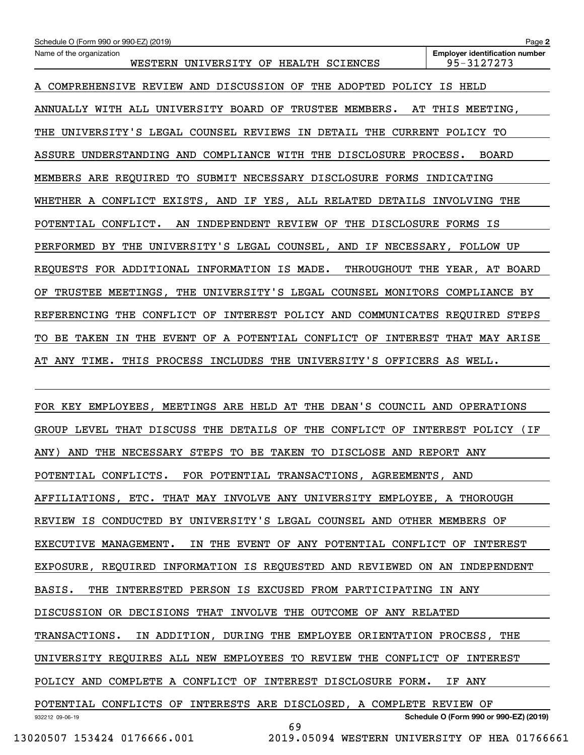Schedule O (Form 990 or 990-EZ) (2019)

Name of the organization: WESTERN UNIVERSITY OF HEALTH SCIENCES

Employer identification number: 95-3127273

A COMPREHENSIVE REVIEW AND DISCUSSION OF THE ADOPTED POLICY IS HELD ANNUALLY WITH ALL UNIVERSITY BOARD OF TRUSTEE MEMBERS. AT THIS MEETING, THE UNIVERSITY'S LEGAL COUNSEL REVIEWS IN DETAIL THE CURRENT POLICY TO ASSURE UNDERSTANDING AND COMPLIANCE WITH THE DISCLOSURE PROCESS. BOARD MEMBERS ARE REQUIRED TO SUBMIT NECESSARY DISCLOSURE FORMS INDICATING WHETHER A CONFLICT EXISTS, AND IF YES, ALL RELATED DETAILS INVOLVING THE POTENTIAL CONFLICT. AN INDEPENDENT REVIEW OF THE DISCLOSURE FORMS IS PERFORMED BY THE UNIVERSITY'S LEGAL COUNSEL, AND IF NECESSARY, FOLLOW UP REQUESTS FOR ADDITIONAL INFORMATION IS MADE. THROUGHOUT THE YEAR, AT BOARD OF TRUSTEE MEETINGS, THE UNIVERSITY'S LEGAL COUNSEL MONITORS COMPLIANCE BY REFERENCING THE CONFLICT OF INTEREST POLICY AND COMMUNICATES REQUIRED STEPS TO BE TAKEN IN THE EVENT OF A POTENTIAL CONFLICT OF INTEREST THAT MAY ARISE AT ANY TIME. THIS PROCESS INCLUDES THE UNIVERSITY'S OFFICERS AS WELL.

FOR KEY EMPLOYEES, MEETINGS ARE HELD AT THE DEAN'S COUNCIL AND OPERATIONS GROUP LEVEL THAT DISCUSS THE DETAILS OF THE CONFLICT OF INTEREST POLICY (IF ANY) AND THE NECESSARY STEPS TO BE TAKEN TO DISCLOSE AND REPORT ANY POTENTIAL CONFLICTS. FOR POTENTIAL TRANSACTIONS, AGREEMENTS, AND AFFILIATIONS, ETC. THAT MAY INVOLVE ANY UNIVERSITY EMPLOYEE, A THOROUGH REVIEW IS CONDUCTED BY UNIVERSITY'S LEGAL COUNSEL AND OTHER MEMBERS OF EXECUTIVE MANAGEMENT. IN THE EVENT OF ANY POTENTIAL CONFLICT OF INTEREST EXPOSURE, REQUIRED INFORMATION IS REQUESTED AND REVIEWED ON AN INDEPENDENT BASIS. THE INTERESTED PERSON IS EXCUSED FROM PARTICIPATING IN ANY DISCUSSION OR DECISIONS THAT INVOLVE THE OUTCOME OF ANY RELATED TRANSACTIONS. IN ADDITION, DURING THE EMPLOYEE ORIENTATION PROCESS, THE UNIVERSITY REQUIRES ALL NEW EMPLOYEES TO REVIEW THE CONFLICT OF INTEREST POLICY AND COMPLETE A CONFLICT OF INTEREST DISCLOSURE FORM. IF ANY POTENTIAL CONFLICTS OF INTERESTS ARE DISCLOSED, A COMPLETE REVIEW OF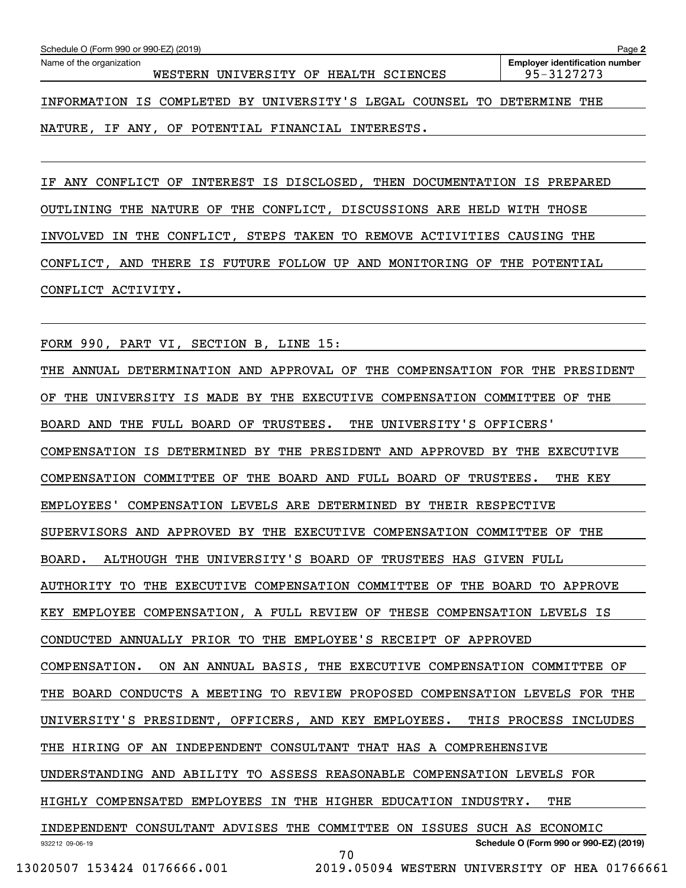Schedule O (Form 990 or 990-EZ) (2019)

Name of the organization: WESTERN UNIVERSITY OF HEALTH SCIENCES

Employer identification number: 95-3127273

INFORMATION IS COMPLETED BY UNIVERSITY'S LEGAL COUNSEL TO DETERMINE THE NATURE, IF ANY, OF POTENTIAL FINANCIAL INTERESTS.

IF ANY CONFLICT OF INTEREST IS DISCLOSED, THEN DOCUMENTATION IS PREPARED OUTLINING THE NATURE OF THE CONFLICT, DISCUSSIONS ARE HELD WITH THOSE INVOLVED IN THE CONFLICT, STEPS TAKEN TO REMOVE ACTIVITIES CAUSING THE CONFLICT, AND THERE IS FUTURE FOLLOW UP AND MONITORING OF THE POTENTIAL CONFLICT ACTIVITY.

FORM 990, PART VI, SECTION B, LINE 15:

THE ANNUAL DETERMINATION AND APPROVAL OF THE COMPENSATION FOR THE PRESIDENT OF THE UNIVERSITY IS MADE BY THE EXECUTIVE COMPENSATION COMMITTEE OF THE BOARD AND THE FULL BOARD OF TRUSTEES. THE UNIVERSITY'S OFFICERS' COMPENSATION IS DETERMINED BY THE PRESIDENT AND APPROVED BY THE EXECUTIVE COMPENSATION COMMITTEE OF THE BOARD AND FULL BOARD OF TRUSTEES. THE KEY EMPLOYEES' COMPENSATION LEVELS ARE DETERMINED BY THEIR RESPECTIVE SUPERVISORS AND APPROVED BY THE EXECUTIVE COMPENSATION COMMITTEE OF THE BOARD. ALTHOUGH THE UNIVERSITY'S BOARD OF TRUSTEES HAS GIVEN FULL AUTHORITY TO THE EXECUTIVE COMPENSATION COMMITTEE OF THE BOARD TO APPROVE KEY EMPLOYEE COMPENSATION, A FULL REVIEW OF THESE COMPENSATION LEVELS IS CONDUCTED ANNUALLY PRIOR TO THE EMPLOYEE'S RECEIPT OF APPROVED COMPENSATION. ON AN ANNUAL BASIS, THE EXECUTIVE COMPENSATION COMMITTEE OF THE BOARD CONDUCTS A MEETING TO REVIEW PROPOSED COMPENSATION LEVELS FOR THE UNIVERSITY'S PRESIDENT, OFFICERS, AND KEY EMPLOYEES. THIS PROCESS INCLUDES THE HIRING OF AN INDEPENDENT CONSULTANT THAT HAS A COMPREHENSIVE UNDERSTANDING AND ABILITY TO ASSESS REASONABLE COMPENSATION LEVELS FOR HIGHLY COMPENSATED EMPLOYEES IN THE HIGHER EDUCATION INDUSTRY. THE INDEPENDENT CONSULTANT ADVISES THE COMMITTEE ON ISSUES SUCH AS ECONOMIC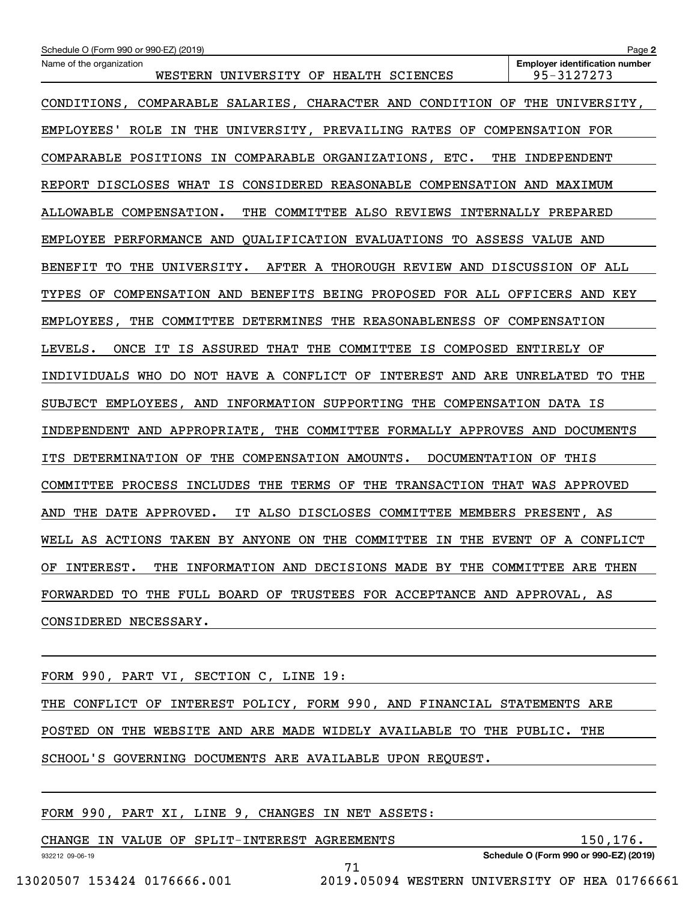Schedule O (Form 990 or 990-EZ) (2019) Page **2**

| Name of the organization | Employer identification number |
|---|---|
| WESTERN UNIVERSITY OF HEALTH SCIENCES | 95-3127273 |

CONDITIONS, COMPARABLE SALARIES, CHARACTER AND CONDITION OF THE UNIVERSITY, EMPLOYEES' ROLE IN THE UNIVERSITY, PREVAILING RATES OF COMPENSATION FOR COMPARABLE POSITIONS IN COMPARABLE ORGANIZATIONS, ETC. THE INDEPENDENT REPORT DISCLOSES WHAT IS CONSIDERED REASONABLE COMPENSATION AND MAXIMUM ALLOWABLE COMPENSATION. THE COMMITTEE ALSO REVIEWS INTERNALLY PREPARED EMPLOYEE PERFORMANCE AND QUALIFICATION EVALUATIONS TO ASSESS VALUE AND BENEFIT TO THE UNIVERSITY. AFTER A THOROUGH REVIEW AND DISCUSSION OF ALL TYPES OF COMPENSATION AND BENEFITS BEING PROPOSED FOR ALL OFFICERS AND KEY EMPLOYEES, THE COMMITTEE DETERMINES THE REASONABLENESS OF COMPENSATION LEVELS. ONCE IT IS ASSURED THAT THE COMMITTEE IS COMPOSED ENTIRELY OF INDIVIDUALS WHO DO NOT HAVE A CONFLICT OF INTEREST AND ARE UNRELATED TO THE SUBJECT EMPLOYEES, AND INFORMATION SUPPORTING THE COMPENSATION DATA IS INDEPENDENT AND APPROPRIATE, THE COMMITTEE FORMALLY APPROVES AND DOCUMENTS ITS DETERMINATION OF THE COMPENSATION AMOUNTS. DOCUMENTATION OF THIS COMMITTEE PROCESS INCLUDES THE TERMS OF THE TRANSACTION THAT WAS APPROVED AND THE DATE APPROVED. IT ALSO DISCLOSES COMMITTEE MEMBERS PRESENT, AS WELL AS ACTIONS TAKEN BY ANYONE ON THE COMMITTEE IN THE EVENT OF A CONFLICT OF INTEREST. THE INFORMATION AND DECISIONS MADE BY THE COMMITTEE ARE THEN FORWARDED TO THE FULL BOARD OF TRUSTEES FOR ACCEPTANCE AND APPROVAL, AS CONSIDERED NECESSARY.

FORM 990, PART VI, SECTION C, LINE 19:

THE CONFLICT OF INTEREST POLICY, FORM 990, AND FINANCIAL STATEMENTS ARE POSTED ON THE WEBSITE AND ARE MADE WIDELY AVAILABLE TO THE PUBLIC. THE SCHOOL'S GOVERNING DOCUMENTS ARE AVAILABLE UPON REQUEST.

FORM 990, PART XI, LINE 9, CHANGES IN NET ASSETS:

| | |
|---|---|
| CHANGE IN VALUE OF SPLIT-INTEREST AGREEMENTS | 150,176. |

932212 09-06-19 **Schedule O (Form 990 or 990-EZ) (2019)**

13020507 153424 0176666.001 2019.05094 WESTERN UNIVERSITY OF HEA 01766661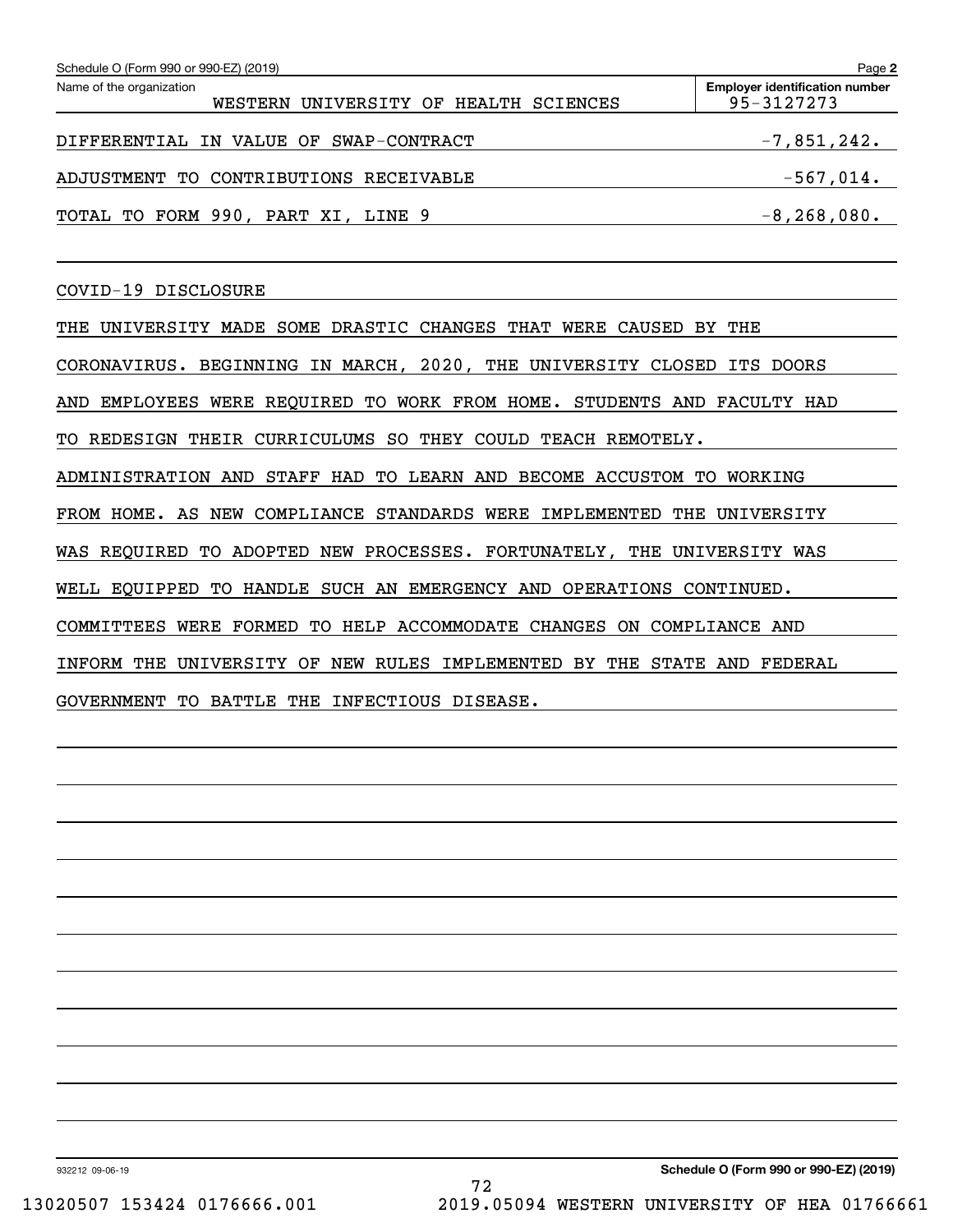Schedule O (Form 990 or 990-EZ) (2019)

| Name of the organization | Employer identification number |
|---|---|
| WESTERN UNIVERSITY OF HEALTH SCIENCES | 95-3127273 |

| | |
|---|---|
| DIFFERENTIAL IN VALUE OF SWAP-CONTRACT | -7,851,242. |
| ADJUSTMENT TO CONTRIBUTIONS RECEIVABLE | -567,014. |
| TOTAL TO FORM 990, PART XI, LINE 9 | -8,268,080. |

COVID-19 DISCLOSURE

THE UNIVERSITY MADE SOME DRASTIC CHANGES THAT WERE CAUSED BY THE CORONAVIRUS. BEGINNING IN MARCH, 2020, THE UNIVERSITY CLOSED ITS DOORS AND EMPLOYEES WERE REQUIRED TO WORK FROM HOME. STUDENTS AND FACULTY HAD TO REDESIGN THEIR CURRICULUMS SO THEY COULD TEACH REMOTELY. ADMINISTRATION AND STAFF HAD TO LEARN AND BECOME ACCUSTOM TO WORKING FROM HOME. AS NEW COMPLIANCE STANDARDS WERE IMPLEMENTED THE UNIVERSITY WAS REQUIRED TO ADOPTED NEW PROCESSES. FORTUNATELY, THE UNIVERSITY WAS WELL EQUIPPED TO HANDLE SUCH AN EMERGENCY AND OPERATIONS CONTINUED. COMMITTEES WERE FORMED TO HELP ACCOMMODATE CHANGES ON COMPLIANCE AND INFORM THE UNIVERSITY OF NEW RULES IMPLEMENTED BY THE STATE AND FEDERAL GOVERNMENT TO BATTLE THE INFECTIOUS DISEASE.

932212 09-06-19 Schedule O (Form 990 or 990-EZ) (2019)

13020507 153424 0176666.001 2019.05094 WESTERN UNIVERSITY OF HEA 01766661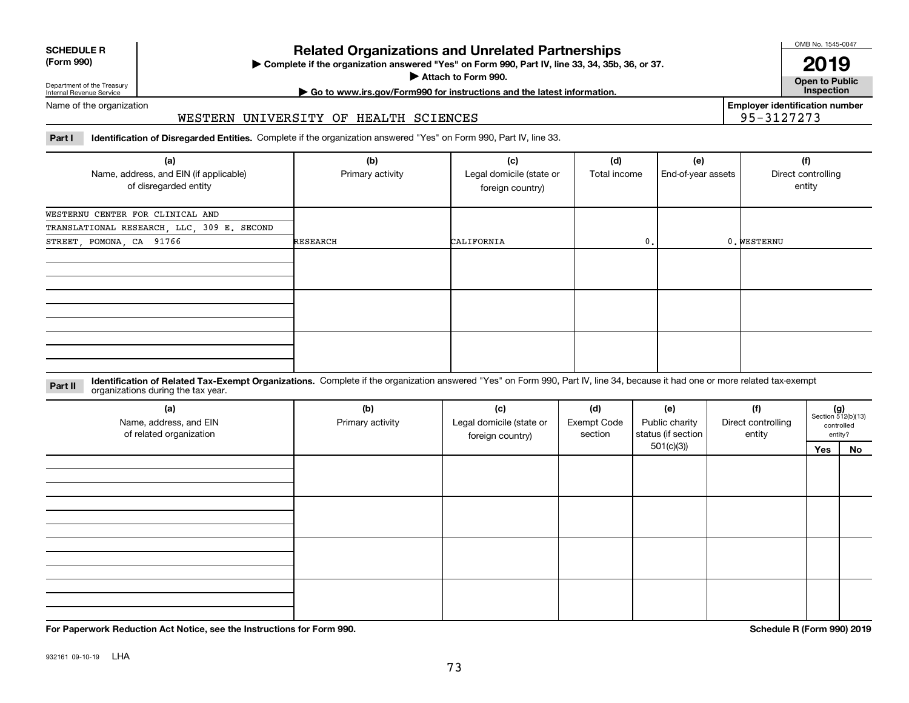**SCHEDULE R (Form 990)**

Department of the Treasury
Internal Revenue Service

# Related Organizations and Unrelated Partnerships

▶ Complete if the organization answered "Yes" on Form 990, Part IV, line 33, 34, 35b, 36, or 37.
▶ Attach to Form 990.
▶ Go to www.irs.gov/Form990 for instructions and the latest information.

OMB No. 1545-0047

**2019**

**Open to Public Inspection**

Name of the organization: WESTERN UNIVERSITY OF HEALTH SCIENCES

**Employer identification number** 95-3127273

**Part I** **Identification of Disregarded Entities.** Complete if the organization answered "Yes" on Form 990, Part IV, line 33.

| (a) Name, address, and EIN (if applicable) of disregarded entity | (b) Primary activity | (c) Legal domicile (state or foreign country) | (d) Total income | (e) End-of-year assets | (f) Direct controlling entity |
|---|---|---|---|---|---|
| WESTERNU CENTER FOR CLINICAL AND TRANSLATIONAL RESEARCH, LLC, 309 E. SECOND STREET, POMONA, CA 91766 | RESEARCH | CALIFORNIA | 0. | 0. | WESTERNU |
| | | | | | |
| | | | | | |
| | | | | | |

**Part II** **Identification of Related Tax-Exempt Organizations.** Complete if the organization answered "Yes" on Form 990, Part IV, line 34, because it had one or more related tax-exempt organizations during the tax year.

| (a) Name, address, and EIN of related organization | (b) Primary activity | (c) Legal domicile (state or foreign country) | (d) Exempt Code section | (e) Public charity status (if section 501(c)(3)) | (f) Direct controlling entity | (g) Section 512(b)(13) controlled entity? Yes | No |
|---|---|---|---|---|---|---|---|
| | | | | | | | |
| | | | | | | | |
| | | | | | | | |
| | | | | | | | |

**For Paperwork Reduction Act Notice, see the Instructions for Form 990.** **Schedule R (Form 990) 2019**

932161 09-10-19 LHA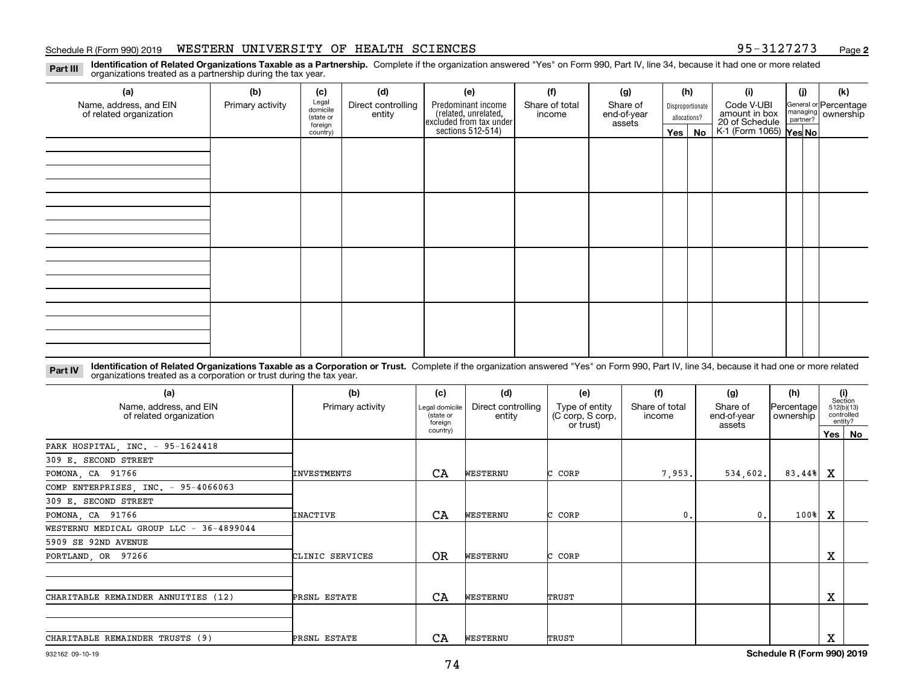Schedule R (Form 990) 2019 WESTERN UNIVERSITY OF HEALTH SCIENCES 95-3127273 Page **2**

**Part III** **Identification of Related Organizations Taxable as a Partnership.** Complete if the organization answered "Yes" on Form 990, Part IV, line 34, because it had one or more related organizations treated as a partnership during the tax year.

| (a) Name, address, and EIN of related organization | (b) Primary activity | (c) Legal domicile (state or foreign country) | (d) Direct controlling entity | (e) Predominant income (related, unrelated, excluded from tax under sections 512-514) | (f) Share of total income | (g) Share of end-of-year assets | (h) Disproportionate allocations? Yes | No | (i) Code V-UBI amount in box 20 of Schedule K-1 (Form 1065) | (j) General or managing partner? Yes | No | (k) Percentage ownership |
|---|---|---|---|---|---|---|---|---|---|---|---|---|
| | | | | | | | | | | | | |
| | | | | | | | | | | | | |
| | | | | | | | | | | | | |
| | | | | | | | | | | | | |

**Part IV** **Identification of Related Organizations Taxable as a Corporation or Trust.** Complete if the organization answered "Yes" on Form 990, Part IV, line 34, because it had one or more related organizations treated as a corporation or trust during the tax year.

| (a) Name, address, and EIN of related organization | (b) Primary activity | (c) Legal domicile (state or foreign country) | (d) Direct controlling entity | (e) Type of entity (C corp, S corp, or trust) | (f) Share of total income | (g) Share of end-of-year assets | (h) Percentage ownership | (i) Section 512(b)(13) controlled entity? Yes | No |
|---|---|---|---|---|---|---|---|---|---|
| PARK HOSPITAL, INC. - 95-1624418<br>309 E. SECOND STREET<br>POMONA, CA 91766 | INVESTMENTS | CA | WESTERNU | C CORP | 7,953. | 534,602. | 83.44% | X | |
| COMP ENTERPRISES, INC. - 95-4066063<br>309 E. SECOND STREET<br>POMONA, CA 91766 | INACTIVE | CA | WESTERNU | C CORP | 0. | 0. | 100% | X | |
| WESTERNU MEDICAL GROUP LLC - 36-4899044<br>5909 SE 92ND AVENUE<br>PORTLAND, OR 97266 | CLINIC SERVICES | OR | WESTERNU | C CORP | | | | X | |
| CHARITABLE REMAINDER ANNUITIES (12) | PRSNL ESTATE | CA | WESTERNU | TRUST | | | | X | |
| CHARITABLE REMAINDER TRUSTS (9) | PRSNL ESTATE | CA | WESTERNU | TRUST | | | | X | |

932162 09-10-19 **Schedule R (Form 990) 2019**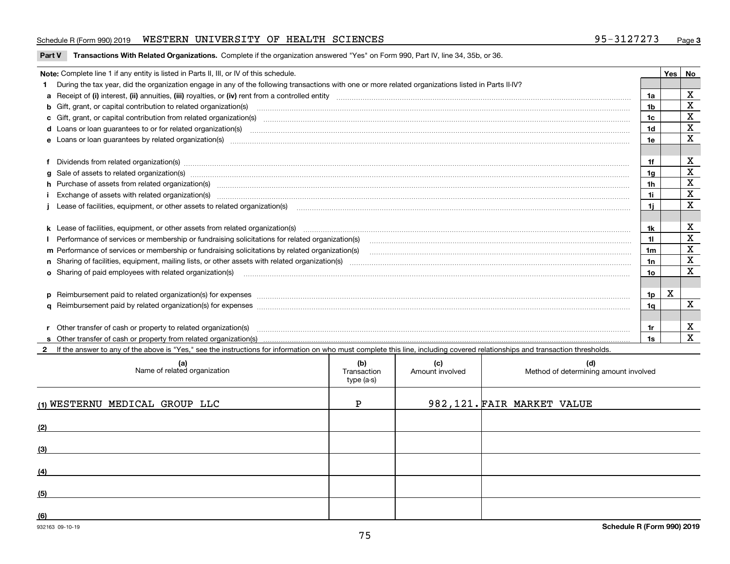Schedule R (Form 990) 2019 WESTERN UNIVERSITY OF HEALTH SCIENCES 95-3127273 Page **3**

**Part V Transactions With Related Organizations.** Complete if the organization answered "Yes" on Form 990, Part IV, line 34, 35b, or 36.

| Note: Complete line 1 if any entity is listed in Parts II, III, or IV of this schedule. | | Yes | No |
|---|---|---|---|
| **1** During the tax year, did the organization engage in any of the following transactions with one or more related organizations listed in Parts II-IV? | | | |
| **a** Receipt of **(i)** interest, **(ii)** annuities, **(iii)** royalties, or **(iv)** rent from a controlled entity | **1a** | | X |
| **b** Gift, grant, or capital contribution to related organization(s) | **1b** | | X |
| **c** Gift, grant, or capital contribution from related organization(s) | **1c** | | X |
| **d** Loans or loan guarantees to or for related organization(s) | **1d** | | X |
| **e** Loans or loan guarantees by related organization(s) | **1e** | | X |
| **f** Dividends from related organization(s) | **1f** | | X |
| **g** Sale of assets to related organization(s) | **1g** | | X |
| **h** Purchase of assets from related organization(s) | **1h** | | X |
| **i** Exchange of assets with related organization(s) | **1i** | | X |
| **j** Lease of facilities, equipment, or other assets to related organization(s) | **1j** | | X |
| **k** Lease of facilities, equipment, or other assets from related organization(s) | **1k** | | X |
| **l** Performance of services or membership or fundraising solicitations for related organization(s) | **1l** | | X |
| **m** Performance of services or membership or fundraising solicitations by related organization(s) | **1m** | | X |
| **n** Sharing of facilities, equipment, mailing lists, or other assets with related organization(s) | **1n** | | X |
| **o** Sharing of paid employees with related organization(s) | **1o** | | X |
| **p** Reimbursement paid to related organization(s) for expenses | **1p** | X | |
| **q** Reimbursement paid by related organization(s) for expenses | **1q** | | X |
| **r** Other transfer of cash or property to related organization(s) | **1r** | | X |
| **s** Other transfer of cash or property from related organization(s) | **1s** | | X |

**2** If the answer to any of the above is "Yes," see the instructions for information on who must complete this line, including covered relationships and transaction thresholds.

| (a) Name of related organization | (b) Transaction type (a-s) | (c) Amount involved | (d) Method of determining amount involved |
|---|---|---|---|
| (1) WESTERNU MEDICAL GROUP LLC | P | 982,121. | FAIR MARKET VALUE |
| (2) | | | |
| (3) | | | |
| (4) | | | |
| (5) | | | |
| (6) | | | |

932163 09-10-19 **Schedule R (Form 990) 2019**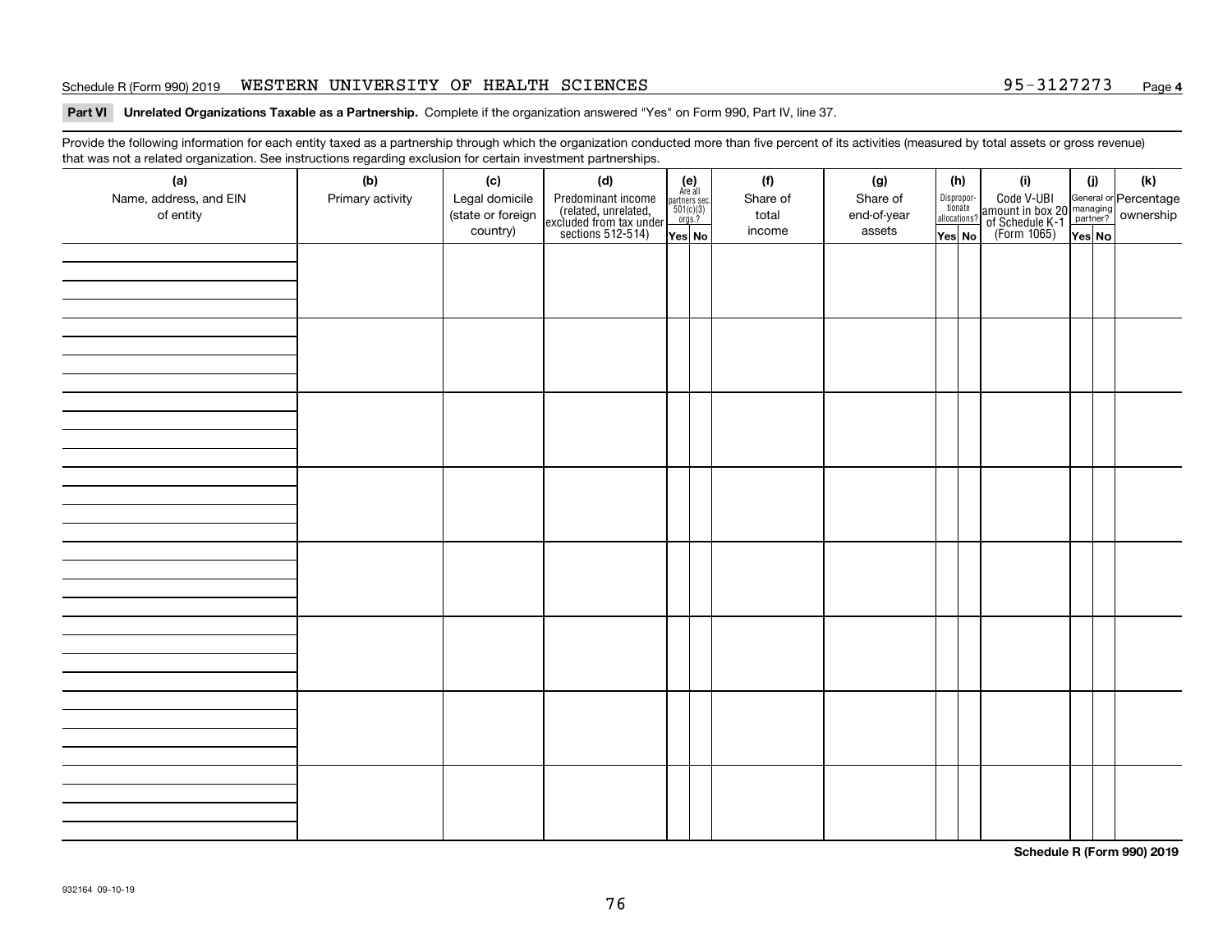Schedule R (Form 990) 2019 WESTERN UNIVERSITY OF HEALTH SCIENCES 95-3127273 Page **4**

**Part VI Unrelated Organizations Taxable as a Partnership.** Complete if the organization answered "Yes" on Form 990, Part IV, line 37.

Provide the following information for each entity taxed as a partnership through which the organization conducted more than five percent of its activities (measured by total assets or gross revenue) that was not a related organization. See instructions regarding exclusion for certain investment partnerships.

| (a) Name, address, and EIN of entity | (b) Primary activity | (c) Legal domicile (state or foreign country) | (d) Predominant income (related, unrelated, excluded from tax under sections 512-514) | (e) Are all partners sec. 501(c)(3) orgs.? Yes | (e) No | (f) Share of total income | (g) Share of end-of-year assets | (h) Disproportionate allocations? Yes | (h) No | (i) Code V-UBI amount in box 20 of Schedule K-1 (Form 1065) | (j) General or managing partner? Yes | (j) No | (k) Percentage ownership |
|---|---|---|---|---|---|---|---|---|---|---|---|---|---|
| | | | | | | | | | | | | | |
| | | | | | | | | | | | | | |
| | | | | | | | | | | | | | |
| | | | | | | | | | | | | | |
| | | | | | | | | | | | | | |
| | | | | | | | | | | | | | |
| | | | | | | | | | | | | | |
| | | | | | | | | | | | | | |

**Schedule R (Form 990) 2019**

932164 09-10-19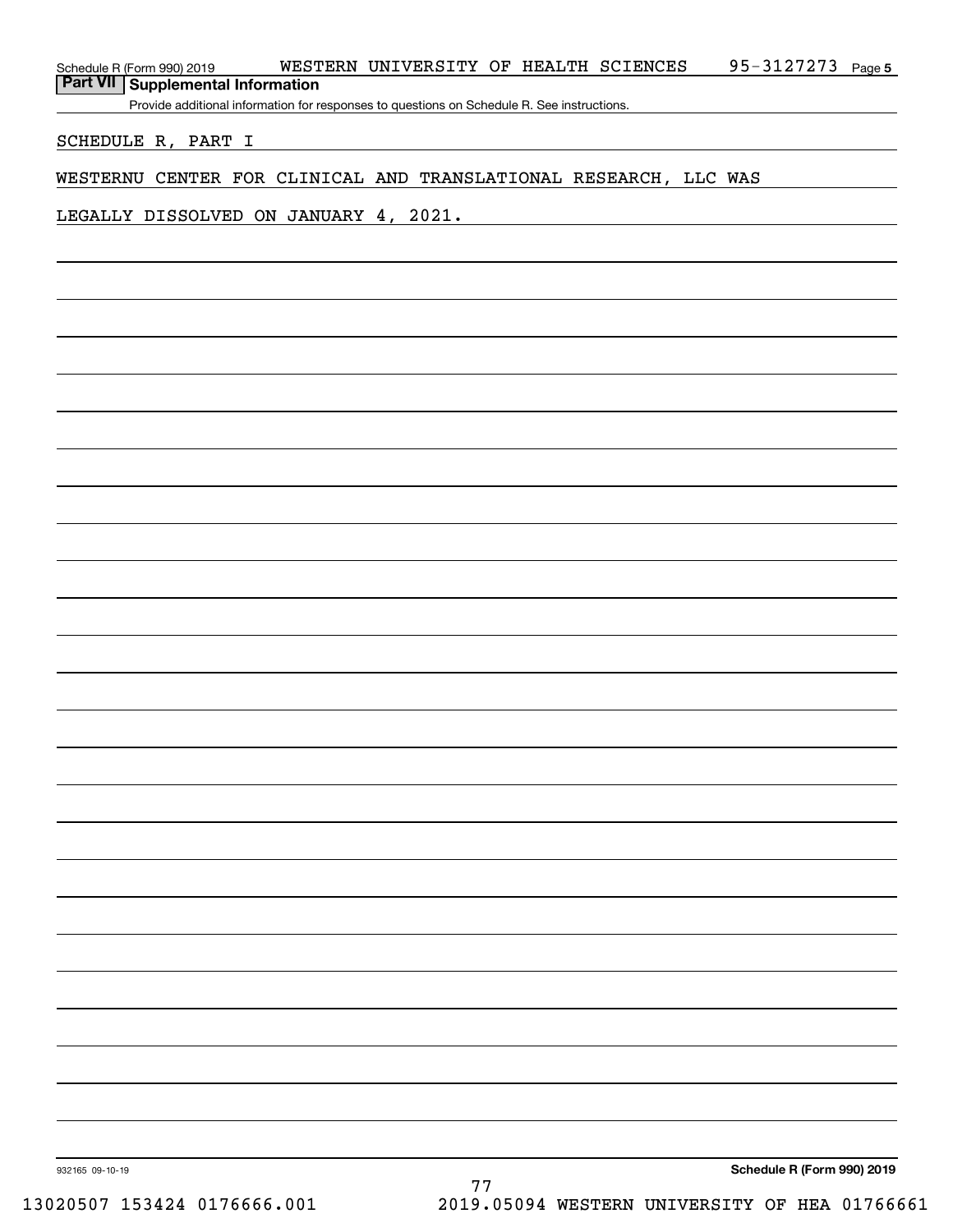Schedule R (Form 990) 2019 WESTERN UNIVERSITY OF HEALTH SCIENCES 95-3127273 Page **5**

## Part VII Supplemental Information

Provide additional information for responses to questions on Schedule R. See instructions.

SCHEDULE R, PART I

WESTERNU CENTER FOR CLINICAL AND TRANSLATIONAL RESEARCH, LLC WAS LEGALLY DISSOLVED ON JANUARY 4, 2021.

932165 09-10-19 **Schedule R (Form 990) 2019**

13020507 153424 0176666.001 2019.05094 WESTERN UNIVERSITY OF HEA 01766661